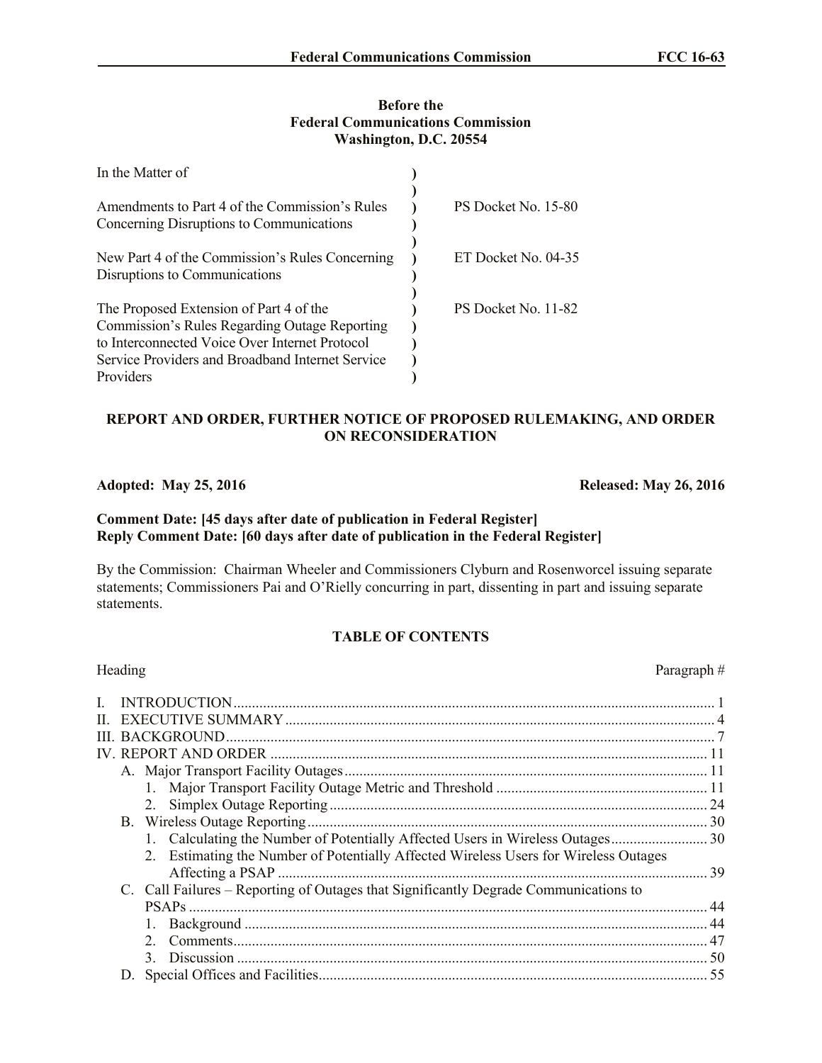**Before the**
**Federal Communications Commission**
**Washington, D.C. 20554**

| In the Matter of | | |
|---|---|---|
| Amendments to Part 4 of the Commission's Rules Concerning Disruptions to Communications | ) | PS Docket No. 15-80 |
| New Part 4 of the Commission's Rules Concerning Disruptions to Communications | ) | ET Docket No. 04-35 |
| The Proposed Extension of Part 4 of the Commission's Rules Regarding Outage Reporting to Interconnected Voice Over Internet Protocol Service Providers and Broadband Internet Service Providers | ) | PS Docket No. 11-82 |

## REPORT AND ORDER, FURTHER NOTICE OF PROPOSED RULEMAKING, AND ORDER ON RECONSIDERATION

**Adopted: May 25, 2016** **Released: May 26, 2016**

**Comment Date: [45 days after date of publication in Federal Register]**
**Reply Comment Date: [60 days after date of publication in the Federal Register]**

By the Commission: Chairman Wheeler and Commissioners Clyburn and Rosenworcel issuing separate statements; Commissioners Pai and O'Rielly concurring in part, dissenting in part and issuing separate statements.

### TABLE OF CONTENTS

| Heading | Paragraph # |
|---|---|
| I. INTRODUCTION | 1 |
| II. EXECUTIVE SUMMARY | 4 |
| III. BACKGROUND | 7 |
| IV. REPORT AND ORDER | 11 |
| A. Major Transport Facility Outages | 11 |
| 1. Major Transport Facility Outage Metric and Threshold | 11 |
| 2. Simplex Outage Reporting | 24 |
| B. Wireless Outage Reporting | 30 |
| 1. Calculating the Number of Potentially Affected Users in Wireless Outages | 30 |
| 2. Estimating the Number of Potentially Affected Wireless Users for Wireless Outages Affecting a PSAP | 39 |
| C. Call Failures – Reporting of Outages that Significantly Degrade Communications to PSAPs | 44 |
| 1. Background | 44 |
| 2. Comments | 47 |
| 3. Discussion | 50 |
| D. Special Offices and Facilities | 55 |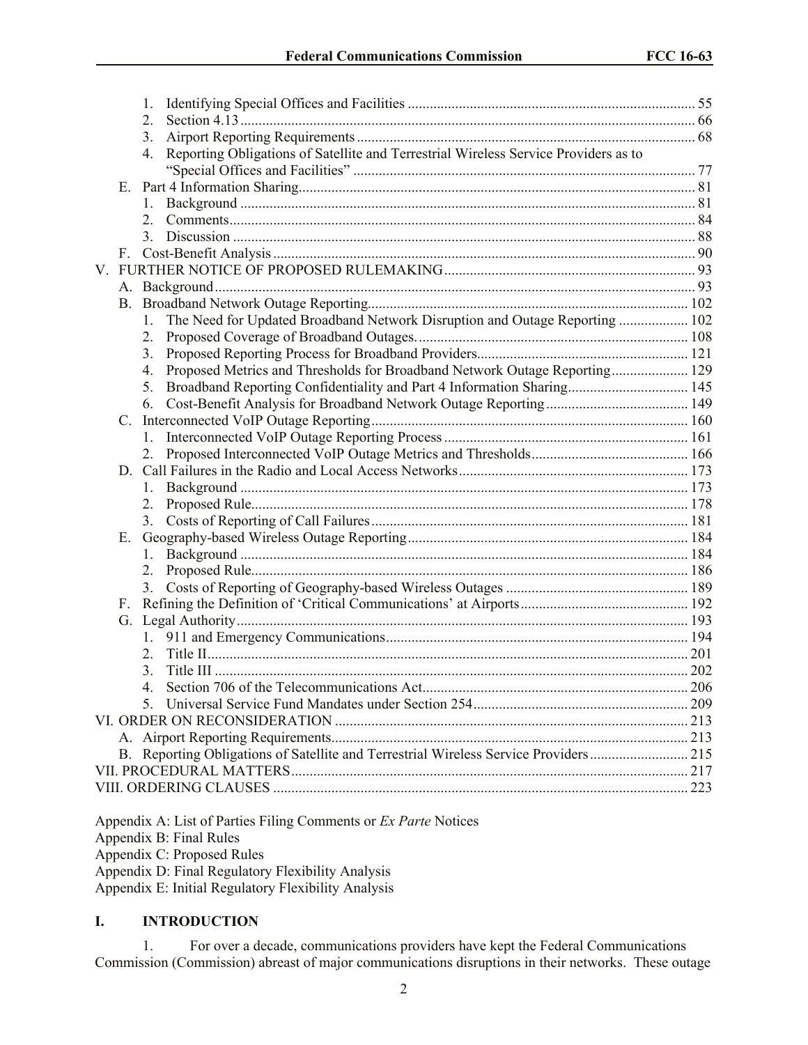1. Identifying Special Offices and Facilities ..... 55
2. Section 4.13 ..... 66
3. Airport Reporting Requirements ..... 68
4. Reporting Obligations of Satellite and Terrestrial Wireless Service Providers as to "Special Offices and Facilities" ..... 77

E. Part 4 Information Sharing ..... 81
1. Background ..... 81
2. Comments ..... 84
3. Discussion ..... 88

F. Cost-Benefit Analysis ..... 90

V. FURTHER NOTICE OF PROPOSED RULEMAKING ..... 93

A. Background ..... 93

B. Broadband Network Outage Reporting ..... 102
1. The Need for Updated Broadband Network Disruption and Outage Reporting ..... 102
2. Proposed Coverage of Broadband Outages ..... 108
3. Proposed Reporting Process for Broadband Providers ..... 121
4. Proposed Metrics and Thresholds for Broadband Network Outage Reporting ..... 129
5. Broadband Reporting Confidentiality and Part 4 Information Sharing ..... 145
6. Cost-Benefit Analysis for Broadband Network Outage Reporting ..... 149

C. Interconnected VoIP Outage Reporting ..... 160
1. Interconnected VoIP Outage Reporting Process ..... 161
2. Proposed Interconnected VoIP Outage Metrics and Thresholds ..... 166

D. Call Failures in the Radio and Local Access Networks ..... 173
1. Background ..... 173
2. Proposed Rule ..... 178
3. Costs of Reporting of Call Failures ..... 181

E. Geography-based Wireless Outage Reporting ..... 184
1. Background ..... 184
2. Proposed Rule ..... 186
3. Costs of Reporting of Geography-based Wireless Outages ..... 189

F. Refining the Definition of 'Critical Communications' at Airports ..... 192

G. Legal Authority ..... 193
1. 911 and Emergency Communications ..... 194
2. Title II ..... 201
3. Title III ..... 202
4. Section 706 of the Telecommunications Act ..... 206
5. Universal Service Fund Mandates under Section 254 ..... 209

VI. ORDER ON RECONSIDERATION ..... 213

A. Airport Reporting Requirements ..... 213

B. Reporting Obligations of Satellite and Terrestrial Wireless Service Providers ..... 215

VII. PROCEDURAL MATTERS ..... 217

VIII. ORDERING CLAUSES ..... 223

Appendix A: List of Parties Filing Comments or *Ex Parte* Notices
Appendix B: Final Rules
Appendix C: Proposed Rules
Appendix D: Final Regulatory Flexibility Analysis
Appendix E: Initial Regulatory Flexibility Analysis

## I. INTRODUCTION

1. For over a decade, communications providers have kept the Federal Communications Commission (Commission) abreast of major communications disruptions in their networks. These outage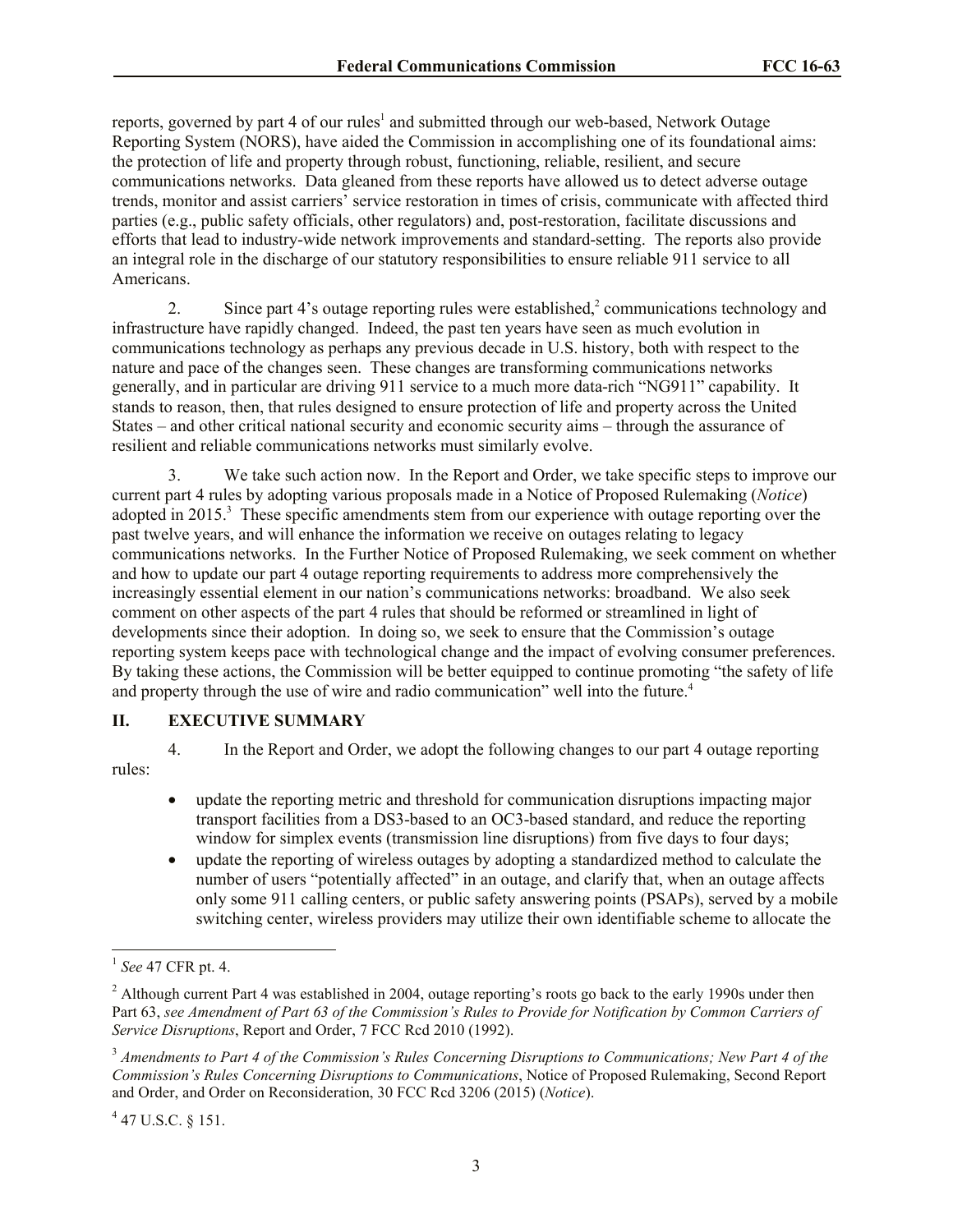reports, governed by part 4 of our rules[1] and submitted through our web-based, Network Outage Reporting System (NORS), have aided the Commission in accomplishing one of its foundational aims: the protection of life and property through robust, functioning, reliable, resilient, and secure communications networks. Data gleaned from these reports have allowed us to detect adverse outage trends, monitor and assist carriers' service restoration in times of crisis, communicate with affected third parties (e.g., public safety officials, other regulators) and, post-restoration, facilitate discussions and efforts that lead to industry-wide network improvements and standard-setting. The reports also provide an integral role in the discharge of our statutory responsibilities to ensure reliable 911 service to all Americans.

2. Since part 4's outage reporting rules were established,[2] communications technology and infrastructure have rapidly changed. Indeed, the past ten years have seen as much evolution in communications technology as perhaps any previous decade in U.S. history, both with respect to the nature and pace of the changes seen. These changes are transforming communications networks generally, and in particular are driving 911 service to a much more data-rich "NG911" capability. It stands to reason, then, that rules designed to ensure protection of life and property across the United States – and other critical national security and economic security aims – through the assurance of resilient and reliable communications networks must similarly evolve.

3. We take such action now. In the Report and Order, we take specific steps to improve our current part 4 rules by adopting various proposals made in a Notice of Proposed Rulemaking (*Notice*) adopted in 2015.[3] These specific amendments stem from our experience with outage reporting over the past twelve years, and will enhance the information we receive on outages relating to legacy communications networks. In the Further Notice of Proposed Rulemaking, we seek comment on whether and how to update our part 4 outage reporting requirements to address more comprehensively the increasingly essential element in our nation's communications networks: broadband. We also seek comment on other aspects of the part 4 rules that should be reformed or streamlined in light of developments since their adoption. In doing so, we seek to ensure that the Commission's outage reporting system keeps pace with technological change and the impact of evolving consumer preferences. By taking these actions, the Commission will be better equipped to continue promoting "the safety of life and property through the use of wire and radio communication" well into the future.[4]

## II. EXECUTIVE SUMMARY

4. In the Report and Order, we adopt the following changes to our part 4 outage reporting rules:

- update the reporting metric and threshold for communication disruptions impacting major transport facilities from a DS3-based to an OC3-based standard, and reduce the reporting window for simplex events (transmission line disruptions) from five days to four days;
- update the reporting of wireless outages by adopting a standardized method to calculate the number of users "potentially affected" in an outage, and clarify that, when an outage affects only some 911 calling centers, or public safety answering points (PSAPs), served by a mobile switching center, wireless providers may utilize their own identifiable scheme to allocate the

---

[1] *See* 47 CFR pt. 4.

[2] Although current Part 4 was established in 2004, outage reporting's roots go back to the early 1990s under then Part 63, *see Amendment of Part 63 of the Commission's Rules to Provide for Notification by Common Carriers of Service Disruptions*, Report and Order, 7 FCC Rcd 2010 (1992).

[3] *Amendments to Part 4 of the Commission's Rules Concerning Disruptions to Communications; New Part 4 of the Commission's Rules Concerning Disruptions to Communications*, Notice of Proposed Rulemaking, Second Report and Order, and Order on Reconsideration, 30 FCC Rcd 3206 (2015) (*Notice*).

[4] 47 U.S.C. § 151.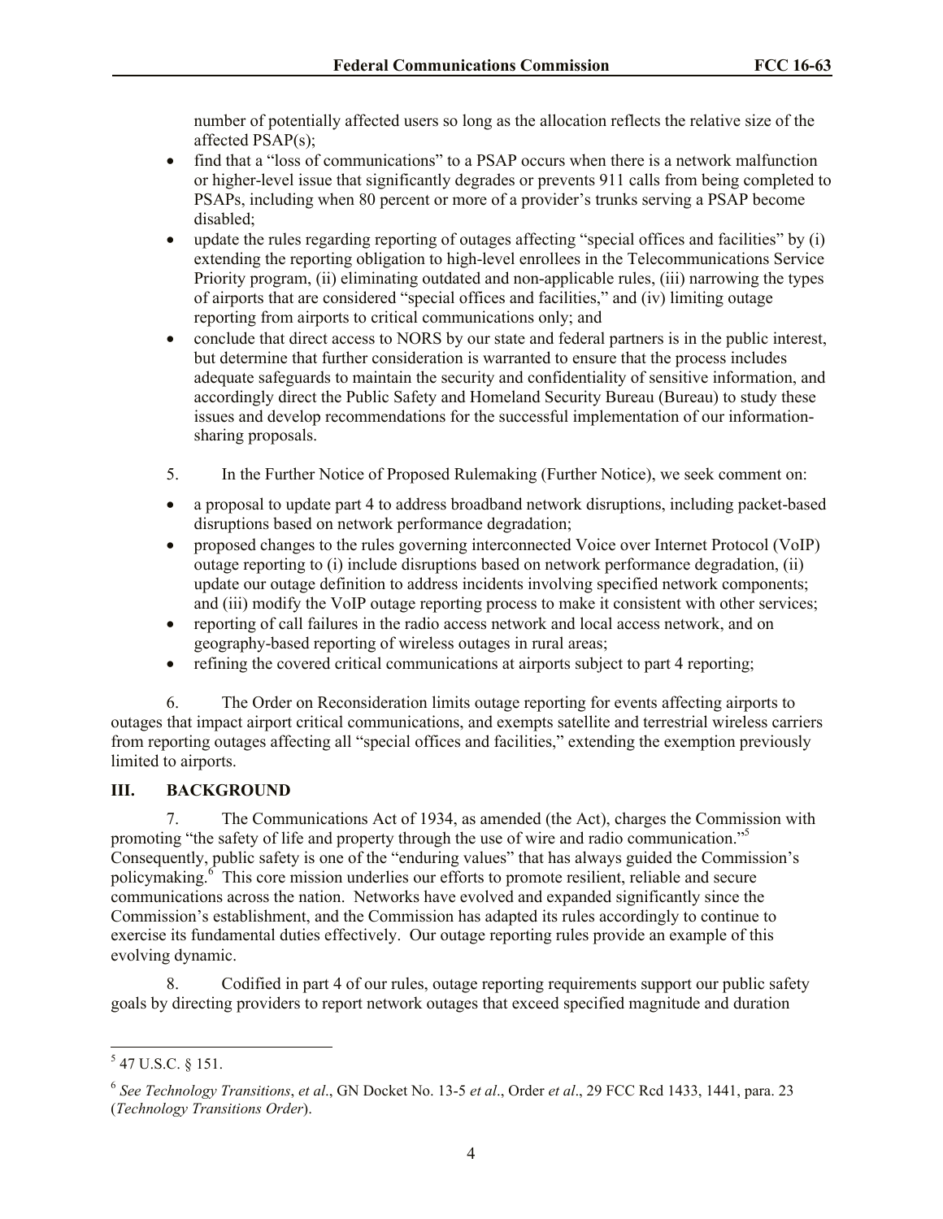number of potentially affected users so long as the allocation reflects the relative size of the affected PSAP(s);

- find that a "loss of communications" to a PSAP occurs when there is a network malfunction or higher-level issue that significantly degrades or prevents 911 calls from being completed to PSAPs, including when 80 percent or more of a provider's trunks serving a PSAP become disabled;
- update the rules regarding reporting of outages affecting "special offices and facilities" by (i) extending the reporting obligation to high-level enrollees in the Telecommunications Service Priority program, (ii) eliminating outdated and non-applicable rules, (iii) narrowing the types of airports that are considered "special offices and facilities," and (iv) limiting outage reporting from airports to critical communications only; and
- conclude that direct access to NORS by our state and federal partners is in the public interest, but determine that further consideration is warranted to ensure that the process includes adequate safeguards to maintain the security and confidentiality of sensitive information, and accordingly direct the Public Safety and Homeland Security Bureau (Bureau) to study these issues and develop recommendations for the successful implementation of our information-sharing proposals.

5. In the Further Notice of Proposed Rulemaking (Further Notice), we seek comment on:

- a proposal to update part 4 to address broadband network disruptions, including packet-based disruptions based on network performance degradation;
- proposed changes to the rules governing interconnected Voice over Internet Protocol (VoIP) outage reporting to (i) include disruptions based on network performance degradation, (ii) update our outage definition to address incidents involving specified network components; and (iii) modify the VoIP outage reporting process to make it consistent with other services;
- reporting of call failures in the radio access network and local access network, and on geography-based reporting of wireless outages in rural areas;
- refining the covered critical communications at airports subject to part 4 reporting;

6. The Order on Reconsideration limits outage reporting for events affecting airports to outages that impact airport critical communications, and exempts satellite and terrestrial wireless carriers from reporting outages affecting all "special offices and facilities," extending the exemption previously limited to airports.

## III. BACKGROUND

7. The Communications Act of 1934, as amended (the Act), charges the Commission with promoting "the safety of life and property through the use of wire and radio communication."[5] Consequently, public safety is one of the "enduring values" that has always guided the Commission's policymaking.[6] This core mission underlies our efforts to promote resilient, reliable and secure communications across the nation. Networks have evolved and expanded significantly since the Commission's establishment, and the Commission has adapted its rules accordingly to continue to exercise its fundamental duties effectively. Our outage reporting rules provide an example of this evolving dynamic.

8. Codified in part 4 of our rules, outage reporting requirements support our public safety goals by directing providers to report network outages that exceed specified magnitude and duration

---

[5] 47 U.S.C. § 151.

[6] *See Technology Transitions*, *et al*., GN Docket No. 13-5 *et al*., Order *et al*., 29 FCC Rcd 1433, 1441, para. 23 (*Technology Transitions Order*).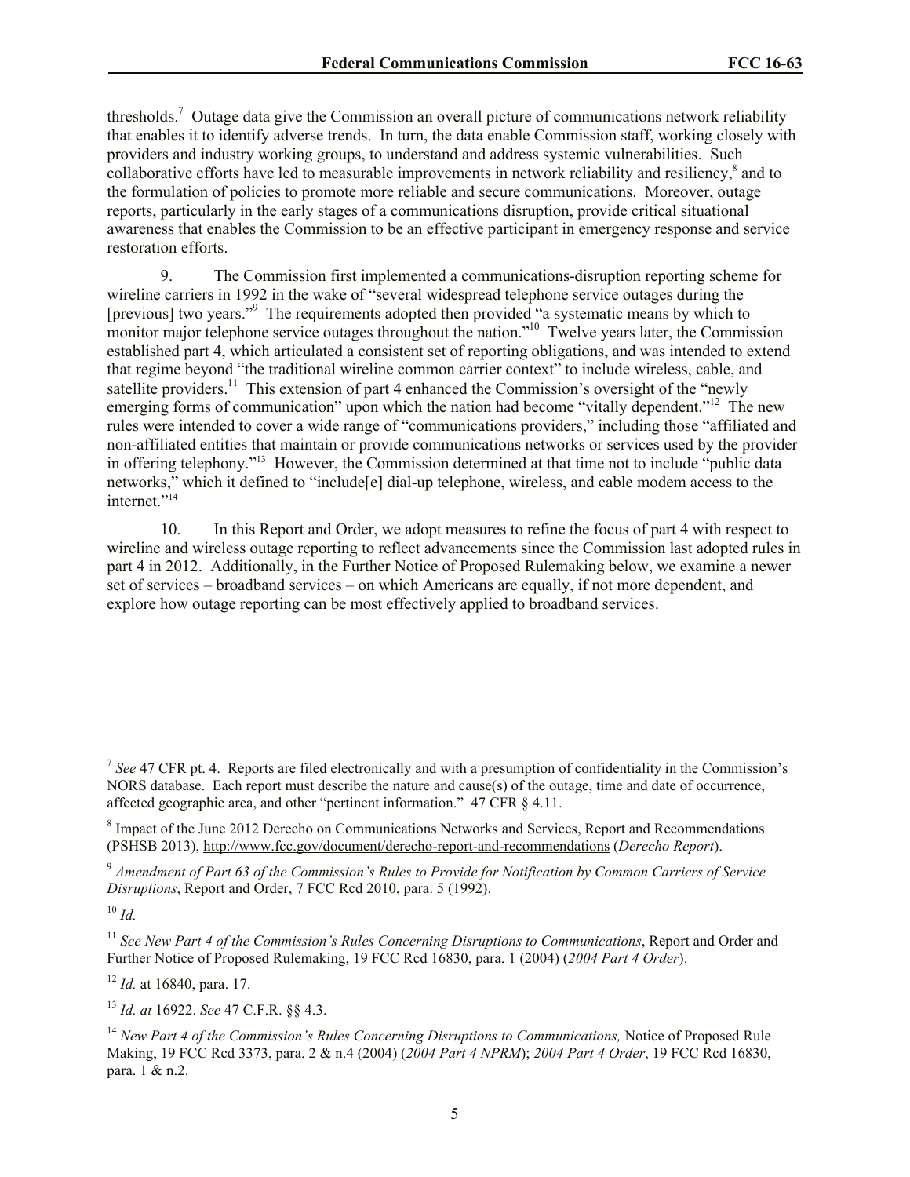thresholds.[7] Outage data give the Commission an overall picture of communications network reliability that enables it to identify adverse trends. In turn, the data enable Commission staff, working closely with providers and industry working groups, to understand and address systemic vulnerabilities. Such collaborative efforts have led to measurable improvements in network reliability and resiliency,[8] and to the formulation of policies to promote more reliable and secure communications. Moreover, outage reports, particularly in the early stages of a communications disruption, provide critical situational awareness that enables the Commission to be an effective participant in emergency response and service restoration efforts.

9. The Commission first implemented a communications-disruption reporting scheme for wireline carriers in 1992 in the wake of "several widespread telephone service outages during the [previous] two years."[9] The requirements adopted then provided "a systematic means by which to monitor major telephone service outages throughout the nation."[10] Twelve years later, the Commission established part 4, which articulated a consistent set of reporting obligations, and was intended to extend that regime beyond "the traditional wireline common carrier context" to include wireless, cable, and satellite providers.[11] This extension of part 4 enhanced the Commission's oversight of the "newly emerging forms of communication" upon which the nation had become "vitally dependent."[12] The new rules were intended to cover a wide range of "communications providers," including those "affiliated and non-affiliated entities that maintain or provide communications networks or services used by the provider in offering telephony."[13] However, the Commission determined at that time not to include "public data networks," which it defined to "include[e] dial-up telephone, wireless, and cable modem access to the internet."[14]

10. In this Report and Order, we adopt measures to refine the focus of part 4 with respect to wireline and wireless outage reporting to reflect advancements since the Commission last adopted rules in part 4 in 2012. Additionally, in the Further Notice of Proposed Rulemaking below, we examine a newer set of services – broadband services – on which Americans are equally, if not more dependent, and explore how outage reporting can be most effectively applied to broadband services.

---

[7] *See* 47 CFR pt. 4. Reports are filed electronically and with a presumption of confidentiality in the Commission's NORS database. Each report must describe the nature and cause(s) of the outage, time and date of occurrence, affected geographic area, and other "pertinent information." 47 CFR § 4.11.

[8] Impact of the June 2012 Derecho on Communications Networks and Services, Report and Recommendations (PSHSB 2013), http://www.fcc.gov/document/derecho-report-and-recommendations (*Derecho Report*).

[9] *Amendment of Part 63 of the Commission's Rules to Provide for Notification by Common Carriers of Service Disruptions*, Report and Order, 7 FCC Rcd 2010, para. 5 (1992).

[10] *Id.*

[11] *See New Part 4 of the Commission's Rules Concerning Disruptions to Communications*, Report and Order and Further Notice of Proposed Rulemaking, 19 FCC Rcd 16830, para. 1 (2004) (*2004 Part 4 Order*).

[12] *Id.* at 16840, para. 17.

[13] *Id. at* 16922. *See* 47 C.F.R. §§ 4.3.

[14] *New Part 4 of the Commission's Rules Concerning Disruptions to Communications,* Notice of Proposed Rule Making, 19 FCC Rcd 3373, para. 2 & n.4 (2004) (*2004 Part 4 NPRM*); *2004 Part 4 Order*, 19 FCC Rcd 16830, para. 1 & n.2.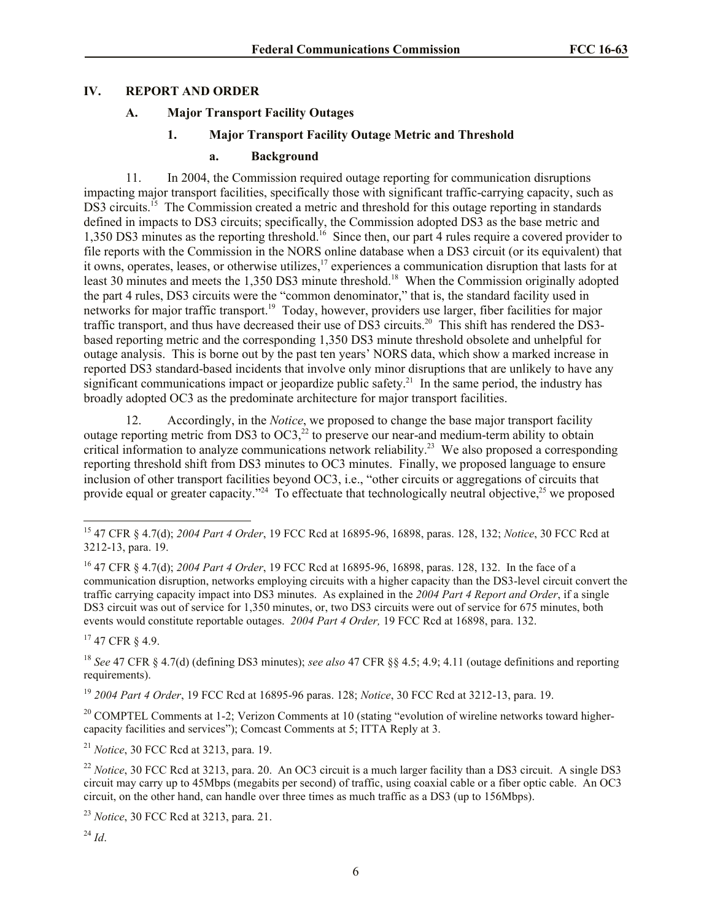## IV. REPORT AND ORDER

### A. Major Transport Facility Outages

#### 1. Major Transport Facility Outage Metric and Threshold

##### a. Background

11. In 2004, the Commission required outage reporting for communication disruptions impacting major transport facilities, specifically those with significant traffic-carrying capacity, such as DS3 circuits.[15] The Commission created a metric and threshold for this outage reporting in standards defined in impacts to DS3 circuits; specifically, the Commission adopted DS3 as the base metric and 1,350 DS3 minutes as the reporting threshold.[16] Since then, our part 4 rules require a covered provider to file reports with the Commission in the NORS online database when a DS3 circuit (or its equivalent) that it owns, operates, leases, or otherwise utilizes,[17] experiences a communication disruption that lasts for at least 30 minutes and meets the 1,350 DS3 minute threshold.[18] When the Commission originally adopted the part 4 rules, DS3 circuits were the "common denominator," that is, the standard facility used in networks for major traffic transport.[19] Today, however, providers use larger, fiber facilities for major traffic transport, and thus have decreased their use of DS3 circuits.[20] This shift has rendered the DS3-based reporting metric and the corresponding 1,350 DS3 minute threshold obsolete and unhelpful for outage analysis. This is borne out by the past ten years' NORS data, which show a marked increase in reported DS3 standard-based incidents that involve only minor disruptions that are unlikely to have any significant communications impact or jeopardize public safety.[21] In the same period, the industry has broadly adopted OC3 as the predominate architecture for major transport facilities.

12. Accordingly, in the *Notice*, we proposed to change the base major transport facility outage reporting metric from DS3 to OC3,[22] to preserve our near-and medium-term ability to obtain critical information to analyze communications network reliability.[23] We also proposed a corresponding reporting threshold shift from DS3 minutes to OC3 minutes. Finally, we proposed language to ensure inclusion of other transport facilities beyond OC3, i.e., "other circuits or aggregations of circuits that provide equal or greater capacity."[24] To effectuate that technologically neutral objective,[25] we proposed

---

[15] 47 CFR § 4.7(d); *2004 Part 4 Order*, 19 FCC Rcd at 16895-96, 16898, paras. 128, 132; *Notice*, 30 FCC Rcd at 3212-13, para. 19.

[16] 47 CFR § 4.7(d); *2004 Part 4 Order*, 19 FCC Rcd at 16895-96, 16898, paras. 128, 132. In the face of a communication disruption, networks employing circuits with a higher capacity than the DS3-level circuit convert the traffic carrying capacity impact into DS3 minutes. As explained in the *2004 Part 4 Report and Order*, if a single DS3 circuit was out of service for 1,350 minutes, or, two DS3 circuits were out of service for 675 minutes, both events would constitute reportable outages. *2004 Part 4 Order,* 19 FCC Rcd at 16898, para. 132.

[17] 47 CFR § 4.9.

[18] *See* 47 CFR § 4.7(d) (defining DS3 minutes); *see also* 47 CFR §§ 4.5; 4.9; 4.11 (outage definitions and reporting requirements).

[19] *2004 Part 4 Order*, 19 FCC Rcd at 16895-96 paras. 128; *Notice*, 30 FCC Rcd at 3212-13, para. 19.

[20] COMPTEL Comments at 1-2; Verizon Comments at 10 (stating "evolution of wireline networks toward higher-capacity facilities and services"); Comcast Comments at 5; ITTA Reply at 3.

[21] *Notice*, 30 FCC Rcd at 3213, para. 19.

[22] *Notice*, 30 FCC Rcd at 3213, para. 20. An OC3 circuit is a much larger facility than a DS3 circuit. A single DS3 circuit may carry up to 45Mbps (megabits per second) of traffic, using coaxial cable or a fiber optic cable. An OC3 circuit, on the other hand, can handle over three times as much traffic as a DS3 (up to 156Mbps).

[23] *Notice*, 30 FCC Rcd at 3213, para. 21.

[24] *Id*.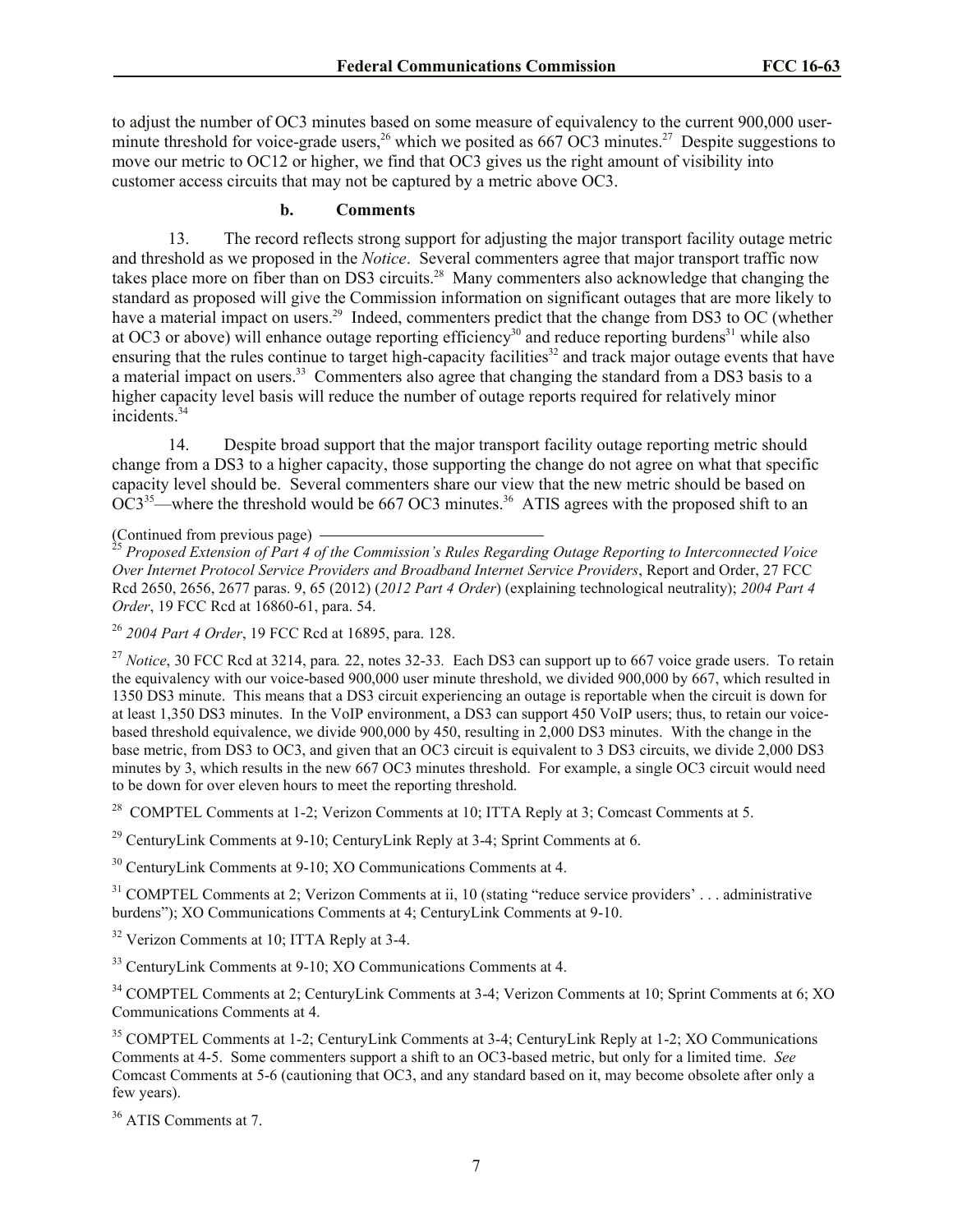to adjust the number of OC3 minutes based on some measure of equivalency to the current 900,000 user-minute threshold for voice-grade users,[26] which we posited as 667 OC3 minutes.[27] Despite suggestions to move our metric to OC12 or higher, we find that OC3 gives us the right amount of visibility into customer access circuits that may not be captured by a metric above OC3.

#### b. Comments

13. The record reflects strong support for adjusting the major transport facility outage metric and threshold as we proposed in the *Notice*. Several commenters agree that major transport traffic now takes place more on fiber than on DS3 circuits.[28] Many commenters also acknowledge that changing the standard as proposed will give the Commission information on significant outages that are more likely to have a material impact on users.[29] Indeed, commenters predict that the change from DS3 to OC (whether at OC3 or above) will enhance outage reporting efficiency[30] and reduce reporting burdens[31] while also ensuring that the rules continue to target high-capacity facilities[32] and track major outage events that have a material impact on users.[33] Commenters also agree that changing the standard from a DS3 basis to a higher capacity level basis will reduce the number of outage reports required for relatively minor incidents.[34]

14. Despite broad support that the major transport facility outage reporting metric should change from a DS3 to a higher capacity, those supporting the change do not agree on what that specific capacity level should be. Several commenters share our view that the new metric should be based on OC3[35]—where the threshold would be 667 OC3 minutes.[36] ATIS agrees with the proposed shift to an

(Continued from previous page)

[25] *Proposed Extension of Part 4 of the Commission's Rules Regarding Outage Reporting to Interconnected Voice Over Internet Protocol Service Providers and Broadband Internet Service Providers*, Report and Order, 27 FCC Rcd 2650, 2656, 2677 paras. 9, 65 (2012) (*2012 Part 4 Order*) (explaining technological neutrality); *2004 Part 4 Order*, 19 FCC Rcd at 16860-61, para. 54.

[26] *2004 Part 4 Order*, 19 FCC Rcd at 16895, para. 128.

[27] *Notice*, 30 FCC Rcd at 3214, para*.* 22, notes 32-33*.* Each DS3 can support up to 667 voice grade users. To retain the equivalency with our voice-based 900,000 user minute threshold, we divided 900,000 by 667, which resulted in 1350 DS3 minute. This means that a DS3 circuit experiencing an outage is reportable when the circuit is down for at least 1,350 DS3 minutes. In the VoIP environment, a DS3 can support 450 VoIP users; thus, to retain our voice-based threshold equivalence, we divide 900,000 by 450, resulting in 2,000 DS3 minutes. With the change in the base metric, from DS3 to OC3, and given that an OC3 circuit is equivalent to 3 DS3 circuits, we divide 2,000 DS3 minutes by 3, which results in the new 667 OC3 minutes threshold. For example, a single OC3 circuit would need to be down for over eleven hours to meet the reporting threshold.

[28] COMPTEL Comments at 1-2; Verizon Comments at 10; ITTA Reply at 3; Comcast Comments at 5.

[29] CenturyLink Comments at 9-10; CenturyLink Reply at 3-4; Sprint Comments at 6.

[30] CenturyLink Comments at 9-10; XO Communications Comments at 4.

[31] COMPTEL Comments at 2; Verizon Comments at ii, 10 (stating "reduce service providers' . . . administrative burdens"); XO Communications Comments at 4; CenturyLink Comments at 9-10.

[32] Verizon Comments at 10; ITTA Reply at 3-4.

[33] CenturyLink Comments at 9-10; XO Communications Comments at 4.

[34] COMPTEL Comments at 2; CenturyLink Comments at 3-4; Verizon Comments at 10; Sprint Comments at 6; XO Communications Comments at 4.

[35] COMPTEL Comments at 1-2; CenturyLink Comments at 3-4; CenturyLink Reply at 1-2; XO Communications Comments at 4-5. Some commenters support a shift to an OC3-based metric, but only for a limited time. *See* Comcast Comments at 5-6 (cautioning that OC3, and any standard based on it, may become obsolete after only a few years).

[36] ATIS Comments at 7.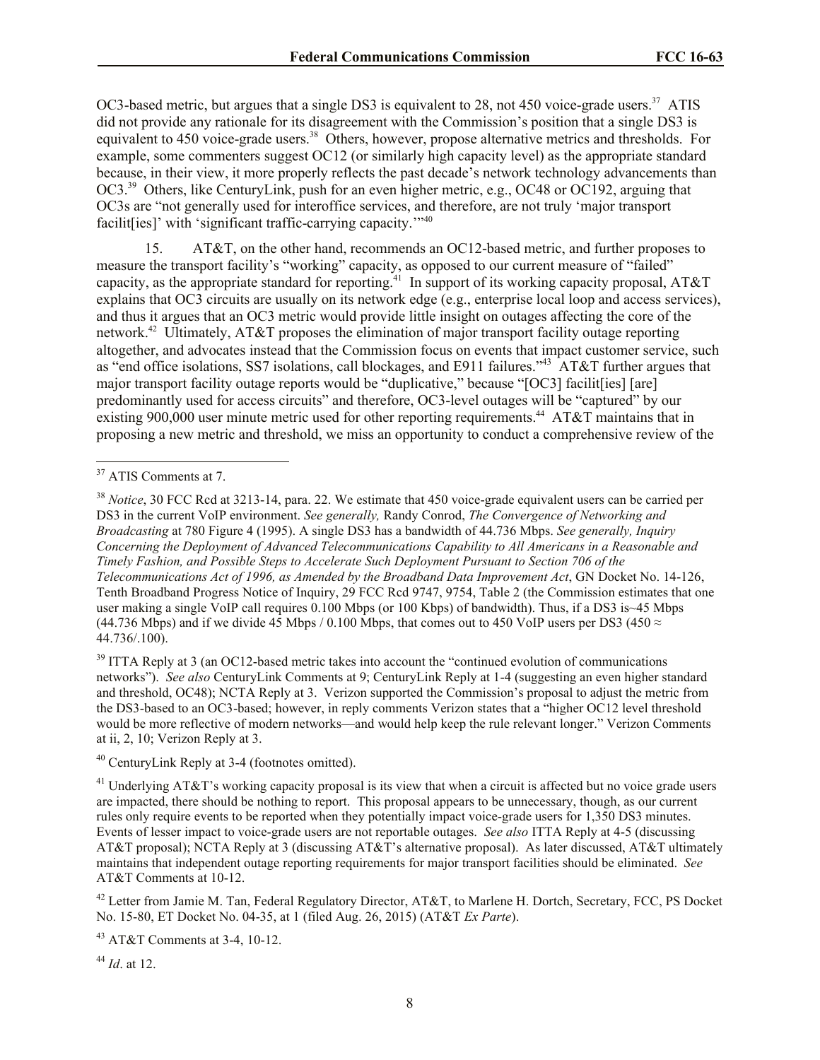OC3-based metric, but argues that a single DS3 is equivalent to 28, not 450 voice-grade users.[37] ATIS did not provide any rationale for its disagreement with the Commission's position that a single DS3 is equivalent to 450 voice-grade users.[38] Others, however, propose alternative metrics and thresholds. For example, some commenters suggest OC12 (or similarly high capacity level) as the appropriate standard because, in their view, it more properly reflects the past decade's network technology advancements than OC3.[39] Others, like CenturyLink, push for an even higher metric, e.g., OC48 or OC192, arguing that OC3s are "not generally used for interoffice services, and therefore, are not truly 'major transport facilit[ies]' with 'significant traffic-carrying capacity.'"[40]

15. AT&T, on the other hand, recommends an OC12-based metric, and further proposes to measure the transport facility's "working" capacity, as opposed to our current measure of "failed" capacity, as the appropriate standard for reporting.[41] In support of its working capacity proposal, AT&T explains that OC3 circuits are usually on its network edge (e.g., enterprise local loop and access services), and thus it argues that an OC3 metric would provide little insight on outages affecting the core of the network.[42] Ultimately, AT&T proposes the elimination of major transport facility outage reporting altogether, and advocates instead that the Commission focus on events that impact customer service, such as "end office isolations, SS7 isolations, call blockages, and E911 failures."[43] AT&T further argues that major transport facility outage reports would be "duplicative," because "[OC3] facilit[ies] [are] predominantly used for access circuits" and therefore, OC3-level outages will be "captured" by our existing 900,000 user minute metric used for other reporting requirements.[44] AT&T maintains that in proposing a new metric and threshold, we miss an opportunity to conduct a comprehensive review of the

---

[37] ATIS Comments at 7.

[38] *Notice*, 30 FCC Rcd at 3213-14, para. 22. We estimate that 450 voice-grade equivalent users can be carried per DS3 in the current VoIP environment. *See generally,* Randy Conrod, *The Convergence of Networking and Broadcasting* at 780 Figure 4 (1995). A single DS3 has a bandwidth of 44.736 Mbps. *See generally, Inquiry Concerning the Deployment of Advanced Telecommunications Capability to All Americans in a Reasonable and Timely Fashion, and Possible Steps to Accelerate Such Deployment Pursuant to Section 706 of the Telecommunications Act of 1996, as Amended by the Broadband Data Improvement Act*, GN Docket No. 14-126, Tenth Broadband Progress Notice of Inquiry, 29 FCC Rcd 9747, 9754, Table 2 (the Commission estimates that one user making a single VoIP call requires 0.100 Mbps (or 100 Kbps) of bandwidth). Thus, if a DS3 is~45 Mbps (44.736 Mbps) and if we divide 45 Mbps / 0.100 Mbps, that comes out to 450 VoIP users per DS3 (450 ≈ 44.736/.100).

[39] ITTA Reply at 3 (an OC12-based metric takes into account the "continued evolution of communications networks"). *See also* CenturyLink Comments at 9; CenturyLink Reply at 1-4 (suggesting an even higher standard and threshold, OC48); NCTA Reply at 3. Verizon supported the Commission's proposal to adjust the metric from the DS3-based to an OC3-based; however, in reply comments Verizon states that a "higher OC12 level threshold would be more reflective of modern networks—and would help keep the rule relevant longer." Verizon Comments at ii, 2, 10; Verizon Reply at 3.

[40] CenturyLink Reply at 3-4 (footnotes omitted).

[41] Underlying AT&T's working capacity proposal is its view that when a circuit is affected but no voice grade users are impacted, there should be nothing to report. This proposal appears to be unnecessary, though, as our current rules only require events to be reported when they potentially impact voice-grade users for 1,350 DS3 minutes. Events of lesser impact to voice-grade users are not reportable outages. *See also* ITTA Reply at 4-5 (discussing AT&T proposal); NCTA Reply at 3 (discussing AT&T's alternative proposal). As later discussed, AT&T ultimately maintains that independent outage reporting requirements for major transport facilities should be eliminated. *See* AT&T Comments at 10-12.

[42] Letter from Jamie M. Tan, Federal Regulatory Director, AT&T, to Marlene H. Dortch, Secretary, FCC, PS Docket No. 15-80, ET Docket No. 04-35, at 1 (filed Aug. 26, 2015) (AT&T *Ex Parte*).

[43] AT&T Comments at 3-4, 10-12.

[44] *Id*. at 12.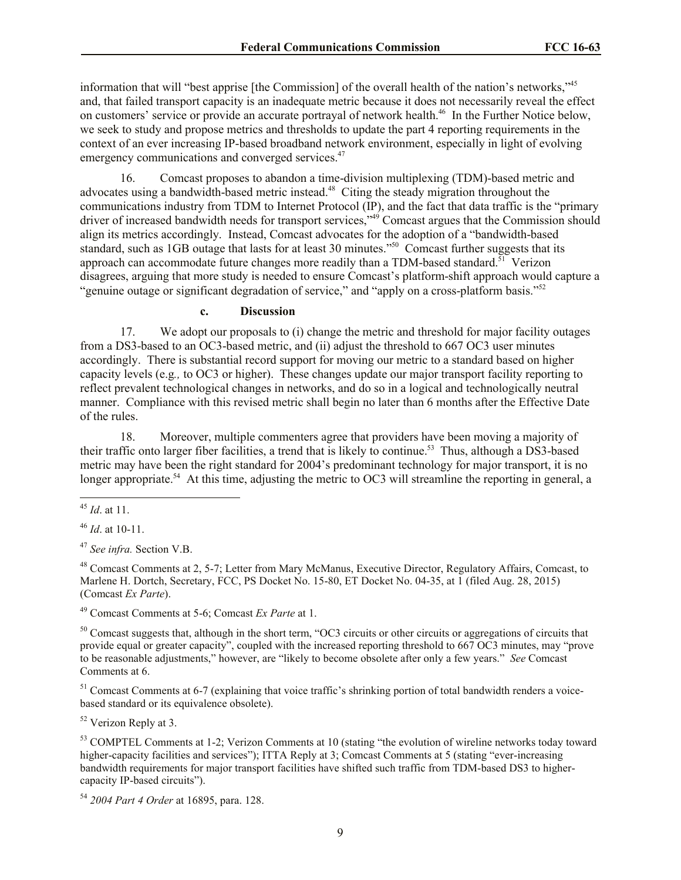information that will "best apprise [the Commission] of the overall health of the nation's networks,"[45] and, that failed transport capacity is an inadequate metric because it does not necessarily reveal the effect on customers' service or provide an accurate portrayal of network health.[46] In the Further Notice below, we seek to study and propose metrics and thresholds to update the part 4 reporting requirements in the context of an ever increasing IP-based broadband network environment, especially in light of evolving emergency communications and converged services.[47]

16. Comcast proposes to abandon a time-division multiplexing (TDM)-based metric and advocates using a bandwidth-based metric instead.[48] Citing the steady migration throughout the communications industry from TDM to Internet Protocol (IP), and the fact that data traffic is the "primary driver of increased bandwidth needs for transport services,"[49] Comcast argues that the Commission should align its metrics accordingly. Instead, Comcast advocates for the adoption of a "bandwidth-based standard, such as 1GB outage that lasts for at least 30 minutes."[50] Comcast further suggests that its approach can accommodate future changes more readily than a TDM-based standard.[51] Verizon disagrees, arguing that more study is needed to ensure Comcast's platform-shift approach would capture a "genuine outage or significant degradation of service," and "apply on a cross-platform basis."[52]

#### c. Discussion

17. We adopt our proposals to (i) change the metric and threshold for major facility outages from a DS3-based to an OC3-based metric, and (ii) adjust the threshold to 667 OC3 user minutes accordingly. There is substantial record support for moving our metric to a standard based on higher capacity levels (e.g.*,* to OC3 or higher). These changes update our major transport facility reporting to reflect prevalent technological changes in networks, and do so in a logical and technologically neutral manner. Compliance with this revised metric shall begin no later than 6 months after the Effective Date of the rules.

18. Moreover, multiple commenters agree that providers have been moving a majority of their traffic onto larger fiber facilities, a trend that is likely to continue.[53] Thus, although a DS3-based metric may have been the right standard for 2004's predominant technology for major transport, it is no longer appropriate.[54] At this time, adjusting the metric to OC3 will streamline the reporting in general, a

---

[45] *Id*. at 11.

[46] *Id*. at 10-11.

[47] *See infra.* Section V.B.

[48] Comcast Comments at 2, 5-7; Letter from Mary McManus, Executive Director, Regulatory Affairs, Comcast, to Marlene H. Dortch, Secretary, FCC, PS Docket No. 15-80, ET Docket No. 04-35, at 1 (filed Aug. 28, 2015) (Comcast *Ex Parte*).

[49] Comcast Comments at 5-6; Comcast *Ex Parte* at 1.

[50] Comcast suggests that, although in the short term, "OC3 circuits or other circuits or aggregations of circuits that provide equal or greater capacity", coupled with the increased reporting threshold to 667 OC3 minutes, may "prove to be reasonable adjustments," however, are "likely to become obsolete after only a few years." *See* Comcast Comments at 6.

[51] Comcast Comments at 6-7 (explaining that voice traffic's shrinking portion of total bandwidth renders a voice-based standard or its equivalence obsolete).

[52] Verizon Reply at 3.

[53] COMPTEL Comments at 1-2; Verizon Comments at 10 (stating "the evolution of wireline networks today toward higher-capacity facilities and services"); ITTA Reply at 3; Comcast Comments at 5 (stating "ever-increasing bandwidth requirements for major transport facilities have shifted such traffic from TDM-based DS3 to higher-capacity IP-based circuits").

[54] *2004 Part 4 Order* at 16895, para. 128.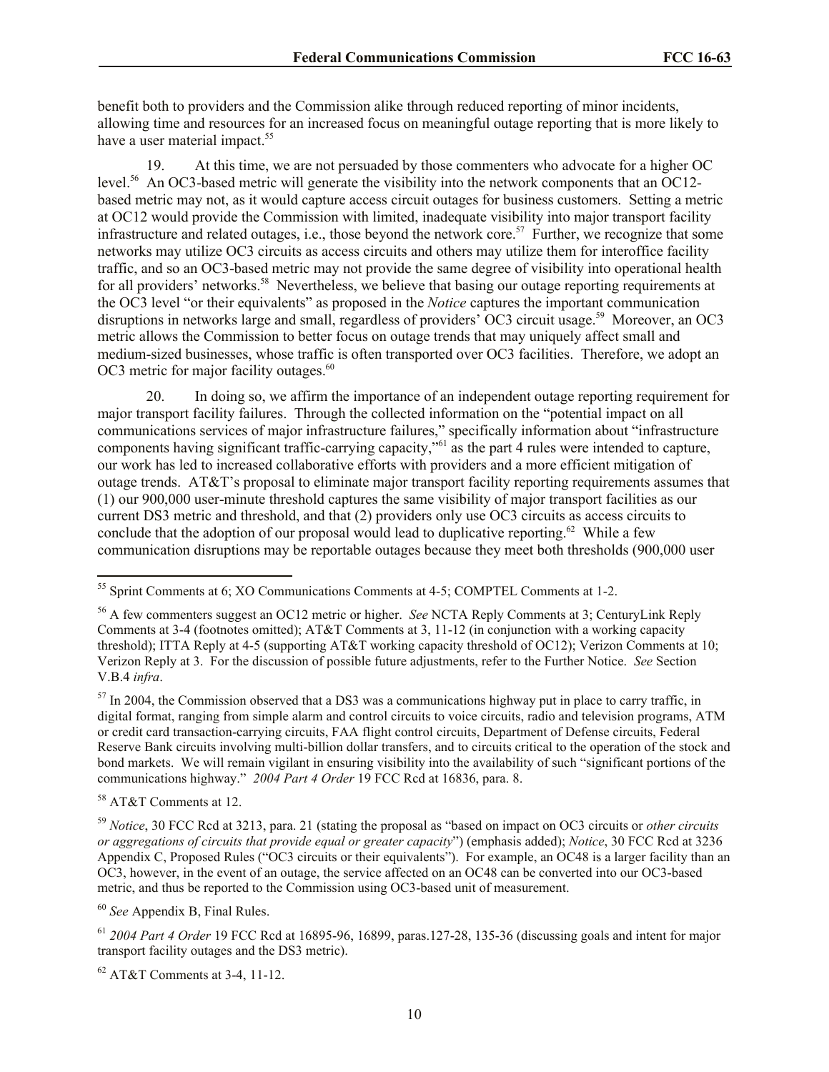benefit both to providers and the Commission alike through reduced reporting of minor incidents, allowing time and resources for an increased focus on meaningful outage reporting that is more likely to have a user material impact.[55]

19. At this time, we are not persuaded by those commenters who advocate for a higher OC level.[56] An OC3-based metric will generate the visibility into the network components that an OC12-based metric may not, as it would capture access circuit outages for business customers. Setting a metric at OC12 would provide the Commission with limited, inadequate visibility into major transport facility infrastructure and related outages, i.e., those beyond the network core.[57] Further, we recognize that some networks may utilize OC3 circuits as access circuits and others may utilize them for interoffice facility traffic, and so an OC3-based metric may not provide the same degree of visibility into operational health for all providers' networks.[58] Nevertheless, we believe that basing our outage reporting requirements at the OC3 level "or their equivalents" as proposed in the *Notice* captures the important communication disruptions in networks large and small, regardless of providers' OC3 circuit usage.[59] Moreover, an OC3 metric allows the Commission to better focus on outage trends that may uniquely affect small and medium-sized businesses, whose traffic is often transported over OC3 facilities. Therefore, we adopt an OC3 metric for major facility outages.[60]

20. In doing so, we affirm the importance of an independent outage reporting requirement for major transport facility failures. Through the collected information on the "potential impact on all communications services of major infrastructure failures," specifically information about "infrastructure components having significant traffic-carrying capacity,"[61] as the part 4 rules were intended to capture, our work has led to increased collaborative efforts with providers and a more efficient mitigation of outage trends. AT&T's proposal to eliminate major transport facility reporting requirements assumes that (1) our 900,000 user-minute threshold captures the same visibility of major transport facilities as our current DS3 metric and threshold, and that (2) providers only use OC3 circuits as access circuits to conclude that the adoption of our proposal would lead to duplicative reporting.[62] While a few communication disruptions may be reportable outages because they meet both thresholds (900,000 user

---

[55] Sprint Comments at 6; XO Communications Comments at 4-5; COMPTEL Comments at 1-2.

[56] A few commenters suggest an OC12 metric or higher. *See* NCTA Reply Comments at 3; CenturyLink Reply Comments at 3-4 (footnotes omitted); AT&T Comments at 3, 11-12 (in conjunction with a working capacity threshold); ITTA Reply at 4-5 (supporting AT&T working capacity threshold of OC12); Verizon Comments at 10; Verizon Reply at 3. For the discussion of possible future adjustments, refer to the Further Notice. *See* Section V.B.4 *infra*.

[57] In 2004, the Commission observed that a DS3 was a communications highway put in place to carry traffic, in digital format, ranging from simple alarm and control circuits to voice circuits, radio and television programs, ATM or credit card transaction-carrying circuits, FAA flight control circuits, Department of Defense circuits, Federal Reserve Bank circuits involving multi-billion dollar transfers, and to circuits critical to the operation of the stock and bond markets. We will remain vigilant in ensuring visibility into the availability of such "significant portions of the communications highway." *2004 Part 4 Order* 19 FCC Rcd at 16836, para. 8.

[58] AT&T Comments at 12.

[59] *Notice*, 30 FCC Rcd at 3213, para. 21 (stating the proposal as "based on impact on OC3 circuits or *other circuits or aggregations of circuits that provide equal or greater capacity*") (emphasis added); *Notice*, 30 FCC Rcd at 3236 Appendix C, Proposed Rules ("OC3 circuits or their equivalents"). For example, an OC48 is a larger facility than an OC3, however, in the event of an outage, the service affected on an OC48 can be converted into our OC3-based metric, and thus be reported to the Commission using OC3-based unit of measurement.

[60] *See* Appendix B, Final Rules.

[61] *2004 Part 4 Order* 19 FCC Rcd at 16895-96, 16899, paras.127-28, 135-36 (discussing goals and intent for major transport facility outages and the DS3 metric).

[62] AT&T Comments at 3-4, 11-12.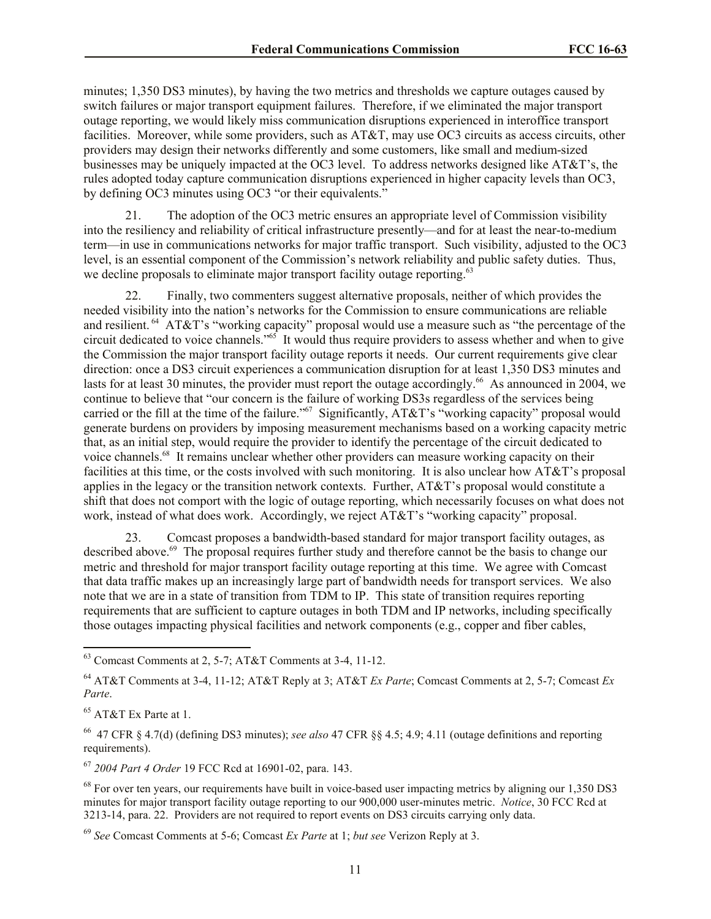minutes; 1,350 DS3 minutes), by having the two metrics and thresholds we capture outages caused by switch failures or major transport equipment failures. Therefore, if we eliminated the major transport outage reporting, we would likely miss communication disruptions experienced in interoffice transport facilities. Moreover, while some providers, such as AT&T, may use OC3 circuits as access circuits, other providers may design their networks differently and some customers, like small and medium-sized businesses may be uniquely impacted at the OC3 level. To address networks designed like AT&T's, the rules adopted today capture communication disruptions experienced in higher capacity levels than OC3, by defining OC3 minutes using OC3 "or their equivalents."

21. The adoption of the OC3 metric ensures an appropriate level of Commission visibility into the resiliency and reliability of critical infrastructure presently—and for at least the near-to-medium term—in use in communications networks for major traffic transport. Such visibility, adjusted to the OC3 level, is an essential component of the Commission's network reliability and public safety duties. Thus, we decline proposals to eliminate major transport facility outage reporting.[63]

22. Finally, two commenters suggest alternative proposals, neither of which provides the needed visibility into the nation's networks for the Commission to ensure communications are reliable and resilient.[64] AT&T's "working capacity" proposal would use a measure such as "the percentage of the circuit dedicated to voice channels."[65] It would thus require providers to assess whether and when to give the Commission the major transport facility outage reports it needs. Our current requirements give clear direction: once a DS3 circuit experiences a communication disruption for at least 1,350 DS3 minutes and lasts for at least 30 minutes, the provider must report the outage accordingly.[66] As announced in 2004, we continue to believe that "our concern is the failure of working DS3s regardless of the services being carried or the fill at the time of the failure."[67] Significantly, AT&T's "working capacity" proposal would generate burdens on providers by imposing measurement mechanisms based on a working capacity metric that, as an initial step, would require the provider to identify the percentage of the circuit dedicated to voice channels.[68] It remains unclear whether other providers can measure working capacity on their facilities at this time, or the costs involved with such monitoring. It is also unclear how AT&T's proposal applies in the legacy or the transition network contexts. Further, AT&T's proposal would constitute a shift that does not comport with the logic of outage reporting, which necessarily focuses on what does not work, instead of what does work. Accordingly, we reject AT&T's "working capacity" proposal.

23. Comcast proposes a bandwidth-based standard for major transport facility outages, as described above.[69] The proposal requires further study and therefore cannot be the basis to change our metric and threshold for major transport facility outage reporting at this time. We agree with Comcast that data traffic makes up an increasingly large part of bandwidth needs for transport services. We also note that we are in a state of transition from TDM to IP. This state of transition requires reporting requirements that are sufficient to capture outages in both TDM and IP networks, including specifically those outages impacting physical facilities and network components (e.g., copper and fiber cables,

---

[63] Comcast Comments at 2, 5-7; AT&T Comments at 3-4, 11-12.

[64] AT&T Comments at 3-4, 11-12; AT&T Reply at 3; AT&T *Ex Parte*; Comcast Comments at 2, 5-7; Comcast *Ex Parte*.

[65] AT&T Ex Parte at 1.

[66] 47 CFR § 4.7(d) (defining DS3 minutes); *see also* 47 CFR §§ 4.5; 4.9; 4.11 (outage definitions and reporting requirements).

[67] *2004 Part 4 Order* 19 FCC Rcd at 16901-02, para. 143.

[68] For over ten years, our requirements have built in voice-based user impacting metrics by aligning our 1,350 DS3 minutes for major transport facility outage reporting to our 900,000 user-minutes metric. *Notice*, 30 FCC Rcd at 3213-14, para. 22. Providers are not required to report events on DS3 circuits carrying only data.

[69] *See* Comcast Comments at 5-6; Comcast *Ex Parte* at 1; *but see* Verizon Reply at 3.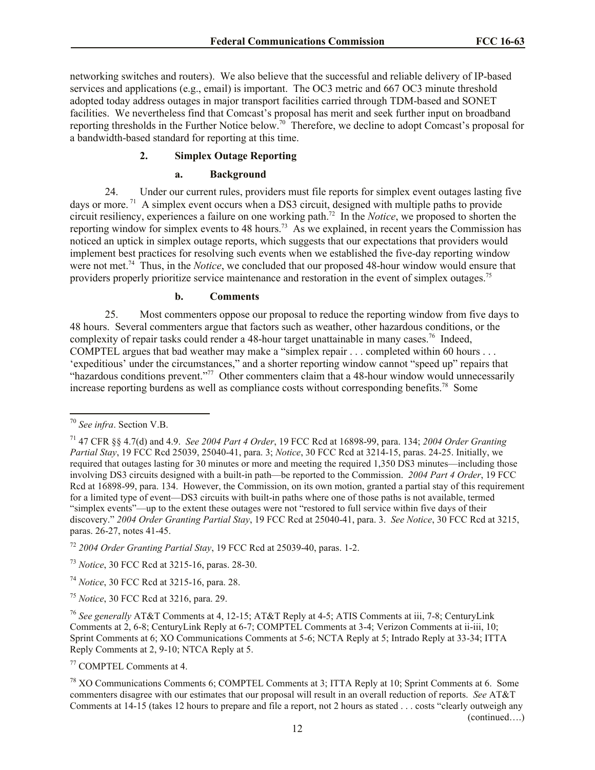networking switches and routers). We also believe that the successful and reliable delivery of IP-based services and applications (e.g., email) is important. The OC3 metric and 667 OC3 minute threshold adopted today address outages in major transport facilities carried through TDM-based and SONET facilities. We nevertheless find that Comcast's proposal has merit and seek further input on broadband reporting thresholds in the Further Notice below.[70] Therefore, we decline to adopt Comcast's proposal for a bandwidth-based standard for reporting at this time.

### 2. Simplex Outage Reporting

#### a. Background

24. Under our current rules, providers must file reports for simplex event outages lasting five days or more.[71] A simplex event occurs when a DS3 circuit, designed with multiple paths to provide circuit resiliency, experiences a failure on one working path.[72] In the *Notice*, we proposed to shorten the reporting window for simplex events to 48 hours.[73] As we explained, in recent years the Commission has noticed an uptick in simplex outage reports, which suggests that our expectations that providers would implement best practices for resolving such events when we established the five-day reporting window were not met.[74] Thus, in the *Notice*, we concluded that our proposed 48-hour window would ensure that providers properly prioritize service maintenance and restoration in the event of simplex outages.[75]

#### b. Comments

25. Most commenters oppose our proposal to reduce the reporting window from five days to 48 hours. Several commenters argue that factors such as weather, other hazardous conditions, or the complexity of repair tasks could render a 48-hour target unattainable in many cases.[76] Indeed, COMPTEL argues that bad weather may make a "simplex repair . . . completed within 60 hours . . . 'expeditious' under the circumstances," and a shorter reporting window cannot "speed up" repairs that "hazardous conditions prevent."[77] Other commenters claim that a 48-hour window would unnecessarily increase reporting burdens as well as compliance costs without corresponding benefits.[78] Some

---

[70] *See infra*. Section V.B.

[71] 47 CFR §§ 4.7(d) and 4.9. *See 2004 Part 4 Order*, 19 FCC Rcd at 16898-99, para. 134; *2004 Order Granting Partial Stay*, 19 FCC Rcd 25039, 25040-41, para. 3; *Notice*, 30 FCC Rcd at 3214-15, paras. 24-25. Initially, we required that outages lasting for 30 minutes or more and meeting the required 1,350 DS3 minutes—including those involving DS3 circuits designed with a built-in path—be reported to the Commission. *2004 Part 4 Order*, 19 FCC Rcd at 16898-99, para. 134. However, the Commission, on its own motion, granted a partial stay of this requirement for a limited type of event—DS3 circuits with built-in paths where one of those paths is not available, termed "simplex events"—up to the extent these outages were not "restored to full service within five days of their discovery." *2004 Order Granting Partial Stay*, 19 FCC Rcd at 25040-41, para. 3. *See Notice*, 30 FCC Rcd at 3215, paras. 26-27, notes 41-45.

[72] *2004 Order Granting Partial Stay*, 19 FCC Rcd at 25039-40, paras. 1-2.

[73] *Notice*, 30 FCC Rcd at 3215-16, paras. 28-30.

[74] *Notice*, 30 FCC Rcd at 3215-16, para. 28.

[75] *Notice*, 30 FCC Rcd at 3216, para. 29.

[76] *See generally* AT&T Comments at 4, 12-15; AT&T Reply at 4-5; ATIS Comments at iii, 7-8; CenturyLink Comments at 2, 6-8; CenturyLink Reply at 6-7; COMPTEL Comments at 3-4; Verizon Comments at ii-iii, 10; Sprint Comments at 6; XO Communications Comments at 5-6; NCTA Reply at 5; Intrado Reply at 33-34; ITTA Reply Comments at 2, 9-10; NTCA Reply at 5.

[77] COMPTEL Comments at 4.

[78] XO Communications Comments 6; COMPTEL Comments at 3; ITTA Reply at 10; Sprint Comments at 6. Some commenters disagree with our estimates that our proposal will result in an overall reduction of reports. *See* AT&T Comments at 14-15 (takes 12 hours to prepare and file a report, not 2 hours as stated . . . costs "clearly outweigh any

(continued….)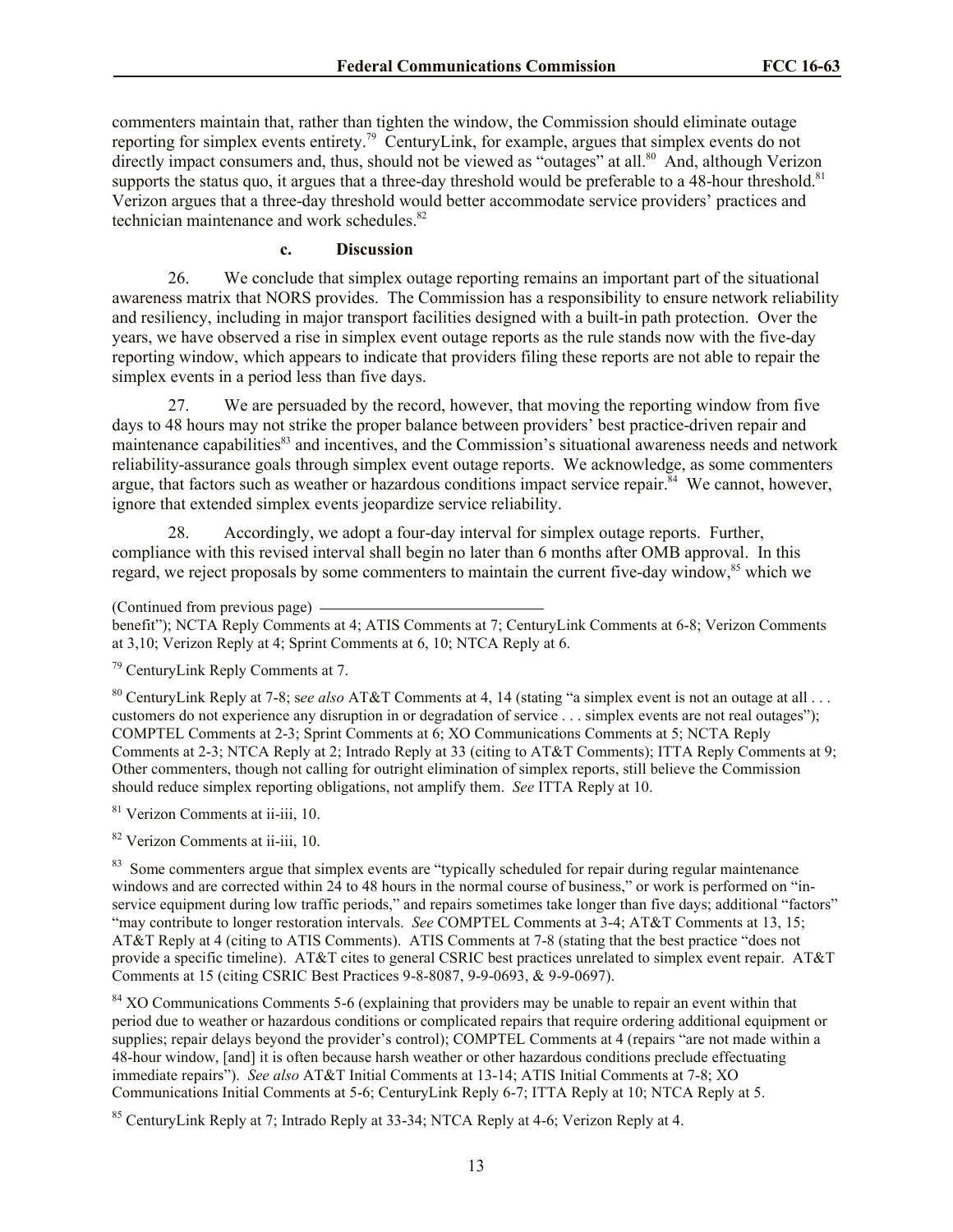commenters maintain that, rather than tighten the window, the Commission should eliminate outage reporting for simplex events entirety.[79] CenturyLink, for example, argues that simplex events do not directly impact consumers and, thus, should not be viewed as "outages" at all.[80] And, although Verizon supports the status quo, it argues that a three-day threshold would be preferable to a 48-hour threshold.[81] Verizon argues that a three-day threshold would better accommodate service providers' practices and technician maintenance and work schedules.[82]

#### c. Discussion

26. We conclude that simplex outage reporting remains an important part of the situational awareness matrix that NORS provides. The Commission has a responsibility to ensure network reliability and resiliency, including in major transport facilities designed with a built-in path protection. Over the years, we have observed a rise in simplex event outage reports as the rule stands now with the five-day reporting window, which appears to indicate that providers filing these reports are not able to repair the simplex events in a period less than five days.

27. We are persuaded by the record, however, that moving the reporting window from five days to 48 hours may not strike the proper balance between providers' best practice-driven repair and maintenance capabilities[83] and incentives, and the Commission's situational awareness needs and network reliability-assurance goals through simplex event outage reports. We acknowledge, as some commenters argue, that factors such as weather or hazardous conditions impact service repair.[84] We cannot, however, ignore that extended simplex events jeopardize service reliability.

28. Accordingly, we adopt a four-day interval for simplex outage reports. Further, compliance with this revised interval shall begin no later than 6 months after OMB approval. In this regard, we reject proposals by some commenters to maintain the current five-day window,[85] which we

(Continued from previous page)

benefit"); NCTA Reply Comments at 4; ATIS Comments at 7; CenturyLink Comments at 6-8; Verizon Comments at 3,10; Verizon Reply at 4; Sprint Comments at 6, 10; NTCA Reply at 6.

[79] CenturyLink Reply Comments at 7.

[80] CenturyLink Reply at 7-8; s*ee also* AT&T Comments at 4, 14 (stating "a simplex event is not an outage at all . . . customers do not experience any disruption in or degradation of service . . . simplex events are not real outages"); COMPTEL Comments at 2-3; Sprint Comments at 6; XO Communications Comments at 5; NCTA Reply Comments at 2-3; NTCA Reply at 2; Intrado Reply at 33 (citing to AT&T Comments); ITTA Reply Comments at 9; Other commenters, though not calling for outright elimination of simplex reports, still believe the Commission should reduce simplex reporting obligations, not amplify them. *See* ITTA Reply at 10.

[81] Verizon Comments at ii-iii, 10.

[82] Verizon Comments at ii-iii, 10.

[83] Some commenters argue that simplex events are "typically scheduled for repair during regular maintenance windows and are corrected within 24 to 48 hours in the normal course of business," or work is performed on "in-service equipment during low traffic periods," and repairs sometimes take longer than five days; additional "factors" "may contribute to longer restoration intervals. *See* COMPTEL Comments at 3-4; AT&T Comments at 13, 15; AT&T Reply at 4 (citing to ATIS Comments). ATIS Comments at 7-8 (stating that the best practice "does not provide a specific timeline). AT&T cites to general CSRIC best practices unrelated to simplex event repair. AT&T Comments at 15 (citing CSRIC Best Practices 9-8-8087, 9-9-0693, & 9-9-0697).

[84] XO Communications Comments 5-6 (explaining that providers may be unable to repair an event within that period due to weather or hazardous conditions or complicated repairs that require ordering additional equipment or supplies; repair delays beyond the provider's control); COMPTEL Comments at 4 (repairs "are not made within a 48-hour window, [and] it is often because harsh weather or other hazardous conditions preclude effectuating immediate repairs"). *See also* AT&T Initial Comments at 13-14; ATIS Initial Comments at 7-8; XO Communications Initial Comments at 5-6; CenturyLink Reply 6-7; ITTA Reply at 10; NTCA Reply at 5.

[85] CenturyLink Reply at 7; Intrado Reply at 33-34; NTCA Reply at 4-6; Verizon Reply at 4.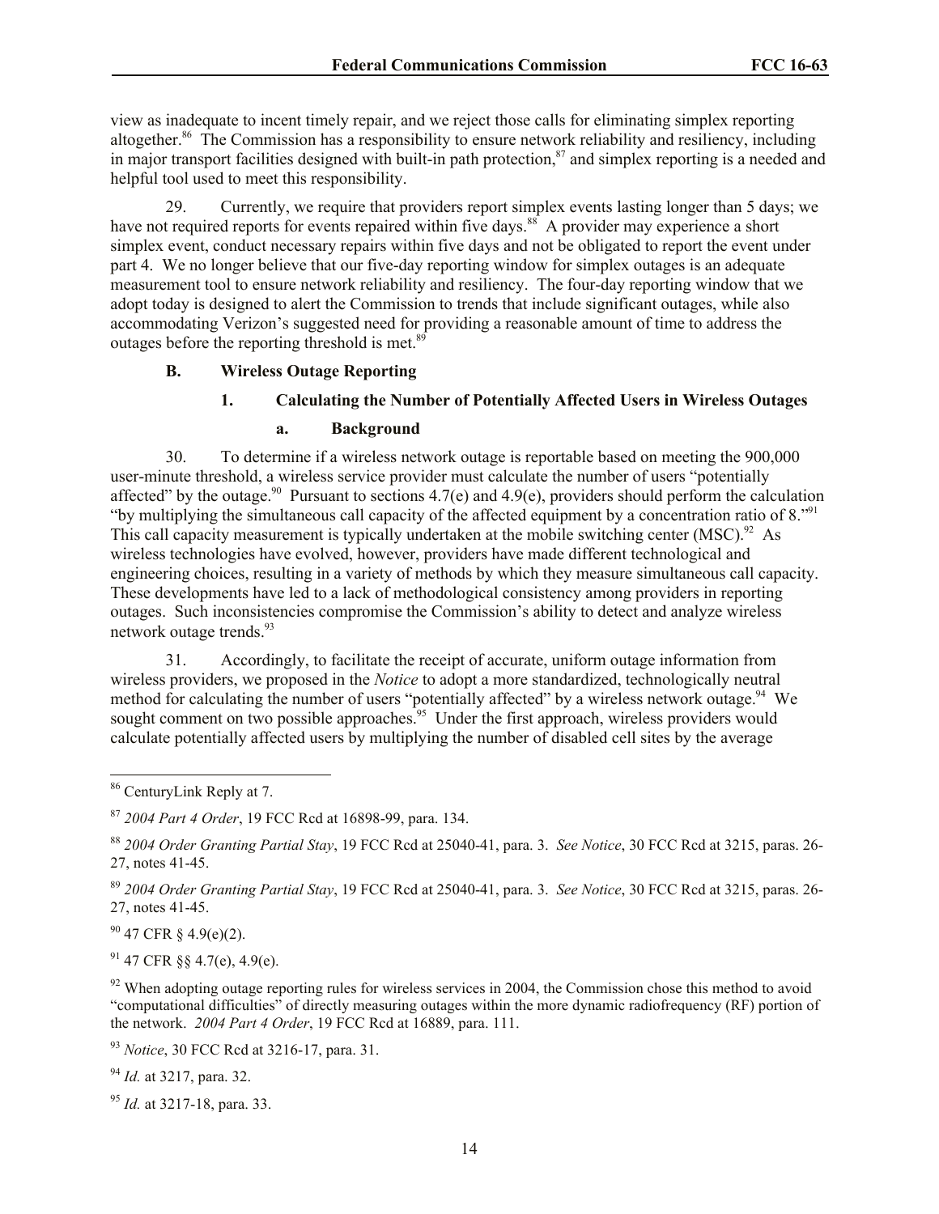view as inadequate to incent timely repair, and we reject those calls for eliminating simplex reporting altogether.[86] The Commission has a responsibility to ensure network reliability and resiliency, including in major transport facilities designed with built-in path protection,[87] and simplex reporting is a needed and helpful tool used to meet this responsibility.

29. Currently, we require that providers report simplex events lasting longer than 5 days; we have not required reports for events repaired within five days.[88] A provider may experience a short simplex event, conduct necessary repairs within five days and not be obligated to report the event under part 4. We no longer believe that our five-day reporting window for simplex outages is an adequate measurement tool to ensure network reliability and resiliency. The four-day reporting window that we adopt today is designed to alert the Commission to trends that include significant outages, while also accommodating Verizon's suggested need for providing a reasonable amount of time to address the outages before the reporting threshold is met.[89]

### B. Wireless Outage Reporting

#### 1. Calculating the Number of Potentially Affected Users in Wireless Outages

##### a. Background

30. To determine if a wireless network outage is reportable based on meeting the 900,000 user-minute threshold, a wireless service provider must calculate the number of users "potentially affected" by the outage.[90] Pursuant to sections 4.7(e) and 4.9(e), providers should perform the calculation "by multiplying the simultaneous call capacity of the affected equipment by a concentration ratio of 8."[91] This call capacity measurement is typically undertaken at the mobile switching center (MSC).[92] As wireless technologies have evolved, however, providers have made different technological and engineering choices, resulting in a variety of methods by which they measure simultaneous call capacity. These developments have led to a lack of methodological consistency among providers in reporting outages. Such inconsistencies compromise the Commission's ability to detect and analyze wireless network outage trends.[93]

31. Accordingly, to facilitate the receipt of accurate, uniform outage information from wireless providers, we proposed in the *Notice* to adopt a more standardized, technologically neutral method for calculating the number of users "potentially affected" by a wireless network outage.[94] We sought comment on two possible approaches.[95] Under the first approach, wireless providers would calculate potentially affected users by multiplying the number of disabled cell sites by the average

---

[86] CenturyLink Reply at 7.

[87] *2004 Part 4 Order*, 19 FCC Rcd at 16898-99, para. 134.

[88] *2004 Order Granting Partial Stay*, 19 FCC Rcd at 25040-41, para. 3. *See Notice*, 30 FCC Rcd at 3215, paras. 26-27, notes 41-45.

[89] *2004 Order Granting Partial Stay*, 19 FCC Rcd at 25040-41, para. 3. *See Notice*, 30 FCC Rcd at 3215, paras. 26-27, notes 41-45.

[90] 47 CFR § 4.9(e)(2).

[91] 47 CFR §§ 4.7(e), 4.9(e).

[92] When adopting outage reporting rules for wireless services in 2004, the Commission chose this method to avoid "computational difficulties" of directly measuring outages within the more dynamic radiofrequency (RF) portion of the network. *2004 Part 4 Order*, 19 FCC Rcd at 16889, para. 111.

[93] *Notice*, 30 FCC Rcd at 3216-17, para. 31.

[94] *Id.* at 3217, para. 32.

[95] *Id.* at 3217-18, para. 33.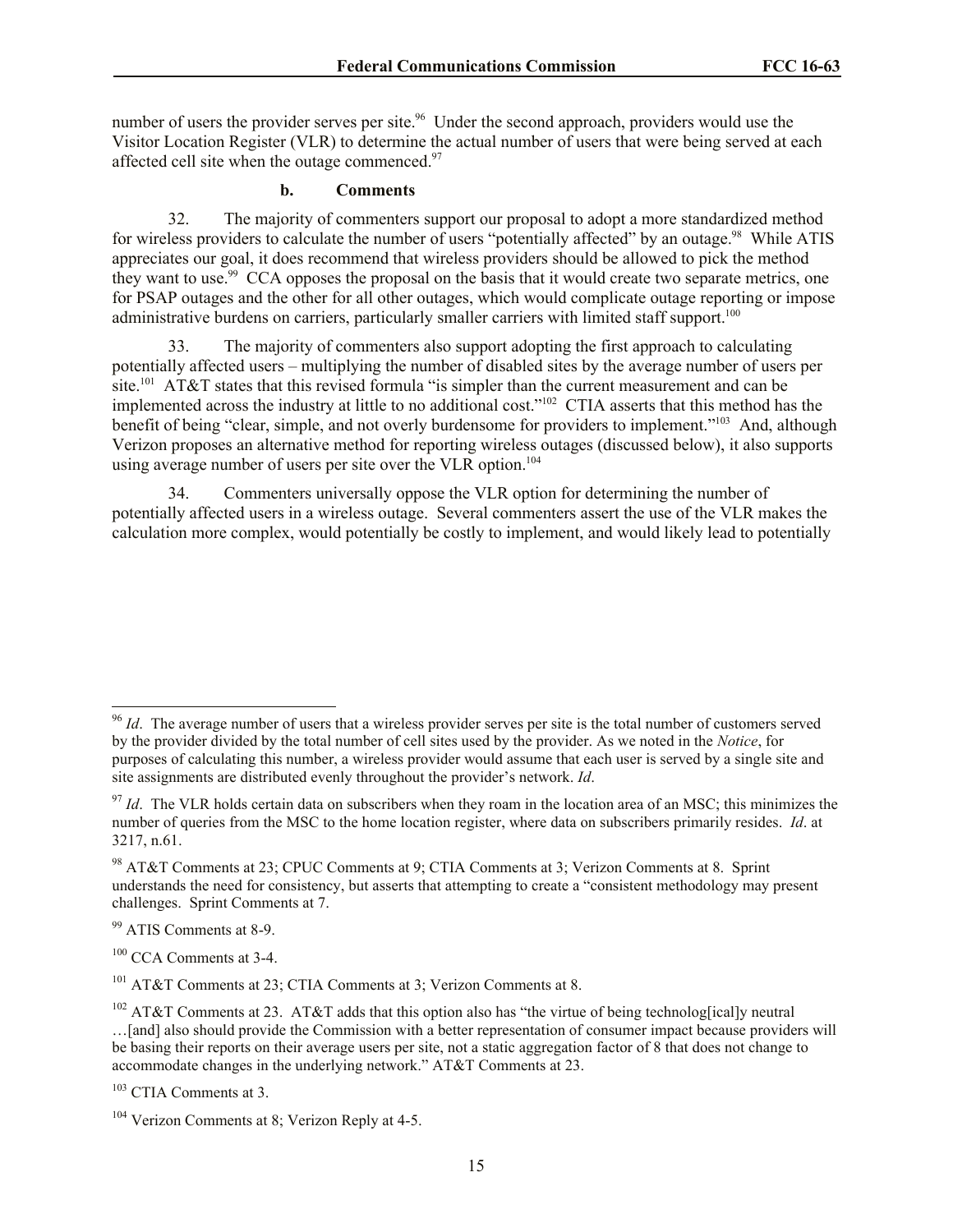number of users the provider serves per site.[96] Under the second approach, providers would use the Visitor Location Register (VLR) to determine the actual number of users that were being served at each affected cell site when the outage commenced.[97]

#### b. Comments

32. The majority of commenters support our proposal to adopt a more standardized method for wireless providers to calculate the number of users "potentially affected" by an outage.[98] While ATIS appreciates our goal, it does recommend that wireless providers should be allowed to pick the method they want to use.[99] CCA opposes the proposal on the basis that it would create two separate metrics, one for PSAP outages and the other for all other outages, which would complicate outage reporting or impose administrative burdens on carriers, particularly smaller carriers with limited staff support.[100]

33. The majority of commenters also support adopting the first approach to calculating potentially affected users – multiplying the number of disabled sites by the average number of users per site.[101] AT&T states that this revised formula "is simpler than the current measurement and can be implemented across the industry at little to no additional cost."[102] CTIA asserts that this method has the benefit of being "clear, simple, and not overly burdensome for providers to implement."[103] And, although Verizon proposes an alternative method for reporting wireless outages (discussed below), it also supports using average number of users per site over the VLR option.[104]

34. Commenters universally oppose the VLR option for determining the number of potentially affected users in a wireless outage. Several commenters assert the use of the VLR makes the calculation more complex, would potentially be costly to implement, and would likely lead to potentially

---

[96] *Id*. The average number of users that a wireless provider serves per site is the total number of customers served by the provider divided by the total number of cell sites used by the provider. As we noted in the *Notice*, for purposes of calculating this number, a wireless provider would assume that each user is served by a single site and site assignments are distributed evenly throughout the provider's network. *Id*.

[97] *Id*. The VLR holds certain data on subscribers when they roam in the location area of an MSC; this minimizes the number of queries from the MSC to the home location register, where data on subscribers primarily resides. *Id*. at 3217, n.61.

[98] AT&T Comments at 23; CPUC Comments at 9; CTIA Comments at 3; Verizon Comments at 8. Sprint understands the need for consistency, but asserts that attempting to create a "consistent methodology may present challenges. Sprint Comments at 7.

[99] ATIS Comments at 8-9.

[100] CCA Comments at 3-4.

[101] AT&T Comments at 23; CTIA Comments at 3; Verizon Comments at 8.

[102] AT&T Comments at 23. AT&T adds that this option also has "the virtue of being technolog[ical]y neutral …[and] also should provide the Commission with a better representation of consumer impact because providers will be basing their reports on their average users per site, not a static aggregation factor of 8 that does not change to accommodate changes in the underlying network." AT&T Comments at 23.

[103] CTIA Comments at 3.

[104] Verizon Comments at 8; Verizon Reply at 4-5.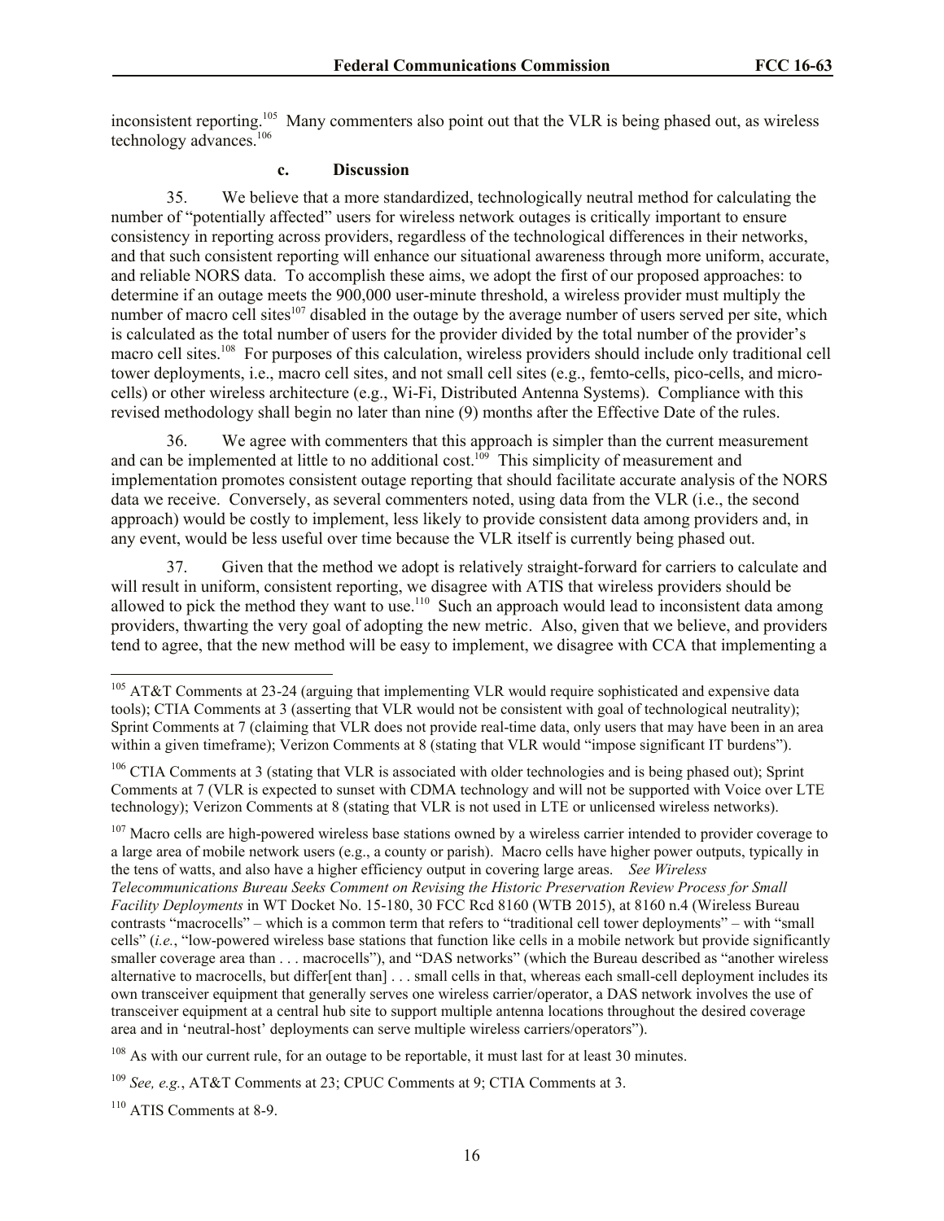inconsistent reporting.[105] Many commenters also point out that the VLR is being phased out, as wireless technology advances.[106]

#### c. Discussion

35. We believe that a more standardized, technologically neutral method for calculating the number of "potentially affected" users for wireless network outages is critically important to ensure consistency in reporting across providers, regardless of the technological differences in their networks, and that such consistent reporting will enhance our situational awareness through more uniform, accurate, and reliable NORS data. To accomplish these aims, we adopt the first of our proposed approaches: to determine if an outage meets the 900,000 user-minute threshold, a wireless provider must multiply the number of macro cell sites[107] disabled in the outage by the average number of users served per site, which is calculated as the total number of users for the provider divided by the total number of the provider's macro cell sites.[108] For purposes of this calculation, wireless providers should include only traditional cell tower deployments, i.e., macro cell sites, and not small cell sites (e.g., femto-cells, pico-cells, and micro-cells) or other wireless architecture (e.g., Wi-Fi, Distributed Antenna Systems). Compliance with this revised methodology shall begin no later than nine (9) months after the Effective Date of the rules.

36. We agree with commenters that this approach is simpler than the current measurement and can be implemented at little to no additional cost.[109] This simplicity of measurement and implementation promotes consistent outage reporting that should facilitate accurate analysis of the NORS data we receive. Conversely, as several commenters noted, using data from the VLR (i.e., the second approach) would be costly to implement, less likely to provide consistent data among providers and, in any event, would be less useful over time because the VLR itself is currently being phased out.

37. Given that the method we adopt is relatively straight-forward for carriers to calculate and will result in uniform, consistent reporting, we disagree with ATIS that wireless providers should be allowed to pick the method they want to use.[110] Such an approach would lead to inconsistent data among providers, thwarting the very goal of adopting the new metric. Also, given that we believe, and providers tend to agree, that the new method will be easy to implement, we disagree with CCA that implementing a

---

[105] AT&T Comments at 23-24 (arguing that implementing VLR would require sophisticated and expensive data tools); CTIA Comments at 3 (asserting that VLR would not be consistent with goal of technological neutrality); Sprint Comments at 7 (claiming that VLR does not provide real-time data, only users that may have been in an area within a given timeframe); Verizon Comments at 8 (stating that VLR would "impose significant IT burdens").

[106] CTIA Comments at 3 (stating that VLR is associated with older technologies and is being phased out); Sprint Comments at 7 (VLR is expected to sunset with CDMA technology and will not be supported with Voice over LTE technology); Verizon Comments at 8 (stating that VLR is not used in LTE or unlicensed wireless networks).

[107] Macro cells are high-powered wireless base stations owned by a wireless carrier intended to provider coverage to a large area of mobile network users (e.g., a county or parish). Macro cells have higher power outputs, typically in the tens of watts, and also have a higher efficiency output in covering large areas. *See Wireless Telecommunications Bureau Seeks Comment on Revising the Historic Preservation Review Process for Small Facility Deployments* in WT Docket No. 15-180, 30 FCC Rcd 8160 (WTB 2015), at 8160 n.4 (Wireless Bureau contrasts "macrocells" – which is a common term that refers to "traditional cell tower deployments" – with "small cells" (*i.e.*, "low-powered wireless base stations that function like cells in a mobile network but provide significantly smaller coverage area than . . . macrocells"), and "DAS networks" (which the Bureau described as "another wireless alternative to macrocells, but differ[ent than] . . . small cells in that, whereas each small-cell deployment includes its own transceiver equipment that generally serves one wireless carrier/operator, a DAS network involves the use of transceiver equipment at a central hub site to support multiple antenna locations throughout the desired coverage area and in 'neutral-host' deployments can serve multiple wireless carriers/operators").

[108] As with our current rule, for an outage to be reportable, it must last for at least 30 minutes.

[109] *See, e.g.*, AT&T Comments at 23; CPUC Comments at 9; CTIA Comments at 3.

[110] ATIS Comments at 8-9.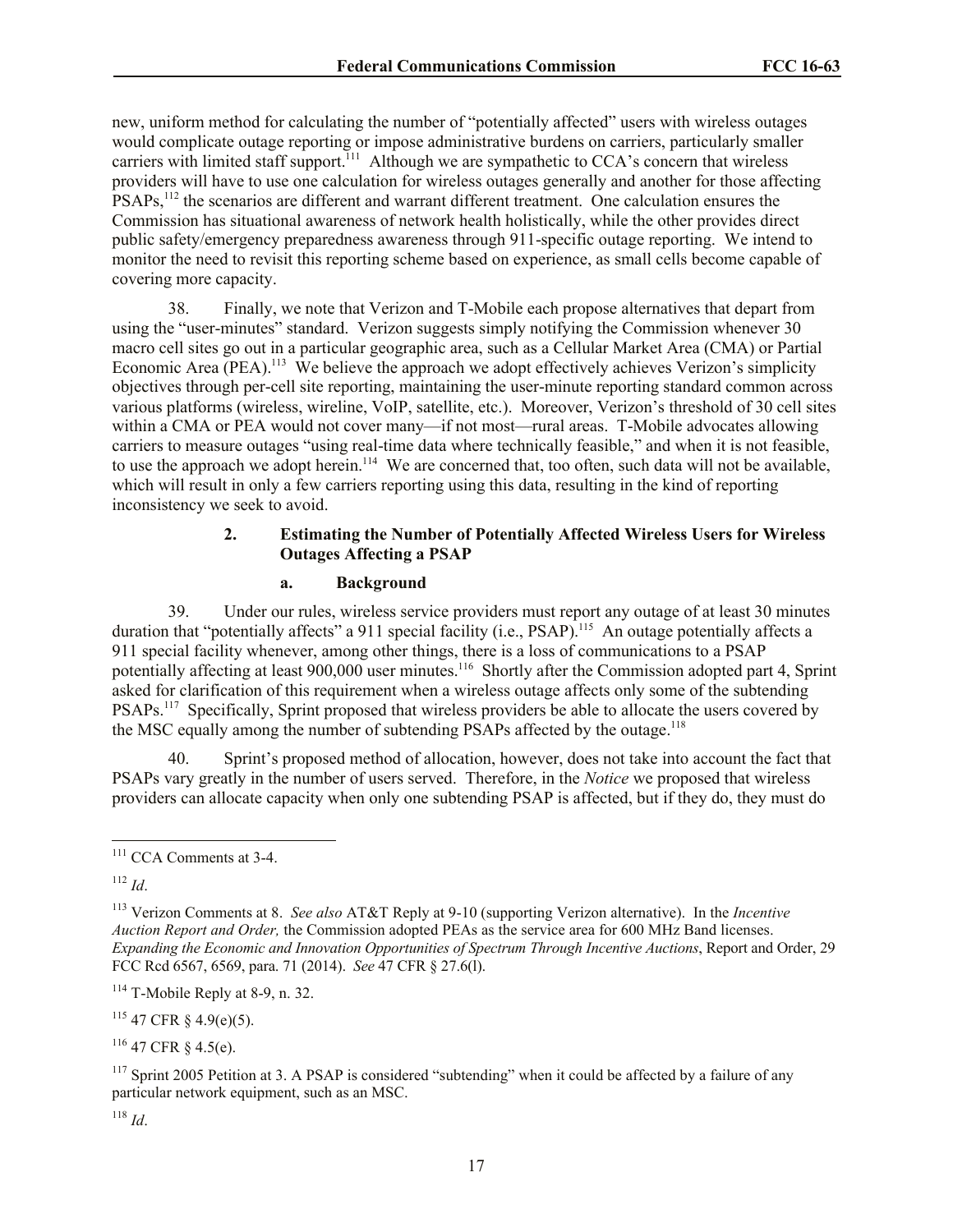new, uniform method for calculating the number of "potentially affected" users with wireless outages would complicate outage reporting or impose administrative burdens on carriers, particularly smaller carriers with limited staff support.[111] Although we are sympathetic to CCA's concern that wireless providers will have to use one calculation for wireless outages generally and another for those affecting PSAPs,[112] the scenarios are different and warrant different treatment. One calculation ensures the Commission has situational awareness of network health holistically, while the other provides direct public safety/emergency preparedness awareness through 911-specific outage reporting. We intend to monitor the need to revisit this reporting scheme based on experience, as small cells become capable of covering more capacity.

38. Finally, we note that Verizon and T-Mobile each propose alternatives that depart from using the "user-minutes" standard. Verizon suggests simply notifying the Commission whenever 30 macro cell sites go out in a particular geographic area, such as a Cellular Market Area (CMA) or Partial Economic Area (PEA).[113] We believe the approach we adopt effectively achieves Verizon's simplicity objectives through per-cell site reporting, maintaining the user-minute reporting standard common across various platforms (wireless, wireline, VoIP, satellite, etc.). Moreover, Verizon's threshold of 30 cell sites within a CMA or PEA would not cover many—if not most—rural areas. T-Mobile advocates allowing carriers to measure outages "using real-time data where technically feasible," and when it is not feasible, to use the approach we adopt herein.[114] We are concerned that, too often, such data will not be available, which will result in only a few carriers reporting using this data, resulting in the kind of reporting inconsistency we seek to avoid.

### 2. Estimating the Number of Potentially Affected Wireless Users for Wireless Outages Affecting a PSAP

#### a. Background

39. Under our rules, wireless service providers must report any outage of at least 30 minutes duration that "potentially affects" a 911 special facility (i.e., PSAP).[115] An outage potentially affects a 911 special facility whenever, among other things, there is a loss of communications to a PSAP potentially affecting at least 900,000 user minutes.[116] Shortly after the Commission adopted part 4, Sprint asked for clarification of this requirement when a wireless outage affects only some of the subtending PSAPs.[117] Specifically, Sprint proposed that wireless providers be able to allocate the users covered by the MSC equally among the number of subtending PSAPs affected by the outage.[118]

40. Sprint's proposed method of allocation, however, does not take into account the fact that PSAPs vary greatly in the number of users served. Therefore, in the *Notice* we proposed that wireless providers can allocate capacity when only one subtending PSAP is affected, but if they do, they must do

---

[111] CCA Comments at 3-4.

[112] *Id*.

[113] Verizon Comments at 8. *See also* AT&T Reply at 9-10 (supporting Verizon alternative). In the *Incentive Auction Report and Order,* the Commission adopted PEAs as the service area for 600 MHz Band licenses. *Expanding the Economic and Innovation Opportunities of Spectrum Through Incentive Auctions*, Report and Order, 29 FCC Rcd 6567, 6569, para. 71 (2014). *See* 47 CFR § 27.6(l).

[114] T-Mobile Reply at 8-9, n. 32.

[115] 47 CFR § 4.9(e)(5).

[116] 47 CFR § 4.5(e).

[117] Sprint 2005 Petition at 3. A PSAP is considered "subtending" when it could be affected by a failure of any particular network equipment, such as an MSC.

[118] *Id*.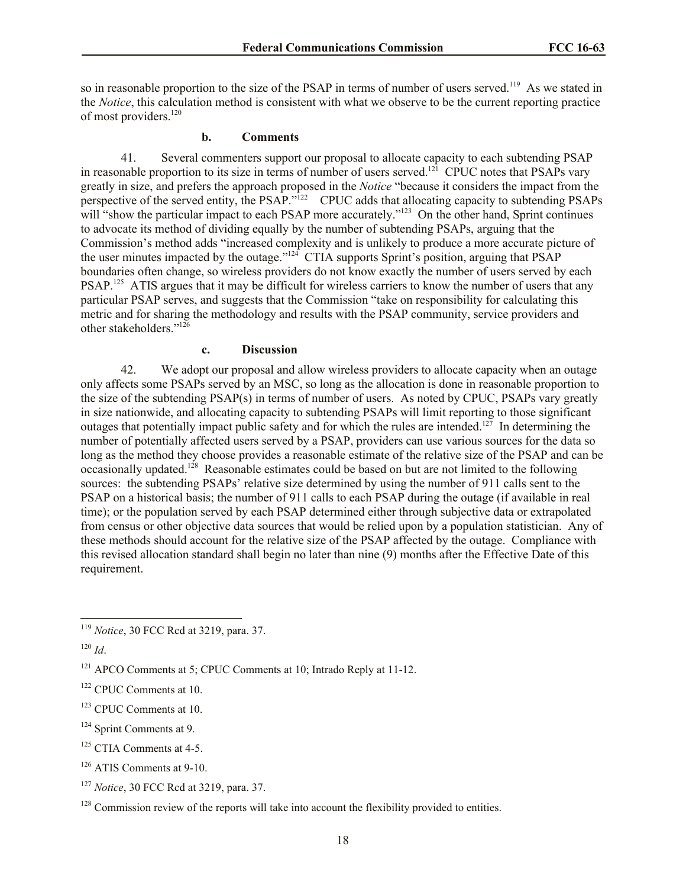so in reasonable proportion to the size of the PSAP in terms of number of users served.[119] As we stated in the *Notice*, this calculation method is consistent with what we observe to be the current reporting practice of most providers.[120]

#### b. Comments

41. Several commenters support our proposal to allocate capacity to each subtending PSAP in reasonable proportion to its size in terms of number of users served.[121] CPUC notes that PSAPs vary greatly in size, and prefers the approach proposed in the *Notice* "because it considers the impact from the perspective of the served entity, the PSAP."[122] CPUC adds that allocating capacity to subtending PSAPs will "show the particular impact to each PSAP more accurately."[123] On the other hand, Sprint continues to advocate its method of dividing equally by the number of subtending PSAPs, arguing that the Commission's method adds "increased complexity and is unlikely to produce a more accurate picture of the user minutes impacted by the outage."[124] CTIA supports Sprint's position, arguing that PSAP boundaries often change, so wireless providers do not know exactly the number of users served by each PSAP.[125] ATIS argues that it may be difficult for wireless carriers to know the number of users that any particular PSAP serves, and suggests that the Commission "take on responsibility for calculating this metric and for sharing the methodology and results with the PSAP community, service providers and other stakeholders."[126]

#### c. Discussion

42. We adopt our proposal and allow wireless providers to allocate capacity when an outage only affects some PSAPs served by an MSC, so long as the allocation is done in reasonable proportion to the size of the subtending PSAP(s) in terms of number of users. As noted by CPUC, PSAPs vary greatly in size nationwide, and allocating capacity to subtending PSAPs will limit reporting to those significant outages that potentially impact public safety and for which the rules are intended.[127] In determining the number of potentially affected users served by a PSAP, providers can use various sources for the data so long as the method they choose provides a reasonable estimate of the relative size of the PSAP and can be occasionally updated.[128] Reasonable estimates could be based on but are not limited to the following sources: the subtending PSAPs' relative size determined by using the number of 911 calls sent to the PSAP on a historical basis; the number of 911 calls to each PSAP during the outage (if available in real time); or the population served by each PSAP determined either through subjective data or extrapolated from census or other objective data sources that would be relied upon by a population statistician. Any of these methods should account for the relative size of the PSAP affected by the outage. Compliance with this revised allocation standard shall begin no later than nine (9) months after the Effective Date of this requirement.

---

[119] *Notice*, 30 FCC Rcd at 3219, para. 37.

[120] *Id*.

[121] APCO Comments at 5; CPUC Comments at 10; Intrado Reply at 11-12.

[122] CPUC Comments at 10.

[123] CPUC Comments at 10.

[124] Sprint Comments at 9.

[125] CTIA Comments at 4-5.

[126] ATIS Comments at 9-10.

[127] *Notice*, 30 FCC Rcd at 3219, para. 37.

[128] Commission review of the reports will take into account the flexibility provided to entities.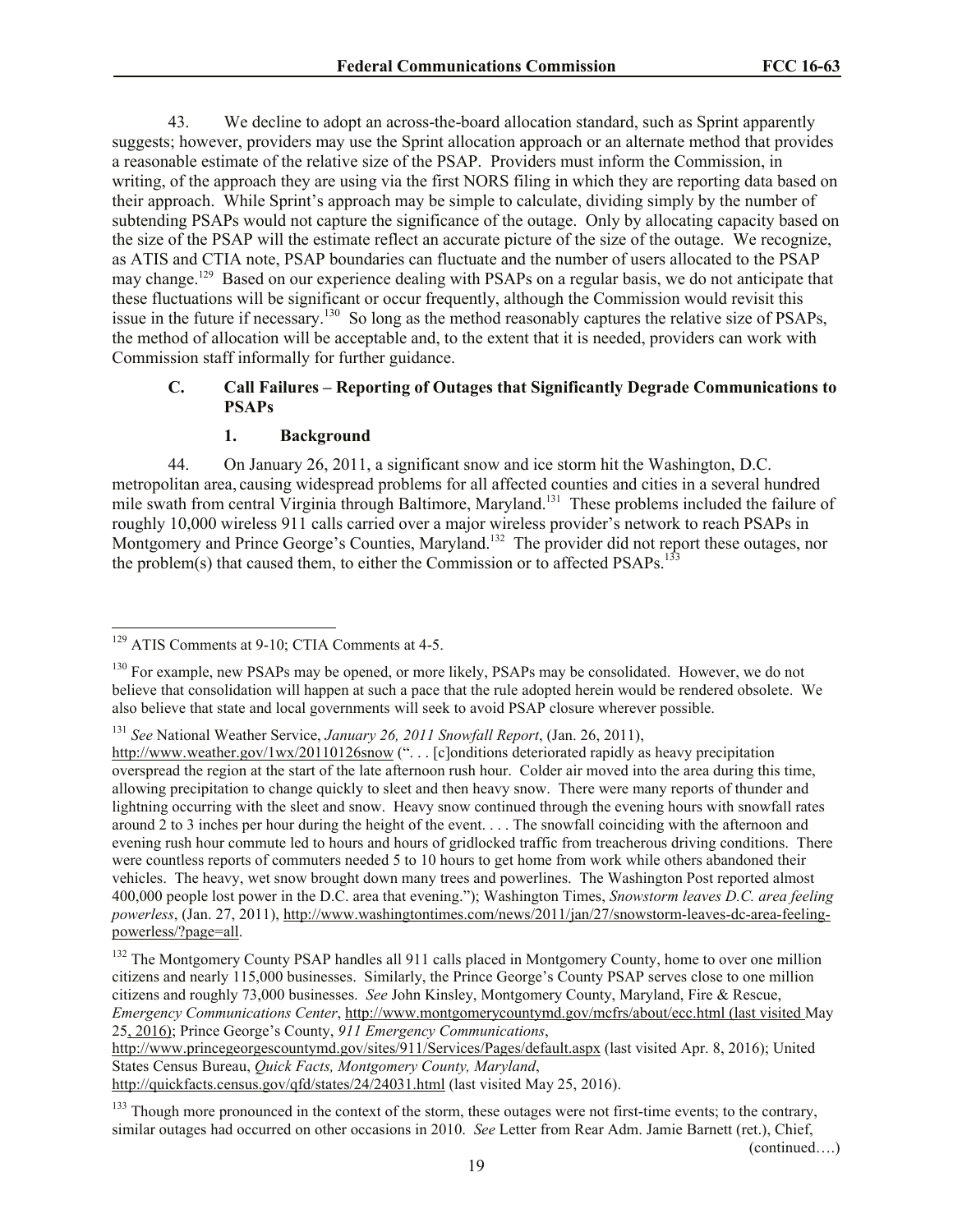43. We decline to adopt an across-the-board allocation standard, such as Sprint apparently suggests; however, providers may use the Sprint allocation approach or an alternate method that provides a reasonable estimate of the relative size of the PSAP. Providers must inform the Commission, in writing, of the approach they are using via the first NORS filing in which they are reporting data based on their approach. While Sprint's approach may be simple to calculate, dividing simply by the number of subtending PSAPs would not capture the significance of the outage. Only by allocating capacity based on the size of the PSAP will the estimate reflect an accurate picture of the size of the outage. We recognize, as ATIS and CTIA note, PSAP boundaries can fluctuate and the number of users allocated to the PSAP may change.[129] Based on our experience dealing with PSAPs on a regular basis, we do not anticipate that these fluctuations will be significant or occur frequently, although the Commission would revisit this issue in the future if necessary.[130] So long as the method reasonably captures the relative size of PSAPs, the method of allocation will be acceptable and, to the extent that it is needed, providers can work with Commission staff informally for further guidance.

### C. Call Failures – Reporting of Outages that Significantly Degrade Communications to PSAPs

#### 1. Background

44. On January 26, 2011, a significant snow and ice storm hit the Washington, D.C. metropolitan area, causing widespread problems for all affected counties and cities in a several hundred mile swath from central Virginia through Baltimore, Maryland.[131] These problems included the failure of roughly 10,000 wireless 911 calls carried over a major wireless provider's network to reach PSAPs in Montgomery and Prince George's Counties, Maryland.[132] The provider did not report these outages, nor the problem(s) that caused them, to either the Commission or to affected PSAPs.[133]

---

[129] ATIS Comments at 9-10; CTIA Comments at 4-5.

[130] For example, new PSAPs may be opened, or more likely, PSAPs may be consolidated. However, we do not believe that consolidation will happen at such a pace that the rule adopted herein would be rendered obsolete. We also believe that state and local governments will seek to avoid PSAP closure wherever possible.

[131] *See* National Weather Service, *January 26, 2011 Snowfall Report*, (Jan. 26, 2011), http://www.weather.gov/1wx/20110126snow (". . . [c]onditions deteriorated rapidly as heavy precipitation overspread the region at the start of the late afternoon rush hour. Colder air moved into the area during this time, allowing precipitation to change quickly to sleet and then heavy snow. There were many reports of thunder and lightning occurring with the sleet and snow. Heavy snow continued through the evening hours with snowfall rates around 2 to 3 inches per hour during the height of the event. . . . The snowfall coinciding with the afternoon and evening rush hour commute led to hours and hours of gridlocked traffic from treacherous driving conditions. There were countless reports of commuters needed 5 to 10 hours to get home from work while others abandoned their vehicles. The heavy, wet snow brought down many trees and powerlines. The Washington Post reported almost 400,000 people lost power in the D.C. area that evening."); Washington Times, *Snowstorm leaves D.C. area feeling powerless*, (Jan. 27, 2011), http://www.washingtontimes.com/news/2011/jan/27/snowstorm-leaves-dc-area-feeling-powerless/?page=all.

[132] The Montgomery County PSAP handles all 911 calls placed in Montgomery County, home to over one million citizens and nearly 115,000 businesses. Similarly, the Prince George's County PSAP serves close to one million citizens and roughly 73,000 businesses. *See* John Kinsley, Montgomery County, Maryland, Fire & Rescue, *Emergency Communications Center*, http://www.montgomerycountymd.gov/mcfrs/about/ecc.html (last visited May 25, 2016); Prince George's County, *911 Emergency Communications*, http://www.princegeorgescountymd.gov/sites/911/Services/Pages/default.aspx (last visited Apr. 8, 2016); United States Census Bureau, *Quick Facts, Montgomery County, Maryland*, http://quickfacts.census.gov/qfd/states/24/24031.html (last visited May 25, 2016).

[133] Though more pronounced in the context of the storm, these outages were not first-time events; to the contrary, similar outages had occurred on other occasions in 2010. *See* Letter from Rear Adm. Jamie Barnett (ret.), Chief,

(continued….)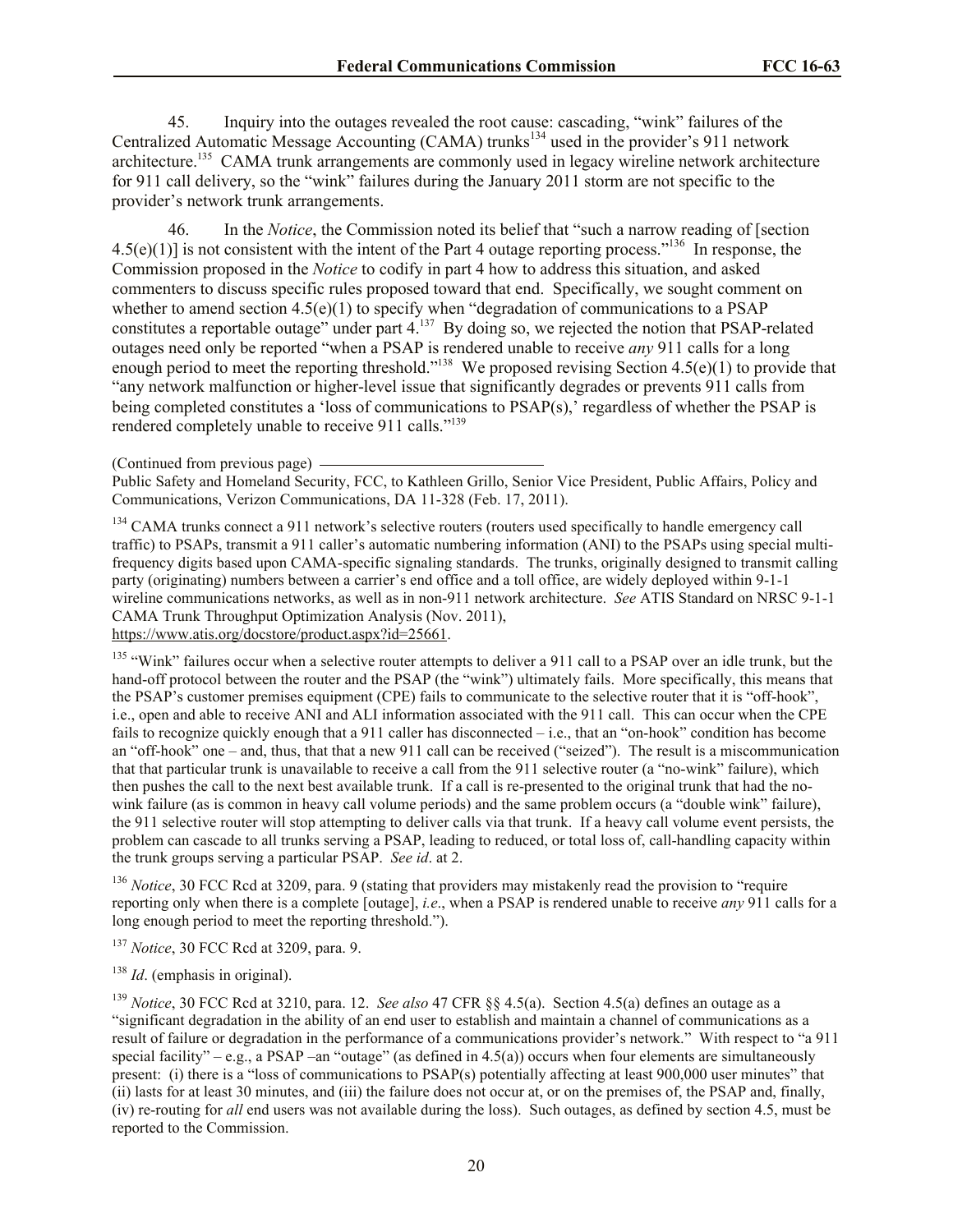45. Inquiry into the outages revealed the root cause: cascading, "wink" failures of the Centralized Automatic Message Accounting (CAMA) trunks[134] used in the provider's 911 network architecture.[135] CAMA trunk arrangements are commonly used in legacy wireline network architecture for 911 call delivery, so the "wink" failures during the January 2011 storm are not specific to the provider's network trunk arrangements.

46. In the *Notice*, the Commission noted its belief that "such a narrow reading of [section 4.5(e)(1)] is not consistent with the intent of the Part 4 outage reporting process."[136] In response, the Commission proposed in the *Notice* to codify in part 4 how to address this situation, and asked commenters to discuss specific rules proposed toward that end. Specifically, we sought comment on whether to amend section 4.5(e)(1) to specify when "degradation of communications to a PSAP constitutes a reportable outage" under part 4.[137] By doing so, we rejected the notion that PSAP-related outages need only be reported "when a PSAP is rendered unable to receive *any* 911 calls for a long enough period to meet the reporting threshold."[138] We proposed revising Section 4.5(e)(1) to provide that "any network malfunction or higher-level issue that significantly degrades or prevents 911 calls from being completed constitutes a 'loss of communications to PSAP(s),' regardless of whether the PSAP is rendered completely unable to receive 911 calls."[139]

(Continued from previous page)

Public Safety and Homeland Security, FCC, to Kathleen Grillo, Senior Vice President, Public Affairs, Policy and Communications, Verizon Communications, DA 11-328 (Feb. 17, 2011).

[134] CAMA trunks connect a 911 network's selective routers (routers used specifically to handle emergency call traffic) to PSAPs, transmit a 911 caller's automatic numbering information (ANI) to the PSAPs using special multi-frequency digits based upon CAMA-specific signaling standards. The trunks, originally designed to transmit calling party (originating) numbers between a carrier's end office and a toll office, are widely deployed within 9-1-1 wireline communications networks, as well as in non-911 network architecture. *See* ATIS Standard on NRSC 9-1-1 CAMA Trunk Throughput Optimization Analysis (Nov. 2011), https://www.atis.org/docstore/product.aspx?id=25661.

[135] "Wink" failures occur when a selective router attempts to deliver a 911 call to a PSAP over an idle trunk, but the hand-off protocol between the router and the PSAP (the "wink") ultimately fails. More specifically, this means that the PSAP's customer premises equipment (CPE) fails to communicate to the selective router that it is "off-hook", i.e., open and able to receive ANI and ALI information associated with the 911 call. This can occur when the CPE fails to recognize quickly enough that a 911 caller has disconnected – i.e., that an "on-hook" condition has become an "off-hook" one – and, thus, that that a new 911 call can be received ("seized"). The result is a miscommunication that that particular trunk is unavailable to receive a call from the 911 selective router (a "no-wink" failure), which then pushes the call to the next best available trunk. If a call is re-presented to the original trunk that had the no-wink failure (as is common in heavy call volume periods) and the same problem occurs (a "double wink" failure), the 911 selective router will stop attempting to deliver calls via that trunk. If a heavy call volume event persists, the problem can cascade to all trunks serving a PSAP, leading to reduced, or total loss of, call-handling capacity within the trunk groups serving a particular PSAP. *See id*. at 2.

[136] *Notice*, 30 FCC Rcd at 3209, para. 9 (stating that providers may mistakenly read the provision to "require reporting only when there is a complete [outage], *i.e*., when a PSAP is rendered unable to receive *any* 911 calls for a long enough period to meet the reporting threshold.").

[137] *Notice*, 30 FCC Rcd at 3209, para. 9.

[138] *Id*. (emphasis in original).

[139] *Notice*, 30 FCC Rcd at 3210, para. 12. *See also* 47 CFR §§ 4.5(a). Section 4.5(a) defines an outage as a "significant degradation in the ability of an end user to establish and maintain a channel of communications as a result of failure or degradation in the performance of a communications provider's network." With respect to "a 911 special facility" – e.g., a PSAP –an "outage" (as defined in 4.5(a)) occurs when four elements are simultaneously present: (i) there is a "loss of communications to PSAP(s) potentially affecting at least 900,000 user minutes" that (ii) lasts for at least 30 minutes, and (iii) the failure does not occur at, or on the premises of, the PSAP and, finally, (iv) re-routing for *all* end users was not available during the loss). Such outages, as defined by section 4.5, must be reported to the Commission.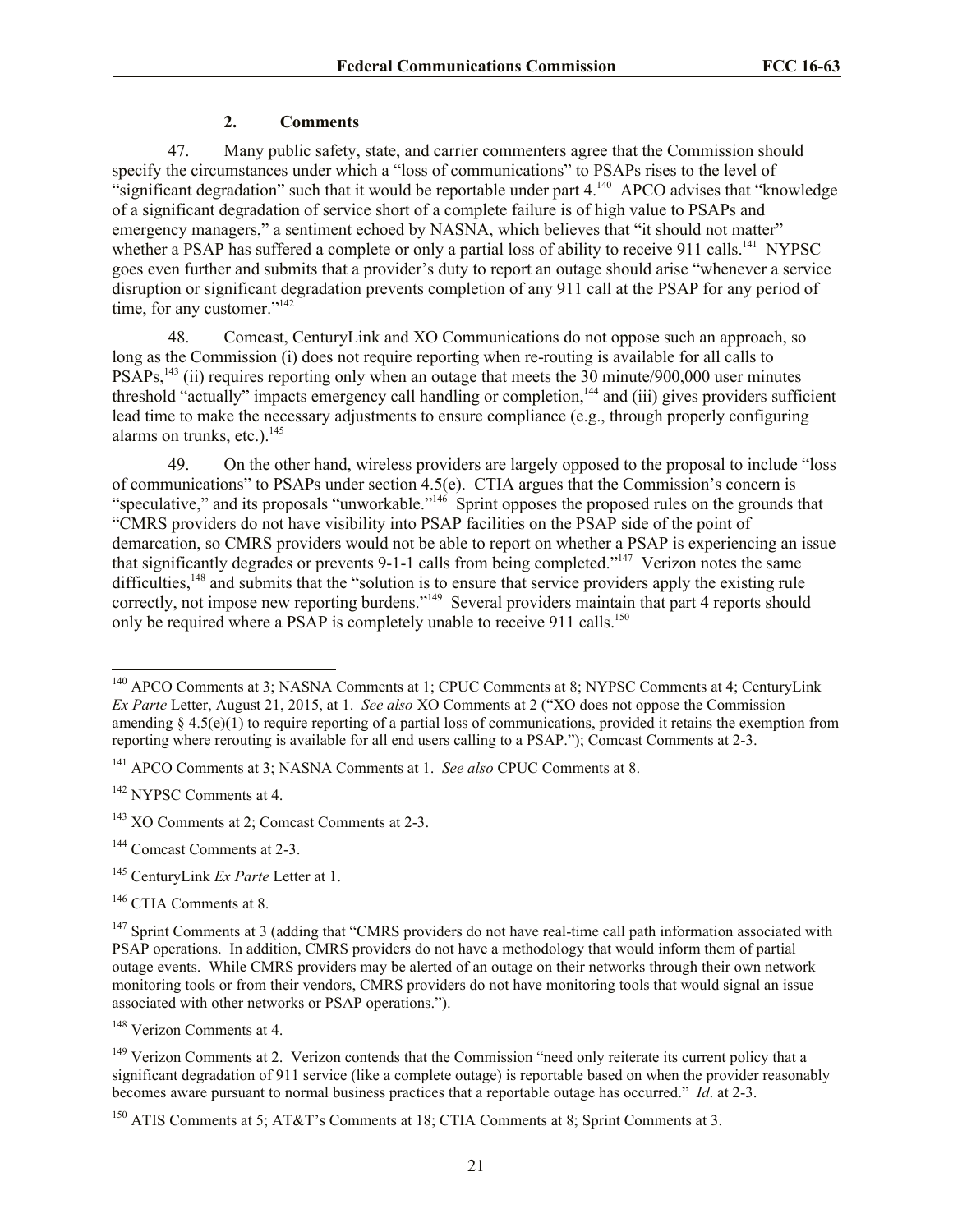### 2. Comments

47. Many public safety, state, and carrier commenters agree that the Commission should specify the circumstances under which a "loss of communications" to PSAPs rises to the level of "significant degradation" such that it would be reportable under part 4.[140] APCO advises that "knowledge of a significant degradation of service short of a complete failure is of high value to PSAPs and emergency managers," a sentiment echoed by NASNA, which believes that "it should not matter" whether a PSAP has suffered a complete or only a partial loss of ability to receive 911 calls.[141] NYPSC goes even further and submits that a provider's duty to report an outage should arise "whenever a service disruption or significant degradation prevents completion of any 911 call at the PSAP for any period of time, for any customer."[142]

48. Comcast, CenturyLink and XO Communications do not oppose such an approach, so long as the Commission (i) does not require reporting when re-routing is available for all calls to PSAPs,[143] (ii) requires reporting only when an outage that meets the 30 minute/900,000 user minutes threshold "actually" impacts emergency call handling or completion,[144] and (iii) gives providers sufficient lead time to make the necessary adjustments to ensure compliance (e.g., through properly configuring alarms on trunks, etc.).[145]

49. On the other hand, wireless providers are largely opposed to the proposal to include "loss of communications" to PSAPs under section 4.5(e). CTIA argues that the Commission's concern is "speculative," and its proposals "unworkable."[146] Sprint opposes the proposed rules on the grounds that "CMRS providers do not have visibility into PSAP facilities on the PSAP side of the point of demarcation, so CMRS providers would not be able to report on whether a PSAP is experiencing an issue that significantly degrades or prevents 9-1-1 calls from being completed."[147] Verizon notes the same difficulties,[148] and submits that the "solution is to ensure that service providers apply the existing rule correctly, not impose new reporting burdens."[149] Several providers maintain that part 4 reports should only be required where a PSAP is completely unable to receive 911 calls.[150]

---

[140] APCO Comments at 3; NASNA Comments at 1; CPUC Comments at 8; NYPSC Comments at 4; CenturyLink *Ex Parte* Letter, August 21, 2015, at 1. *See also* XO Comments at 2 ("XO does not oppose the Commission amending § 4.5(e)(1) to require reporting of a partial loss of communications, provided it retains the exemption from reporting where rerouting is available for all end users calling to a PSAP."); Comcast Comments at 2-3.

[141] APCO Comments at 3; NASNA Comments at 1. *See also* CPUC Comments at 8.

[142] NYPSC Comments at 4.

[143] XO Comments at 2; Comcast Comments at 2-3.

[144] Comcast Comments at 2-3.

[145] CenturyLink *Ex Parte* Letter at 1.

[146] CTIA Comments at 8.

[147] Sprint Comments at 3 (adding that "CMRS providers do not have real-time call path information associated with PSAP operations. In addition, CMRS providers do not have a methodology that would inform them of partial outage events. While CMRS providers may be alerted of an outage on their networks through their own network monitoring tools or from their vendors, CMRS providers do not have monitoring tools that would signal an issue associated with other networks or PSAP operations.").

[148] Verizon Comments at 4.

[149] Verizon Comments at 2. Verizon contends that the Commission "need only reiterate its current policy that a significant degradation of 911 service (like a complete outage) is reportable based on when the provider reasonably becomes aware pursuant to normal business practices that a reportable outage has occurred." *Id*. at 2-3.

[150] ATIS Comments at 5; AT&T's Comments at 18; CTIA Comments at 8; Sprint Comments at 3.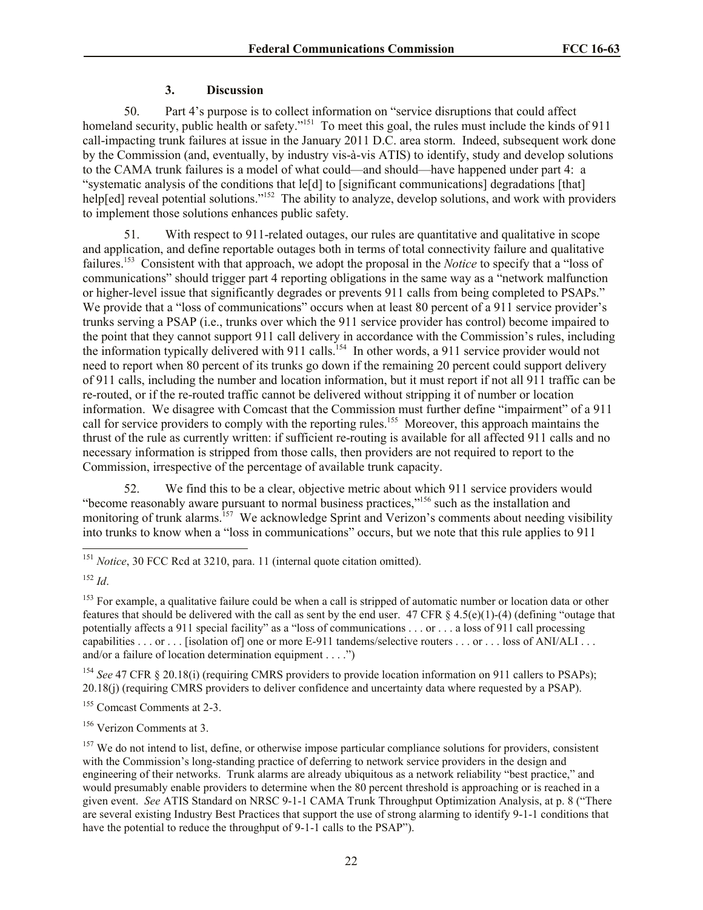### 3. Discussion

50. Part 4's purpose is to collect information on "service disruptions that could affect homeland security, public health or safety."[151] To meet this goal, the rules must include the kinds of 911 call-impacting trunk failures at issue in the January 2011 D.C. area storm. Indeed, subsequent work done by the Commission (and, eventually, by industry vis-à-vis ATIS) to identify, study and develop solutions to the CAMA trunk failures is a model of what could—and should—have happened under part 4: a "systematic analysis of the conditions that le[d] to [significant communications] degradations [that] help[ed] reveal potential solutions."[152] The ability to analyze, develop solutions, and work with providers to implement those solutions enhances public safety.

51. With respect to 911-related outages, our rules are quantitative and qualitative in scope and application, and define reportable outages both in terms of total connectivity failure and qualitative failures.[153] Consistent with that approach, we adopt the proposal in the *Notice* to specify that a "loss of communications" should trigger part 4 reporting obligations in the same way as a "network malfunction or higher-level issue that significantly degrades or prevents 911 calls from being completed to PSAPs." We provide that a "loss of communications" occurs when at least 80 percent of a 911 service provider's trunks serving a PSAP (i.e., trunks over which the 911 service provider has control) become impaired to the point that they cannot support 911 call delivery in accordance with the Commission's rules, including the information typically delivered with 911 calls.[154] In other words, a 911 service provider would not need to report when 80 percent of its trunks go down if the remaining 20 percent could support delivery of 911 calls, including the number and location information, but it must report if not all 911 traffic can be re-routed, or if the re-routed traffic cannot be delivered without stripping it of number or location information. We disagree with Comcast that the Commission must further define "impairment" of a 911 call for service providers to comply with the reporting rules.[155] Moreover, this approach maintains the thrust of the rule as currently written: if sufficient re-routing is available for all affected 911 calls and no necessary information is stripped from those calls, then providers are not required to report to the Commission, irrespective of the percentage of available trunk capacity.

52. We find this to be a clear, objective metric about which 911 service providers would "become reasonably aware pursuant to normal business practices,"[156] such as the installation and monitoring of trunk alarms.[157] We acknowledge Sprint and Verizon's comments about needing visibility into trunks to know when a "loss in communications" occurs, but we note that this rule applies to 911

---

[151] *Notice*, 30 FCC Rcd at 3210, para. 11 (internal quote citation omitted).

[152] *Id*.

[153] For example, a qualitative failure could be when a call is stripped of automatic number or location data or other features that should be delivered with the call as sent by the end user. 47 CFR § 4.5(e)(1)-(4) (defining "outage that potentially affects a 911 special facility" as a "loss of communications . . . or . . . a loss of 911 call processing capabilities . . . or . . . [isolation of] one or more E-911 tandems/selective routers . . . or . . . loss of ANI/ALI . . . and/or a failure of location determination equipment . . . .")

[154] *See* 47 CFR § 20.18(i) (requiring CMRS providers to provide location information on 911 callers to PSAPs); 20.18(j) (requiring CMRS providers to deliver confidence and uncertainty data where requested by a PSAP).

[155] Comcast Comments at 2-3.

[156] Verizon Comments at 3.

[157] We do not intend to list, define, or otherwise impose particular compliance solutions for providers, consistent with the Commission's long-standing practice of deferring to network service providers in the design and engineering of their networks. Trunk alarms are already ubiquitous as a network reliability "best practice," and would presumably enable providers to determine when the 80 percent threshold is approaching or is reached in a given event. *See* ATIS Standard on NRSC 9-1-1 CAMA Trunk Throughput Optimization Analysis, at p. 8 ("There are several existing Industry Best Practices that support the use of strong alarming to identify 9-1-1 conditions that have the potential to reduce the throughput of 9-1-1 calls to the PSAP").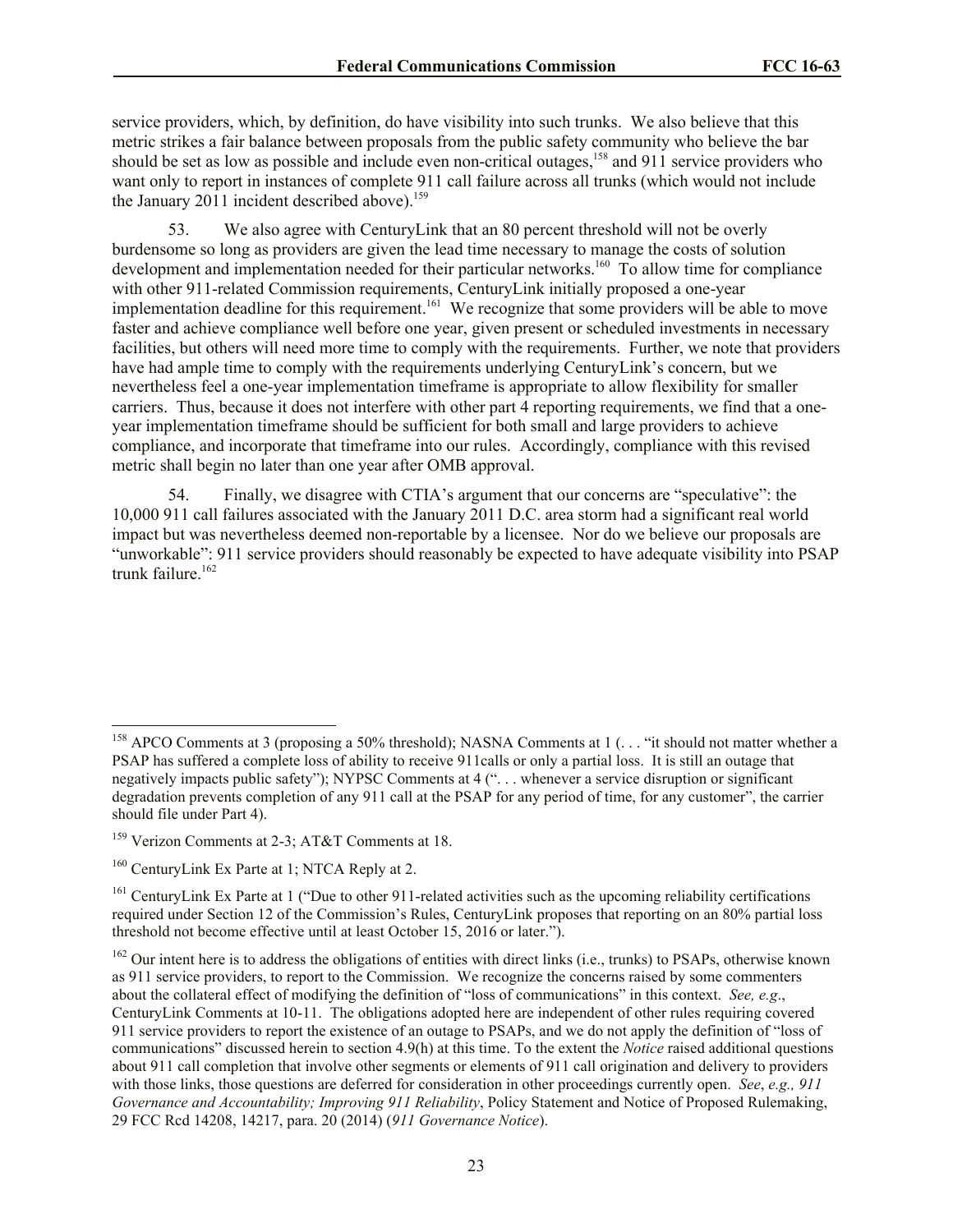service providers, which, by definition, do have visibility into such trunks. We also believe that this metric strikes a fair balance between proposals from the public safety community who believe the bar should be set as low as possible and include even non-critical outages,[158] and 911 service providers who want only to report in instances of complete 911 call failure across all trunks (which would not include the January 2011 incident described above).[159]

53. We also agree with CenturyLink that an 80 percent threshold will not be overly burdensome so long as providers are given the lead time necessary to manage the costs of solution development and implementation needed for their particular networks.[160] To allow time for compliance with other 911-related Commission requirements, CenturyLink initially proposed a one-year implementation deadline for this requirement.[161] We recognize that some providers will be able to move faster and achieve compliance well before one year, given present or scheduled investments in necessary facilities, but others will need more time to comply with the requirements. Further, we note that providers have had ample time to comply with the requirements underlying CenturyLink's concern, but we nevertheless feel a one-year implementation timeframe is appropriate to allow flexibility for smaller carriers. Thus, because it does not interfere with other part 4 reporting requirements, we find that a one-year implementation timeframe should be sufficient for both small and large providers to achieve compliance, and incorporate that timeframe into our rules. Accordingly, compliance with this revised metric shall begin no later than one year after OMB approval.

54. Finally, we disagree with CTIA's argument that our concerns are "speculative": the 10,000 911 call failures associated with the January 2011 D.C. area storm had a significant real world impact but was nevertheless deemed non-reportable by a licensee. Nor do we believe our proposals are "unworkable": 911 service providers should reasonably be expected to have adequate visibility into PSAP trunk failure.[162]

---

[158] APCO Comments at 3 (proposing a 50% threshold); NASNA Comments at 1 (. . . "it should not matter whether a PSAP has suffered a complete loss of ability to receive 911calls or only a partial loss. It is still an outage that negatively impacts public safety"); NYPSC Comments at 4 (". . . whenever a service disruption or significant degradation prevents completion of any 911 call at the PSAP for any period of time, for any customer", the carrier should file under Part 4).

[159] Verizon Comments at 2-3; AT&T Comments at 18.

[160] CenturyLink Ex Parte at 1; NTCA Reply at 2.

[161] CenturyLink Ex Parte at 1 ("Due to other 911-related activities such as the upcoming reliability certifications required under Section 12 of the Commission's Rules, CenturyLink proposes that reporting on an 80% partial loss threshold not become effective until at least October 15, 2016 or later.").

[162] Our intent here is to address the obligations of entities with direct links (i.e., trunks) to PSAPs, otherwise known as 911 service providers, to report to the Commission. We recognize the concerns raised by some commenters about the collateral effect of modifying the definition of "loss of communications" in this context. *See, e.g*., CenturyLink Comments at 10-11. The obligations adopted here are independent of other rules requiring covered 911 service providers to report the existence of an outage to PSAPs, and we do not apply the definition of "loss of communications" discussed herein to section 4.9(h) at this time. To the extent the *Notice* raised additional questions about 911 call completion that involve other segments or elements of 911 call origination and delivery to providers with those links, those questions are deferred for consideration in other proceedings currently open. *See*, *e.g., 911 Governance and Accountability; Improving 911 Reliability*, Policy Statement and Notice of Proposed Rulemaking, 29 FCC Rcd 14208, 14217, para. 20 (2014) (*911 Governance Notice*).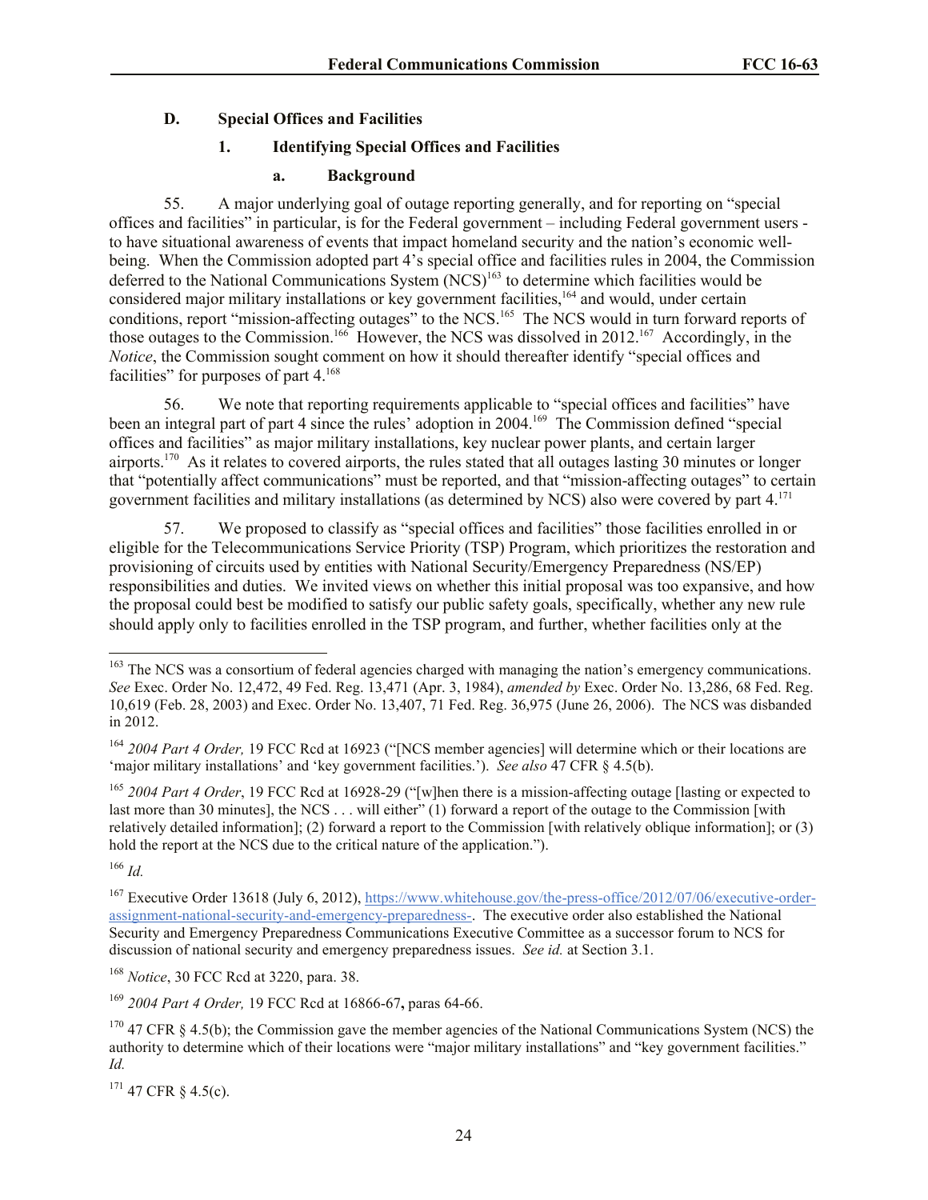### D. Special Offices and Facilities

#### 1. Identifying Special Offices and Facilities

##### a. Background

55. A major underlying goal of outage reporting generally, and for reporting on "special offices and facilities" in particular, is for the Federal government – including Federal government users - to have situational awareness of events that impact homeland security and the nation's economic well-being. When the Commission adopted part 4's special office and facilities rules in 2004, the Commission deferred to the National Communications System (NCS)[163] to determine which facilities would be considered major military installations or key government facilities,[164] and would, under certain conditions, report "mission-affecting outages" to the NCS.[165] The NCS would in turn forward reports of those outages to the Commission.[166] However, the NCS was dissolved in 2012.[167] Accordingly, in the *Notice*, the Commission sought comment on how it should thereafter identify "special offices and facilities" for purposes of part 4.[168]

56. We note that reporting requirements applicable to "special offices and facilities" have been an integral part of part 4 since the rules' adoption in 2004.[169] The Commission defined "special offices and facilities" as major military installations, key nuclear power plants, and certain larger airports.[170] As it relates to covered airports, the rules stated that all outages lasting 30 minutes or longer that "potentially affect communications" must be reported, and that "mission-affecting outages" to certain government facilities and military installations (as determined by NCS) also were covered by part 4.[171]

57. We proposed to classify as "special offices and facilities" those facilities enrolled in or eligible for the Telecommunications Service Priority (TSP) Program, which prioritizes the restoration and provisioning of circuits used by entities with National Security/Emergency Preparedness (NS/EP) responsibilities and duties. We invited views on whether this initial proposal was too expansive, and how the proposal could best be modified to satisfy our public safety goals, specifically, whether any new rule should apply only to facilities enrolled in the TSP program, and further, whether facilities only at the

---

[163] The NCS was a consortium of federal agencies charged with managing the nation's emergency communications. *See* Exec. Order No. 12,472, 49 Fed. Reg. 13,471 (Apr. 3, 1984), *amended by* Exec. Order No. 13,286, 68 Fed. Reg. 10,619 (Feb. 28, 2003) and Exec. Order No. 13,407, 71 Fed. Reg. 36,975 (June 26, 2006). The NCS was disbanded in 2012.

[164] *2004 Part 4 Order,* 19 FCC Rcd at 16923 ("[NCS member agencies] will determine which or their locations are 'major military installations' and 'key government facilities.'). *See also* 47 CFR § 4.5(b).

[165] *2004 Part 4 Order*, 19 FCC Rcd at 16928-29 ("[w]hen there is a mission-affecting outage [lasting or expected to last more than 30 minutes], the NCS . . . will either" (1) forward a report of the outage to the Commission [with relatively detailed information]; (2) forward a report to the Commission [with relatively oblique information]; or (3) hold the report at the NCS due to the critical nature of the application.").

[166] *Id.*

[167] Executive Order 13618 (July 6, 2012), https://www.whitehouse.gov/the-press-office/2012/07/06/executive-order-assignment-national-security-and-emergency-preparedness-. The executive order also established the National Security and Emergency Preparedness Communications Executive Committee as a successor forum to NCS for discussion of national security and emergency preparedness issues. *See id.* at Section 3.1.

[168] *Notice*, 30 FCC Rcd at 3220, para. 38.

[169] *2004 Part 4 Order,* 19 FCC Rcd at 16866-67**,** paras 64-66.

[170] 47 CFR § 4.5(b); the Commission gave the member agencies of the National Communications System (NCS) the authority to determine which of their locations were "major military installations" and "key government facilities." *Id.*

[171] 47 CFR § 4.5(c).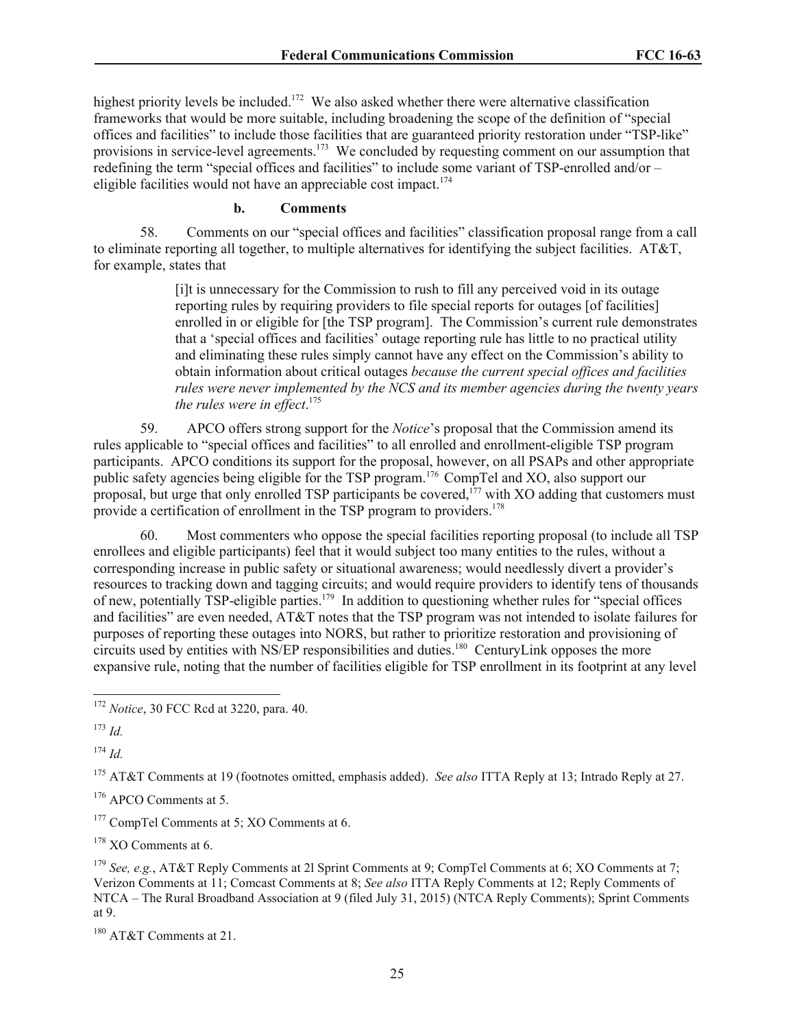highest priority levels be included.[172] We also asked whether there were alternative classification frameworks that would be more suitable, including broadening the scope of the definition of "special offices and facilities" to include those facilities that are guaranteed priority restoration under "TSP-like" provisions in service-level agreements.[173] We concluded by requesting comment on our assumption that redefining the term "special offices and facilities" to include some variant of TSP-enrolled and/or –eligible facilities would not have an appreciable cost impact.[174]

#### b. Comments

58. Comments on our "special offices and facilities" classification proposal range from a call to eliminate reporting all together, to multiple alternatives for identifying the subject facilities. AT&T, for example, states that

> [i]t is unnecessary for the Commission to rush to fill any perceived void in its outage reporting rules by requiring providers to file special reports for outages [of facilities] enrolled in or eligible for [the TSP program]. The Commission's current rule demonstrates that a 'special offices and facilities' outage reporting rule has little to no practical utility and eliminating these rules simply cannot have any effect on the Commission's ability to obtain information about critical outages *because the current special offices and facilities rules were never implemented by the NCS and its member agencies during the twenty years the rules were in effect*.[175]

59. APCO offers strong support for the *Notice*'s proposal that the Commission amend its rules applicable to "special offices and facilities" to all enrolled and enrollment-eligible TSP program participants. APCO conditions its support for the proposal, however, on all PSAPs and other appropriate public safety agencies being eligible for the TSP program.[176] CompTel and XO, also support our proposal, but urge that only enrolled TSP participants be covered,[177] with XO adding that customers must provide a certification of enrollment in the TSP program to providers.[178]

60. Most commenters who oppose the special facilities reporting proposal (to include all TSP enrollees and eligible participants) feel that it would subject too many entities to the rules, without a corresponding increase in public safety or situational awareness; would needlessly divert a provider's resources to tracking down and tagging circuits; and would require providers to identify tens of thousands of new, potentially TSP-eligible parties.[179] In addition to questioning whether rules for "special offices and facilities" are even needed, AT&T notes that the TSP program was not intended to isolate failures for purposes of reporting these outages into NORS, but rather to prioritize restoration and provisioning of circuits used by entities with NS/EP responsibilities and duties.[180] CenturyLink opposes the more expansive rule, noting that the number of facilities eligible for TSP enrollment in its footprint at any level

---

[172] *Notice*, 30 FCC Rcd at 3220, para. 40.

[173] *Id.*

[174] *Id.*

[175] AT&T Comments at 19 (footnotes omitted, emphasis added). *See also* ITTA Reply at 13; Intrado Reply at 27.

[176] APCO Comments at 5.

[177] CompTel Comments at 5; XO Comments at 6.

[178] XO Comments at 6.

[179] *See, e.g.*, AT&T Reply Comments at 2l Sprint Comments at 9; CompTel Comments at 6; XO Comments at 7; Verizon Comments at 11; Comcast Comments at 8; *See also* ITTA Reply Comments at 12; Reply Comments of NTCA – The Rural Broadband Association at 9 (filed July 31, 2015) (NTCA Reply Comments); Sprint Comments at 9.

[180] AT&T Comments at 21.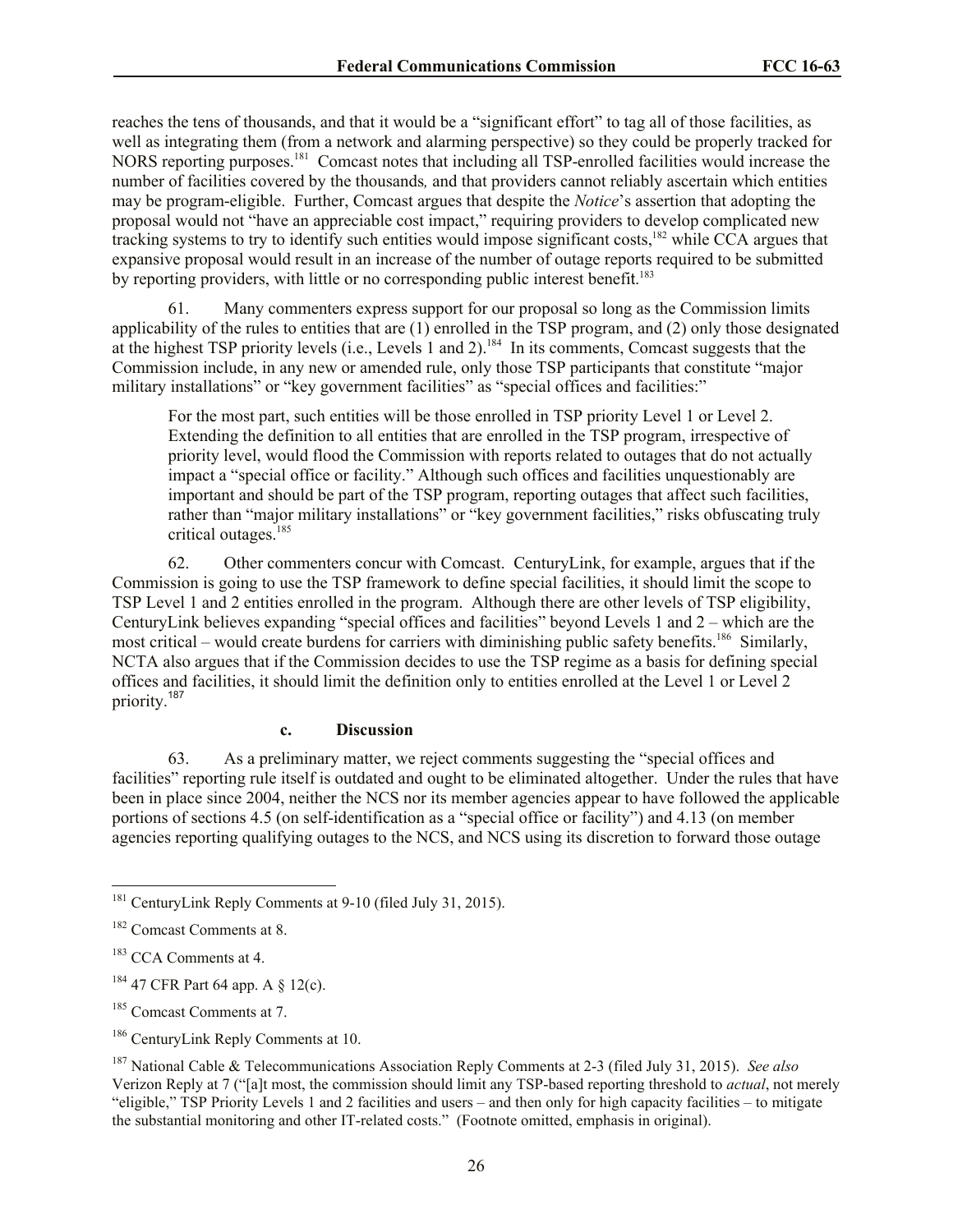reaches the tens of thousands, and that it would be a "significant effort" to tag all of those facilities, as well as integrating them (from a network and alarming perspective) so they could be properly tracked for NORS reporting purposes.[181] Comcast notes that including all TSP-enrolled facilities would increase the number of facilities covered by the thousands*,* and that providers cannot reliably ascertain which entities may be program-eligible. Further, Comcast argues that despite the *Notice*'s assertion that adopting the proposal would not "have an appreciable cost impact," requiring providers to develop complicated new tracking systems to try to identify such entities would impose significant costs,[182] while CCA argues that expansive proposal would result in an increase of the number of outage reports required to be submitted by reporting providers, with little or no corresponding public interest benefit.[183]

61. Many commenters express support for our proposal so long as the Commission limits applicability of the rules to entities that are (1) enrolled in the TSP program, and (2) only those designated at the highest TSP priority levels (i.e., Levels 1 and 2).[184] In its comments, Comcast suggests that the Commission include, in any new or amended rule, only those TSP participants that constitute "major military installations" or "key government facilities" as "special offices and facilities:"

> For the most part, such entities will be those enrolled in TSP priority Level 1 or Level 2. Extending the definition to all entities that are enrolled in the TSP program, irrespective of priority level, would flood the Commission with reports related to outages that do not actually impact a "special office or facility." Although such offices and facilities unquestionably are important and should be part of the TSP program, reporting outages that affect such facilities, rather than "major military installations" or "key government facilities," risks obfuscating truly critical outages.[185]

62. Other commenters concur with Comcast. CenturyLink, for example, argues that if the Commission is going to use the TSP framework to define special facilities, it should limit the scope to TSP Level 1 and 2 entities enrolled in the program. Although there are other levels of TSP eligibility, CenturyLink believes expanding "special offices and facilities" beyond Levels 1 and 2 – which are the most critical – would create burdens for carriers with diminishing public safety benefits.[186] Similarly, NCTA also argues that if the Commission decides to use the TSP regime as a basis for defining special offices and facilities, it should limit the definition only to entities enrolled at the Level 1 or Level 2 priority.[187]

#### c. Discussion

63. As a preliminary matter, we reject comments suggesting the "special offices and facilities" reporting rule itself is outdated and ought to be eliminated altogether. Under the rules that have been in place since 2004, neither the NCS nor its member agencies appear to have followed the applicable portions of sections 4.5 (on self-identification as a "special office or facility") and 4.13 (on member agencies reporting qualifying outages to the NCS, and NCS using its discretion to forward those outage

---

[181] CenturyLink Reply Comments at 9-10 (filed July 31, 2015).

[182] Comcast Comments at 8.

[183] CCA Comments at 4.

[184] 47 CFR Part 64 app. A § 12(c).

[185] Comcast Comments at 7.

[186] CenturyLink Reply Comments at 10.

[187] National Cable & Telecommunications Association Reply Comments at 2-3 (filed July 31, 2015). *See also* Verizon Reply at 7 ("[a]t most, the commission should limit any TSP-based reporting threshold to *actual*, not merely "eligible," TSP Priority Levels 1 and 2 facilities and users – and then only for high capacity facilities – to mitigate the substantial monitoring and other IT-related costs." (Footnote omitted, emphasis in original).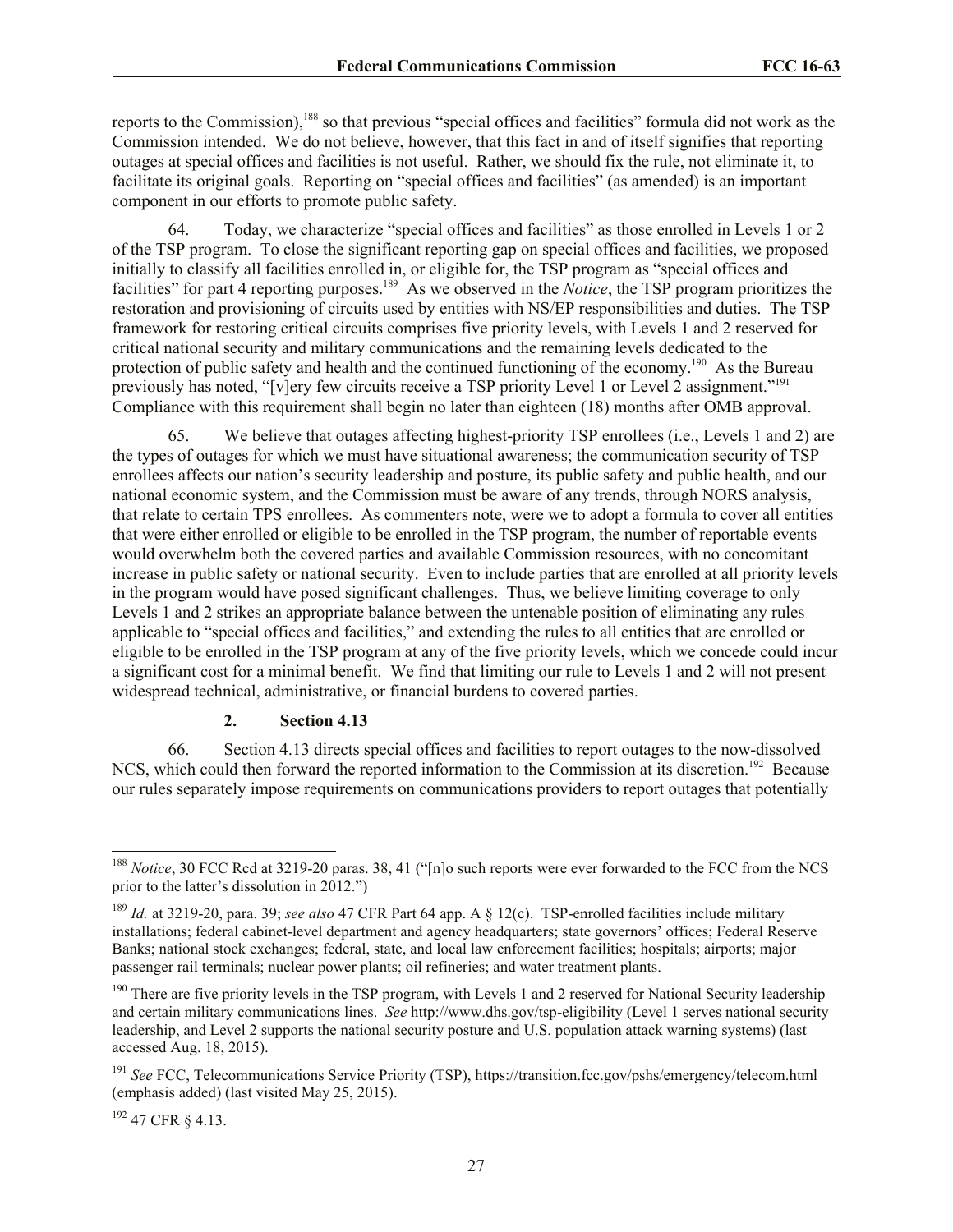reports to the Commission),[188] so that previous "special offices and facilities" formula did not work as the Commission intended. We do not believe, however, that this fact in and of itself signifies that reporting outages at special offices and facilities is not useful. Rather, we should fix the rule, not eliminate it, to facilitate its original goals. Reporting on "special offices and facilities" (as amended) is an important component in our efforts to promote public safety.

64. Today, we characterize "special offices and facilities" as those enrolled in Levels 1 or 2 of the TSP program. To close the significant reporting gap on special offices and facilities, we proposed initially to classify all facilities enrolled in, or eligible for, the TSP program as "special offices and facilities" for part 4 reporting purposes.[189] As we observed in the *Notice*, the TSP program prioritizes the restoration and provisioning of circuits used by entities with NS/EP responsibilities and duties. The TSP framework for restoring critical circuits comprises five priority levels, with Levels 1 and 2 reserved for critical national security and military communications and the remaining levels dedicated to the protection of public safety and health and the continued functioning of the economy.[190] As the Bureau previously has noted, "[v]ery few circuits receive a TSP priority Level 1 or Level 2 assignment."[191] Compliance with this requirement shall begin no later than eighteen (18) months after OMB approval.

65. We believe that outages affecting highest-priority TSP enrollees (i.e., Levels 1 and 2) are the types of outages for which we must have situational awareness; the communication security of TSP enrollees affects our nation's security leadership and posture, its public safety and public health, and our national economic system, and the Commission must be aware of any trends, through NORS analysis, that relate to certain TPS enrollees. As commenters note, were we to adopt a formula to cover all entities that were either enrolled or eligible to be enrolled in the TSP program, the number of reportable events would overwhelm both the covered parties and available Commission resources, with no concomitant increase in public safety or national security. Even to include parties that are enrolled at all priority levels in the program would have posed significant challenges. Thus, we believe limiting coverage to only Levels 1 and 2 strikes an appropriate balance between the untenable position of eliminating any rules applicable to "special offices and facilities," and extending the rules to all entities that are enrolled or eligible to be enrolled in the TSP program at any of the five priority levels, which we concede could incur a significant cost for a minimal benefit. We find that limiting our rule to Levels 1 and 2 will not present widespread technical, administrative, or financial burdens to covered parties.

### 2. Section 4.13

66. Section 4.13 directs special offices and facilities to report outages to the now-dissolved NCS, which could then forward the reported information to the Commission at its discretion.[192] Because our rules separately impose requirements on communications providers to report outages that potentially

---

[188] *Notice*, 30 FCC Rcd at 3219-20 paras. 38, 41 ("[n]o such reports were ever forwarded to the FCC from the NCS prior to the latter's dissolution in 2012.")

[189] *Id.* at 3219-20, para. 39; *see also* 47 CFR Part 64 app. A § 12(c). TSP-enrolled facilities include military installations; federal cabinet-level department and agency headquarters; state governors' offices; Federal Reserve Banks; national stock exchanges; federal, state, and local law enforcement facilities; hospitals; airports; major passenger rail terminals; nuclear power plants; oil refineries; and water treatment plants.

[190] There are five priority levels in the TSP program, with Levels 1 and 2 reserved for National Security leadership and certain military communications lines. *See* http://www.dhs.gov/tsp-eligibility (Level 1 serves national security leadership, and Level 2 supports the national security posture and U.S. population attack warning systems) (last accessed Aug. 18, 2015).

[191] *See* FCC, Telecommunications Service Priority (TSP), https://transition.fcc.gov/pshs/emergency/telecom.html (emphasis added) (last visited May 25, 2015).

[192] 47 CFR § 4.13.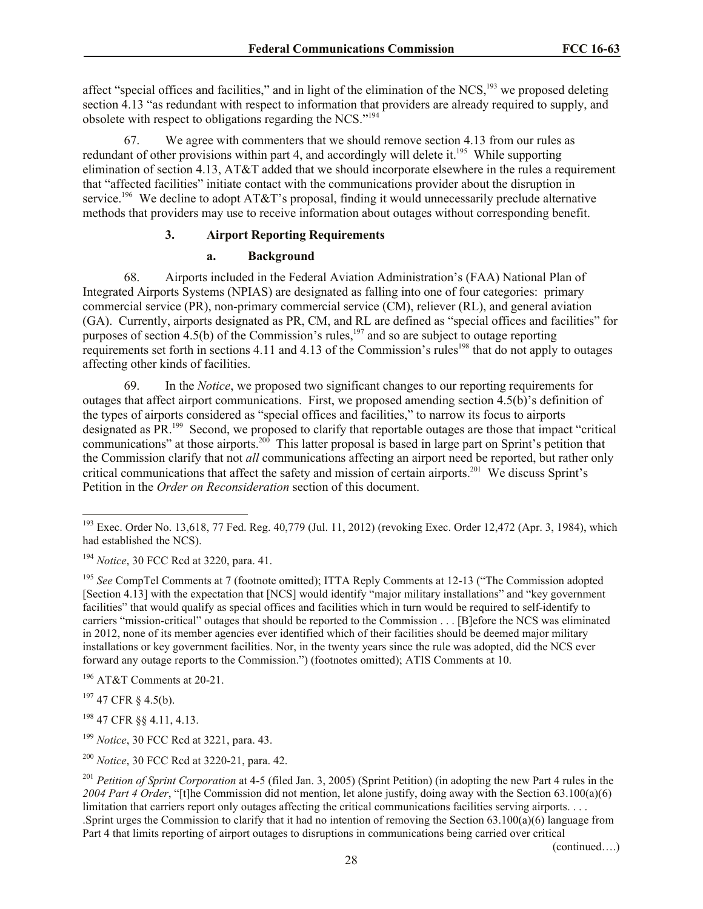affect "special offices and facilities," and in light of the elimination of the NCS,[193] we proposed deleting section 4.13 "as redundant with respect to information that providers are already required to supply, and obsolete with respect to obligations regarding the NCS."[194]

67. We agree with commenters that we should remove section 4.13 from our rules as redundant of other provisions within part 4, and accordingly will delete it.[195] While supporting elimination of section 4.13, AT&T added that we should incorporate elsewhere in the rules a requirement that "affected facilities" initiate contact with the communications provider about the disruption in service.[196] We decline to adopt AT&T's proposal, finding it would unnecessarily preclude alternative methods that providers may use to receive information about outages without corresponding benefit.

### 3. Airport Reporting Requirements

#### a. Background

68. Airports included in the Federal Aviation Administration's (FAA) National Plan of Integrated Airports Systems (NPIAS) are designated as falling into one of four categories: primary commercial service (PR), non-primary commercial service (CM), reliever (RL), and general aviation (GA). Currently, airports designated as PR, CM, and RL are defined as "special offices and facilities" for purposes of section 4.5(b) of the Commission's rules,[197] and so are subject to outage reporting requirements set forth in sections 4.11 and 4.13 of the Commission's rules[198] that do not apply to outages affecting other kinds of facilities.

69. In the *Notice*, we proposed two significant changes to our reporting requirements for outages that affect airport communications. First, we proposed amending section 4.5(b)'s definition of the types of airports considered as "special offices and facilities," to narrow its focus to airports designated as PR.[199] Second, we proposed to clarify that reportable outages are those that impact "critical communications" at those airports.[200] This latter proposal is based in large part on Sprint's petition that the Commission clarify that not *all* communications affecting an airport need be reported, but rather only critical communications that affect the safety and mission of certain airports.[201] We discuss Sprint's Petition in the *Order on Reconsideration* section of this document.

---

[193] Exec. Order No. 13,618, 77 Fed. Reg. 40,779 (Jul. 11, 2012) (revoking Exec. Order 12,472 (Apr. 3, 1984), which had established the NCS).

[194] *Notice*, 30 FCC Rcd at 3220, para. 41.

[195] *See* CompTel Comments at 7 (footnote omitted); ITTA Reply Comments at 12-13 ("The Commission adopted [Section 4.13] with the expectation that [NCS] would identify "major military installations" and "key government facilities" that would qualify as special offices and facilities which in turn would be required to self-identify to carriers "mission-critical" outages that should be reported to the Commission . . . [B]efore the NCS was eliminated in 2012, none of its member agencies ever identified which of their facilities should be deemed major military installations or key government facilities. Nor, in the twenty years since the rule was adopted, did the NCS ever forward any outage reports to the Commission.") (footnotes omitted); ATIS Comments at 10.

[196] AT&T Comments at 20-21.

[197] 47 CFR § 4.5(b).

[198] 47 CFR §§ 4.11, 4.13.

[199] *Notice*, 30 FCC Rcd at 3221, para. 43.

[200] *Notice*, 30 FCC Rcd at 3220-21, para. 42.

[201] *Petition of Sprint Corporation* at 4-5 (filed Jan. 3, 2005) (Sprint Petition) (in adopting the new Part 4 rules in the *2004 Part 4 Order*, "[t]he Commission did not mention, let alone justify, doing away with the Section 63.100(a)(6) limitation that carriers report only outages affecting the critical communications facilities serving airports. . . . .Sprint urges the Commission to clarify that it had no intention of removing the Section 63.100(a)(6) language from Part 4 that limits reporting of airport outages to disruptions in communications being carried over critical

(continued….)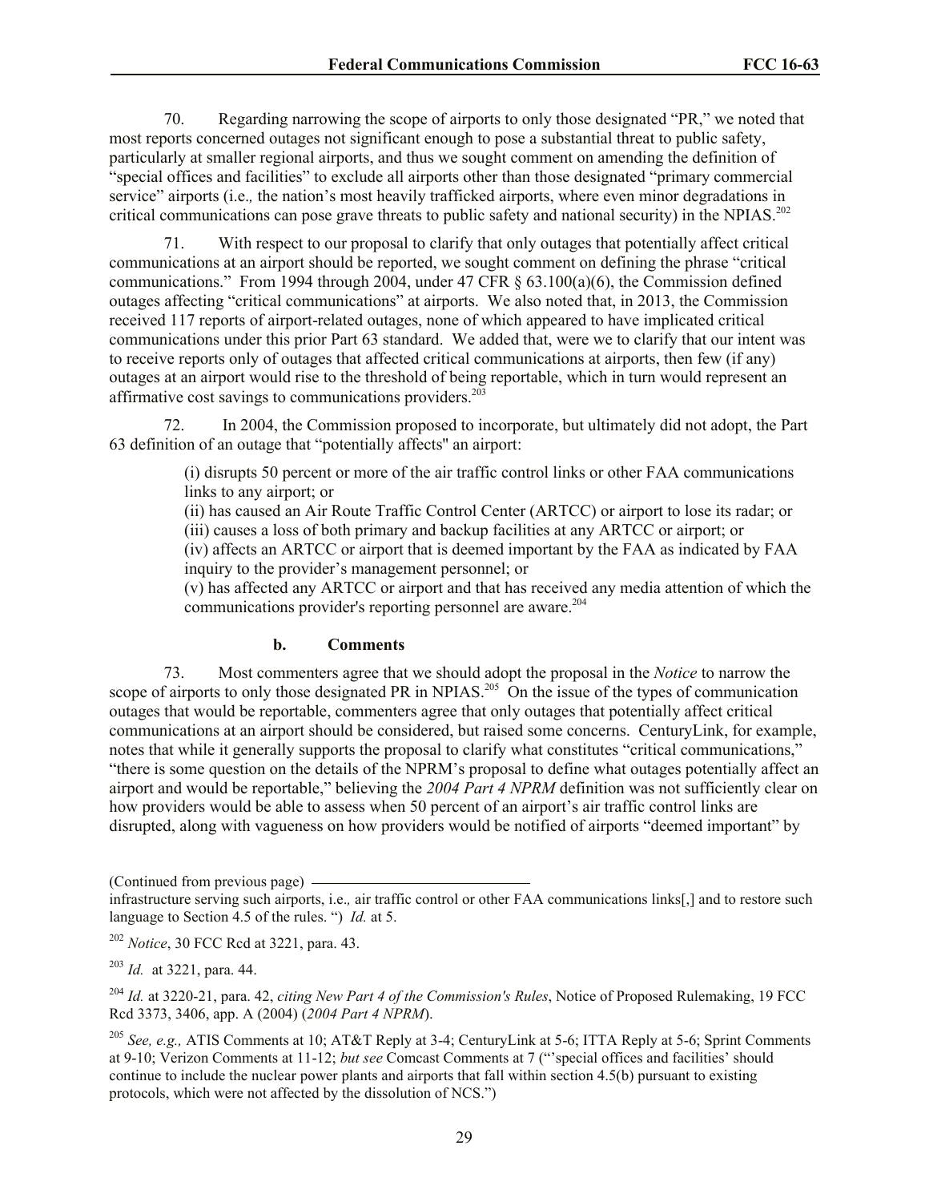70. Regarding narrowing the scope of airports to only those designated "PR," we noted that most reports concerned outages not significant enough to pose a substantial threat to public safety, particularly at smaller regional airports, and thus we sought comment on amending the definition of "special offices and facilities" to exclude all airports other than those designated "primary commercial service" airports (i.e.*,* the nation's most heavily trafficked airports, where even minor degradations in critical communications can pose grave threats to public safety and national security) in the NPIAS.[202]

71. With respect to our proposal to clarify that only outages that potentially affect critical communications at an airport should be reported, we sought comment on defining the phrase "critical communications." From 1994 through 2004, under 47 CFR § 63.100(a)(6), the Commission defined outages affecting "critical communications" at airports. We also noted that, in 2013, the Commission received 117 reports of airport-related outages, none of which appeared to have implicated critical communications under this prior Part 63 standard. We added that, were we to clarify that our intent was to receive reports only of outages that affected critical communications at airports, then few (if any) outages at an airport would rise to the threshold of being reportable, which in turn would represent an affirmative cost savings to communications providers.[203]

72. In 2004, the Commission proposed to incorporate, but ultimately did not adopt, the Part 63 definition of an outage that "potentially affects" an airport:

> (i) disrupts 50 percent or more of the air traffic control links or other FAA communications links to any airport; or
> (ii) has caused an Air Route Traffic Control Center (ARTCC) or airport to lose its radar; or
> (iii) causes a loss of both primary and backup facilities at any ARTCC or airport; or
> (iv) affects an ARTCC or airport that is deemed important by the FAA as indicated by FAA inquiry to the provider's management personnel; or
> (v) has affected any ARTCC or airport and that has received any media attention of which the communications provider's reporting personnel are aware.[204]

#### b. Comments

73. Most commenters agree that we should adopt the proposal in the *Notice* to narrow the scope of airports to only those designated PR in NPIAS.[205] On the issue of the types of communication outages that would be reportable, commenters agree that only outages that potentially affect critical communications at an airport should be considered, but raised some concerns. CenturyLink, for example, notes that while it generally supports the proposal to clarify what constitutes "critical communications," "there is some question on the details of the NPRM's proposal to define what outages potentially affect an airport and would be reportable," believing the *2004 Part 4 NPRM* definition was not sufficiently clear on how providers would be able to assess when 50 percent of an airport's air traffic control links are disrupted, along with vagueness on how providers would be notified of airports "deemed important" by

---

(Continued from previous page)
infrastructure serving such airports, i.e.*,* air traffic control or other FAA communications links[,] and to restore such language to Section 4.5 of the rules. ") *Id.* at 5.

[202] *Notice*, 30 FCC Rcd at 3221, para. 43.

[203] *Id.* at 3221, para. 44.

[204] *Id.* at 3220-21, para. 42, *citing New Part 4 of the Commission's Rules*, Notice of Proposed Rulemaking, 19 FCC Rcd 3373, 3406, app. A (2004) (*2004 Part 4 NPRM*).

[205] *See, e.g.,* ATIS Comments at 10; AT&T Reply at 3-4; CenturyLink at 5-6; ITTA Reply at 5-6; Sprint Comments at 9-10; Verizon Comments at 11-12; *but see* Comcast Comments at 7 ("'special offices and facilities' should continue to include the nuclear power plants and airports that fall within section 4.5(b) pursuant to existing protocols, which were not affected by the dissolution of NCS.")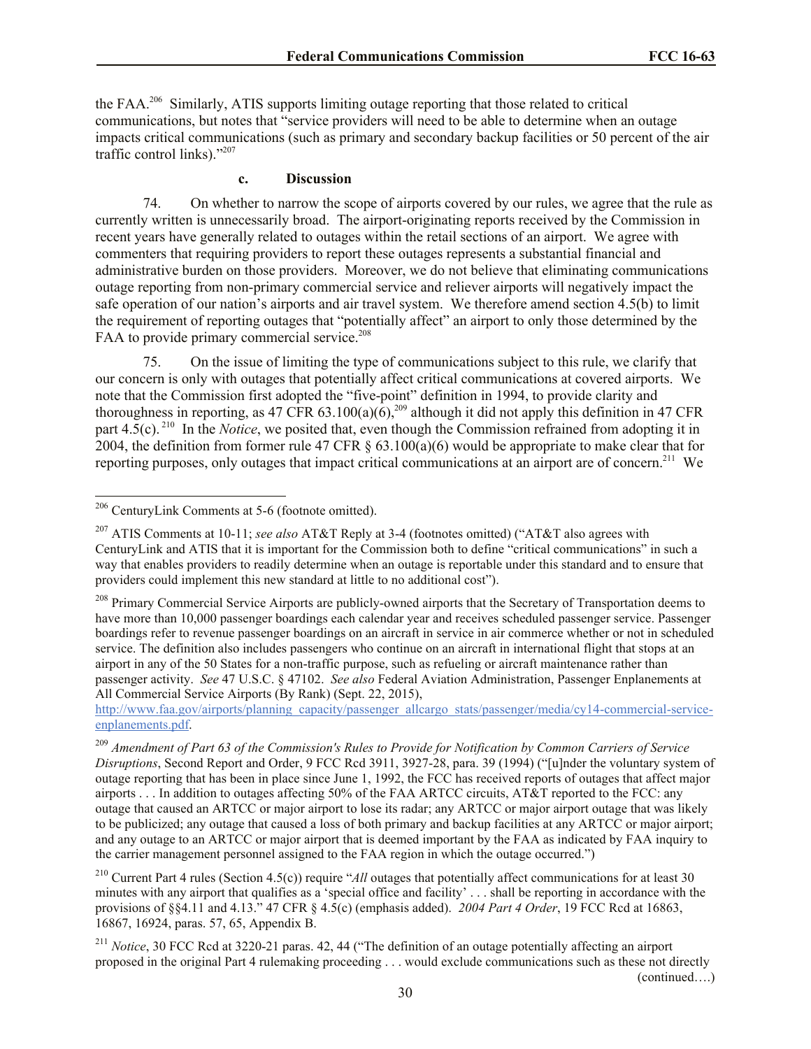the FAA.[206] Similarly, ATIS supports limiting outage reporting that those related to critical communications, but notes that "service providers will need to be able to determine when an outage impacts critical communications (such as primary and secondary backup facilities or 50 percent of the air traffic control links)."[207]

#### c. Discussion

74. On whether to narrow the scope of airports covered by our rules, we agree that the rule as currently written is unnecessarily broad. The airport-originating reports received by the Commission in recent years have generally related to outages within the retail sections of an airport. We agree with commenters that requiring providers to report these outages represents a substantial financial and administrative burden on those providers. Moreover, we do not believe that eliminating communications outage reporting from non-primary commercial service and reliever airports will negatively impact the safe operation of our nation's airports and air travel system. We therefore amend section 4.5(b) to limit the requirement of reporting outages that "potentially affect" an airport to only those determined by the FAA to provide primary commercial service.[208]

75. On the issue of limiting the type of communications subject to this rule, we clarify that our concern is only with outages that potentially affect critical communications at covered airports. We note that the Commission first adopted the "five-point" definition in 1994, to provide clarity and thoroughness in reporting, as 47 CFR 63.100(a)(6),[209] although it did not apply this definition in 47 CFR part 4.5(c).[210] In the *Notice*, we posited that, even though the Commission refrained from adopting it in 2004, the definition from former rule 47 CFR § 63.100(a)(6) would be appropriate to make clear that for reporting purposes, only outages that impact critical communications at an airport are of concern.[211] We

---

[206] CenturyLink Comments at 5-6 (footnote omitted).

[207] ATIS Comments at 10-11; *see also* AT&T Reply at 3-4 (footnotes omitted) ("AT&T also agrees with CenturyLink and ATIS that it is important for the Commission both to define "critical communications" in such a way that enables providers to readily determine when an outage is reportable under this standard and to ensure that providers could implement this new standard at little to no additional cost").

[208] Primary Commercial Service Airports are publicly-owned airports that the Secretary of Transportation deems to have more than 10,000 passenger boardings each calendar year and receives scheduled passenger service. Passenger boardings refer to revenue passenger boardings on an aircraft in service in air commerce whether or not in scheduled service. The definition also includes passengers who continue on an aircraft in international flight that stops at an airport in any of the 50 States for a non-traffic purpose, such as refueling or aircraft maintenance rather than passenger activity. *See* 47 U.S.C. § 47102. *See also* Federal Aviation Administration, Passenger Enplanements at All Commercial Service Airports (By Rank) (Sept. 22, 2015), http://www.faa.gov/airports/planning_capacity/passenger_allcargo_stats/passenger/media/cy14-commercial-service-enplanements.pdf.

[209] *Amendment of Part 63 of the Commission's Rules to Provide for Notification by Common Carriers of Service Disruptions*, Second Report and Order, 9 FCC Rcd 3911, 3927-28, para. 39 (1994) ("[u]nder the voluntary system of outage reporting that has been in place since June 1, 1992, the FCC has received reports of outages that affect major airports . . . In addition to outages affecting 50% of the FAA ARTCC circuits, AT&T reported to the FCC: any outage that caused an ARTCC or major airport to lose its radar; any ARTCC or major airport outage that was likely to be publicized; any outage that caused a loss of both primary and backup facilities at any ARTCC or major airport; and any outage to an ARTCC or major airport that is deemed important by the FAA as indicated by FAA inquiry to the carrier management personnel assigned to the FAA region in which the outage occurred.")

[210] Current Part 4 rules (Section 4.5(c)) require "*All* outages that potentially affect communications for at least 30 minutes with any airport that qualifies as a 'special office and facility' . . . shall be reporting in accordance with the provisions of §§4.11 and 4.13." 47 CFR § 4.5(c) (emphasis added). *2004 Part 4 Order*, 19 FCC Rcd at 16863, 16867, 16924, paras. 57, 65, Appendix B.

[211] *Notice*, 30 FCC Rcd at 3220-21 paras. 42, 44 ("The definition of an outage potentially affecting an airport proposed in the original Part 4 rulemaking proceeding . . . would exclude communications such as these not directly

(continued….)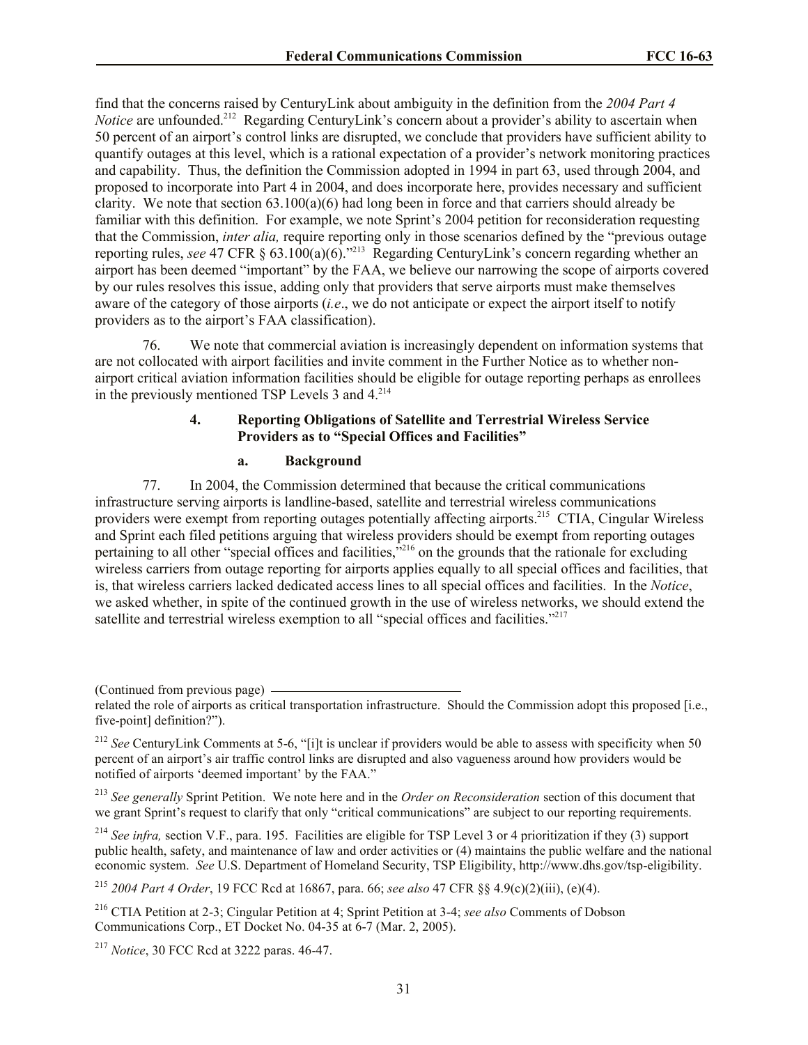find that the concerns raised by CenturyLink about ambiguity in the definition from the *2004 Part 4 Notice* are unfounded.[212] Regarding CenturyLink's concern about a provider's ability to ascertain when 50 percent of an airport's control links are disrupted, we conclude that providers have sufficient ability to quantify outages at this level, which is a rational expectation of a provider's network monitoring practices and capability. Thus, the definition the Commission adopted in 1994 in part 63, used through 2004, and proposed to incorporate into Part 4 in 2004, and does incorporate here, provides necessary and sufficient clarity. We note that section 63.100(a)(6) had long been in force and that carriers should already be familiar with this definition. For example, we note Sprint's 2004 petition for reconsideration requesting that the Commission, *inter alia,* require reporting only in those scenarios defined by the "previous outage reporting rules, *see* 47 CFR § 63.100(a)(6)."[213] Regarding CenturyLink's concern regarding whether an airport has been deemed "important" by the FAA, we believe our narrowing the scope of airports covered by our rules resolves this issue, adding only that providers that serve airports must make themselves aware of the category of those airports (*i.e*., we do not anticipate or expect the airport itself to notify providers as to the airport's FAA classification).

76. We note that commercial aviation is increasingly dependent on information systems that are not collocated with airport facilities and invite comment in the Further Notice as to whether non-airport critical aviation information facilities should be eligible for outage reporting perhaps as enrollees in the previously mentioned TSP Levels 3 and 4.[214]

### 4. Reporting Obligations of Satellite and Terrestrial Wireless Service Providers as to "Special Offices and Facilities"

#### a. Background

77. In 2004, the Commission determined that because the critical communications infrastructure serving airports is landline-based, satellite and terrestrial wireless communications providers were exempt from reporting outages potentially affecting airports.[215] CTIA, Cingular Wireless and Sprint each filed petitions arguing that wireless providers should be exempt from reporting outages pertaining to all other "special offices and facilities,"[216] on the grounds that the rationale for excluding wireless carriers from outage reporting for airports applies equally to all special offices and facilities, that is, that wireless carriers lacked dedicated access lines to all special offices and facilities. In the *Notice*, we asked whether, in spite of the continued growth in the use of wireless networks, we should extend the satellite and terrestrial wireless exemption to all "special offices and facilities."[217]

(Continued from previous page)

related the role of airports as critical transportation infrastructure. Should the Commission adopt this proposed [i.e., five-point] definition?").

[212] *See* CenturyLink Comments at 5-6, "[i]t is unclear if providers would be able to assess with specificity when 50 percent of an airport's air traffic control links are disrupted and also vagueness around how providers would be notified of airports 'deemed important' by the FAA."

[213] *See generally* Sprint Petition. We note here and in the *Order on Reconsideration* section of this document that we grant Sprint's request to clarify that only "critical communications" are subject to our reporting requirements.

[214] *See infra,* section V.F., para. 195. Facilities are eligible for TSP Level 3 or 4 prioritization if they (3) support public health, safety, and maintenance of law and order activities or (4) maintains the public welfare and the national economic system. *See* U.S. Department of Homeland Security, TSP Eligibility, http://www.dhs.gov/tsp-eligibility.

[215] *2004 Part 4 Order*, 19 FCC Rcd at 16867, para. 66; *see also* 47 CFR §§ 4.9(c)(2)(iii), (e)(4).

[216] CTIA Petition at 2-3; Cingular Petition at 4; Sprint Petition at 3-4; *see also* Comments of Dobson Communications Corp., ET Docket No. 04-35 at 6-7 (Mar. 2, 2005).

[217] *Notice*, 30 FCC Rcd at 3222 paras. 46-47.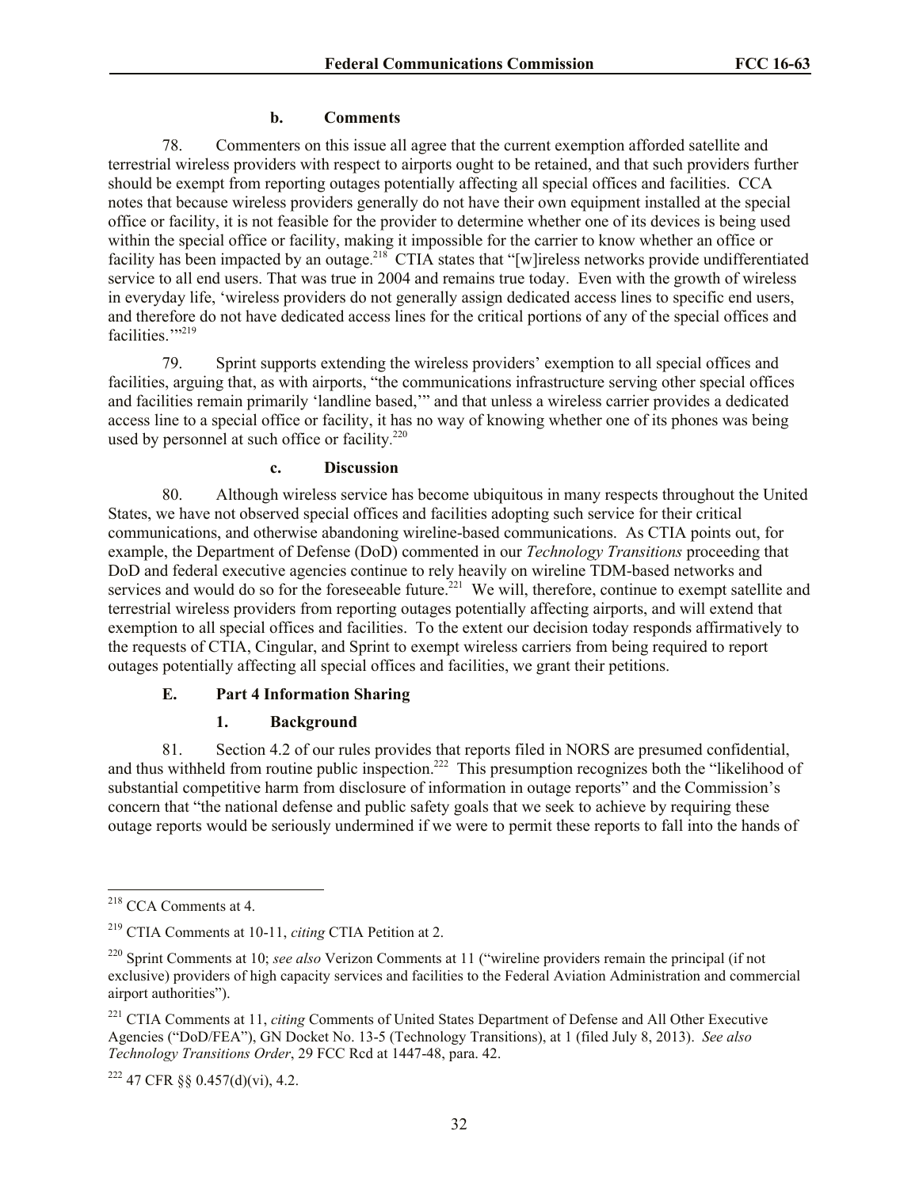#### b. Comments

78. Commenters on this issue all agree that the current exemption afforded satellite and terrestrial wireless providers with respect to airports ought to be retained, and that such providers further should be exempt from reporting outages potentially affecting all special offices and facilities. CCA notes that because wireless providers generally do not have their own equipment installed at the special office or facility, it is not feasible for the provider to determine whether one of its devices is being used within the special office or facility, making it impossible for the carrier to know whether an office or facility has been impacted by an outage.[218] CTIA states that "[w]ireless networks provide undifferentiated service to all end users. That was true in 2004 and remains true today. Even with the growth of wireless in everyday life, 'wireless providers do not generally assign dedicated access lines to specific end users, and therefore do not have dedicated access lines for the critical portions of any of the special offices and facilities.'"[219]

79. Sprint supports extending the wireless providers' exemption to all special offices and facilities, arguing that, as with airports, "the communications infrastructure serving other special offices and facilities remain primarily 'landline based,'" and that unless a wireless carrier provides a dedicated access line to a special office or facility, it has no way of knowing whether one of its phones was being used by personnel at such office or facility.[220]

#### c. Discussion

80. Although wireless service has become ubiquitous in many respects throughout the United States, we have not observed special offices and facilities adopting such service for their critical communications, and otherwise abandoning wireline-based communications. As CTIA points out, for example, the Department of Defense (DoD) commented in our *Technology Transitions* proceeding that DoD and federal executive agencies continue to rely heavily on wireline TDM-based networks and services and would do so for the foreseeable future.[221] We will, therefore, continue to exempt satellite and terrestrial wireless providers from reporting outages potentially affecting airports, and will extend that exemption to all special offices and facilities. To the extent our decision today responds affirmatively to the requests of CTIA, Cingular, and Sprint to exempt wireless carriers from being required to report outages potentially affecting all special offices and facilities, we grant their petitions.

### E. Part 4 Information Sharing

#### 1. Background

81. Section 4.2 of our rules provides that reports filed in NORS are presumed confidential, and thus withheld from routine public inspection.[222] This presumption recognizes both the "likelihood of substantial competitive harm from disclosure of information in outage reports" and the Commission's concern that "the national defense and public safety goals that we seek to achieve by requiring these outage reports would be seriously undermined if we were to permit these reports to fall into the hands of

---

[218] CCA Comments at 4.

[219] CTIA Comments at 10-11, *citing* CTIA Petition at 2.

[220] Sprint Comments at 10; *see also* Verizon Comments at 11 ("wireline providers remain the principal (if not exclusive) providers of high capacity services and facilities to the Federal Aviation Administration and commercial airport authorities").

[221] CTIA Comments at 11, *citing* Comments of United States Department of Defense and All Other Executive Agencies ("DoD/FEA"), GN Docket No. 13-5 (Technology Transitions), at 1 (filed July 8, 2013). *See also Technology Transitions Order*, 29 FCC Rcd at 1447-48, para. 42.

[222] 47 CFR §§ 0.457(d)(vi), 4.2.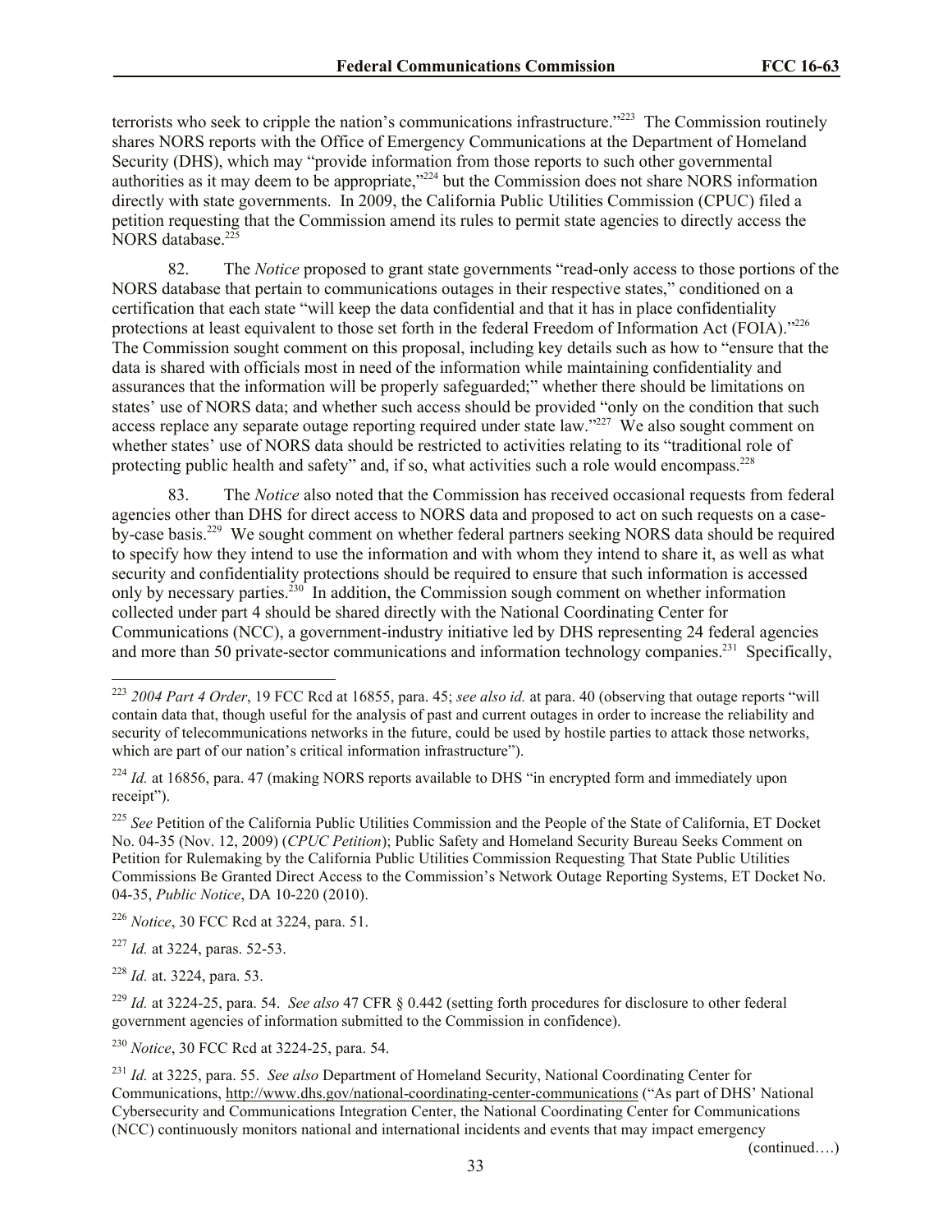terrorists who seek to cripple the nation's communications infrastructure."[223] The Commission routinely shares NORS reports with the Office of Emergency Communications at the Department of Homeland Security (DHS), which may "provide information from those reports to such other governmental authorities as it may deem to be appropriate,"[224] but the Commission does not share NORS information directly with state governments. In 2009, the California Public Utilities Commission (CPUC) filed a petition requesting that the Commission amend its rules to permit state agencies to directly access the NORS database.[225]

82. The *Notice* proposed to grant state governments "read-only access to those portions of the NORS database that pertain to communications outages in their respective states," conditioned on a certification that each state "will keep the data confidential and that it has in place confidentiality protections at least equivalent to those set forth in the federal Freedom of Information Act (FOIA)."[226] The Commission sought comment on this proposal, including key details such as how to "ensure that the data is shared with officials most in need of the information while maintaining confidentiality and assurances that the information will be properly safeguarded;" whether there should be limitations on states' use of NORS data; and whether such access should be provided "only on the condition that such access replace any separate outage reporting required under state law."[227] We also sought comment on whether states' use of NORS data should be restricted to activities relating to its "traditional role of protecting public health and safety" and, if so, what activities such a role would encompass.[228]

83. The *Notice* also noted that the Commission has received occasional requests from federal agencies other than DHS for direct access to NORS data and proposed to act on such requests on a case-by-case basis.[229] We sought comment on whether federal partners seeking NORS data should be required to specify how they intend to use the information and with whom they intend to share it, as well as what security and confidentiality protections should be required to ensure that such information is accessed only by necessary parties.[230] In addition, the Commission sough comment on whether information collected under part 4 should be shared directly with the National Coordinating Center for Communications (NCC), a government-industry initiative led by DHS representing 24 federal agencies and more than 50 private-sector communications and information technology companies.[231] Specifically,

---

[223] *2004 Part 4 Order*, 19 FCC Rcd at 16855, para. 45; *see also id.* at para. 40 (observing that outage reports "will contain data that, though useful for the analysis of past and current outages in order to increase the reliability and security of telecommunications networks in the future, could be used by hostile parties to attack those networks, which are part of our nation's critical information infrastructure").

[224] *Id.* at 16856, para. 47 (making NORS reports available to DHS "in encrypted form and immediately upon receipt").

[225] *See* Petition of the California Public Utilities Commission and the People of the State of California, ET Docket No. 04-35 (Nov. 12, 2009) (*CPUC Petition*); Public Safety and Homeland Security Bureau Seeks Comment on Petition for Rulemaking by the California Public Utilities Commission Requesting That State Public Utilities Commissions Be Granted Direct Access to the Commission's Network Outage Reporting Systems, ET Docket No. 04-35, *Public Notice*, DA 10-220 (2010).

[226] *Notice*, 30 FCC Rcd at 3224, para. 51.

[227] *Id.* at 3224, paras. 52-53.

[228] *Id.* at. 3224, para. 53.

[229] *Id.* at 3224-25, para. 54. *See also* 47 CFR § 0.442 (setting forth procedures for disclosure to other federal government agencies of information submitted to the Commission in confidence).

[230] *Notice*, 30 FCC Rcd at 3224-25, para. 54.

[231] *Id.* at 3225, para. 55. *See also* Department of Homeland Security, National Coordinating Center for Communications, http://www.dhs.gov/national-coordinating-center-communications ("As part of DHS' National Cybersecurity and Communications Integration Center, the National Coordinating Center for Communications (NCC) continuously monitors national and international incidents and events that may impact emergency

(continued….)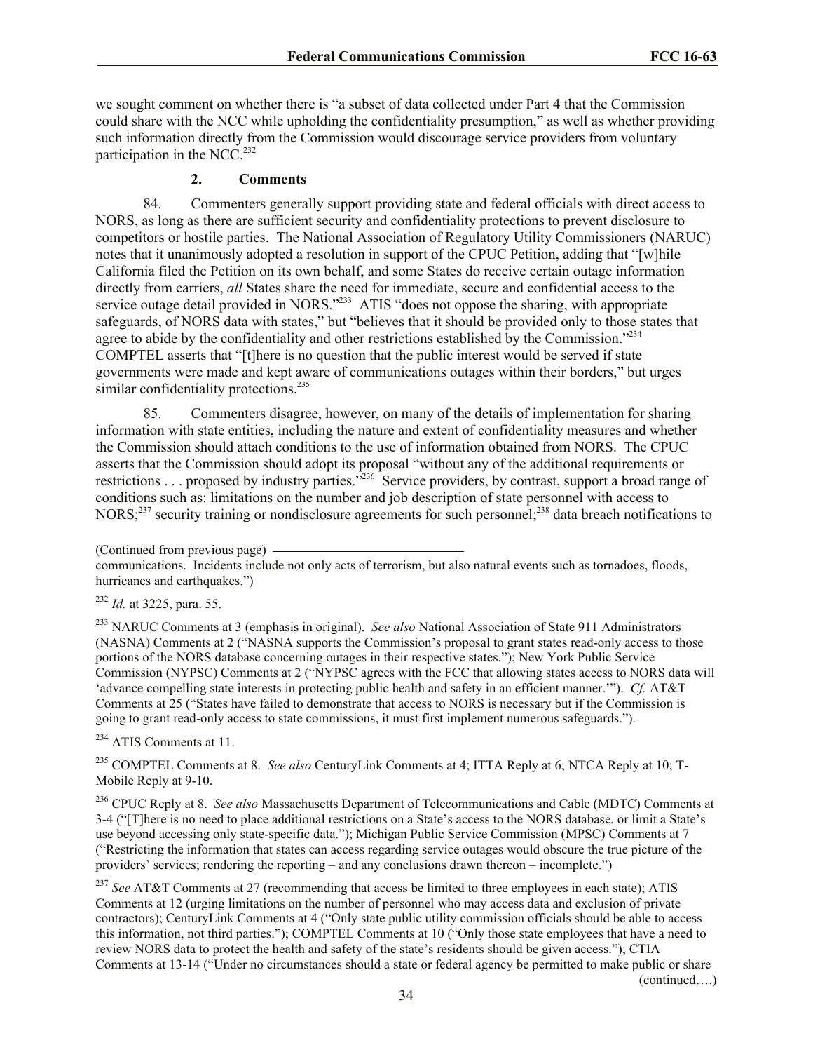we sought comment on whether there is "a subset of data collected under Part 4 that the Commission could share with the NCC while upholding the confidentiality presumption," as well as whether providing such information directly from the Commission would discourage service providers from voluntary participation in the NCC.[232]

### 2. Comments

84. Commenters generally support providing state and federal officials with direct access to NORS, as long as there are sufficient security and confidentiality protections to prevent disclosure to competitors or hostile parties. The National Association of Regulatory Utility Commissioners (NARUC) notes that it unanimously adopted a resolution in support of the CPUC Petition, adding that "[w]hile California filed the Petition on its own behalf, and some States do receive certain outage information directly from carriers, *all* States share the need for immediate, secure and confidential access to the service outage detail provided in NORS."[233] ATIS "does not oppose the sharing, with appropriate safeguards, of NORS data with states," but "believes that it should be provided only to those states that agree to abide by the confidentiality and other restrictions established by the Commission."[234] COMPTEL asserts that "[t]here is no question that the public interest would be served if state governments were made and kept aware of communications outages within their borders," but urges similar confidentiality protections.[235]

85. Commenters disagree, however, on many of the details of implementation for sharing information with state entities, including the nature and extent of confidentiality measures and whether the Commission should attach conditions to the use of information obtained from NORS. The CPUC asserts that the Commission should adopt its proposal "without any of the additional requirements or restrictions . . . proposed by industry parties."[236] Service providers, by contrast, support a broad range of conditions such as: limitations on the number and job description of state personnel with access to NORS;[237] security training or nondisclosure agreements for such personnel;[238] data breach notifications to

---

(Continued from previous page)

communications. Incidents include not only acts of terrorism, but also natural events such as tornadoes, floods, hurricanes and earthquakes.")

[232] *Id.* at 3225, para. 55.

[233] NARUC Comments at 3 (emphasis in original). *See also* National Association of State 911 Administrators (NASNA) Comments at 2 ("NASNA supports the Commission's proposal to grant states read-only access to those portions of the NORS database concerning outages in their respective states."); New York Public Service Commission (NYPSC) Comments at 2 ("NYPSC agrees with the FCC that allowing states access to NORS data will 'advance compelling state interests in protecting public health and safety in an efficient manner.'"). *Cf.* AT&T Comments at 25 ("States have failed to demonstrate that access to NORS is necessary but if the Commission is going to grant read-only access to state commissions, it must first implement numerous safeguards.").

[234] ATIS Comments at 11.

[235] COMPTEL Comments at 8. *See also* CenturyLink Comments at 4; ITTA Reply at 6; NTCA Reply at 10; T-Mobile Reply at 9-10.

[236] CPUC Reply at 8. *See also* Massachusetts Department of Telecommunications and Cable (MDTC) Comments at 3-4 ("[T]here is no need to place additional restrictions on a State's access to the NORS database, or limit a State's use beyond accessing only state-specific data."); Michigan Public Service Commission (MPSC) Comments at 7 ("Restricting the information that states can access regarding service outages would obscure the true picture of the providers' services; rendering the reporting – and any conclusions drawn thereon – incomplete.")

[237] *See* AT&T Comments at 27 (recommending that access be limited to three employees in each state); ATIS Comments at 12 (urging limitations on the number of personnel who may access data and exclusion of private contractors); CenturyLink Comments at 4 ("Only state public utility commission officials should be able to access this information, not third parties."); COMPTEL Comments at 10 ("Only those state employees that have a need to review NORS data to protect the health and safety of the state's residents should be given access."); CTIA Comments at 13-14 ("Under no circumstances should a state or federal agency be permitted to make public or share

(continued….)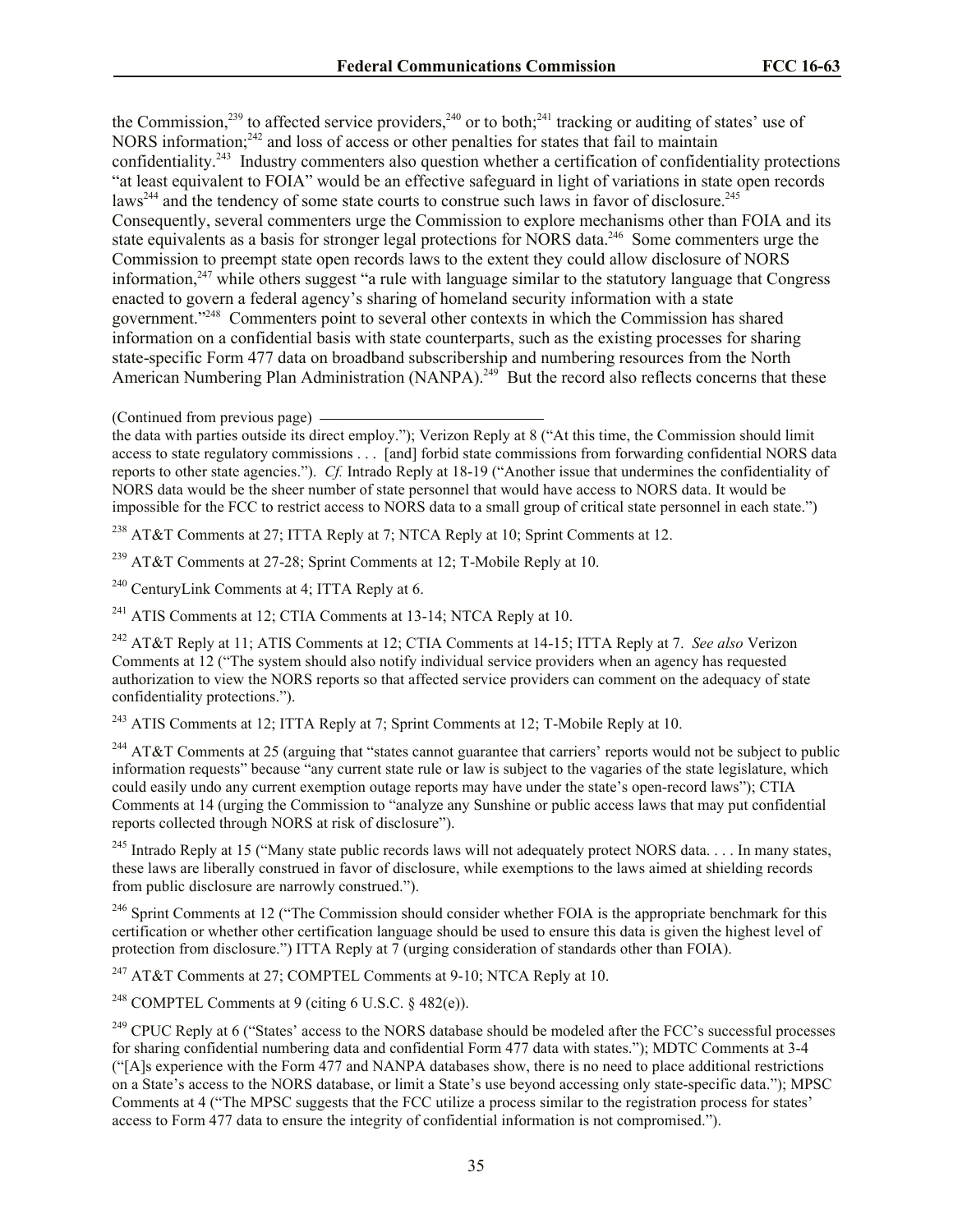the Commission,[239] to affected service providers,[240] or to both;[241] tracking or auditing of states' use of NORS information;[242] and loss of access or other penalties for states that fail to maintain confidentiality.[243] Industry commenters also question whether a certification of confidentiality protections "at least equivalent to FOIA" would be an effective safeguard in light of variations in state open records laws[244] and the tendency of some state courts to construe such laws in favor of disclosure.[245] Consequently, several commenters urge the Commission to explore mechanisms other than FOIA and its state equivalents as a basis for stronger legal protections for NORS data.[246] Some commenters urge the Commission to preempt state open records laws to the extent they could allow disclosure of NORS information,[247] while others suggest "a rule with language similar to the statutory language that Congress enacted to govern a federal agency's sharing of homeland security information with a state government."[248] Commenters point to several other contexts in which the Commission has shared information on a confidential basis with state counterparts, such as the existing processes for sharing state-specific Form 477 data on broadband subscribership and numbering resources from the North American Numbering Plan Administration (NANPA).[249] But the record also reflects concerns that these

(Continued from previous page)

the data with parties outside its direct employ."); Verizon Reply at 8 ("At this time, the Commission should limit access to state regulatory commissions . . . [and] forbid state commissions from forwarding confidential NORS data reports to other state agencies."). *Cf.* Intrado Reply at 18-19 ("Another issue that undermines the confidentiality of NORS data would be the sheer number of state personnel that would have access to NORS data. It would be impossible for the FCC to restrict access to NORS data to a small group of critical state personnel in each state.")

[238] AT&T Comments at 27; ITTA Reply at 7; NTCA Reply at 10; Sprint Comments at 12.

[239] AT&T Comments at 27-28; Sprint Comments at 12; T-Mobile Reply at 10.

[240] CenturyLink Comments at 4; ITTA Reply at 6.

[241] ATIS Comments at 12; CTIA Comments at 13-14; NTCA Reply at 10.

[242] AT&T Reply at 11; ATIS Comments at 12; CTIA Comments at 14-15; ITTA Reply at 7. *See also* Verizon Comments at 12 ("The system should also notify individual service providers when an agency has requested authorization to view the NORS reports so that affected service providers can comment on the adequacy of state confidentiality protections.").

[243] ATIS Comments at 12; ITTA Reply at 7; Sprint Comments at 12; T-Mobile Reply at 10.

[244] AT&T Comments at 25 (arguing that "states cannot guarantee that carriers' reports would not be subject to public information requests" because "any current state rule or law is subject to the vagaries of the state legislature, which could easily undo any current exemption outage reports may have under the state's open-record laws"); CTIA Comments at 14 (urging the Commission to "analyze any Sunshine or public access laws that may put confidential reports collected through NORS at risk of disclosure").

[245] Intrado Reply at 15 ("Many state public records laws will not adequately protect NORS data. . . . In many states, these laws are liberally construed in favor of disclosure, while exemptions to the laws aimed at shielding records from public disclosure are narrowly construed.").

[246] Sprint Comments at 12 ("The Commission should consider whether FOIA is the appropriate benchmark for this certification or whether other certification language should be used to ensure this data is given the highest level of protection from disclosure.") ITTA Reply at 7 (urging consideration of standards other than FOIA).

[247] AT&T Comments at 27; COMPTEL Comments at 9-10; NTCA Reply at 10.

[248] COMPTEL Comments at 9 (citing 6 U.S.C. § 482(e)).

[249] CPUC Reply at 6 ("States' access to the NORS database should be modeled after the FCC's successful processes for sharing confidential numbering data and confidential Form 477 data with states."); MDTC Comments at 3-4 ("[A]s experience with the Form 477 and NANPA databases show, there is no need to place additional restrictions on a State's access to the NORS database, or limit a State's use beyond accessing only state-specific data."); MPSC Comments at 4 ("The MPSC suggests that the FCC utilize a process similar to the registration process for states' access to Form 477 data to ensure the integrity of confidential information is not compromised.").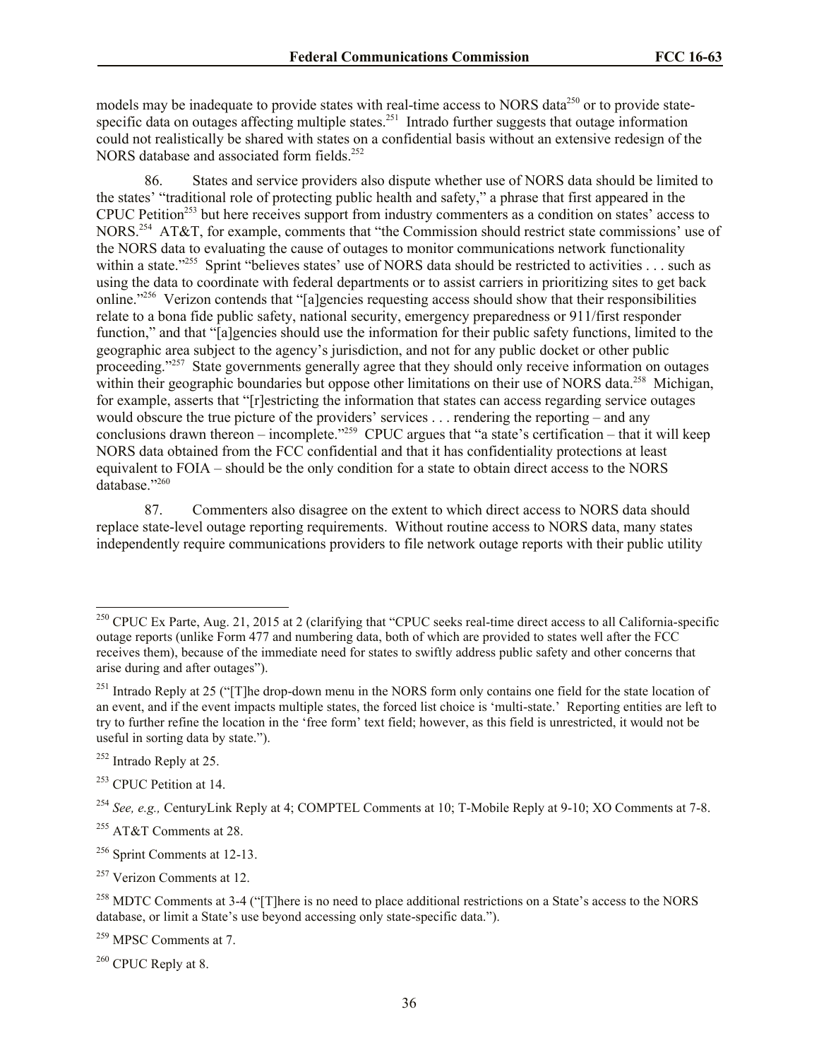models may be inadequate to provide states with real-time access to NORS data[250] or to provide state-specific data on outages affecting multiple states.[251] Intrado further suggests that outage information could not realistically be shared with states on a confidential basis without an extensive redesign of the NORS database and associated form fields.[252]

86. States and service providers also dispute whether use of NORS data should be limited to the states' "traditional role of protecting public health and safety," a phrase that first appeared in the CPUC Petition[253] but here receives support from industry commenters as a condition on states' access to NORS.[254] AT&T, for example, comments that "the Commission should restrict state commissions' use of the NORS data to evaluating the cause of outages to monitor communications network functionality within a state."[255] Sprint "believes states' use of NORS data should be restricted to activities . . . such as using the data to coordinate with federal departments or to assist carriers in prioritizing sites to get back online."[256] Verizon contends that "[a]gencies requesting access should show that their responsibilities relate to a bona fide public safety, national security, emergency preparedness or 911/first responder function," and that "[a]gencies should use the information for their public safety functions, limited to the geographic area subject to the agency's jurisdiction, and not for any public docket or other public proceeding."[257] State governments generally agree that they should only receive information on outages within their geographic boundaries but oppose other limitations on their use of NORS data.[258] Michigan, for example, asserts that "[r]estricting the information that states can access regarding service outages would obscure the true picture of the providers' services . . . rendering the reporting – and any conclusions drawn thereon – incomplete."[259] CPUC argues that "a state's certification – that it will keep NORS data obtained from the FCC confidential and that it has confidentiality protections at least equivalent to FOIA – should be the only condition for a state to obtain direct access to the NORS database."[260]

87. Commenters also disagree on the extent to which direct access to NORS data should replace state-level outage reporting requirements. Without routine access to NORS data, many states independently require communications providers to file network outage reports with their public utility

---

[250] CPUC Ex Parte, Aug. 21, 2015 at 2 (clarifying that "CPUC seeks real-time direct access to all California-specific outage reports (unlike Form 477 and numbering data, both of which are provided to states well after the FCC receives them), because of the immediate need for states to swiftly address public safety and other concerns that arise during and after outages").

[251] Intrado Reply at 25 ("[T]he drop-down menu in the NORS form only contains one field for the state location of an event, and if the event impacts multiple states, the forced list choice is 'multi-state.' Reporting entities are left to try to further refine the location in the 'free form' text field; however, as this field is unrestricted, it would not be useful in sorting data by state.").

[252] Intrado Reply at 25.

[253] CPUC Petition at 14.

[254] *See, e.g.,* CenturyLink Reply at 4; COMPTEL Comments at 10; T-Mobile Reply at 9-10; XO Comments at 7-8.

[255] AT&T Comments at 28.

[256] Sprint Comments at 12-13.

[257] Verizon Comments at 12.

[258] MDTC Comments at 3-4 ("[T]here is no need to place additional restrictions on a State's access to the NORS database, or limit a State's use beyond accessing only state-specific data.").

[259] MPSC Comments at 7.

[260] CPUC Reply at 8.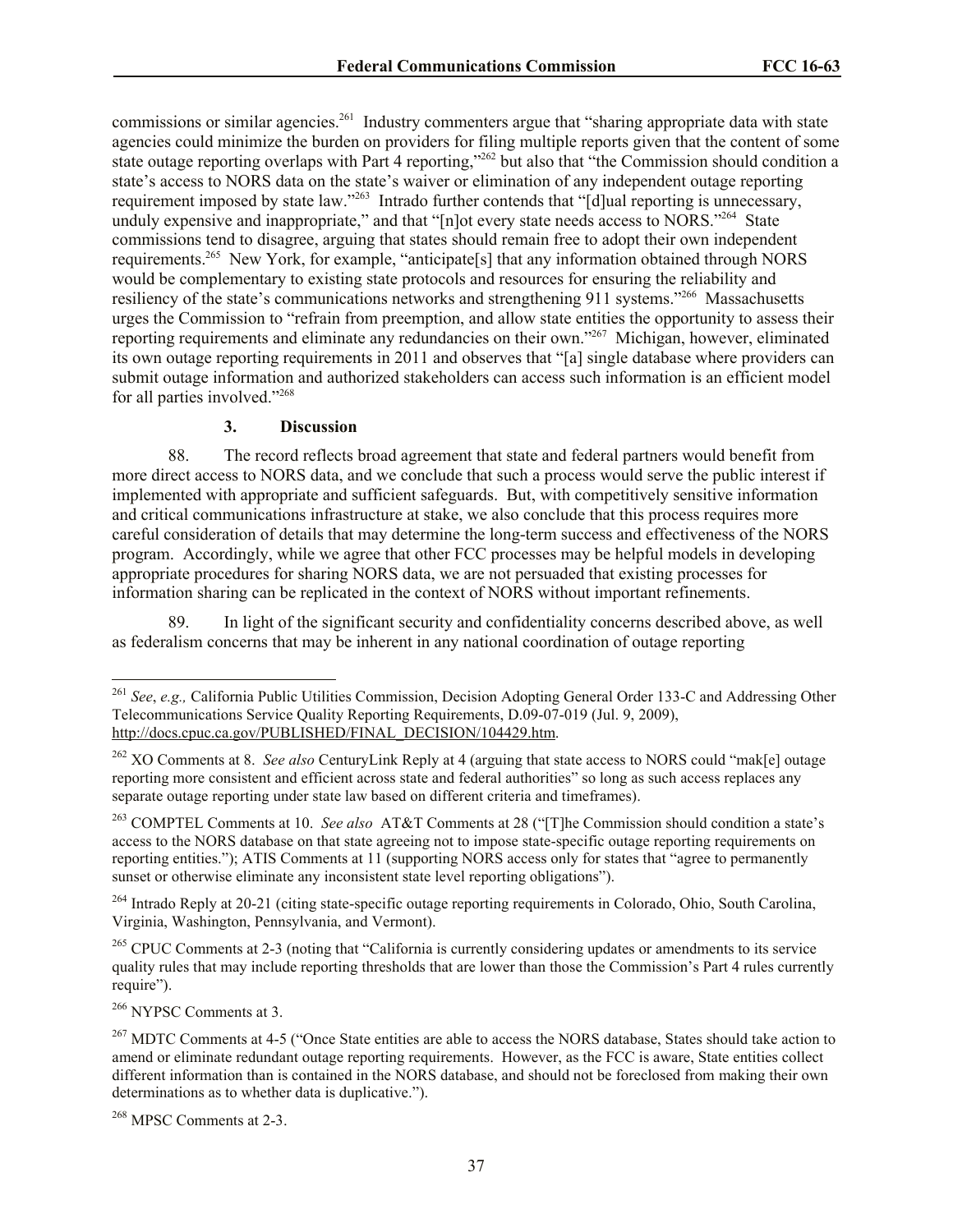commissions or similar agencies.[261] Industry commenters argue that "sharing appropriate data with state agencies could minimize the burden on providers for filing multiple reports given that the content of some state outage reporting overlaps with Part 4 reporting,"[262] but also that "the Commission should condition a state's access to NORS data on the state's waiver or elimination of any independent outage reporting requirement imposed by state law."[263] Intrado further contends that "[d]ual reporting is unnecessary, unduly expensive and inappropriate," and that "[n]ot every state needs access to NORS."[264] State commissions tend to disagree, arguing that states should remain free to adopt their own independent requirements.[265] New York, for example, "anticipate[s] that any information obtained through NORS would be complementary to existing state protocols and resources for ensuring the reliability and resiliency of the state's communications networks and strengthening 911 systems."[266] Massachusetts urges the Commission to "refrain from preemption, and allow state entities the opportunity to assess their reporting requirements and eliminate any redundancies on their own."[267] Michigan, however, eliminated its own outage reporting requirements in 2011 and observes that "[a] single database where providers can submit outage information and authorized stakeholders can access such information is an efficient model for all parties involved."[268]

### 3. Discussion

88. The record reflects broad agreement that state and federal partners would benefit from more direct access to NORS data, and we conclude that such a process would serve the public interest if implemented with appropriate and sufficient safeguards. But, with competitively sensitive information and critical communications infrastructure at stake, we also conclude that this process requires more careful consideration of details that may determine the long-term success and effectiveness of the NORS program. Accordingly, while we agree that other FCC processes may be helpful models in developing appropriate procedures for sharing NORS data, we are not persuaded that existing processes for information sharing can be replicated in the context of NORS without important refinements.

89. In light of the significant security and confidentiality concerns described above, as well as federalism concerns that may be inherent in any national coordination of outage reporting

---

[261] *See*, *e.g.,* California Public Utilities Commission, Decision Adopting General Order 133-C and Addressing Other Telecommunications Service Quality Reporting Requirements, D.09-07-019 (Jul. 9, 2009), http://docs.cpuc.ca.gov/PUBLISHED/FINAL_DECISION/104429.htm.

[262] XO Comments at 8. *See also* CenturyLink Reply at 4 (arguing that state access to NORS could "mak[e] outage reporting more consistent and efficient across state and federal authorities" so long as such access replaces any separate outage reporting under state law based on different criteria and timeframes).

[263] COMPTEL Comments at 10. *See also* AT&T Comments at 28 ("[T]he Commission should condition a state's access to the NORS database on that state agreeing not to impose state-specific outage reporting requirements on reporting entities."); ATIS Comments at 11 (supporting NORS access only for states that "agree to permanently sunset or otherwise eliminate any inconsistent state level reporting obligations").

[264] Intrado Reply at 20-21 (citing state-specific outage reporting requirements in Colorado, Ohio, South Carolina, Virginia, Washington, Pennsylvania, and Vermont).

[265] CPUC Comments at 2-3 (noting that "California is currently considering updates or amendments to its service quality rules that may include reporting thresholds that are lower than those the Commission's Part 4 rules currently require").

[266] NYPSC Comments at 3.

[267] MDTC Comments at 4-5 ("Once State entities are able to access the NORS database, States should take action to amend or eliminate redundant outage reporting requirements. However, as the FCC is aware, State entities collect different information than is contained in the NORS database, and should not be foreclosed from making their own determinations as to whether data is duplicative.").

[268] MPSC Comments at 2-3.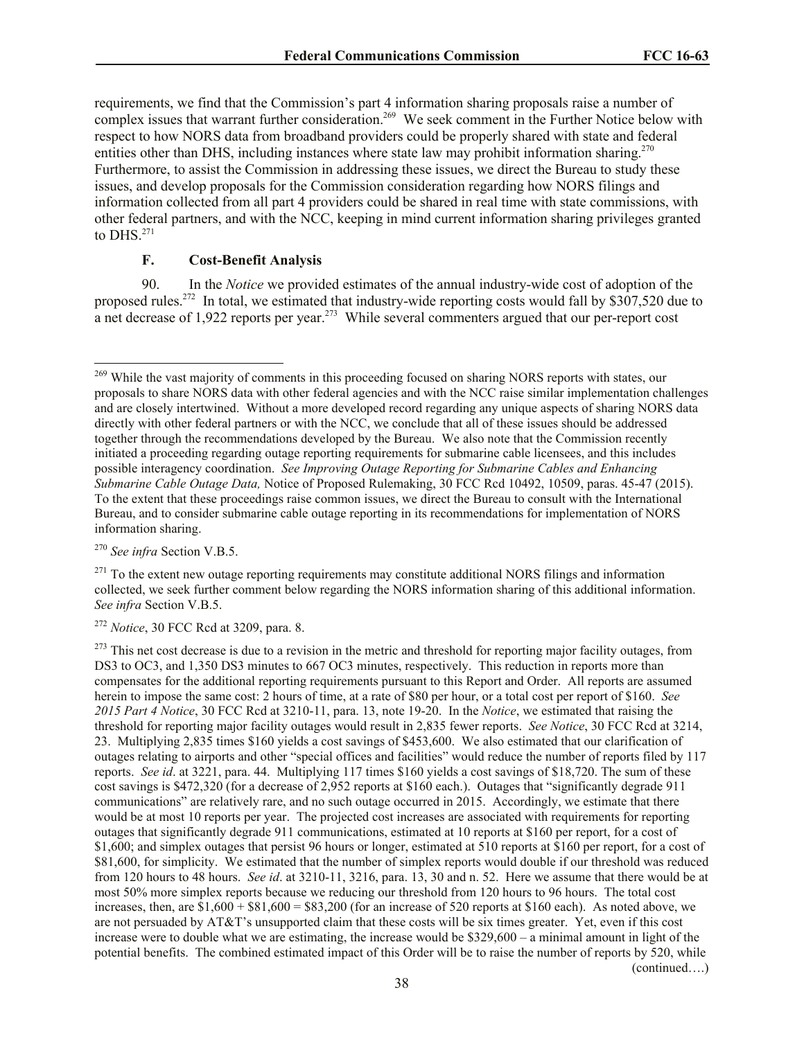requirements, we find that the Commission's part 4 information sharing proposals raise a number of complex issues that warrant further consideration.[269] We seek comment in the Further Notice below with respect to how NORS data from broadband providers could be properly shared with state and federal entities other than DHS, including instances where state law may prohibit information sharing.[270] Furthermore, to assist the Commission in addressing these issues, we direct the Bureau to study these issues, and develop proposals for the Commission consideration regarding how NORS filings and information collected from all part 4 providers could be shared in real time with state commissions, with other federal partners, and with the NCC, keeping in mind current information sharing privileges granted to DHS.[271]

### F. Cost-Benefit Analysis

90. In the *Notice* we provided estimates of the annual industry-wide cost of adoption of the proposed rules.[272] In total, we estimated that industry-wide reporting costs would fall by $307,520 due to a net decrease of 1,922 reports per year.[273] While several commenters argued that our per-report cost

---

[269] While the vast majority of comments in this proceeding focused on sharing NORS reports with states, our proposals to share NORS data with other federal agencies and with the NCC raise similar implementation challenges and are closely intertwined. Without a more developed record regarding any unique aspects of sharing NORS data directly with other federal partners or with the NCC, we conclude that all of these issues should be addressed together through the recommendations developed by the Bureau. We also note that the Commission recently initiated a proceeding regarding outage reporting requirements for submarine cable licensees, and this includes possible interagency coordination. *See Improving Outage Reporting for Submarine Cables and Enhancing Submarine Cable Outage Data,* Notice of Proposed Rulemaking, 30 FCC Rcd 10492, 10509, paras. 45-47 (2015). To the extent that these proceedings raise common issues, we direct the Bureau to consult with the International Bureau, and to consider submarine cable outage reporting in its recommendations for implementation of NORS information sharing.

[270] *See infra* Section V.B.5.

[271] To the extent new outage reporting requirements may constitute additional NORS filings and information collected, we seek further comment below regarding the NORS information sharing of this additional information. *See infra* Section V.B.5.

[272] *Notice*, 30 FCC Rcd at 3209, para. 8.

[273] This net cost decrease is due to a revision in the metric and threshold for reporting major facility outages, from DS3 to OC3, and 1,350 DS3 minutes to 667 OC3 minutes, respectively. This reduction in reports more than compensates for the additional reporting requirements pursuant to this Report and Order. All reports are assumed herein to impose the same cost: 2 hours of time, at a rate of $80 per hour, or a total cost per report of $160. *See 2015 Part 4 Notice*, 30 FCC Rcd at 3210-11, para. 13, note 19-20. In the *Notice*, we estimated that raising the threshold for reporting major facility outages would result in 2,835 fewer reports. *See Notice*, 30 FCC Rcd at 3214, 23. Multiplying 2,835 times $160 yields a cost savings of $453,600. We also estimated that our clarification of outages relating to airports and other "special offices and facilities" would reduce the number of reports filed by 117 reports. *See id*. at 3221, para. 44. Multiplying 117 times $160 yields a cost savings of $18,720. The sum of these cost savings is $472,320 (for a decrease of 2,952 reports at $160 each.). Outages that "significantly degrade 911 communications" are relatively rare, and no such outage occurred in 2015. Accordingly, we estimate that there would be at most 10 reports per year. The projected cost increases are associated with requirements for reporting outages that significantly degrade 911 communications, estimated at 10 reports at $160 per report, for a cost of $1,600; and simplex outages that persist 96 hours or longer, estimated at 510 reports at $160 per report, for a cost of $81,600, for simplicity. We estimated that the number of simplex reports would double if our threshold was reduced from 120 hours to 48 hours. *See id*. at 3210-11, 3216, para. 13, 30 and n. 52. Here we assume that there would be at most 50% more simplex reports because we reducing our threshold from 120 hours to 96 hours. The total cost increases, then, are $1,600 + $81,600 = $83,200 (for an increase of 520 reports at $160 each). As noted above, we are not persuaded by AT&T's unsupported claim that these costs will be six times greater. Yet, even if this cost increase were to double what we are estimating, the increase would be $329,600 – a minimal amount in light of the potential benefits. The combined estimated impact of this Order will be to raise the number of reports by 520, while (continued….)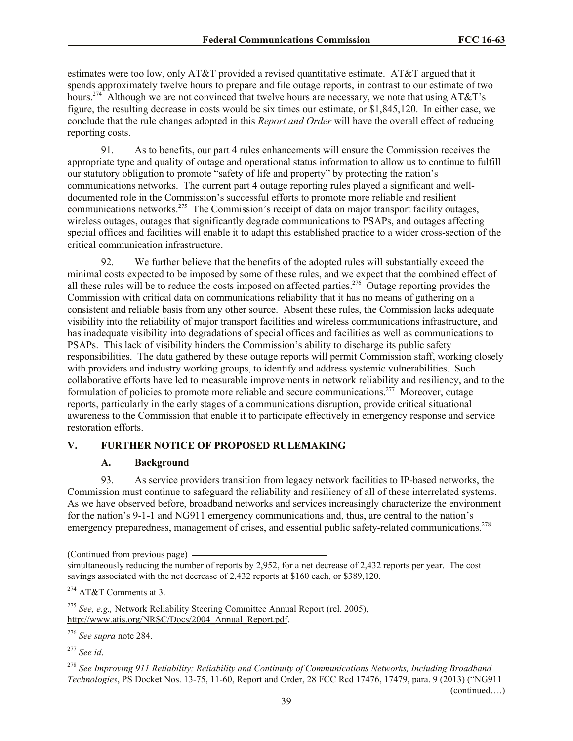estimates were too low, only AT&T provided a revised quantitative estimate. AT&T argued that it spends approximately twelve hours to prepare and file outage reports, in contrast to our estimate of two hours.[274] Although we are not convinced that twelve hours are necessary, we note that using AT&T's figure, the resulting decrease in costs would be six times our estimate, or $1,845,120. In either case, we conclude that the rule changes adopted in this *Report and Order* will have the overall effect of reducing reporting costs.

91. As to benefits, our part 4 rules enhancements will ensure the Commission receives the appropriate type and quality of outage and operational status information to allow us to continue to fulfill our statutory obligation to promote "safety of life and property" by protecting the nation's communications networks. The current part 4 outage reporting rules played a significant and well-documented role in the Commission's successful efforts to promote more reliable and resilient communications networks.[275] The Commission's receipt of data on major transport facility outages, wireless outages, outages that significantly degrade communications to PSAPs, and outages affecting special offices and facilities will enable it to adapt this established practice to a wider cross-section of the critical communication infrastructure.

92. We further believe that the benefits of the adopted rules will substantially exceed the minimal costs expected to be imposed by some of these rules, and we expect that the combined effect of all these rules will be to reduce the costs imposed on affected parties.[276] Outage reporting provides the Commission with critical data on communications reliability that it has no means of gathering on a consistent and reliable basis from any other source. Absent these rules, the Commission lacks adequate visibility into the reliability of major transport facilities and wireless communications infrastructure, and has inadequate visibility into degradations of special offices and facilities as well as communications to PSAPs. This lack of visibility hinders the Commission's ability to discharge its public safety responsibilities. The data gathered by these outage reports will permit Commission staff, working closely with providers and industry working groups, to identify and address systemic vulnerabilities. Such collaborative efforts have led to measurable improvements in network reliability and resiliency, and to the formulation of policies to promote more reliable and secure communications.[277] Moreover, outage reports, particularly in the early stages of a communications disruption, provide critical situational awareness to the Commission that enable it to participate effectively in emergency response and service restoration efforts.

## V. FURTHER NOTICE OF PROPOSED RULEMAKING

### A. Background

93. As service providers transition from legacy network facilities to IP-based networks, the Commission must continue to safeguard the reliability and resiliency of all of these interrelated systems. As we have observed before, broadband networks and services increasingly characterize the environment for the nation's 9-1-1 and NG911 emergency communications and, thus, are central to the nation's emergency preparedness, management of crises, and essential public safety-related communications.[278]

---

(Continued from previous page)

simultaneously reducing the number of reports by 2,952, for a net decrease of 2,432 reports per year. The cost savings associated with the net decrease of 2,432 reports at $160 each, or $389,120.

[274] AT&T Comments at 3.

[275] *See, e.g.,* Network Reliability Steering Committee Annual Report (rel. 2005), http://www.atis.org/NRSC/Docs/2004_Annual_Report.pdf.

[276] *See supra* note 284.

[277] *See id*.

[278] *See Improving 911 Reliability; Reliability and Continuity of Communications Networks, Including Broadband Technologies*, PS Docket Nos. 13-75, 11-60, Report and Order, 28 FCC Rcd 17476, 17479, para. 9 (2013) ("NG911

(continued….)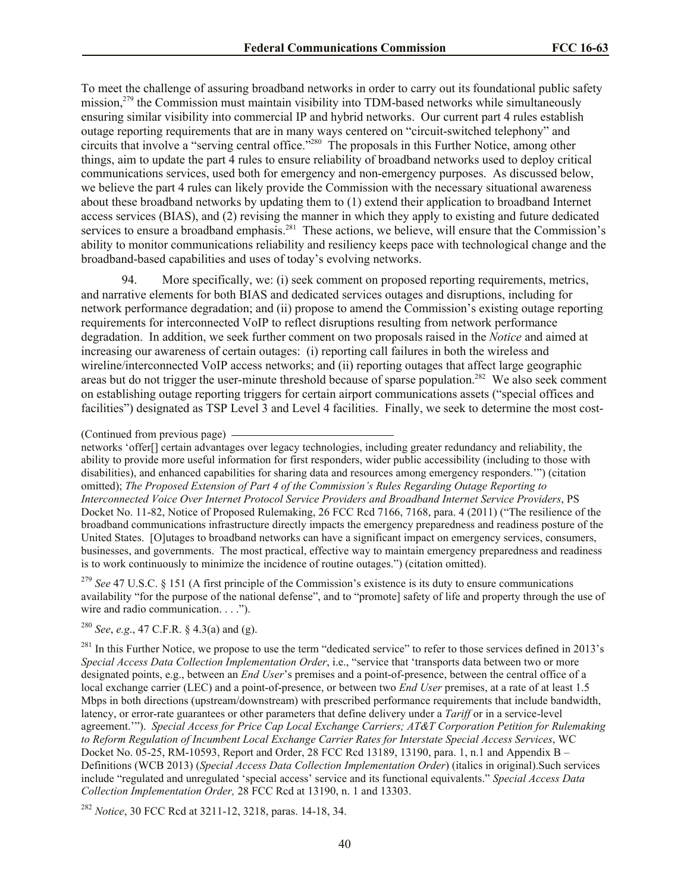To meet the challenge of assuring broadband networks in order to carry out its foundational public safety mission,[279] the Commission must maintain visibility into TDM-based networks while simultaneously ensuring similar visibility into commercial IP and hybrid networks. Our current part 4 rules establish outage reporting requirements that are in many ways centered on "circuit-switched telephony" and circuits that involve a "serving central office."[280] The proposals in this Further Notice, among other things, aim to update the part 4 rules to ensure reliability of broadband networks used to deploy critical communications services, used both for emergency and non-emergency purposes. As discussed below, we believe the part 4 rules can likely provide the Commission with the necessary situational awareness about these broadband networks by updating them to (1) extend their application to broadband Internet access services (BIAS), and (2) revising the manner in which they apply to existing and future dedicated services to ensure a broadband emphasis.[281] These actions, we believe, will ensure that the Commission's ability to monitor communications reliability and resiliency keeps pace with technological change and the broadband-based capabilities and uses of today's evolving networks.

94. More specifically, we: (i) seek comment on proposed reporting requirements, metrics, and narrative elements for both BIAS and dedicated services outages and disruptions, including for network performance degradation; and (ii) propose to amend the Commission's existing outage reporting requirements for interconnected VoIP to reflect disruptions resulting from network performance degradation. In addition, we seek further comment on two proposals raised in the *Notice* and aimed at increasing our awareness of certain outages: (i) reporting call failures in both the wireless and wireline/interconnected VoIP access networks; and (ii) reporting outages that affect large geographic areas but do not trigger the user-minute threshold because of sparse population.[282] We also seek comment on establishing outage reporting triggers for certain airport communications assets ("special offices and facilities") designated as TSP Level 3 and Level 4 facilities. Finally, we seek to determine the most cost-

---

(Continued from previous page)

networks 'offer[] certain advantages over legacy technologies, including greater redundancy and reliability, the ability to provide more useful information for first responders, wider public accessibility (including to those with disabilities), and enhanced capabilities for sharing data and resources among emergency responders.'") (citation omitted); *The Proposed Extension of Part 4 of the Commission's Rules Regarding Outage Reporting to Interconnected Voice Over Internet Protocol Service Providers and Broadband Internet Service Providers*, PS Docket No. 11-82, Notice of Proposed Rulemaking, 26 FCC Rcd 7166, 7168, para. 4 (2011) ("The resilience of the broadband communications infrastructure directly impacts the emergency preparedness and readiness posture of the United States. [O]utages to broadband networks can have a significant impact on emergency services, consumers, businesses, and governments. The most practical, effective way to maintain emergency preparedness and readiness is to work continuously to minimize the incidence of routine outages.") (citation omitted).

[279] *See* 47 U.S.C. § 151 (A first principle of the Commission's existence is its duty to ensure communications availability "for the purpose of the national defense", and to "promote] safety of life and property through the use of wire and radio communication. . . .").

[280] *See*, *e.g*., 47 C.F.R. § 4.3(a) and (g).

[281] In this Further Notice, we propose to use the term "dedicated service" to refer to those services defined in 2013's *Special Access Data Collection Implementation Order*, i.e., "service that 'transports data between two or more designated points, e.g., between an *End User*'s premises and a point-of-presence, between the central office of a local exchange carrier (LEC) and a point-of-presence, or between two *End User* premises, at a rate of at least 1.5 Mbps in both directions (upstream/downstream) with prescribed performance requirements that include bandwidth, latency, or error-rate guarantees or other parameters that define delivery under a *Tariff* or in a service-level agreement.'"). *Special Access for Price Cap Local Exchange Carriers; AT&T Corporation Petition for Rulemaking to Reform Regulation of Incumbent Local Exchange Carrier Rates for Interstate Special Access Services*, WC Docket No. 05-25, RM-10593, Report and Order, 28 FCC Rcd 13189, 13190, para. 1, n.1 and Appendix B – Definitions (WCB 2013) (*Special Access Data Collection Implementation Order*) (italics in original).Such services include "regulated and unregulated 'special access' service and its functional equivalents." *Special Access Data Collection Implementation Order,* 28 FCC Rcd at 13190, n. 1 and 13303.

[282] *Notice*, 30 FCC Rcd at 3211-12, 3218, paras. 14-18, 34.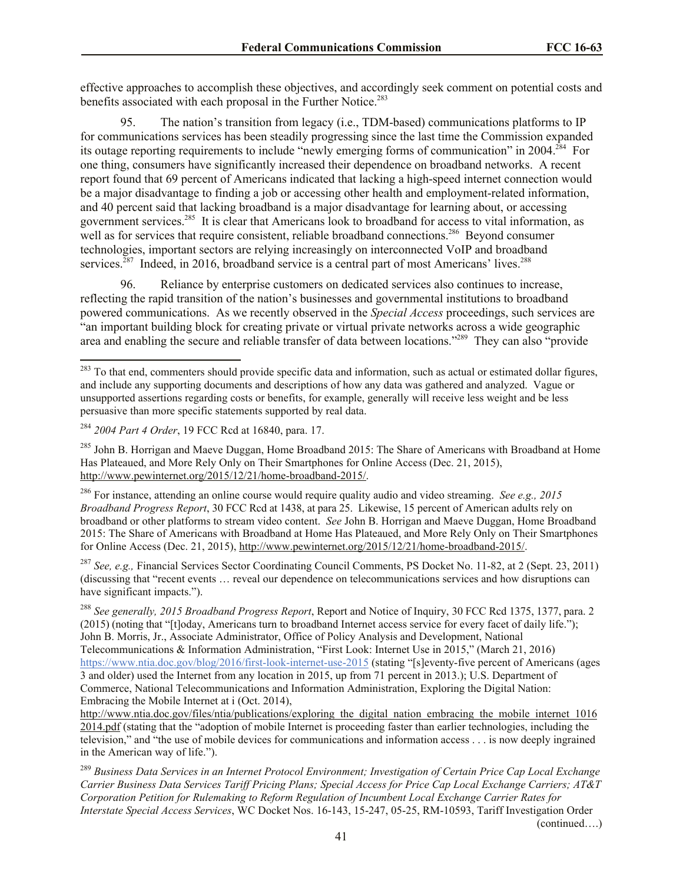effective approaches to accomplish these objectives, and accordingly seek comment on potential costs and benefits associated with each proposal in the Further Notice.[283]

95. The nation's transition from legacy (i.e., TDM-based) communications platforms to IP for communications services has been steadily progressing since the last time the Commission expanded its outage reporting requirements to include "newly emerging forms of communication" in 2004.[284] For one thing, consumers have significantly increased their dependence on broadband networks. A recent report found that 69 percent of Americans indicated that lacking a high-speed internet connection would be a major disadvantage to finding a job or accessing other health and employment-related information, and 40 percent said that lacking broadband is a major disadvantage for learning about, or accessing government services.[285] It is clear that Americans look to broadband for access to vital information, as well as for services that require consistent, reliable broadband connections.[286] Beyond consumer technologies, important sectors are relying increasingly on interconnected VoIP and broadband services.[287] Indeed, in 2016, broadband service is a central part of most Americans' lives.[288]

96. Reliance by enterprise customers on dedicated services also continues to increase, reflecting the rapid transition of the nation's businesses and governmental institutions to broadband powered communications. As we recently observed in the *Special Access* proceedings, such services are "an important building block for creating private or virtual private networks across a wide geographic area and enabling the secure and reliable transfer of data between locations."[289] They can also "provide

---

[283] To that end, commenters should provide specific data and information, such as actual or estimated dollar figures, and include any supporting documents and descriptions of how any data was gathered and analyzed. Vague or unsupported assertions regarding costs or benefits, for example, generally will receive less weight and be less persuasive than more specific statements supported by real data.

[284] *2004 Part 4 Order*, 19 FCC Rcd at 16840, para. 17.

[285] John B. Horrigan and Maeve Duggan, Home Broadband 2015: The Share of Americans with Broadband at Home Has Plateaued, and More Rely Only on Their Smartphones for Online Access (Dec. 21, 2015), http://www.pewinternet.org/2015/12/21/home-broadband-2015/.

[286] For instance, attending an online course would require quality audio and video streaming. *See e.g., 2015 Broadband Progress Report*, 30 FCC Rcd at 1438, at para 25. Likewise, 15 percent of American adults rely on broadband or other platforms to stream video content. *See* John B. Horrigan and Maeve Duggan, Home Broadband 2015: The Share of Americans with Broadband at Home Has Plateaued, and More Rely Only on Their Smartphones for Online Access (Dec. 21, 2015), http://www.pewinternet.org/2015/12/21/home-broadband-2015/.

[287] *See, e.g.,* Financial Services Sector Coordinating Council Comments, PS Docket No. 11-82, at 2 (Sept. 23, 2011) (discussing that "recent events … reveal our dependence on telecommunications services and how disruptions can have significant impacts.").

[288] *See generally, 2015 Broadband Progress Report*, Report and Notice of Inquiry, 30 FCC Rcd 1375, 1377, para. 2 (2015) (noting that "[t]oday, Americans turn to broadband Internet access service for every facet of daily life."); John B. Morris, Jr., Associate Administrator, Office of Policy Analysis and Development, National Telecommunications & Information Administration, "First Look: Internet Use in 2015," (March 21, 2016) https://www.ntia.doc.gov/blog/2016/first-look-internet-use-2015 (stating "[s]eventy-five percent of Americans (ages 3 and older) used the Internet from any location in 2015, up from 71 percent in 2013.); U.S. Department of Commerce, National Telecommunications and Information Administration, Exploring the Digital Nation: Embracing the Mobile Internet at i (Oct. 2014), http://www.ntia.doc.gov/files/ntia/publications/exploring_the_digital_nation_embracing_the_mobile_internet_10162014.pdf (stating that the "adoption of mobile Internet is proceeding faster than earlier technologies, including the television," and "the use of mobile devices for communications and information access . . . is now deeply ingrained in the American way of life.").

[289] *Business Data Services in an Internet Protocol Environment; Investigation of Certain Price Cap Local Exchange Carrier Business Data Services Tariff Pricing Plans; Special Access for Price Cap Local Exchange Carriers; AT&T Corporation Petition for Rulemaking to Reform Regulation of Incumbent Local Exchange Carrier Rates for Interstate Special Access Services*, WC Docket Nos. 16-143, 15-247, 05-25, RM-10593, Tariff Investigation Order (continued….)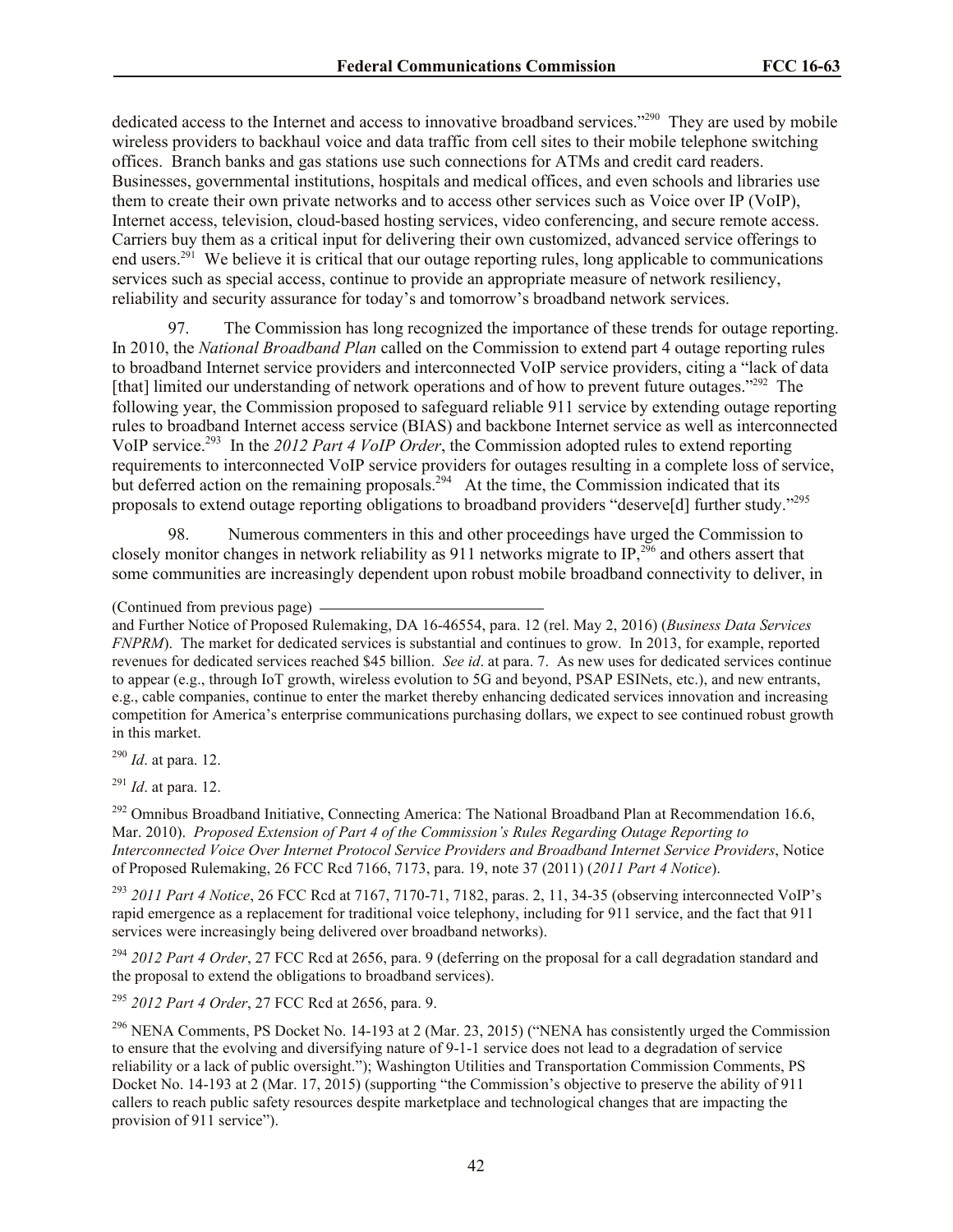dedicated access to the Internet and access to innovative broadband services."[290] They are used by mobile wireless providers to backhaul voice and data traffic from cell sites to their mobile telephone switching offices. Branch banks and gas stations use such connections for ATMs and credit card readers. Businesses, governmental institutions, hospitals and medical offices, and even schools and libraries use them to create their own private networks and to access other services such as Voice over IP (VoIP), Internet access, television, cloud-based hosting services, video conferencing, and secure remote access. Carriers buy them as a critical input for delivering their own customized, advanced service offerings to end users.[291] We believe it is critical that our outage reporting rules, long applicable to communications services such as special access, continue to provide an appropriate measure of network resiliency, reliability and security assurance for today's and tomorrow's broadband network services.

97. The Commission has long recognized the importance of these trends for outage reporting. In 2010, the *National Broadband Plan* called on the Commission to extend part 4 outage reporting rules to broadband Internet service providers and interconnected VoIP service providers, citing a "lack of data [that] limited our understanding of network operations and of how to prevent future outages."[292] The following year, the Commission proposed to safeguard reliable 911 service by extending outage reporting rules to broadband Internet access service (BIAS) and backbone Internet service as well as interconnected VoIP service.[293] In the *2012 Part 4 VoIP Order*, the Commission adopted rules to extend reporting requirements to interconnected VoIP service providers for outages resulting in a complete loss of service, but deferred action on the remaining proposals.[294] At the time, the Commission indicated that its proposals to extend outage reporting obligations to broadband providers "deserve[d] further study."[295]

98. Numerous commenters in this and other proceedings have urged the Commission to closely monitor changes in network reliability as 911 networks migrate to IP,[296] and others assert that some communities are increasingly dependent upon robust mobile broadband connectivity to deliver, in

---

(Continued from previous page)
and Further Notice of Proposed Rulemaking, DA 16-46554, para. 12 (rel. May 2, 2016) (*Business Data Services FNPRM*). The market for dedicated services is substantial and continues to grow. In 2013, for example, reported revenues for dedicated services reached $45 billion. *See id*. at para. 7. As new uses for dedicated services continue to appear (e.g., through IoT growth, wireless evolution to 5G and beyond, PSAP ESINets, etc.), and new entrants, e.g., cable companies, continue to enter the market thereby enhancing dedicated services innovation and increasing competition for America's enterprise communications purchasing dollars, we expect to see continued robust growth in this market.

[290] *Id*. at para. 12.

[291] *Id*. at para. 12.

[292] Omnibus Broadband Initiative, Connecting America: The National Broadband Plan at Recommendation 16.6, Mar. 2010). *Proposed Extension of Part 4 of the Commission's Rules Regarding Outage Reporting to Interconnected Voice Over Internet Protocol Service Providers and Broadband Internet Service Providers*, Notice of Proposed Rulemaking, 26 FCC Rcd 7166, 7173, para. 19, note 37 (2011) (*2011 Part 4 Notice*).

[293] *2011 Part 4 Notice*, 26 FCC Rcd at 7167, 7170-71, 7182, paras. 2, 11, 34-35 (observing interconnected VoIP's rapid emergence as a replacement for traditional voice telephony, including for 911 service, and the fact that 911 services were increasingly being delivered over broadband networks).

[294] *2012 Part 4 Order*, 27 FCC Rcd at 2656, para. 9 (deferring on the proposal for a call degradation standard and the proposal to extend the obligations to broadband services).

[295] *2012 Part 4 Order*, 27 FCC Rcd at 2656, para. 9.

[296] NENA Comments, PS Docket No. 14-193 at 2 (Mar. 23, 2015) ("NENA has consistently urged the Commission to ensure that the evolving and diversifying nature of 9-1-1 service does not lead to a degradation of service reliability or a lack of public oversight."); Washington Utilities and Transportation Commission Comments, PS Docket No. 14-193 at 2 (Mar. 17, 2015) (supporting "the Commission's objective to preserve the ability of 911 callers to reach public safety resources despite marketplace and technological changes that are impacting the provision of 911 service").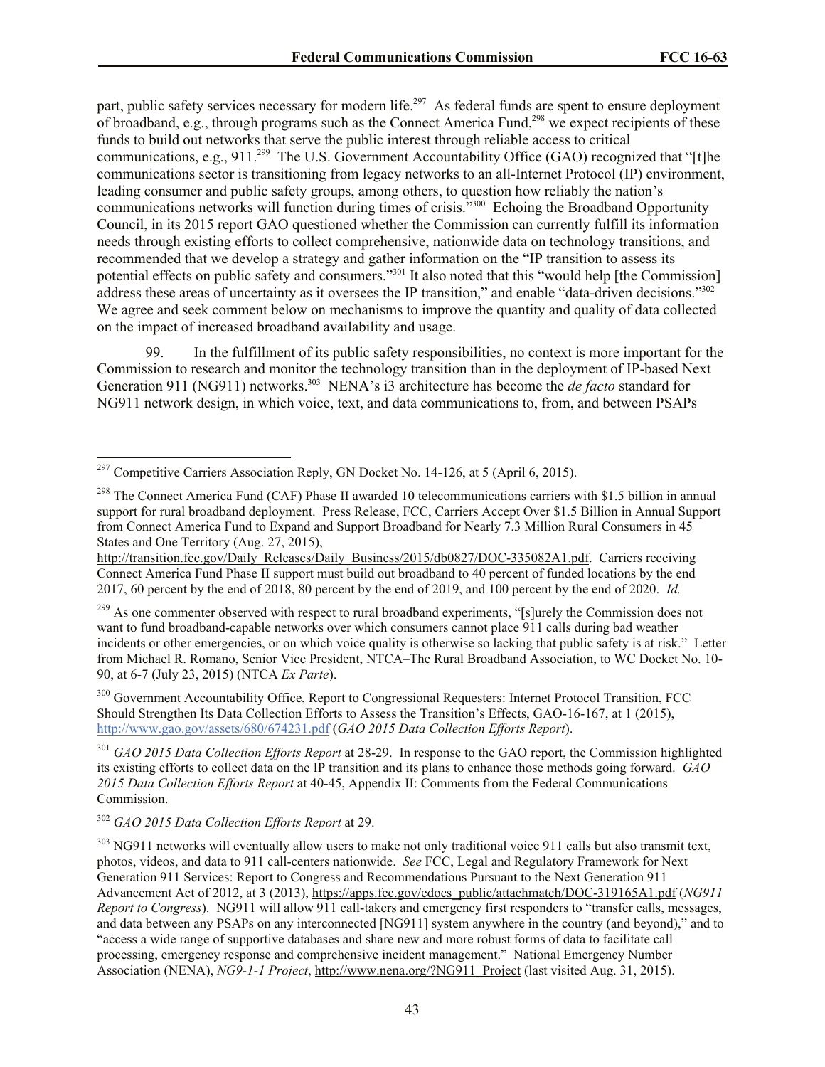part, public safety services necessary for modern life.[297] As federal funds are spent to ensure deployment of broadband, e.g., through programs such as the Connect America Fund,[298] we expect recipients of these funds to build out networks that serve the public interest through reliable access to critical communications, e.g., 911.[299] The U.S. Government Accountability Office (GAO) recognized that "[t]he communications sector is transitioning from legacy networks to an all-Internet Protocol (IP) environment, leading consumer and public safety groups, among others, to question how reliably the nation's communications networks will function during times of crisis."[300] Echoing the Broadband Opportunity Council, in its 2015 report GAO questioned whether the Commission can currently fulfill its information needs through existing efforts to collect comprehensive, nationwide data on technology transitions, and recommended that we develop a strategy and gather information on the "IP transition to assess its potential effects on public safety and consumers."[301] It also noted that this "would help [the Commission] address these areas of uncertainty as it oversees the IP transition," and enable "data-driven decisions."[302] We agree and seek comment below on mechanisms to improve the quantity and quality of data collected on the impact of increased broadband availability and usage.

99. In the fulfillment of its public safety responsibilities, no context is more important for the Commission to research and monitor the technology transition than in the deployment of IP-based Next Generation 911 (NG911) networks.[303] NENA's i3 architecture has become the *de facto* standard for NG911 network design, in which voice, text, and data communications to, from, and between PSAPs

---

[297] Competitive Carriers Association Reply, GN Docket No. 14-126, at 5 (April 6, 2015).

[298] The Connect America Fund (CAF) Phase II awarded 10 telecommunications carriers with $1.5 billion in annual support for rural broadband deployment. Press Release, FCC, Carriers Accept Over $1.5 Billion in Annual Support from Connect America Fund to Expand and Support Broadband for Nearly 7.3 Million Rural Consumers in 45 States and One Territory (Aug. 27, 2015), http://transition.fcc.gov/Daily_Releases/Daily_Business/2015/db0827/DOC-335082A1.pdf. Carriers receiving Connect America Fund Phase II support must build out broadband to 40 percent of funded locations by the end 2017, 60 percent by the end of 2018, 80 percent by the end of 2019, and 100 percent by the end of 2020. *Id.*

[299] As one commenter observed with respect to rural broadband experiments, "[s]urely the Commission does not want to fund broadband-capable networks over which consumers cannot place 911 calls during bad weather incidents or other emergencies, or on which voice quality is otherwise so lacking that public safety is at risk." Letter from Michael R. Romano, Senior Vice President, NTCA–The Rural Broadband Association, to WC Docket No. 10-90, at 6-7 (July 23, 2015) (NTCA *Ex Parte*).

[300] Government Accountability Office, Report to Congressional Requesters: Internet Protocol Transition, FCC Should Strengthen Its Data Collection Efforts to Assess the Transition's Effects, GAO-16-167, at 1 (2015), http://www.gao.gov/assets/680/674231.pdf (*GAO 2015 Data Collection Efforts Report*).

[301] *GAO 2015 Data Collection Efforts Report* at 28-29. In response to the GAO report, the Commission highlighted its existing efforts to collect data on the IP transition and its plans to enhance those methods going forward. *GAO 2015 Data Collection Efforts Report* at 40-45, Appendix II: Comments from the Federal Communications Commission.

[302] *GAO 2015 Data Collection Efforts Report* at 29.

[303] NG911 networks will eventually allow users to make not only traditional voice 911 calls but also transmit text, photos, videos, and data to 911 call-centers nationwide. *See* FCC, Legal and Regulatory Framework for Next Generation 911 Services: Report to Congress and Recommendations Pursuant to the Next Generation 911 Advancement Act of 2012, at 3 (2013), https://apps.fcc.gov/edocs_public/attachmatch/DOC-319165A1.pdf (*NG911 Report to Congress*). NG911 will allow 911 call-takers and emergency first responders to "transfer calls, messages, and data between any PSAPs on any interconnected [NG911] system anywhere in the country (and beyond)," and to "access a wide range of supportive databases and share new and more robust forms of data to facilitate call processing, emergency response and comprehensive incident management." National Emergency Number Association (NENA), *NG9-1-1 Project*, http://www.nena.org/?NG911_Project (last visited Aug. 31, 2015).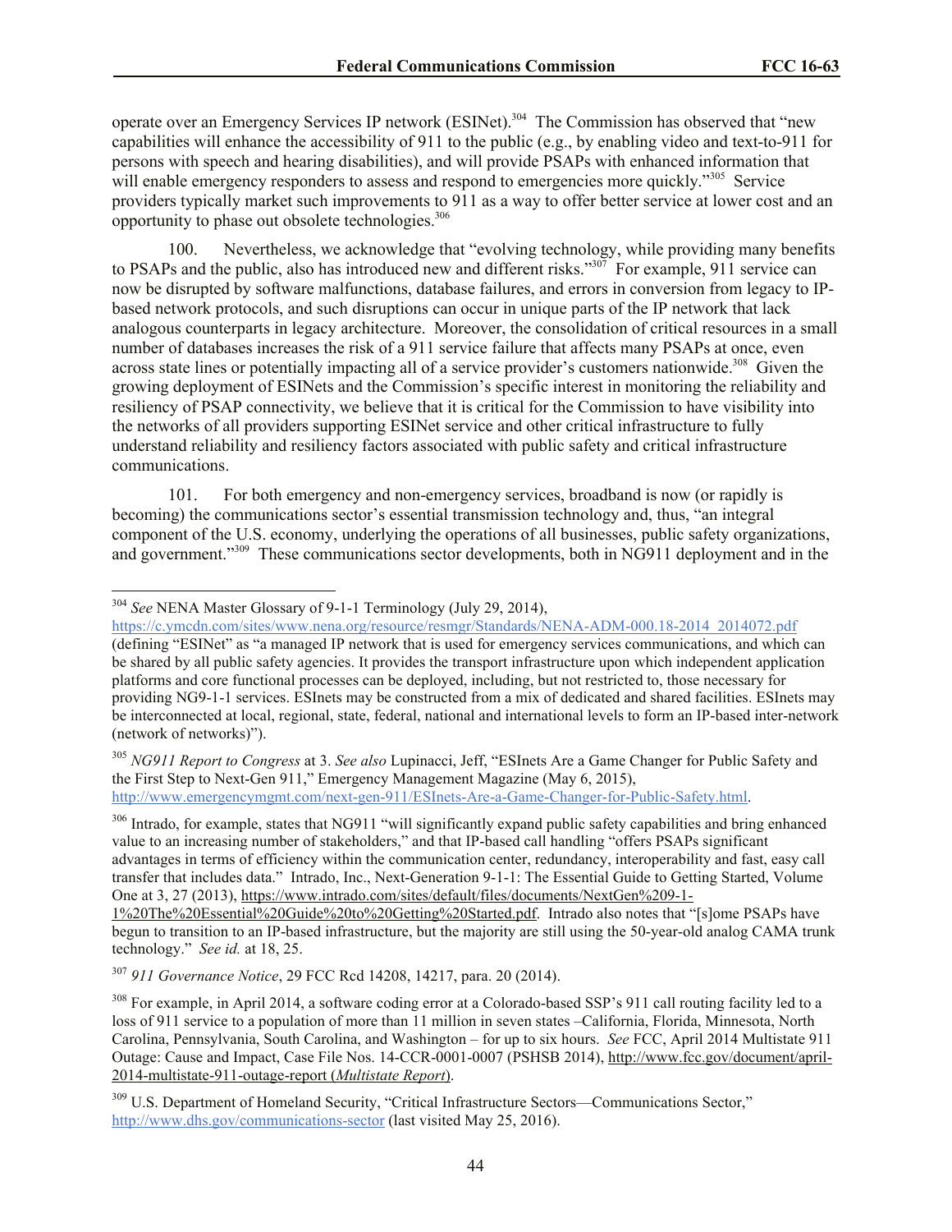operate over an Emergency Services IP network (ESINet).[304] The Commission has observed that "new capabilities will enhance the accessibility of 911 to the public (e.g., by enabling video and text-to-911 for persons with speech and hearing disabilities), and will provide PSAPs with enhanced information that will enable emergency responders to assess and respond to emergencies more quickly."[305] Service providers typically market such improvements to 911 as a way to offer better service at lower cost and an opportunity to phase out obsolete technologies.[306]

100. Nevertheless, we acknowledge that "evolving technology, while providing many benefits to PSAPs and the public, also has introduced new and different risks."[307] For example, 911 service can now be disrupted by software malfunctions, database failures, and errors in conversion from legacy to IP-based network protocols, and such disruptions can occur in unique parts of the IP network that lack analogous counterparts in legacy architecture. Moreover, the consolidation of critical resources in a small number of databases increases the risk of a 911 service failure that affects many PSAPs at once, even across state lines or potentially impacting all of a service provider's customers nationwide.[308] Given the growing deployment of ESINets and the Commission's specific interest in monitoring the reliability and resiliency of PSAP connectivity, we believe that it is critical for the Commission to have visibility into the networks of all providers supporting ESINet service and other critical infrastructure to fully understand reliability and resiliency factors associated with public safety and critical infrastructure communications.

101. For both emergency and non-emergency services, broadband is now (or rapidly is becoming) the communications sector's essential transmission technology and, thus, "an integral component of the U.S. economy, underlying the operations of all businesses, public safety organizations, and government."[309] These communications sector developments, both in NG911 deployment and in the

---

[304] *See* NENA Master Glossary of 9-1-1 Terminology (July 29, 2014), https://c.ymcdn.com/sites/www.nena.org/resource/resmgr/Standards/NENA-ADM-000.18-2014_2014072.pdf (defining "ESINet" as "a managed IP network that is used for emergency services communications, and which can be shared by all public safety agencies. It provides the transport infrastructure upon which independent application platforms and core functional processes can be deployed, including, but not restricted to, those necessary for providing NG9-1-1 services. ESInets may be constructed from a mix of dedicated and shared facilities. ESInets may be interconnected at local, regional, state, federal, national and international levels to form an IP-based inter-network (network of networks)").

[305] *NG911 Report to Congress* at 3. *See also* Lupinacci, Jeff, "ESInets Are a Game Changer for Public Safety and the First Step to Next-Gen 911," Emergency Management Magazine (May 6, 2015), http://www.emergencymgmt.com/next-gen-911/ESInets-Are-a-Game-Changer-for-Public-Safety.html.

[306] Intrado, for example, states that NG911 "will significantly expand public safety capabilities and bring enhanced value to an increasing number of stakeholders," and that IP-based call handling "offers PSAPs significant advantages in terms of efficiency within the communication center, redundancy, interoperability and fast, easy call transfer that includes data." Intrado, Inc., Next-Generation 9-1-1: The Essential Guide to Getting Started, Volume One at 3, 27 (2013), https://www.intrado.com/sites/default/files/documents/NextGen%209-1-1%20The%20Essential%20Guide%20to%20Getting%20Started.pdf. Intrado also notes that "[s]ome PSAPs have begun to transition to an IP-based infrastructure, but the majority are still using the 50-year-old analog CAMA trunk technology." *See id.* at 18, 25.

[307] *911 Governance Notice*, 29 FCC Rcd 14208, 14217, para. 20 (2014).

[308] For example, in April 2014, a software coding error at a Colorado-based SSP's 911 call routing facility led to a loss of 911 service to a population of more than 11 million in seven states –California, Florida, Minnesota, North Carolina, Pennsylvania, South Carolina, and Washington – for up to six hours. *See* FCC, April 2014 Multistate 911 Outage: Cause and Impact, Case File Nos. 14-CCR-0001-0007 (PSHSB 2014), http://www.fcc.gov/document/april-2014-multistate-911-outage-report (*Multistate Report*).

[309] U.S. Department of Homeland Security, "Critical Infrastructure Sectors—Communications Sector," http://www.dhs.gov/communications-sector (last visited May 25, 2016).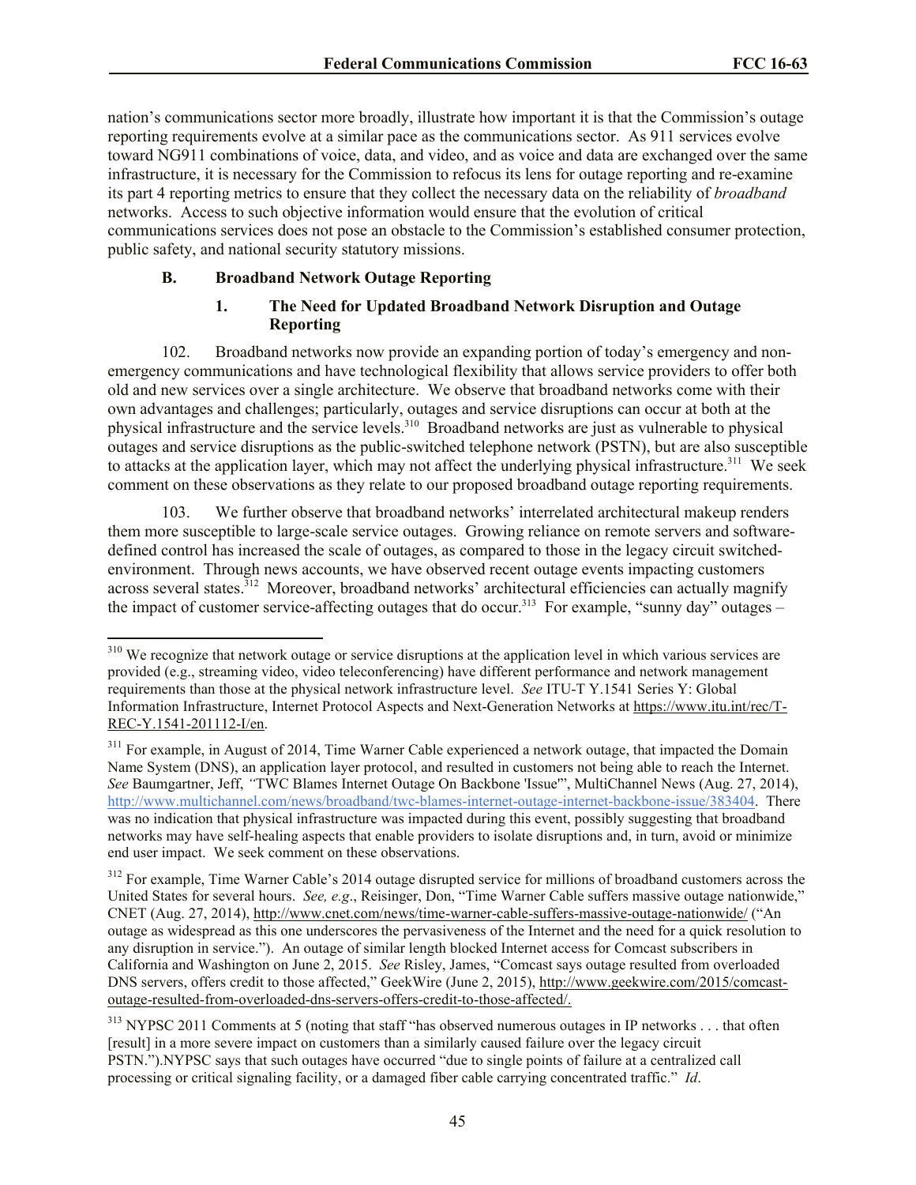nation's communications sector more broadly, illustrate how important it is that the Commission's outage reporting requirements evolve at a similar pace as the communications sector. As 911 services evolve toward NG911 combinations of voice, data, and video, and as voice and data are exchanged over the same infrastructure, it is necessary for the Commission to refocus its lens for outage reporting and re-examine its part 4 reporting metrics to ensure that they collect the necessary data on the reliability of *broadband* networks. Access to such objective information would ensure that the evolution of critical communications services does not pose an obstacle to the Commission's established consumer protection, public safety, and national security statutory missions.

### B. Broadband Network Outage Reporting

#### 1. The Need for Updated Broadband Network Disruption and Outage Reporting

102. Broadband networks now provide an expanding portion of today's emergency and non-emergency communications and have technological flexibility that allows service providers to offer both old and new services over a single architecture. We observe that broadband networks come with their own advantages and challenges; particularly, outages and service disruptions can occur at both at the physical infrastructure and the service levels.[310] Broadband networks are just as vulnerable to physical outages and service disruptions as the public-switched telephone network (PSTN), but are also susceptible to attacks at the application layer, which may not affect the underlying physical infrastructure.[311] We seek comment on these observations as they relate to our proposed broadband outage reporting requirements.

103. We further observe that broadband networks' interrelated architectural makeup renders them more susceptible to large-scale service outages. Growing reliance on remote servers and software-defined control has increased the scale of outages, as compared to those in the legacy circuit switched-environment. Through news accounts, we have observed recent outage events impacting customers across several states.[312] Moreover, broadband networks' architectural efficiencies can actually magnify the impact of customer service-affecting outages that do occur.[313] For example, "sunny day" outages –

---

[310] We recognize that network outage or service disruptions at the application level in which various services are provided (e.g., streaming video, video teleconferencing) have different performance and network management requirements than those at the physical network infrastructure level. *See* ITU-T Y.1541 Series Y: Global Information Infrastructure, Internet Protocol Aspects and Next-Generation Networks at https://www.itu.int/rec/T-REC-Y.1541-201112-I/en.

[311] For example, in August of 2014, Time Warner Cable experienced a network outage, that impacted the Domain Name System (DNS), an application layer protocol, and resulted in customers not being able to reach the Internet. *See* Baumgartner, Jeff, *"*TWC Blames Internet Outage On Backbone 'Issue'", MultiChannel News (Aug. 27, 2014), http://www.multichannel.com/news/broadband/twc-blames-internet-outage-internet-backbone-issue/383404. There was no indication that physical infrastructure was impacted during this event, possibly suggesting that broadband networks may have self-healing aspects that enable providers to isolate disruptions and, in turn, avoid or minimize end user impact. We seek comment on these observations.

[312] For example, Time Warner Cable's 2014 outage disrupted service for millions of broadband customers across the United States for several hours. *See, e.g*., Reisinger, Don, "Time Warner Cable suffers massive outage nationwide," CNET (Aug. 27, 2014), http://www.cnet.com/news/time-warner-cable-suffers-massive-outage-nationwide/ ("An outage as widespread as this one underscores the pervasiveness of the Internet and the need for a quick resolution to any disruption in service."). An outage of similar length blocked Internet access for Comcast subscribers in California and Washington on June 2, 2015. *See* Risley, James, "Comcast says outage resulted from overloaded DNS servers, offers credit to those affected," GeekWire (June 2, 2015), http://www.geekwire.com/2015/comcast-outage-resulted-from-overloaded-dns-servers-offers-credit-to-those-affected/.

[313] NYPSC 2011 Comments at 5 (noting that staff "has observed numerous outages in IP networks . . . that often [result] in a more severe impact on customers than a similarly caused failure over the legacy circuit PSTN.").NYPSC says that such outages have occurred "due to single points of failure at a centralized call processing or critical signaling facility, or a damaged fiber cable carrying concentrated traffic." *Id*.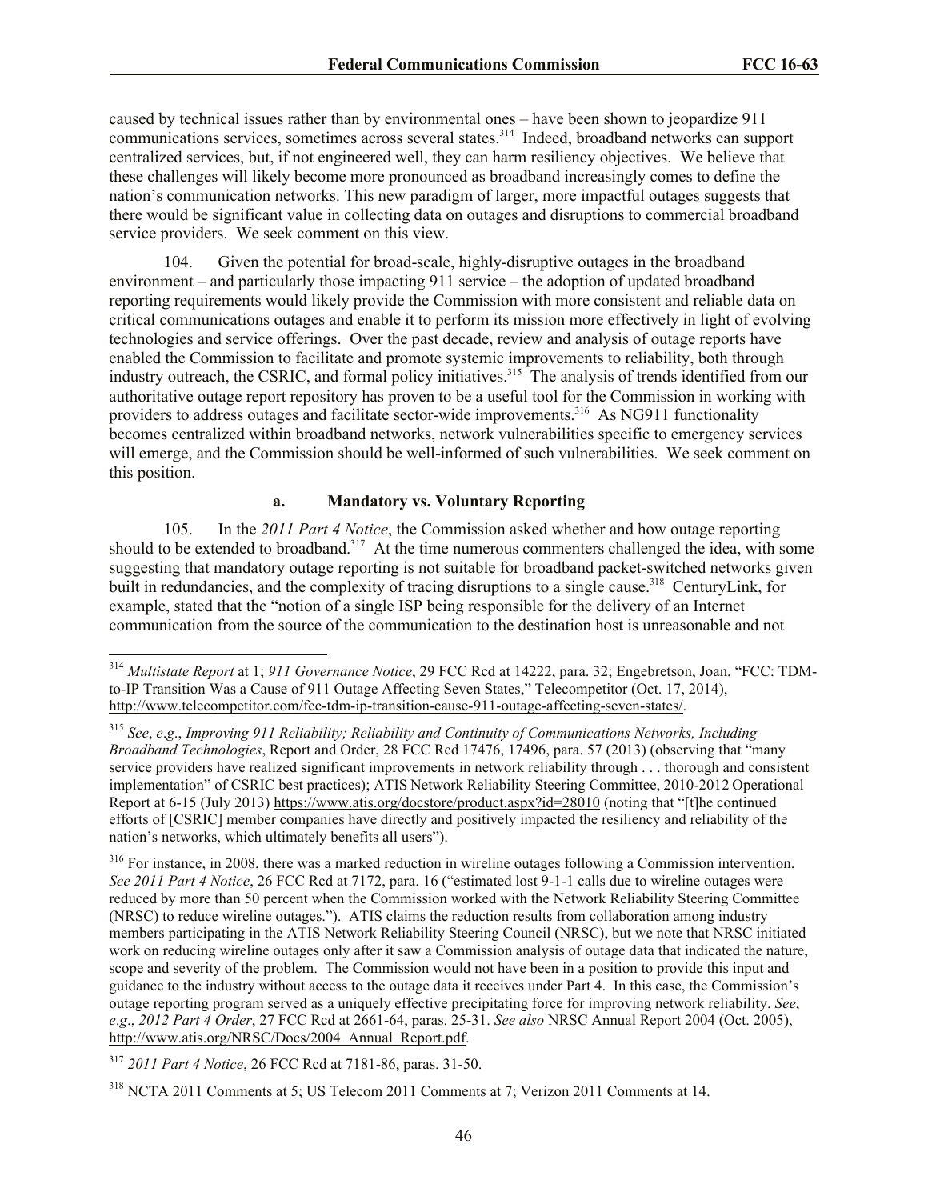caused by technical issues rather than by environmental ones – have been shown to jeopardize 911 communications services, sometimes across several states.[314] Indeed, broadband networks can support centralized services, but, if not engineered well, they can harm resiliency objectives. We believe that these challenges will likely become more pronounced as broadband increasingly comes to define the nation's communication networks. This new paradigm of larger, more impactful outages suggests that there would be significant value in collecting data on outages and disruptions to commercial broadband service providers. We seek comment on this view.

104. Given the potential for broad-scale, highly-disruptive outages in the broadband environment – and particularly those impacting 911 service – the adoption of updated broadband reporting requirements would likely provide the Commission with more consistent and reliable data on critical communications outages and enable it to perform its mission more effectively in light of evolving technologies and service offerings. Over the past decade, review and analysis of outage reports have enabled the Commission to facilitate and promote systemic improvements to reliability, both through industry outreach, the CSRIC, and formal policy initiatives.[315] The analysis of trends identified from our authoritative outage report repository has proven to be a useful tool for the Commission in working with providers to address outages and facilitate sector-wide improvements.[316] As NG911 functionality becomes centralized within broadband networks, network vulnerabilities specific to emergency services will emerge, and the Commission should be well-informed of such vulnerabilities. We seek comment on this position.

### a. Mandatory vs. Voluntary Reporting

105. In the *2011 Part 4 Notice*, the Commission asked whether and how outage reporting should to be extended to broadband.[317] At the time numerous commenters challenged the idea, with some suggesting that mandatory outage reporting is not suitable for broadband packet-switched networks given built in redundancies, and the complexity of tracing disruptions to a single cause.[318] CenturyLink, for example, stated that the "notion of a single ISP being responsible for the delivery of an Internet communication from the source of the communication to the destination host is unreasonable and not

---

[314] *Multistate Report* at 1; *911 Governance Notice*, 29 FCC Rcd at 14222, para. 32; Engebretson, Joan, "FCC: TDM-to-IP Transition Was a Cause of 911 Outage Affecting Seven States," Telecompetitor (Oct. 17, 2014), http://www.telecompetitor.com/fcc-tdm-ip-transition-cause-911-outage-affecting-seven-states/.

[315] *See*, *e.g*., *Improving 911 Reliability; Reliability and Continuity of Communications Networks, Including Broadband Technologies*, Report and Order, 28 FCC Rcd 17476, 17496, para. 57 (2013) (observing that "many service providers have realized significant improvements in network reliability through . . . thorough and consistent implementation" of CSRIC best practices); ATIS Network Reliability Steering Committee, 2010-2012 Operational Report at 6-15 (July 2013) https://www.atis.org/docstore/product.aspx?id=28010 (noting that "[t]he continued efforts of [CSRIC] member companies have directly and positively impacted the resiliency and reliability of the nation's networks, which ultimately benefits all users").

[316] For instance, in 2008, there was a marked reduction in wireline outages following a Commission intervention. *See 2011 Part 4 Notice*, 26 FCC Rcd at 7172, para. 16 ("estimated lost 9-1-1 calls due to wireline outages were reduced by more than 50 percent when the Commission worked with the Network Reliability Steering Committee (NRSC) to reduce wireline outages."). ATIS claims the reduction results from collaboration among industry members participating in the ATIS Network Reliability Steering Council (NRSC), but we note that NRSC initiated work on reducing wireline outages only after it saw a Commission analysis of outage data that indicated the nature, scope and severity of the problem. The Commission would not have been in a position to provide this input and guidance to the industry without access to the outage data it receives under Part 4. In this case, the Commission's outage reporting program served as a uniquely effective precipitating force for improving network reliability. *See*, *e.g*., *2012 Part 4 Order*, 27 FCC Rcd at 2661-64, paras. 25-31. *See also* NRSC Annual Report 2004 (Oct. 2005), http://www.atis.org/NRSC/Docs/2004_Annual_Report.pdf.

[317] *2011 Part 4 Notice*, 26 FCC Rcd at 7181-86, paras. 31-50.

[318] NCTA 2011 Comments at 5; US Telecom 2011 Comments at 7; Verizon 2011 Comments at 14.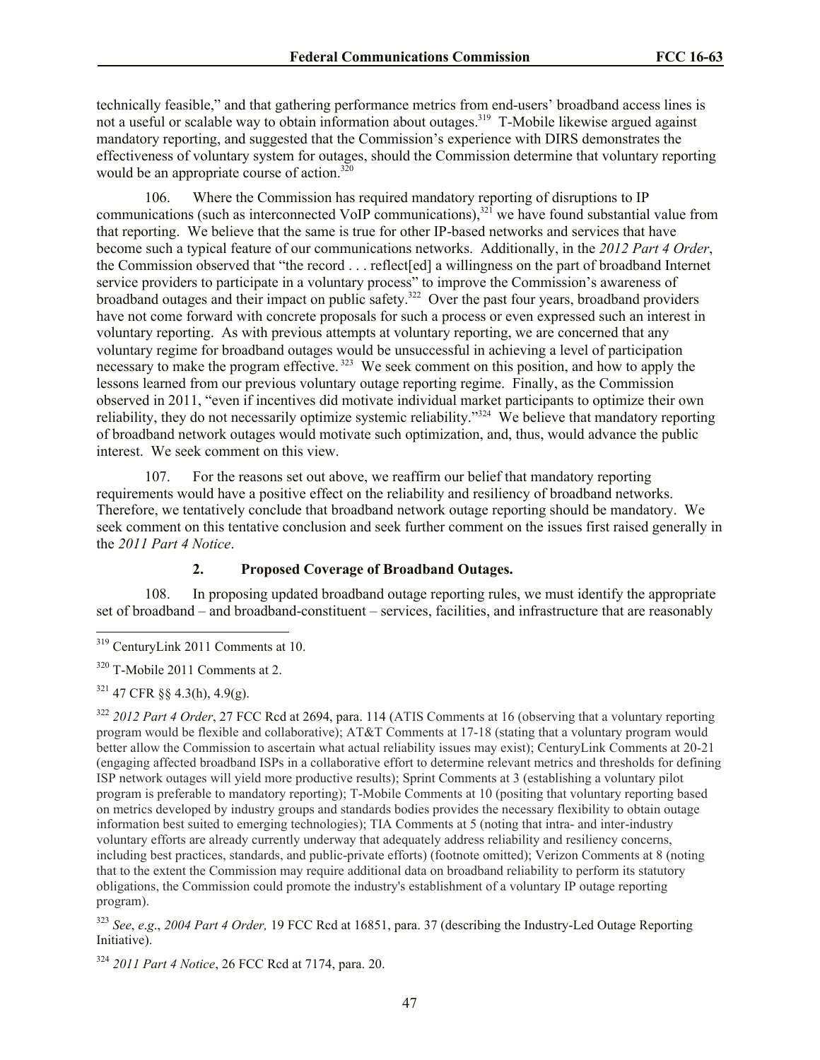technically feasible," and that gathering performance metrics from end-users' broadband access lines is not a useful or scalable way to obtain information about outages.[319] T-Mobile likewise argued against mandatory reporting, and suggested that the Commission's experience with DIRS demonstrates the effectiveness of voluntary system for outages, should the Commission determine that voluntary reporting would be an appropriate course of action.[320]

106. Where the Commission has required mandatory reporting of disruptions to IP communications (such as interconnected VoIP communications),[321] we have found substantial value from that reporting. We believe that the same is true for other IP-based networks and services that have become such a typical feature of our communications networks. Additionally, in the *2012 Part 4 Order*, the Commission observed that "the record . . . reflect[ed] a willingness on the part of broadband Internet service providers to participate in a voluntary process" to improve the Commission's awareness of broadband outages and their impact on public safety.[322] Over the past four years, broadband providers have not come forward with concrete proposals for such a process or even expressed such an interest in voluntary reporting. As with previous attempts at voluntary reporting, we are concerned that any voluntary regime for broadband outages would be unsuccessful in achieving a level of participation necessary to make the program effective.[323] We seek comment on this position, and how to apply the lessons learned from our previous voluntary outage reporting regime. Finally, as the Commission observed in 2011, "even if incentives did motivate individual market participants to optimize their own reliability, they do not necessarily optimize systemic reliability."[324] We believe that mandatory reporting of broadband network outages would motivate such optimization, and, thus, would advance the public interest. We seek comment on this view.

107. For the reasons set out above, we reaffirm our belief that mandatory reporting requirements would have a positive effect on the reliability and resiliency of broadband networks. Therefore, we tentatively conclude that broadband network outage reporting should be mandatory. We seek comment on this tentative conclusion and seek further comment on the issues first raised generally in the *2011 Part 4 Notice*.

### 2. Proposed Coverage of Broadband Outages.

108. In proposing updated broadband outage reporting rules, we must identify the appropriate set of broadband – and broadband-constituent – services, facilities, and infrastructure that are reasonably

---

[319] CenturyLink 2011 Comments at 10.

[320] T-Mobile 2011 Comments at 2.

[321] 47 CFR §§ 4.3(h), 4.9(g).

[322] *2012 Part 4 Order*, 27 FCC Rcd at 2694, para. 114 (ATIS Comments at 16 (observing that a voluntary reporting program would be flexible and collaborative); AT&T Comments at 17-18 (stating that a voluntary program would better allow the Commission to ascertain what actual reliability issues may exist); CenturyLink Comments at 20-21 (engaging affected broadband ISPs in a collaborative effort to determine relevant metrics and thresholds for defining ISP network outages will yield more productive results); Sprint Comments at 3 (establishing a voluntary pilot program is preferable to mandatory reporting); T-Mobile Comments at 10 (positing that voluntary reporting based on metrics developed by industry groups and standards bodies provides the necessary flexibility to obtain outage information best suited to emerging technologies); TIA Comments at 5 (noting that intra- and inter-industry voluntary efforts are already currently underway that adequately address reliability and resiliency concerns, including best practices, standards, and public-private efforts) (footnote omitted); Verizon Comments at 8 (noting that to the extent the Commission may require additional data on broadband reliability to perform its statutory obligations, the Commission could promote the industry's establishment of a voluntary IP outage reporting program).

[323] *See*, *e.g*., *2004 Part 4 Order,* 19 FCC Rcd at 16851, para. 37 (describing the Industry-Led Outage Reporting Initiative).

[324] *2011 Part 4 Notice*, 26 FCC Rcd at 7174, para. 20.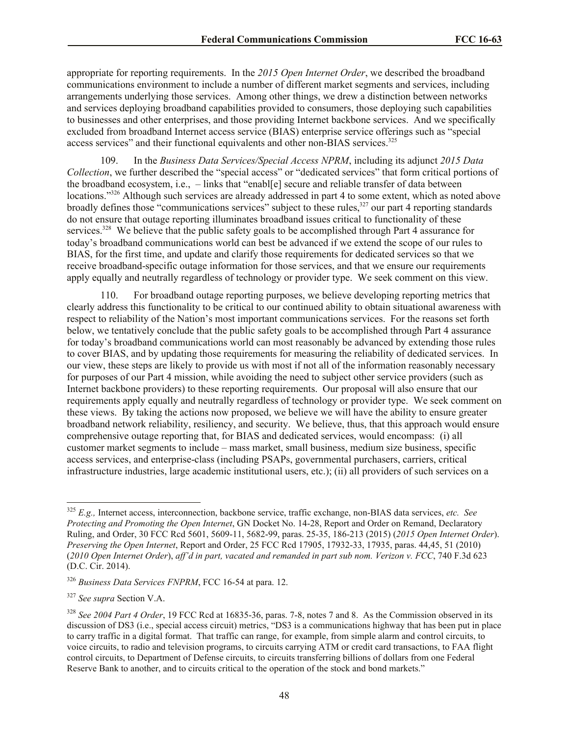appropriate for reporting requirements. In the *2015 Open Internet Order*, we described the broadband communications environment to include a number of different market segments and services, including arrangements underlying those services. Among other things, we drew a distinction between networks and services deploying broadband capabilities provided to consumers, those deploying such capabilities to businesses and other enterprises, and those providing Internet backbone services. And we specifically excluded from broadband Internet access service (BIAS) enterprise service offerings such as "special access services" and their functional equivalents and other non-BIAS services.[325]

109. In the *Business Data Services/Special Access NPRM*, including its adjunct *2015 Data Collection*, we further described the "special access" or "dedicated services" that form critical portions of the broadband ecosystem, i.e., – links that "enabl[e] secure and reliable transfer of data between locations."[326] Although such services are already addressed in part 4 to some extent, which as noted above broadly defines those "communications services" subject to these rules,[327] our part 4 reporting standards do not ensure that outage reporting illuminates broadband issues critical to functionality of these services.[328] We believe that the public safety goals to be accomplished through Part 4 assurance for today's broadband communications world can best be advanced if we extend the scope of our rules to BIAS, for the first time, and update and clarify those requirements for dedicated services so that we receive broadband-specific outage information for those services, and that we ensure our requirements apply equally and neutrally regardless of technology or provider type. We seek comment on this view.

110. For broadband outage reporting purposes, we believe developing reporting metrics that clearly address this functionality to be critical to our continued ability to obtain situational awareness with respect to reliability of the Nation's most important communications services. For the reasons set forth below, we tentatively conclude that the public safety goals to be accomplished through Part 4 assurance for today's broadband communications world can most reasonably be advanced by extending those rules to cover BIAS, and by updating those requirements for measuring the reliability of dedicated services. In our view, these steps are likely to provide us with most if not all of the information reasonably necessary for purposes of our Part 4 mission, while avoiding the need to subject other service providers (such as Internet backbone providers) to these reporting requirements. Our proposal will also ensure that our requirements apply equally and neutrally regardless of technology or provider type. We seek comment on these views. By taking the actions now proposed, we believe we will have the ability to ensure greater broadband network reliability, resiliency, and security. We believe, thus, that this approach would ensure comprehensive outage reporting that, for BIAS and dedicated services, would encompass: (i) all customer market segments to include – mass market, small business, medium size business, specific access services, and enterprise-class (including PSAPs, governmental purchasers, carriers, critical infrastructure industries, large academic institutional users, etc.); (ii) all providers of such services on a

---

[325] *E.g.,* Internet access, interconnection, backbone service, traffic exchange, non-BIAS data services, *etc. See Protecting and Promoting the Open Internet*, GN Docket No. 14-28, Report and Order on Remand, Declaratory Ruling, and Order, 30 FCC Rcd 5601, 5609-11, 5682-99, paras. 25-35, 186-213 (2015) (*2015 Open Internet Order*). *Preserving the Open Internet*, Report and Order, 25 FCC Rcd 17905, 17932-33, 17935, paras. 44,45, 51 (2010) (*2010 Open Internet Order*), *aff'd in part, vacated and remanded in part sub nom. Verizon v. FCC*, 740 F.3d 623 (D.C. Cir. 2014).

[326] *Business Data Services FNPRM*, FCC 16-54 at para. 12.

[327] *See supra* Section V.A.

[328] *See 2004 Part 4 Order*, 19 FCC Rcd at 16835-36, paras. 7-8, notes 7 and 8. As the Commission observed in its discussion of DS3 (i.e., special access circuit) metrics, "DS3 is a communications highway that has been put in place to carry traffic in a digital format. That traffic can range, for example, from simple alarm and control circuits, to voice circuits, to radio and television programs, to circuits carrying ATM or credit card transactions, to FAA flight control circuits, to Department of Defense circuits, to circuits transferring billions of dollars from one Federal Reserve Bank to another, and to circuits critical to the operation of the stock and bond markets."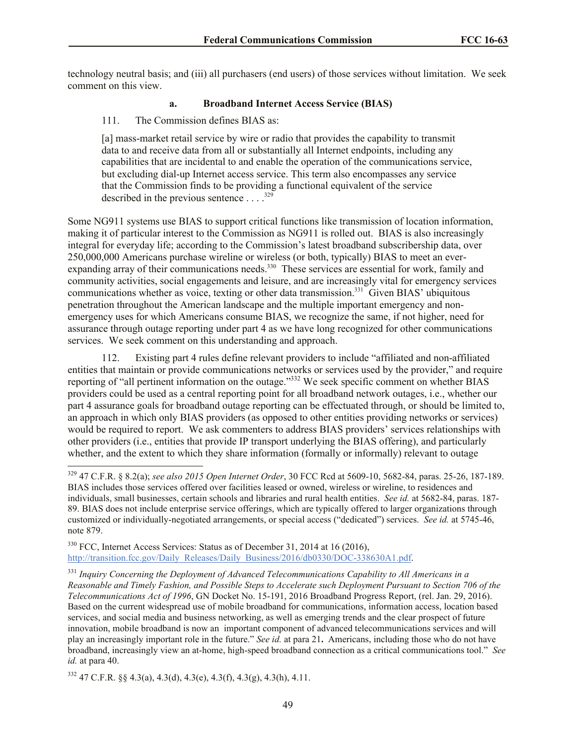technology neutral basis; and (iii) all purchasers (end users) of those services without limitation. We seek comment on this view.

#### a. Broadband Internet Access Service (BIAS)

111. The Commission defines BIAS as:

> [a] mass-market retail service by wire or radio that provides the capability to transmit data to and receive data from all or substantially all Internet endpoints, including any capabilities that are incidental to and enable the operation of the communications service, but excluding dial-up Internet access service. This term also encompasses any service that the Commission finds to be providing a functional equivalent of the service described in the previous sentence . . . .[329]

Some NG911 systems use BIAS to support critical functions like transmission of location information, making it of particular interest to the Commission as NG911 is rolled out. BIAS is also increasingly integral for everyday life; according to the Commission's latest broadband subscribership data, over 250,000,000 Americans purchase wireline or wireless (or both, typically) BIAS to meet an ever-expanding array of their communications needs.[330] These services are essential for work, family and community activities, social engagements and leisure, and are increasingly vital for emergency services communications whether as voice, texting or other data transmission.[331] Given BIAS' ubiquitous penetration throughout the American landscape and the multiple important emergency and non-emergency uses for which Americans consume BIAS, we recognize the same, if not higher, need for assurance through outage reporting under part 4 as we have long recognized for other communications services. We seek comment on this understanding and approach.

112. Existing part 4 rules define relevant providers to include "affiliated and non-affiliated entities that maintain or provide communications networks or services used by the provider," and require reporting of "all pertinent information on the outage."[332] We seek specific comment on whether BIAS providers could be used as a central reporting point for all broadband network outages, i.e., whether our part 4 assurance goals for broadband outage reporting can be effectuated through, or should be limited to, an approach in which only BIAS providers (as opposed to other entities providing networks or services) would be required to report. We ask commenters to address BIAS providers' services relationships with other providers (i.e., entities that provide IP transport underlying the BIAS offering), and particularly whether, and the extent to which they share information (formally or informally) relevant to outage

---

[329] 47 C.F.R. § 8.2(a); *see also 2015 Open Internet Order*, 30 FCC Rcd at 5609-10, 5682-84, paras. 25-26, 187-189. BIAS includes those services offered over facilities leased or owned, wireless or wireline, to residences and individuals, small businesses, certain schools and libraries and rural health entities. *See id.* at 5682-84, paras. 187-89. BIAS does not include enterprise service offerings, which are typically offered to larger organizations through customized or individually-negotiated arrangements, or special access ("dedicated") services. *See id.* at 5745-46, note 879.

[330] FCC, Internet Access Services: Status as of December 31, 2014 at 16 (2016), http://transition.fcc.gov/Daily_Releases/Daily_Business/2016/db0330/DOC-338630A1.pdf.

[331] *Inquiry Concerning the Deployment of Advanced Telecommunications Capability to All Americans in a Reasonable and Timely Fashion, and Possible Steps to Accelerate such Deployment Pursuant to Section 706 of the Telecommunications Act of 1996*, GN Docket No. 15-191, 2016 Broadband Progress Report, (rel. Jan. 29, 2016). Based on the current widespread use of mobile broadband for communications, information access, location based services, and social media and business networking, as well as emerging trends and the clear prospect of future innovation, mobile broadband is now an important component of advanced telecommunications services and will play an increasingly important role in the future." *See id.* at para 21**.** Americans, including those who do not have broadband, increasingly view an at-home, high-speed broadband connection as a critical communications tool." *See id.* at para 40.

[332] 47 C.F.R. §§ 4.3(a), 4.3(d), 4.3(e), 4.3(f), 4.3(g), 4.3(h), 4.11.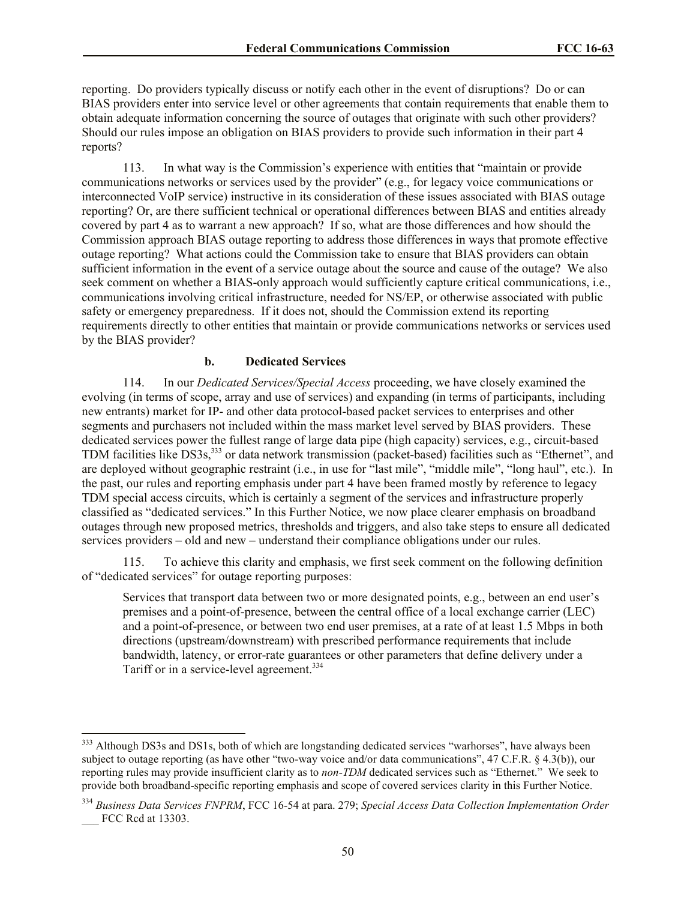reporting. Do providers typically discuss or notify each other in the event of disruptions? Do or can BIAS providers enter into service level or other agreements that contain requirements that enable them to obtain adequate information concerning the source of outages that originate with such other providers? Should our rules impose an obligation on BIAS providers to provide such information in their part 4 reports?

113. In what way is the Commission's experience with entities that "maintain or provide communications networks or services used by the provider" (e.g., for legacy voice communications or interconnected VoIP service) instructive in its consideration of these issues associated with BIAS outage reporting? Or, are there sufficient technical or operational differences between BIAS and entities already covered by part 4 as to warrant a new approach? If so, what are those differences and how should the Commission approach BIAS outage reporting to address those differences in ways that promote effective outage reporting? What actions could the Commission take to ensure that BIAS providers can obtain sufficient information in the event of a service outage about the source and cause of the outage? We also seek comment on whether a BIAS-only approach would sufficiently capture critical communications, i.e., communications involving critical infrastructure, needed for NS/EP, or otherwise associated with public safety or emergency preparedness. If it does not, should the Commission extend its reporting requirements directly to other entities that maintain or provide communications networks or services used by the BIAS provider?

#### b. Dedicated Services

114. In our *Dedicated Services/Special Access* proceeding, we have closely examined the evolving (in terms of scope, array and use of services) and expanding (in terms of participants, including new entrants) market for IP- and other data protocol-based packet services to enterprises and other segments and purchasers not included within the mass market level served by BIAS providers. These dedicated services power the fullest range of large data pipe (high capacity) services, e.g., circuit-based TDM facilities like DS3s,[333] or data network transmission (packet-based) facilities such as "Ethernet", and are deployed without geographic restraint (i.e., in use for "last mile", "middle mile", "long haul", etc.). In the past, our rules and reporting emphasis under part 4 have been framed mostly by reference to legacy TDM special access circuits, which is certainly a segment of the services and infrastructure properly classified as "dedicated services." In this Further Notice, we now place clearer emphasis on broadband outages through new proposed metrics, thresholds and triggers, and also take steps to ensure all dedicated services providers – old and new – understand their compliance obligations under our rules.

115. To achieve this clarity and emphasis, we first seek comment on the following definition of "dedicated services" for outage reporting purposes:

> Services that transport data between two or more designated points, e.g., between an end user's premises and a point-of-presence, between the central office of a local exchange carrier (LEC) and a point-of-presence, or between two end user premises, at a rate of at least 1.5 Mbps in both directions (upstream/downstream) with prescribed performance requirements that include bandwidth, latency, or error-rate guarantees or other parameters that define delivery under a Tariff or in a service-level agreement.[334]

---

[333] Although DS3s and DS1s, both of which are longstanding dedicated services "warhorses", have always been subject to outage reporting (as have other "two-way voice and/or data communications", 47 C.F.R. § 4.3(b)), our reporting rules may provide insufficient clarity as to *non-TDM* dedicated services such as "Ethernet." We seek to provide both broadband-specific reporting emphasis and scope of covered services clarity in this Further Notice.

[334] *Business Data Services FNPRM*, FCC 16-54 at para. 279; *Special Access Data Collection Implementation Order* ___ FCC Rcd at 13303.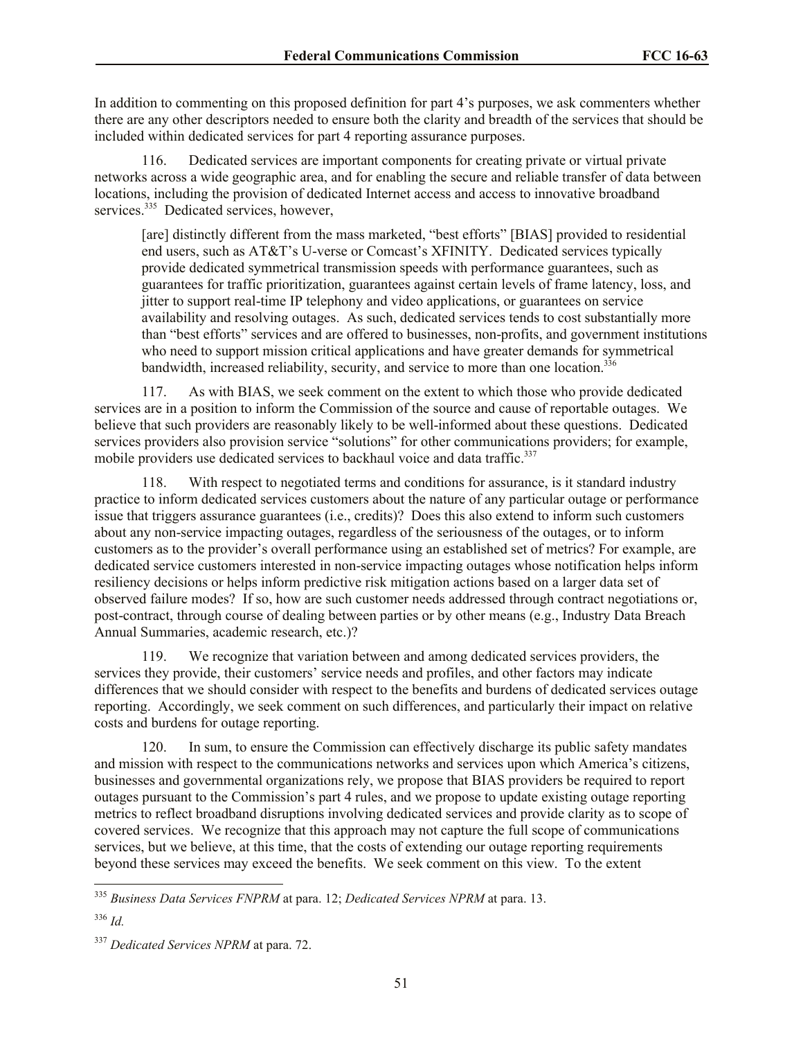In addition to commenting on this proposed definition for part 4's purposes, we ask commenters whether there are any other descriptors needed to ensure both the clarity and breadth of the services that should be included within dedicated services for part 4 reporting assurance purposes.

116. Dedicated services are important components for creating private or virtual private networks across a wide geographic area, and for enabling the secure and reliable transfer of data between locations, including the provision of dedicated Internet access and access to innovative broadband services.[335] Dedicated services, however,

> [are] distinctly different from the mass marketed, "best efforts" [BIAS] provided to residential end users, such as AT&T's U-verse or Comcast's XFINITY. Dedicated services typically provide dedicated symmetrical transmission speeds with performance guarantees, such as guarantees for traffic prioritization, guarantees against certain levels of frame latency, loss, and jitter to support real-time IP telephony and video applications, or guarantees on service availability and resolving outages. As such, dedicated services tends to cost substantially more than "best efforts" services and are offered to businesses, non-profits, and government institutions who need to support mission critical applications and have greater demands for symmetrical bandwidth, increased reliability, security, and service to more than one location.[336]

117. As with BIAS, we seek comment on the extent to which those who provide dedicated services are in a position to inform the Commission of the source and cause of reportable outages. We believe that such providers are reasonably likely to be well-informed about these questions. Dedicated services providers also provision service "solutions" for other communications providers; for example, mobile providers use dedicated services to backhaul voice and data traffic.[337]

118. With respect to negotiated terms and conditions for assurance, is it standard industry practice to inform dedicated services customers about the nature of any particular outage or performance issue that triggers assurance guarantees (i.e., credits)? Does this also extend to inform such customers about any non-service impacting outages, regardless of the seriousness of the outages, or to inform customers as to the provider's overall performance using an established set of metrics? For example, are dedicated service customers interested in non-service impacting outages whose notification helps inform resiliency decisions or helps inform predictive risk mitigation actions based on a larger data set of observed failure modes? If so, how are such customer needs addressed through contract negotiations or, post-contract, through course of dealing between parties or by other means (e.g., Industry Data Breach Annual Summaries, academic research, etc.)?

119. We recognize that variation between and among dedicated services providers, the services they provide, their customers' service needs and profiles, and other factors may indicate differences that we should consider with respect to the benefits and burdens of dedicated services outage reporting. Accordingly, we seek comment on such differences, and particularly their impact on relative costs and burdens for outage reporting.

120. In sum, to ensure the Commission can effectively discharge its public safety mandates and mission with respect to the communications networks and services upon which America's citizens, businesses and governmental organizations rely, we propose that BIAS providers be required to report outages pursuant to the Commission's part 4 rules, and we propose to update existing outage reporting metrics to reflect broadband disruptions involving dedicated services and provide clarity as to scope of covered services. We recognize that this approach may not capture the full scope of communications services, but we believe, at this time, that the costs of extending our outage reporting requirements beyond these services may exceed the benefits. We seek comment on this view. To the extent

---

[335] *Business Data Services FNPRM* at para. 12; *Dedicated Services NPRM* at para. 13.

[336] *Id.*

[337] *Dedicated Services NPRM* at para. 72.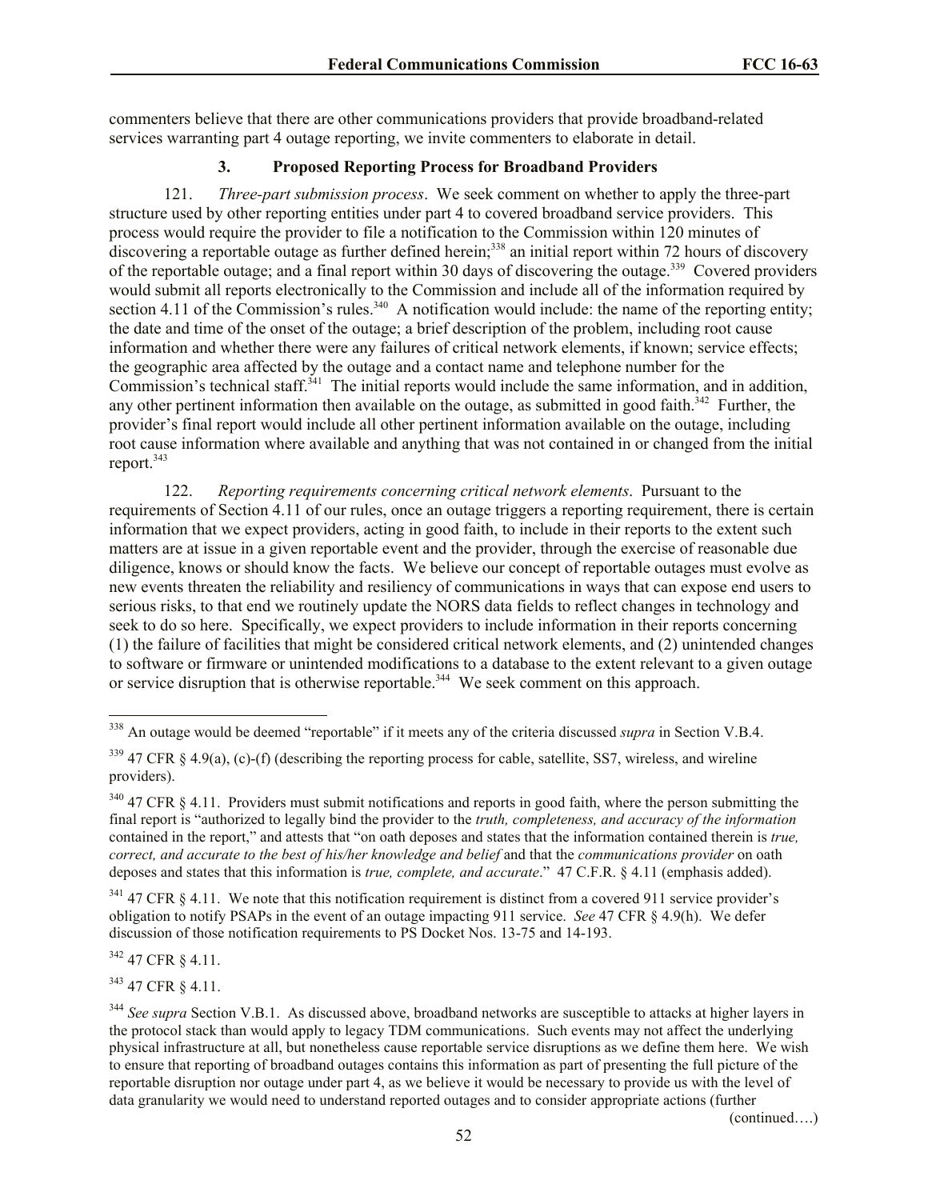commenters believe that there are other communications providers that provide broadband-related services warranting part 4 outage reporting, we invite commenters to elaborate in detail.

### 3. Proposed Reporting Process for Broadband Providers

121. *Three-part submission process*. We seek comment on whether to apply the three-part structure used by other reporting entities under part 4 to covered broadband service providers. This process would require the provider to file a notification to the Commission within 120 minutes of discovering a reportable outage as further defined herein;[338] an initial report within 72 hours of discovery of the reportable outage; and a final report within 30 days of discovering the outage.[339] Covered providers would submit all reports electronically to the Commission and include all of the information required by section 4.11 of the Commission's rules.[340] A notification would include: the name of the reporting entity; the date and time of the onset of the outage; a brief description of the problem, including root cause information and whether there were any failures of critical network elements, if known; service effects; the geographic area affected by the outage and a contact name and telephone number for the Commission's technical staff.[341] The initial reports would include the same information, and in addition, any other pertinent information then available on the outage, as submitted in good faith.[342] Further, the provider's final report would include all other pertinent information available on the outage, including root cause information where available and anything that was not contained in or changed from the initial report.[343]

122. *Reporting requirements concerning critical network elements*. Pursuant to the requirements of Section 4.11 of our rules, once an outage triggers a reporting requirement, there is certain information that we expect providers, acting in good faith, to include in their reports to the extent such matters are at issue in a given reportable event and the provider, through the exercise of reasonable due diligence, knows or should know the facts. We believe our concept of reportable outages must evolve as new events threaten the reliability and resiliency of communications in ways that can expose end users to serious risks, to that end we routinely update the NORS data fields to reflect changes in technology and seek to do so here. Specifically, we expect providers to include information in their reports concerning (1) the failure of facilities that might be considered critical network elements, and (2) unintended changes to software or firmware or unintended modifications to a database to the extent relevant to a given outage or service disruption that is otherwise reportable.[344] We seek comment on this approach.

---

[338] An outage would be deemed "reportable" if it meets any of the criteria discussed *supra* in Section V.B.4.

[339] 47 CFR § 4.9(a), (c)-(f) (describing the reporting process for cable, satellite, SS7, wireless, and wireline providers).

[340] 47 CFR § 4.11. Providers must submit notifications and reports in good faith, where the person submitting the final report is "authorized to legally bind the provider to the *truth, completeness, and accuracy of the information* contained in the report," and attests that "on oath deposes and states that the information contained therein is *true, correct, and accurate to the best of his/her knowledge and belief* and that the *communications provider* on oath deposes and states that this information is *true, complete, and accurate*." 47 C.F.R. § 4.11 (emphasis added).

[341] 47 CFR § 4.11. We note that this notification requirement is distinct from a covered 911 service provider's obligation to notify PSAPs in the event of an outage impacting 911 service. *See* 47 CFR § 4.9(h). We defer discussion of those notification requirements to PS Docket Nos. 13-75 and 14-193.

[342] 47 CFR § 4.11.

[343] 47 CFR § 4.11.

[344] *See supra* Section V.B.1. As discussed above, broadband networks are susceptible to attacks at higher layers in the protocol stack than would apply to legacy TDM communications. Such events may not affect the underlying physical infrastructure at all, but nonetheless cause reportable service disruptions as we define them here. We wish to ensure that reporting of broadband outages contains this information as part of presenting the full picture of the reportable disruption nor outage under part 4, as we believe it would be necessary to provide us with the level of data granularity we would need to understand reported outages and to consider appropriate actions (further

(continued….)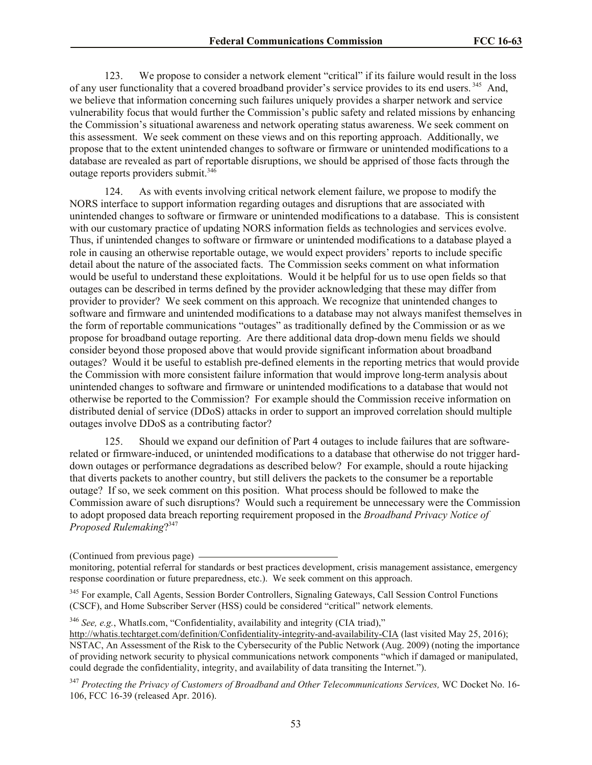123. We propose to consider a network element "critical" if its failure would result in the loss of any user functionality that a covered broadband provider's service provides to its end users.[345] And, we believe that information concerning such failures uniquely provides a sharper network and service vulnerability focus that would further the Commission's public safety and related missions by enhancing the Commission's situational awareness and network operating status awareness. We seek comment on this assessment. We seek comment on these views and on this reporting approach. Additionally, we propose that to the extent unintended changes to software or firmware or unintended modifications to a database are revealed as part of reportable disruptions, we should be apprised of those facts through the outage reports providers submit.[346]

124. As with events involving critical network element failure, we propose to modify the NORS interface to support information regarding outages and disruptions that are associated with unintended changes to software or firmware or unintended modifications to a database. This is consistent with our customary practice of updating NORS information fields as technologies and services evolve. Thus, if unintended changes to software or firmware or unintended modifications to a database played a role in causing an otherwise reportable outage, we would expect providers' reports to include specific detail about the nature of the associated facts. The Commission seeks comment on what information would be useful to understand these exploitations. Would it be helpful for us to use open fields so that outages can be described in terms defined by the provider acknowledging that these may differ from provider to provider? We seek comment on this approach. We recognize that unintended changes to software and firmware and unintended modifications to a database may not always manifest themselves in the form of reportable communications "outages" as traditionally defined by the Commission or as we propose for broadband outage reporting. Are there additional data drop-down menu fields we should consider beyond those proposed above that would provide significant information about broadband outages? Would it be useful to establish pre-defined elements in the reporting metrics that would provide the Commission with more consistent failure information that would improve long-term analysis about unintended changes to software and firmware or unintended modifications to a database that would not otherwise be reported to the Commission? For example should the Commission receive information on distributed denial of service (DDoS) attacks in order to support an improved correlation should multiple outages involve DDoS as a contributing factor?

125. Should we expand our definition of Part 4 outages to include failures that are software-related or firmware-induced, or unintended modifications to a database that otherwise do not trigger hard-down outages or performance degradations as described below? For example, should a route hijacking that diverts packets to another country, but still delivers the packets to the consumer be a reportable outage? If so, we seek comment on this position. What process should be followed to make the Commission aware of such disruptions? Would such a requirement be unnecessary were the Commission to adopt proposed data breach reporting requirement proposed in the *Broadband Privacy Notice of Proposed Rulemaking*?[347]

(Continued from previous page)

monitoring, potential referral for standards or best practices development, crisis management assistance, emergency response coordination or future preparedness, etc.). We seek comment on this approach.

[345] For example, Call Agents, Session Border Controllers, Signaling Gateways, Call Session Control Functions (CSCF), and Home Subscriber Server (HSS) could be considered "critical" network elements.

[346] *See, e.g.*, WhatIs.com, "Confidentiality, availability and integrity (CIA triad)," http://whatis.techtarget.com/definition/Confidentiality-integrity-and-availability-CIA (last visited May 25, 2016); NSTAC, An Assessment of the Risk to the Cybersecurity of the Public Network (Aug. 2009) (noting the importance of providing network security to physical communications network components "which if damaged or manipulated, could degrade the confidentiality, integrity, and availability of data transiting the Internet.").

[347] *Protecting the Privacy of Customers of Broadband and Other Telecommunications Services,* WC Docket No. 16-106, FCC 16-39 (released Apr. 2016).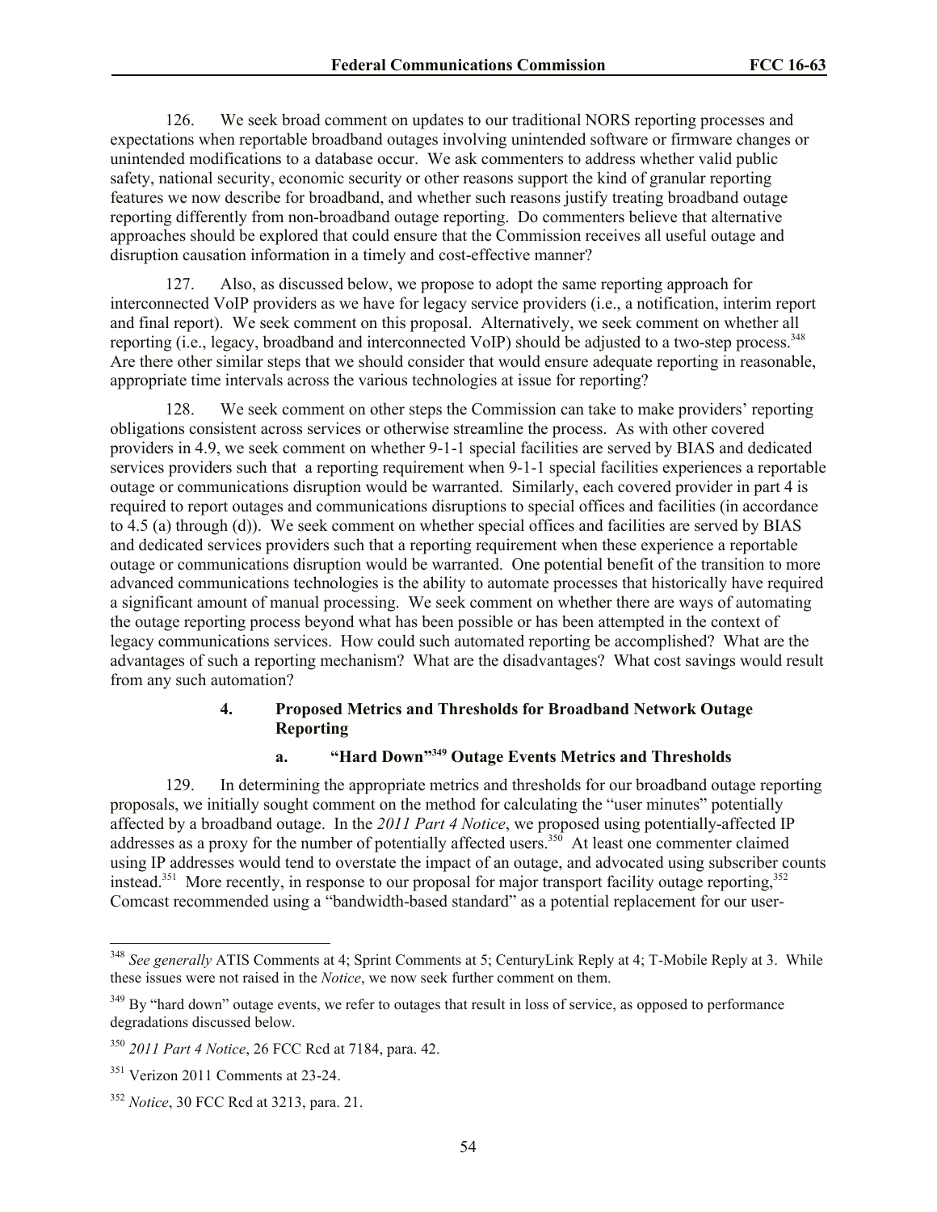126. We seek broad comment on updates to our traditional NORS reporting processes and expectations when reportable broadband outages involving unintended software or firmware changes or unintended modifications to a database occur. We ask commenters to address whether valid public safety, national security, economic security or other reasons support the kind of granular reporting features we now describe for broadband, and whether such reasons justify treating broadband outage reporting differently from non-broadband outage reporting. Do commenters believe that alternative approaches should be explored that could ensure that the Commission receives all useful outage and disruption causation information in a timely and cost-effective manner?

127. Also, as discussed below, we propose to adopt the same reporting approach for interconnected VoIP providers as we have for legacy service providers (i.e., a notification, interim report and final report). We seek comment on this proposal. Alternatively, we seek comment on whether all reporting (i.e., legacy, broadband and interconnected VoIP) should be adjusted to a two-step process.[348] Are there other similar steps that we should consider that would ensure adequate reporting in reasonable, appropriate time intervals across the various technologies at issue for reporting?

128. We seek comment on other steps the Commission can take to make providers' reporting obligations consistent across services or otherwise streamline the process. As with other covered providers in 4.9, we seek comment on whether 9-1-1 special facilities are served by BIAS and dedicated services providers such that a reporting requirement when 9-1-1 special facilities experiences a reportable outage or communications disruption would be warranted. Similarly, each covered provider in part 4 is required to report outages and communications disruptions to special offices and facilities (in accordance to 4.5 (a) through (d)). We seek comment on whether special offices and facilities are served by BIAS and dedicated services providers such that a reporting requirement when these experience a reportable outage or communications disruption would be warranted. One potential benefit of the transition to more advanced communications technologies is the ability to automate processes that historically have required a significant amount of manual processing. We seek comment on whether there are ways of automating the outage reporting process beyond what has been possible or has been attempted in the context of legacy communications services. How could such automated reporting be accomplished? What are the advantages of such a reporting mechanism? What are the disadvantages? What cost savings would result from any such automation?

### 4. Proposed Metrics and Thresholds for Broadband Network Outage Reporting

#### a. "Hard Down"[349] Outage Events Metrics and Thresholds

129. In determining the appropriate metrics and thresholds for our broadband outage reporting proposals, we initially sought comment on the method for calculating the "user minutes" potentially affected by a broadband outage. In the *2011 Part 4 Notice*, we proposed using potentially-affected IP addresses as a proxy for the number of potentially affected users.[350] At least one commenter claimed using IP addresses would tend to overstate the impact of an outage, and advocated using subscriber counts instead.[351] More recently, in response to our proposal for major transport facility outage reporting,[352] Comcast recommended using a "bandwidth-based standard" as a potential replacement for our user-

---

[348] *See generally* ATIS Comments at 4; Sprint Comments at 5; CenturyLink Reply at 4; T-Mobile Reply at 3. While these issues were not raised in the *Notice*, we now seek further comment on them.

[349] By "hard down" outage events, we refer to outages that result in loss of service, as opposed to performance degradations discussed below.

[350] *2011 Part 4 Notice*, 26 FCC Rcd at 7184, para. 42.

[351] Verizon 2011 Comments at 23-24.

[352] *Notice*, 30 FCC Rcd at 3213, para. 21.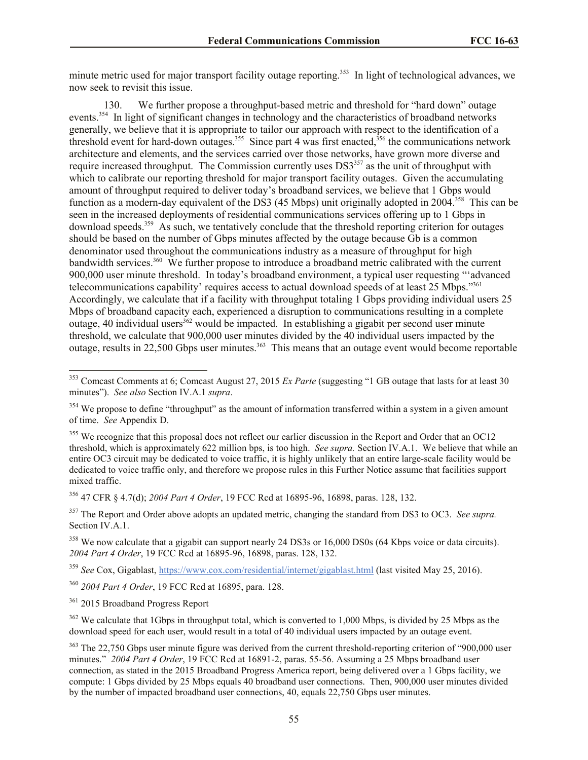minute metric used for major transport facility outage reporting.[353] In light of technological advances, we now seek to revisit this issue.

130. We further propose a throughput-based metric and threshold for "hard down" outage events.[354] In light of significant changes in technology and the characteristics of broadband networks generally, we believe that it is appropriate to tailor our approach with respect to the identification of a threshold event for hard-down outages.[355] Since part 4 was first enacted,[356] the communications network architecture and elements, and the services carried over those networks, have grown more diverse and require increased throughput. The Commission currently uses DS3[357] as the unit of throughput with which to calibrate our reporting threshold for major transport facility outages. Given the accumulating amount of throughput required to deliver today's broadband services, we believe that 1 Gbps would function as a modern-day equivalent of the DS3 (45 Mbps) unit originally adopted in 2004.[358] This can be seen in the increased deployments of residential communications services offering up to 1 Gbps in download speeds.[359] As such, we tentatively conclude that the threshold reporting criterion for outages should be based on the number of Gbps minutes affected by the outage because Gb is a common denominator used throughout the communications industry as a measure of throughput for high bandwidth services.[360] We further propose to introduce a broadband metric calibrated with the current 900,000 user minute threshold. In today's broadband environment, a typical user requesting "'advanced telecommunications capability' requires access to actual download speeds of at least 25 Mbps."[361] Accordingly, we calculate that if a facility with throughput totaling 1 Gbps providing individual users 25 Mbps of broadband capacity each, experienced a disruption to communications resulting in a complete outage, 40 individual users[362] would be impacted. In establishing a gigabit per second user minute threshold, we calculate that 900,000 user minutes divided by the 40 individual users impacted by the outage, results in 22,500 Gbps user minutes.[363] This means that an outage event would become reportable

---

[353] Comcast Comments at 6; Comcast August 27, 2015 *Ex Parte* (suggesting "1 GB outage that lasts for at least 30 minutes"). *See also* Section IV.A.1 *supra*.

[354] We propose to define "throughput" as the amount of information transferred within a system in a given amount of time. *See* Appendix D.

[355] We recognize that this proposal does not reflect our earlier discussion in the Report and Order that an OC12 threshold, which is approximately 622 million bps, is too high. *See supra.* Section IV.A.1. We believe that while an entire OC3 circuit may be dedicated to voice traffic, it is highly unlikely that an entire large-scale facility would be dedicated to voice traffic only, and therefore we propose rules in this Further Notice assume that facilities support mixed traffic.

[356] 47 CFR § 4.7(d); *2004 Part 4 Order*, 19 FCC Rcd at 16895-96, 16898, paras. 128, 132.

[357] The Report and Order above adopts an updated metric, changing the standard from DS3 to OC3. *See supra.* Section IV.A.1.

[358] We now calculate that a gigabit can support nearly 24 DS3s or 16,000 DS0s (64 Kbps voice or data circuits). *2004 Part 4 Order*, 19 FCC Rcd at 16895-96, 16898, paras. 128, 132.

[359] *See* Cox, Gigablast, https://www.cox.com/residential/internet/gigablast.html (last visited May 25, 2016).

[360] *2004 Part 4 Order*, 19 FCC Rcd at 16895, para. 128.

[361] 2015 Broadband Progress Report

[362] We calculate that 1Gbps in throughput total, which is converted to 1,000 Mbps, is divided by 25 Mbps as the download speed for each user, would result in a total of 40 individual users impacted by an outage event.

[363] The 22,750 Gbps user minute figure was derived from the current threshold-reporting criterion of "900,000 user minutes." *2004 Part 4 Order*, 19 FCC Rcd at 16891-2, paras. 55-56. Assuming a 25 Mbps broadband user connection, as stated in the 2015 Broadband Progress America report, being delivered over a 1 Gbps facility, we compute: 1 Gbps divided by 25 Mbps equals 40 broadband user connections. Then, 900,000 user minutes divided by the number of impacted broadband user connections, 40, equals 22,750 Gbps user minutes.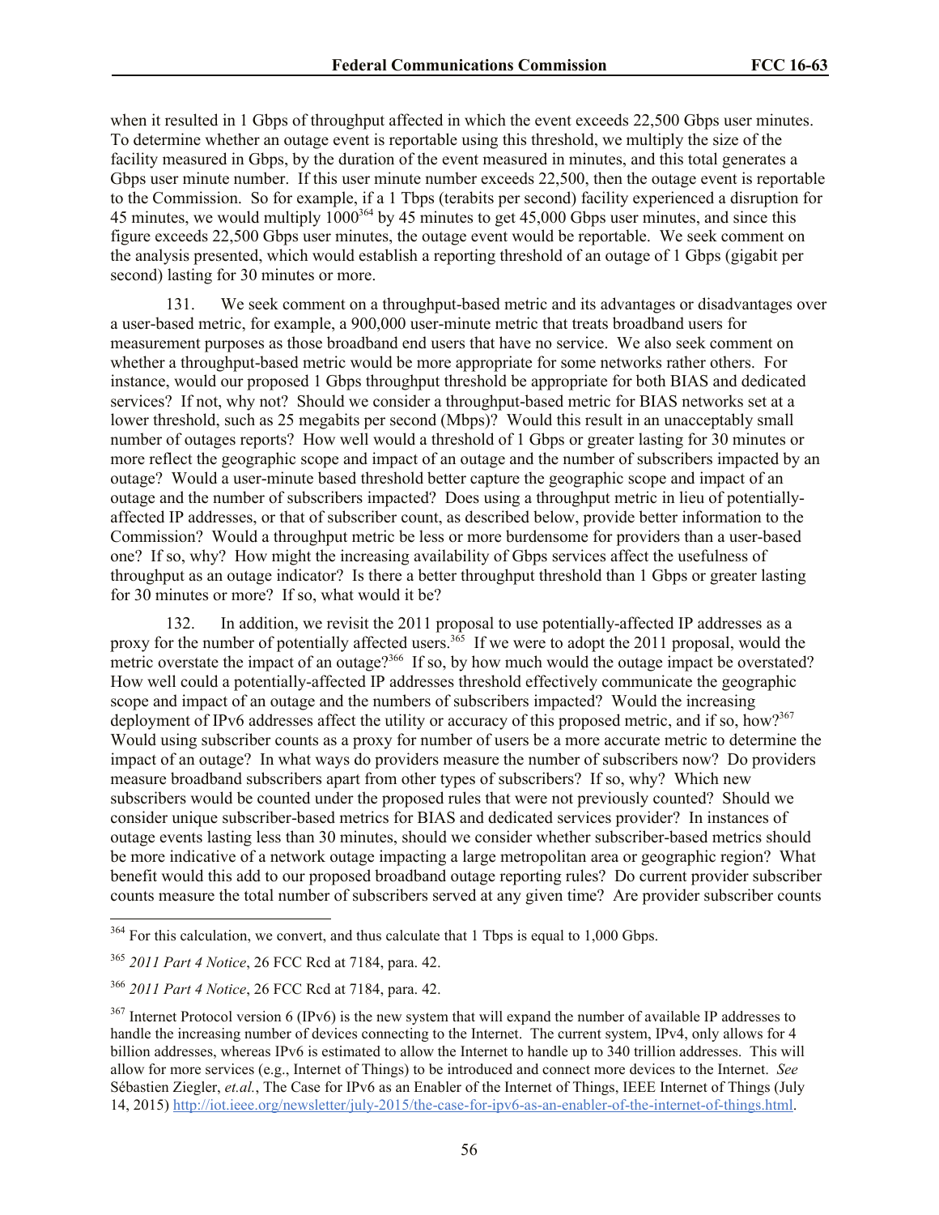when it resulted in 1 Gbps of throughput affected in which the event exceeds 22,500 Gbps user minutes. To determine whether an outage event is reportable using this threshold, we multiply the size of the facility measured in Gbps, by the duration of the event measured in minutes, and this total generates a Gbps user minute number. If this user minute number exceeds 22,500, then the outage event is reportable to the Commission. So for example, if a 1 Tbps (terabits per second) facility experienced a disruption for 45 minutes, we would multiply 1000[364] by 45 minutes to get 45,000 Gbps user minutes, and since this figure exceeds 22,500 Gbps user minutes, the outage event would be reportable. We seek comment on the analysis presented, which would establish a reporting threshold of an outage of 1 Gbps (gigabit per second) lasting for 30 minutes or more.

131. We seek comment on a throughput-based metric and its advantages or disadvantages over a user-based metric, for example, a 900,000 user-minute metric that treats broadband users for measurement purposes as those broadband end users that have no service. We also seek comment on whether a throughput-based metric would be more appropriate for some networks rather others. For instance, would our proposed 1 Gbps throughput threshold be appropriate for both BIAS and dedicated services? If not, why not? Should we consider a throughput-based metric for BIAS networks set at a lower threshold, such as 25 megabits per second (Mbps)? Would this result in an unacceptably small number of outages reports? How well would a threshold of 1 Gbps or greater lasting for 30 minutes or more reflect the geographic scope and impact of an outage and the number of subscribers impacted by an outage? Would a user-minute based threshold better capture the geographic scope and impact of an outage and the number of subscribers impacted? Does using a throughput metric in lieu of potentially-affected IP addresses, or that of subscriber count, as described below, provide better information to the Commission? Would a throughput metric be less or more burdensome for providers than a user-based one? If so, why? How might the increasing availability of Gbps services affect the usefulness of throughput as an outage indicator? Is there a better throughput threshold than 1 Gbps or greater lasting for 30 minutes or more? If so, what would it be?

132. In addition, we revisit the 2011 proposal to use potentially-affected IP addresses as a proxy for the number of potentially affected users.[365] If we were to adopt the 2011 proposal, would the metric overstate the impact of an outage?[366] If so, by how much would the outage impact be overstated? How well could a potentially-affected IP addresses threshold effectively communicate the geographic scope and impact of an outage and the numbers of subscribers impacted? Would the increasing deployment of IPv6 addresses affect the utility or accuracy of this proposed metric, and if so, how?[367] Would using subscriber counts as a proxy for number of users be a more accurate metric to determine the impact of an outage? In what ways do providers measure the number of subscribers now? Do providers measure broadband subscribers apart from other types of subscribers? If so, why? Which new subscribers would be counted under the proposed rules that were not previously counted? Should we consider unique subscriber-based metrics for BIAS and dedicated services provider? In instances of outage events lasting less than 30 minutes, should we consider whether subscriber-based metrics should be more indicative of a network outage impacting a large metropolitan area or geographic region? What benefit would this add to our proposed broadband outage reporting rules? Do current provider subscriber counts measure the total number of subscribers served at any given time? Are provider subscriber counts

---

[364] For this calculation, we convert, and thus calculate that 1 Tbps is equal to 1,000 Gbps.

[365] *2011 Part 4 Notice*, 26 FCC Rcd at 7184, para. 42.

[366] *2011 Part 4 Notice*, 26 FCC Rcd at 7184, para. 42.

[367] Internet Protocol version 6 (IPv6) is the new system that will expand the number of available IP addresses to handle the increasing number of devices connecting to the Internet. The current system, IPv4, only allows for 4 billion addresses, whereas IPv6 is estimated to allow the Internet to handle up to 340 trillion addresses. This will allow for more services (e.g., Internet of Things) to be introduced and connect more devices to the Internet. *See* Sébastien Ziegler, *et.al.*, The Case for IPv6 as an Enabler of the Internet of Things, IEEE Internet of Things (July 14, 2015) http://iot.ieee.org/newsletter/july-2015/the-case-for-ipv6-as-an-enabler-of-the-internet-of-things.html.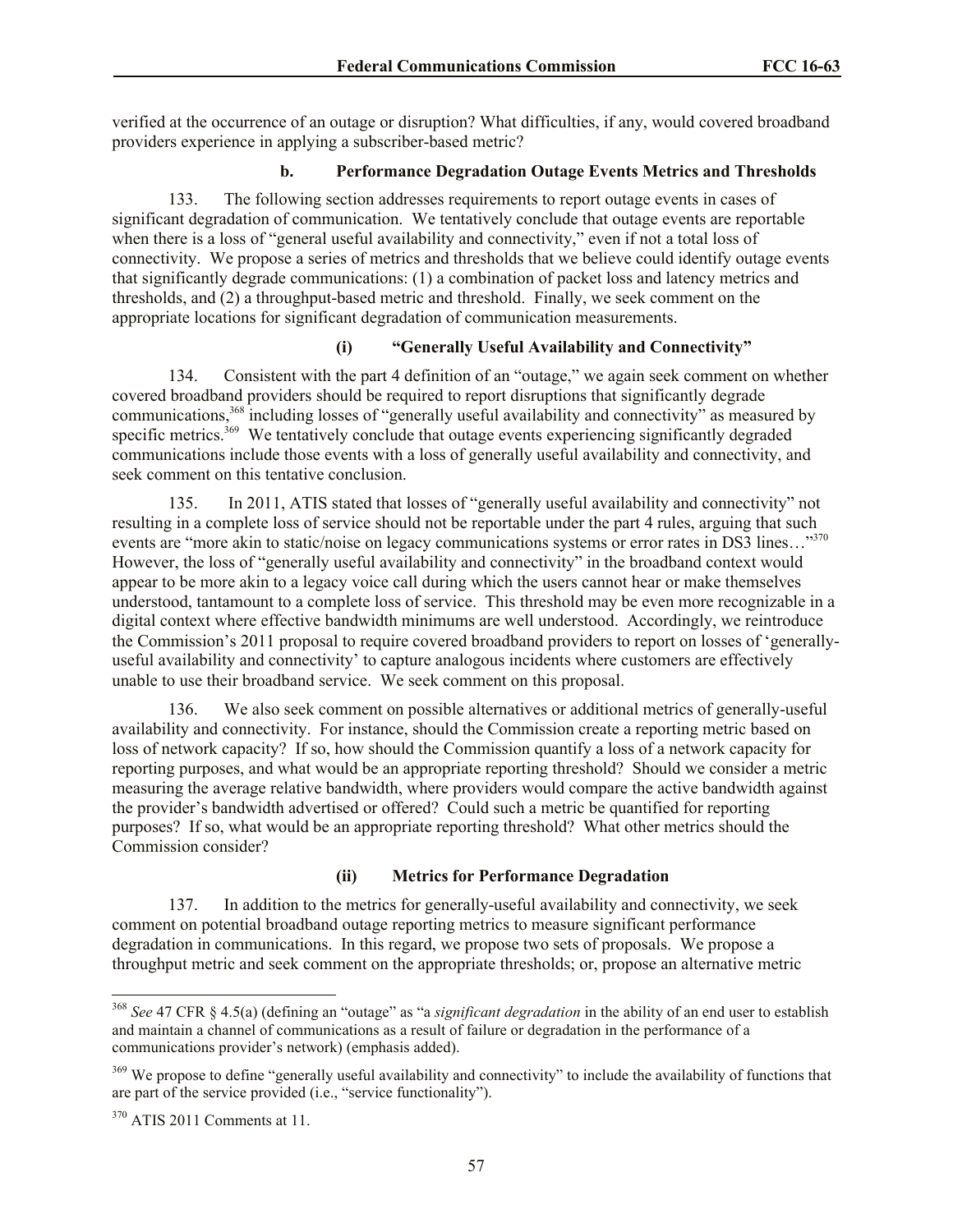verified at the occurrence of an outage or disruption? What difficulties, if any, would covered broadband providers experience in applying a subscriber-based metric?

#### b. Performance Degradation Outage Events Metrics and Thresholds

133. The following section addresses requirements to report outage events in cases of significant degradation of communication. We tentatively conclude that outage events are reportable when there is a loss of "general useful availability and connectivity," even if not a total loss of connectivity. We propose a series of metrics and thresholds that we believe could identify outage events that significantly degrade communications: (1) a combination of packet loss and latency metrics and thresholds, and (2) a throughput-based metric and threshold. Finally, we seek comment on the appropriate locations for significant degradation of communication measurements.

##### (i) "Generally Useful Availability and Connectivity"

134. Consistent with the part 4 definition of an "outage," we again seek comment on whether covered broadband providers should be required to report disruptions that significantly degrade communications,[368] including losses of "generally useful availability and connectivity" as measured by specific metrics.[369] We tentatively conclude that outage events experiencing significantly degraded communications include those events with a loss of generally useful availability and connectivity, and seek comment on this tentative conclusion.

135. In 2011, ATIS stated that losses of "generally useful availability and connectivity" not resulting in a complete loss of service should not be reportable under the part 4 rules, arguing that such events are "more akin to static/noise on legacy communications systems or error rates in DS3 lines…"[370] However, the loss of "generally useful availability and connectivity" in the broadband context would appear to be more akin to a legacy voice call during which the users cannot hear or make themselves understood, tantamount to a complete loss of service. This threshold may be even more recognizable in a digital context where effective bandwidth minimums are well understood. Accordingly, we reintroduce the Commission's 2011 proposal to require covered broadband providers to report on losses of 'generally-useful availability and connectivity' to capture analogous incidents where customers are effectively unable to use their broadband service. We seek comment on this proposal.

136. We also seek comment on possible alternatives or additional metrics of generally-useful availability and connectivity. For instance, should the Commission create a reporting metric based on loss of network capacity? If so, how should the Commission quantify a loss of a network capacity for reporting purposes, and what would be an appropriate reporting threshold? Should we consider a metric measuring the average relative bandwidth, where providers would compare the active bandwidth against the provider's bandwidth advertised or offered? Could such a metric be quantified for reporting purposes? If so, what would be an appropriate reporting threshold? What other metrics should the Commission consider?

##### (ii) Metrics for Performance Degradation

137. In addition to the metrics for generally-useful availability and connectivity, we seek comment on potential broadband outage reporting metrics to measure significant performance degradation in communications. In this regard, we propose two sets of proposals. We propose a throughput metric and seek comment on the appropriate thresholds; or, propose an alternative metric

---

[368] *See* 47 CFR § 4.5(a) (defining an "outage" as "a *significant degradation* in the ability of an end user to establish and maintain a channel of communications as a result of failure or degradation in the performance of a communications provider's network) (emphasis added).

[369] We propose to define "generally useful availability and connectivity" to include the availability of functions that are part of the service provided (i.e., "service functionality").

[370] ATIS 2011 Comments at 11.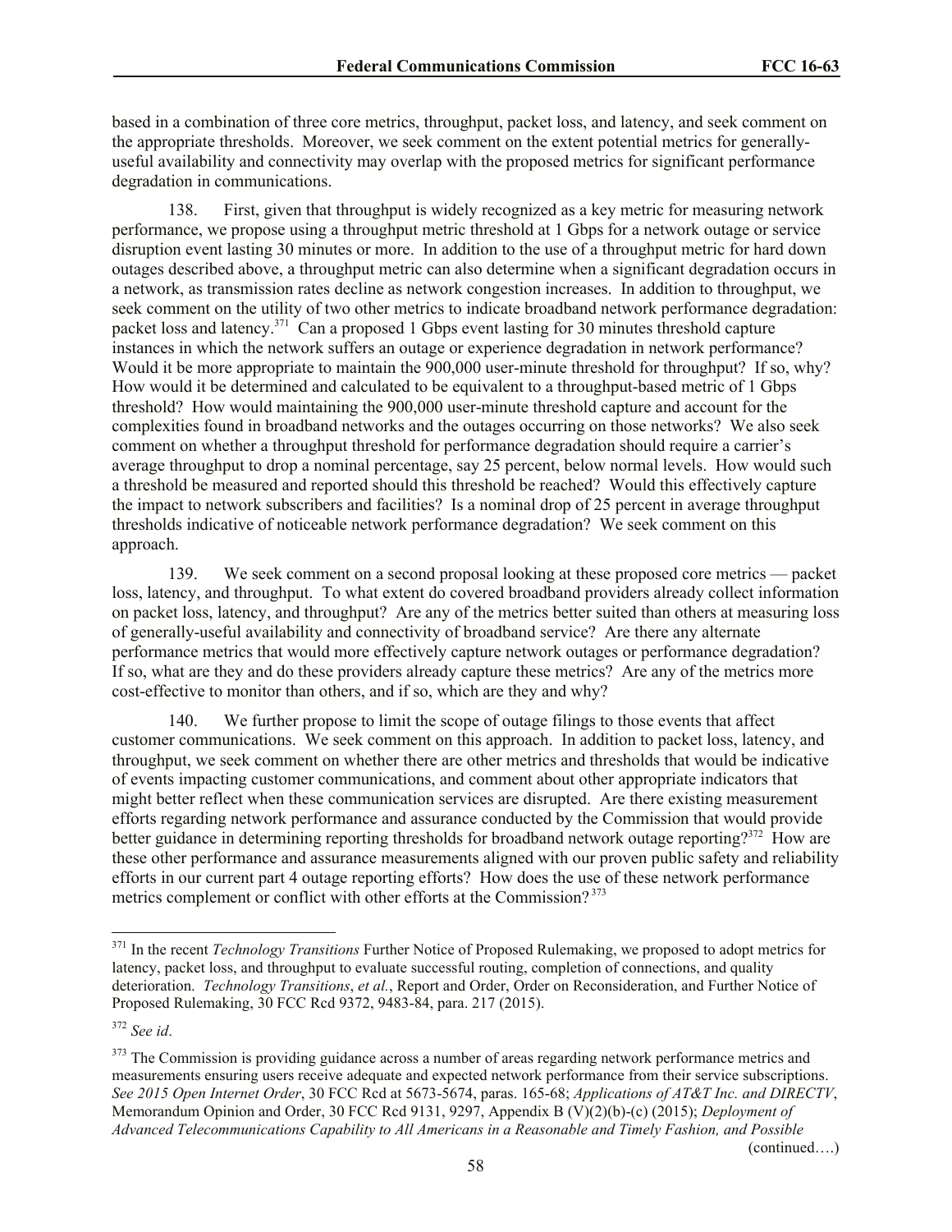based in a combination of three core metrics, throughput, packet loss, and latency, and seek comment on the appropriate thresholds. Moreover, we seek comment on the extent potential metrics for generally-useful availability and connectivity may overlap with the proposed metrics for significant performance degradation in communications.

138. First, given that throughput is widely recognized as a key metric for measuring network performance, we propose using a throughput metric threshold at 1 Gbps for a network outage or service disruption event lasting 30 minutes or more. In addition to the use of a throughput metric for hard down outages described above, a throughput metric can also determine when a significant degradation occurs in a network, as transmission rates decline as network congestion increases. In addition to throughput, we seek comment on the utility of two other metrics to indicate broadband network performance degradation: packet loss and latency.[371] Can a proposed 1 Gbps event lasting for 30 minutes threshold capture instances in which the network suffers an outage or experience degradation in network performance? Would it be more appropriate to maintain the 900,000 user-minute threshold for throughput? If so, why? How would it be determined and calculated to be equivalent to a throughput-based metric of 1 Gbps threshold? How would maintaining the 900,000 user-minute threshold capture and account for the complexities found in broadband networks and the outages occurring on those networks? We also seek comment on whether a throughput threshold for performance degradation should require a carrier's average throughput to drop a nominal percentage, say 25 percent, below normal levels. How would such a threshold be measured and reported should this threshold be reached? Would this effectively capture the impact to network subscribers and facilities? Is a nominal drop of 25 percent in average throughput thresholds indicative of noticeable network performance degradation? We seek comment on this approach.

139. We seek comment on a second proposal looking at these proposed core metrics — packet loss, latency, and throughput. To what extent do covered broadband providers already collect information on packet loss, latency, and throughput? Are any of the metrics better suited than others at measuring loss of generally-useful availability and connectivity of broadband service? Are there any alternate performance metrics that would more effectively capture network outages or performance degradation? If so, what are they and do these providers already capture these metrics? Are any of the metrics more cost-effective to monitor than others, and if so, which are they and why?

140. We further propose to limit the scope of outage filings to those events that affect customer communications. We seek comment on this approach. In addition to packet loss, latency, and throughput, we seek comment on whether there are other metrics and thresholds that would be indicative of events impacting customer communications, and comment about other appropriate indicators that might better reflect when these communication services are disrupted. Are there existing measurement efforts regarding network performance and assurance conducted by the Commission that would provide better guidance in determining reporting thresholds for broadband network outage reporting?[372] How are these other performance and assurance measurements aligned with our proven public safety and reliability efforts in our current part 4 outage reporting efforts? How does the use of these network performance metrics complement or conflict with other efforts at the Commission?[373]

---

[371] In the recent *Technology Transitions* Further Notice of Proposed Rulemaking, we proposed to adopt metrics for latency, packet loss, and throughput to evaluate successful routing, completion of connections, and quality deterioration. *Technology Transitions*, *et al.*, Report and Order, Order on Reconsideration, and Further Notice of Proposed Rulemaking, 30 FCC Rcd 9372, 9483-84, para. 217 (2015).

[372] *See id*.

[373] The Commission is providing guidance across a number of areas regarding network performance metrics and measurements ensuring users receive adequate and expected network performance from their service subscriptions. *See 2015 Open Internet Order*, 30 FCC Rcd at 5673-5674, paras. 165-68; *Applications of AT&T Inc. and DIRECTV*, Memorandum Opinion and Order, 30 FCC Rcd 9131, 9297, Appendix B (V)(2)(b)-(c) (2015); *Deployment of Advanced Telecommunications Capability to All Americans in a Reasonable and Timely Fashion, and Possible*

(continued….)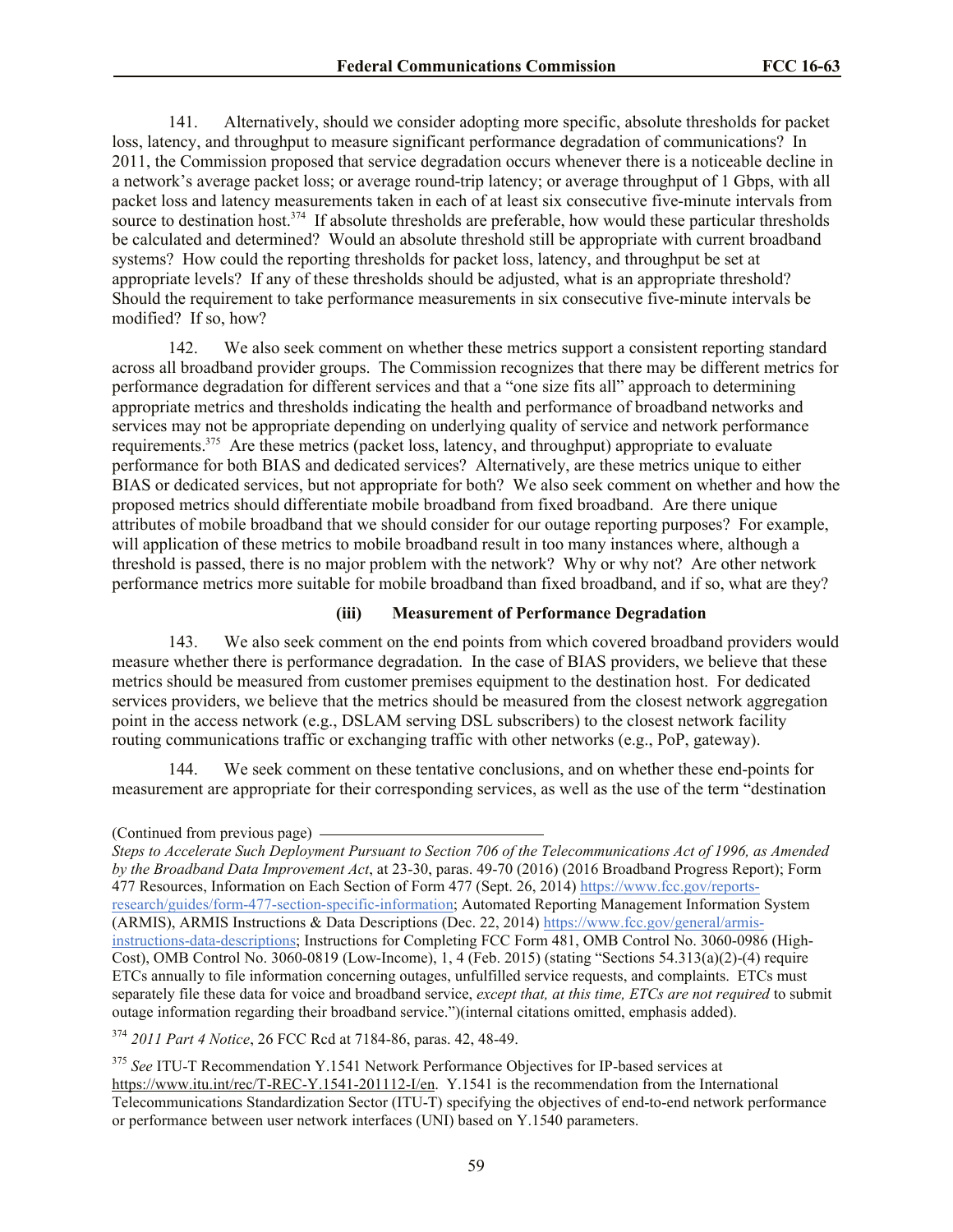141. Alternatively, should we consider adopting more specific, absolute thresholds for packet loss, latency, and throughput to measure significant performance degradation of communications? In 2011, the Commission proposed that service degradation occurs whenever there is a noticeable decline in a network's average packet loss; or average round-trip latency; or average throughput of 1 Gbps, with all packet loss and latency measurements taken in each of at least six consecutive five-minute intervals from source to destination host.[374] If absolute thresholds are preferable, how would these particular thresholds be calculated and determined? Would an absolute threshold still be appropriate with current broadband systems? How could the reporting thresholds for packet loss, latency, and throughput be set at appropriate levels? If any of these thresholds should be adjusted, what is an appropriate threshold? Should the requirement to take performance measurements in six consecutive five-minute intervals be modified? If so, how?

142. We also seek comment on whether these metrics support a consistent reporting standard across all broadband provider groups. The Commission recognizes that there may be different metrics for performance degradation for different services and that a "one size fits all" approach to determining appropriate metrics and thresholds indicating the health and performance of broadband networks and services may not be appropriate depending on underlying quality of service and network performance requirements.[375] Are these metrics (packet loss, latency, and throughput) appropriate to evaluate performance for both BIAS and dedicated services? Alternatively, are these metrics unique to either BIAS or dedicated services, but not appropriate for both? We also seek comment on whether and how the proposed metrics should differentiate mobile broadband from fixed broadband. Are there unique attributes of mobile broadband that we should consider for our outage reporting purposes? For example, will application of these metrics to mobile broadband result in too many instances where, although a threshold is passed, there is no major problem with the network? Why or why not? Are other network performance metrics more suitable for mobile broadband than fixed broadband, and if so, what are they?

**(iii) Measurement of Performance Degradation**

143. We also seek comment on the end points from which covered broadband providers would measure whether there is performance degradation. In the case of BIAS providers, we believe that these metrics should be measured from customer premises equipment to the destination host. For dedicated services providers, we believe that the metrics should be measured from the closest network aggregation point in the access network (e.g., DSLAM serving DSL subscribers) to the closest network facility routing communications traffic or exchanging traffic with other networks (e.g., PoP, gateway).

144. We seek comment on these tentative conclusions, and on whether these end-points for measurement are appropriate for their corresponding services, as well as the use of the term "destination

---

(Continued from previous page)
*Steps to Accelerate Such Deployment Pursuant to Section 706 of the Telecommunications Act of 1996, as Amended by the Broadband Data Improvement Act*, at 23-30, paras. 49-70 (2016) (2016 Broadband Progress Report); Form 477 Resources, Information on Each Section of Form 477 (Sept. 26, 2014) https://www.fcc.gov/reports-research/guides/form-477-section-specific-information; Automated Reporting Management Information System (ARMIS), ARMIS Instructions & Data Descriptions (Dec. 22, 2014) https://www.fcc.gov/general/armis-instructions-data-descriptions; Instructions for Completing FCC Form 481, OMB Control No. 3060-0986 (High-Cost), OMB Control No. 3060-0819 (Low-Income), 1, 4 (Feb. 2015) (stating "Sections 54.313(a)(2)-(4) require ETCs annually to file information concerning outages, unfulfilled service requests, and complaints. ETCs must separately file these data for voice and broadband service, *except that, at this time, ETCs are not required* to submit outage information regarding their broadband service.")(internal citations omitted, emphasis added).

[374] *2011 Part 4 Notice*, 26 FCC Rcd at 7184-86, paras. 42, 48-49.

[375] *See* ITU-T Recommendation Y.1541 Network Performance Objectives for IP-based services at https://www.itu.int/rec/T-REC-Y.1541-201112-I/en. Y.1541 is the recommendation from the International Telecommunications Standardization Sector (ITU-T) specifying the objectives of end-to-end network performance or performance between user network interfaces (UNI) based on Y.1540 parameters.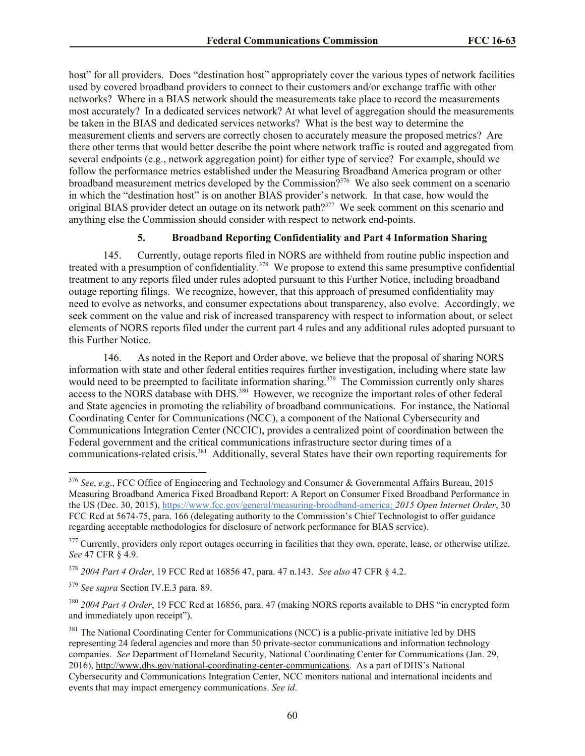host" for all providers. Does "destination host" appropriately cover the various types of network facilities used by covered broadband providers to connect to their customers and/or exchange traffic with other networks? Where in a BIAS network should the measurements take place to record the measurements most accurately? In a dedicated services network? At what level of aggregation should the measurements be taken in the BIAS and dedicated services networks? What is the best way to determine the measurement clients and servers are correctly chosen to accurately measure the proposed metrics? Are there other terms that would better describe the point where network traffic is routed and aggregated from several endpoints (e.g., network aggregation point) for either type of service? For example, should we follow the performance metrics established under the Measuring Broadband America program or other broadband measurement metrics developed by the Commission?[376] We also seek comment on a scenario in which the "destination host" is on another BIAS provider's network. In that case, how would the original BIAS provider detect an outage on its network path?[377] We seek comment on this scenario and anything else the Commission should consider with respect to network end-points.

### 5. Broadband Reporting Confidentiality and Part 4 Information Sharing

145. Currently, outage reports filed in NORS are withheld from routine public inspection and treated with a presumption of confidentiality.[378] We propose to extend this same presumptive confidential treatment to any reports filed under rules adopted pursuant to this Further Notice, including broadband outage reporting filings. We recognize, however, that this approach of presumed confidentiality may need to evolve as networks, and consumer expectations about transparency, also evolve. Accordingly, we seek comment on the value and risk of increased transparency with respect to information about, or select elements of NORS reports filed under the current part 4 rules and any additional rules adopted pursuant to this Further Notice.

146. As noted in the Report and Order above, we believe that the proposal of sharing NORS information with state and other federal entities requires further investigation, including where state law would need to be preempted to facilitate information sharing.[379] The Commission currently only shares access to the NORS database with DHS.[380] However, we recognize the important roles of other federal and State agencies in promoting the reliability of broadband communications. For instance, the National Coordinating Center for Communications (NCC), a component of the National Cybersecurity and Communications Integration Center (NCCIC), provides a centralized point of coordination between the Federal government and the critical communications infrastructure sector during times of a communications-related crisis.[381] Additionally, several States have their own reporting requirements for

---

[376] *See*, *e.g*., FCC Office of Engineering and Technology and Consumer & Governmental Affairs Bureau, 2015 Measuring Broadband America Fixed Broadband Report: A Report on Consumer Fixed Broadband Performance in the US (Dec. 30, 2015), https://www.fcc.gov/general/measuring-broadband-america; *2015 Open Internet Order*, 30 FCC Rcd at 5674-75, para. 166 (delegating authority to the Commission's Chief Technologist to offer guidance regarding acceptable methodologies for disclosure of network performance for BIAS service).

[377] Currently, providers only report outages occurring in facilities that they own, operate, lease, or otherwise utilize. *See* 47 CFR § 4.9.

[378] *2004 Part 4 Order*, 19 FCC Rcd at 16856 47, para. 47 n.143. *See also* 47 CFR § 4.2.

[379] *See supra* Section IV.E.3 para. 89.

[380] *2004 Part 4 Order*, 19 FCC Rcd at 16856, para. 47 (making NORS reports available to DHS "in encrypted form and immediately upon receipt").

[381] The National Coordinating Center for Communications (NCC) is a public-private initiative led by DHS representing 24 federal agencies and more than 50 private-sector communications and information technology companies. *See* Department of Homeland Security, National Coordinating Center for Communications (Jan. 29, 2016), http://www.dhs.gov/national-coordinating-center-communications. As a part of DHS's National Cybersecurity and Communications Integration Center, NCC monitors national and international incidents and events that may impact emergency communications. *See id*.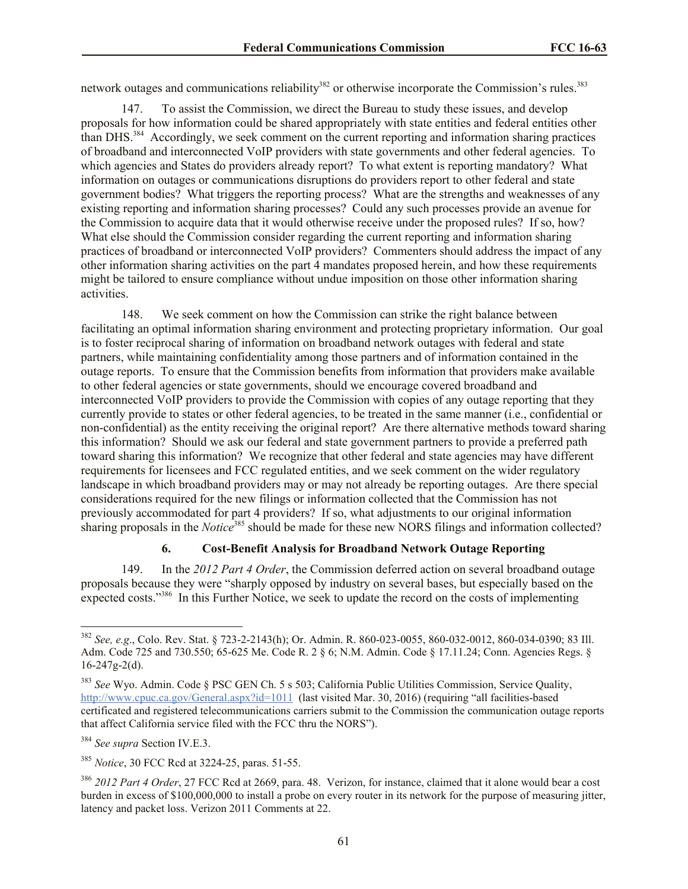network outages and communications reliability[382] or otherwise incorporate the Commission's rules.[383]

147. To assist the Commission, we direct the Bureau to study these issues, and develop proposals for how information could be shared appropriately with state entities and federal entities other than DHS.[384] Accordingly, we seek comment on the current reporting and information sharing practices of broadband and interconnected VoIP providers with state governments and other federal agencies. To which agencies and States do providers already report? To what extent is reporting mandatory? What information on outages or communications disruptions do providers report to other federal and state government bodies? What triggers the reporting process? What are the strengths and weaknesses of any existing reporting and information sharing processes? Could any such processes provide an avenue for the Commission to acquire data that it would otherwise receive under the proposed rules? If so, how? What else should the Commission consider regarding the current reporting and information sharing practices of broadband or interconnected VoIP providers? Commenters should address the impact of any other information sharing activities on the part 4 mandates proposed herein, and how these requirements might be tailored to ensure compliance without undue imposition on those other information sharing activities.

148. We seek comment on how the Commission can strike the right balance between facilitating an optimal information sharing environment and protecting proprietary information. Our goal is to foster reciprocal sharing of information on broadband network outages with federal and state partners, while maintaining confidentiality among those partners and of information contained in the outage reports. To ensure that the Commission benefits from information that providers make available to other federal agencies or state governments, should we encourage covered broadband and interconnected VoIP providers to provide the Commission with copies of any outage reporting that they currently provide to states or other federal agencies, to be treated in the same manner (i.e., confidential or non-confidential) as the entity receiving the original report? Are there alternative methods toward sharing this information? Should we ask our federal and state government partners to provide a preferred path toward sharing this information? We recognize that other federal and state agencies may have different requirements for licensees and FCC regulated entities, and we seek comment on the wider regulatory landscape in which broadband providers may or may not already be reporting outages. Are there special considerations required for the new filings or information collected that the Commission has not previously accommodated for part 4 providers? If so, what adjustments to our original information sharing proposals in the *Notice*[385] should be made for these new NORS filings and information collected?

### 6. Cost-Benefit Analysis for Broadband Network Outage Reporting

149. In the *2012 Part 4 Order*, the Commission deferred action on several broadband outage proposals because they were "sharply opposed by industry on several bases, but especially based on the expected costs."[386] In this Further Notice, we seek to update the record on the costs of implementing

---

[382] *See, e.g.*, Colo. Rev. Stat. § 723-2-2143(h); Or. Admin. R. 860-023-0055, 860-032-0012, 860-034-0390; 83 Ill. Adm. Code 725 and 730.550; 65-625 Me. Code R. 2 § 6; N.M. Admin. Code § 17.11.24; Conn. Agencies Regs. § 16-247g-2(d).

[383] *See* Wyo. Admin. Code § PSC GEN Ch. 5 s 503; California Public Utilities Commission, Service Quality, http://www.cpuc.ca.gov/General.aspx?id=1011 (last visited Mar. 30, 2016) (requiring "all facilities-based certificated and registered telecommunications carriers submit to the Commission the communication outage reports that affect California service filed with the FCC thru the NORS").

[384] *See supra* Section IV.E.3.

[385] *Notice*, 30 FCC Rcd at 3224-25, paras. 51-55.

[386] *2012 Part 4 Order*, 27 FCC Rcd at 2669, para. 48. Verizon, for instance, claimed that it alone would bear a cost burden in excess of $100,000,000 to install a probe on every router in its network for the purpose of measuring jitter, latency and packet loss. Verizon 2011 Comments at 22.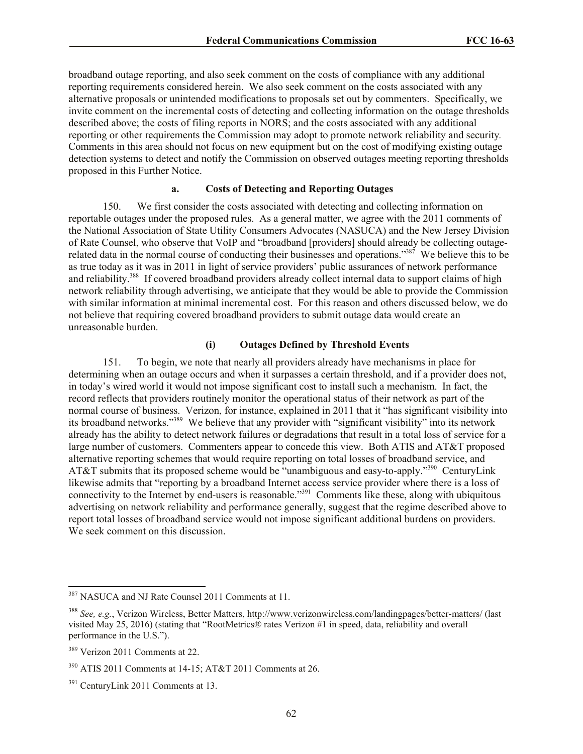broadband outage reporting, and also seek comment on the costs of compliance with any additional reporting requirements considered herein. We also seek comment on the costs associated with any alternative proposals or unintended modifications to proposals set out by commenters. Specifically, we invite comment on the incremental costs of detecting and collecting information on the outage thresholds described above; the costs of filing reports in NORS; and the costs associated with any additional reporting or other requirements the Commission may adopt to promote network reliability and security. Comments in this area should not focus on new equipment but on the cost of modifying existing outage detection systems to detect and notify the Commission on observed outages meeting reporting thresholds proposed in this Further Notice.

#### a. Costs of Detecting and Reporting Outages

150. We first consider the costs associated with detecting and collecting information on reportable outages under the proposed rules. As a general matter, we agree with the 2011 comments of the National Association of State Utility Consumers Advocates (NASUCA) and the New Jersey Division of Rate Counsel, who observe that VoIP and "broadband [providers] should already be collecting outage-related data in the normal course of conducting their businesses and operations."[387] We believe this to be as true today as it was in 2011 in light of service providers' public assurances of network performance and reliability.[388] If covered broadband providers already collect internal data to support claims of high network reliability through advertising, we anticipate that they would be able to provide the Commission with similar information at minimal incremental cost. For this reason and others discussed below, we do not believe that requiring covered broadband providers to submit outage data would create an unreasonable burden.

##### (i) Outages Defined by Threshold Events

151. To begin, we note that nearly all providers already have mechanisms in place for determining when an outage occurs and when it surpasses a certain threshold, and if a provider does not, in today's wired world it would not impose significant cost to install such a mechanism. In fact, the record reflects that providers routinely monitor the operational status of their network as part of the normal course of business. Verizon, for instance, explained in 2011 that it "has significant visibility into its broadband networks."[389] We believe that any provider with "significant visibility" into its network already has the ability to detect network failures or degradations that result in a total loss of service for a large number of customers. Commenters appear to concede this view. Both ATIS and AT&T proposed alternative reporting schemes that would require reporting on total losses of broadband service, and AT&T submits that its proposed scheme would be "unambiguous and easy-to-apply."[390] CenturyLink likewise admits that "reporting by a broadband Internet access service provider where there is a loss of connectivity to the Internet by end-users is reasonable."[391] Comments like these, along with ubiquitous advertising on network reliability and performance generally, suggest that the regime described above to report total losses of broadband service would not impose significant additional burdens on providers. We seek comment on this discussion.

---

[387] NASUCA and NJ Rate Counsel 2011 Comments at 11.

[388] *See, e.g.*, Verizon Wireless, Better Matters, http://www.verizonwireless.com/landingpages/better-matters/ (last visited May 25, 2016) (stating that "RootMetrics® rates Verizon #1 in speed, data, reliability and overall performance in the U.S.").

[389] Verizon 2011 Comments at 22.

[390] ATIS 2011 Comments at 14-15; AT&T 2011 Comments at 26.

[391] CenturyLink 2011 Comments at 13.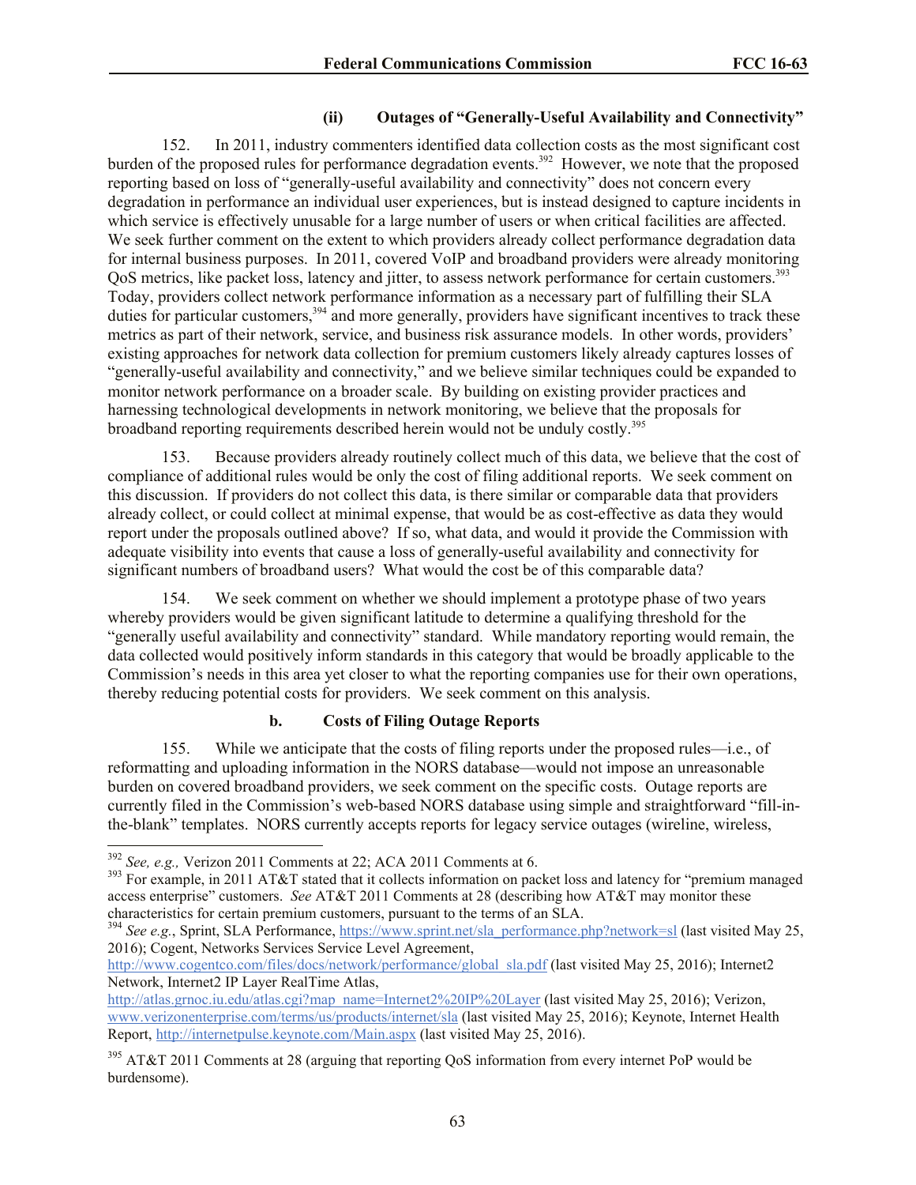#### (ii) Outages of "Generally-Useful Availability and Connectivity"

152. In 2011, industry commenters identified data collection costs as the most significant cost burden of the proposed rules for performance degradation events.[392] However, we note that the proposed reporting based on loss of "generally-useful availability and connectivity" does not concern every degradation in performance an individual user experiences, but is instead designed to capture incidents in which service is effectively unusable for a large number of users or when critical facilities are affected. We seek further comment on the extent to which providers already collect performance degradation data for internal business purposes. In 2011, covered VoIP and broadband providers were already monitoring QoS metrics, like packet loss, latency and jitter, to assess network performance for certain customers.[393] Today, providers collect network performance information as a necessary part of fulfilling their SLA duties for particular customers,[394] and more generally, providers have significant incentives to track these metrics as part of their network, service, and business risk assurance models. In other words, providers' existing approaches for network data collection for premium customers likely already captures losses of "generally-useful availability and connectivity," and we believe similar techniques could be expanded to monitor network performance on a broader scale. By building on existing provider practices and harnessing technological developments in network monitoring, we believe that the proposals for broadband reporting requirements described herein would not be unduly costly.[395]

153. Because providers already routinely collect much of this data, we believe that the cost of compliance of additional rules would be only the cost of filing additional reports. We seek comment on this discussion. If providers do not collect this data, is there similar or comparable data that providers already collect, or could collect at minimal expense, that would be as cost-effective as data they would report under the proposals outlined above? If so, what data, and would it provide the Commission with adequate visibility into events that cause a loss of generally-useful availability and connectivity for significant numbers of broadband users? What would the cost be of this comparable data?

154. We seek comment on whether we should implement a prototype phase of two years whereby providers would be given significant latitude to determine a qualifying threshold for the "generally useful availability and connectivity" standard. While mandatory reporting would remain, the data collected would positively inform standards in this category that would be broadly applicable to the Commission's needs in this area yet closer to what the reporting companies use for their own operations, thereby reducing potential costs for providers. We seek comment on this analysis.

### b. Costs of Filing Outage Reports

155. While we anticipate that the costs of filing reports under the proposed rules—i.e., of reformatting and uploading information in the NORS database—would not impose an unreasonable burden on covered broadband providers, we seek comment on the specific costs. Outage reports are currently filed in the Commission's web-based NORS database using simple and straightforward "fill-in-the-blank" templates. NORS currently accepts reports for legacy service outages (wireline, wireless,

---

[392] *See, e.g.,* Verizon 2011 Comments at 22; ACA 2011 Comments at 6.

[393] For example, in 2011 AT&T stated that it collects information on packet loss and latency for "premium managed access enterprise" customers. *See* AT&T 2011 Comments at 28 (describing how AT&T may monitor these characteristics for certain premium customers, pursuant to the terms of an SLA.

[394] *See e.g.*, Sprint, SLA Performance, https://www.sprint.net/sla_performance.php?network=sl (last visited May 25, 2016); Cogent, Networks Services Service Level Agreement, http://www.cogentco.com/files/docs/network/performance/global_sla.pdf (last visited May 25, 2016); Internet2 Network, Internet2 IP Layer RealTime Atlas, http://atlas.grnoc.iu.edu/atlas.cgi?map_name=Internet2%20IP%20Layer (last visited May 25, 2016); Verizon, www.verizonenterprise.com/terms/us/products/internet/sla (last visited May 25, 2016); Keynote, Internet Health Report, http://internetpulse.keynote.com/Main.aspx (last visited May 25, 2016).

[395] AT&T 2011 Comments at 28 (arguing that reporting QoS information from every internet PoP would be burdensome).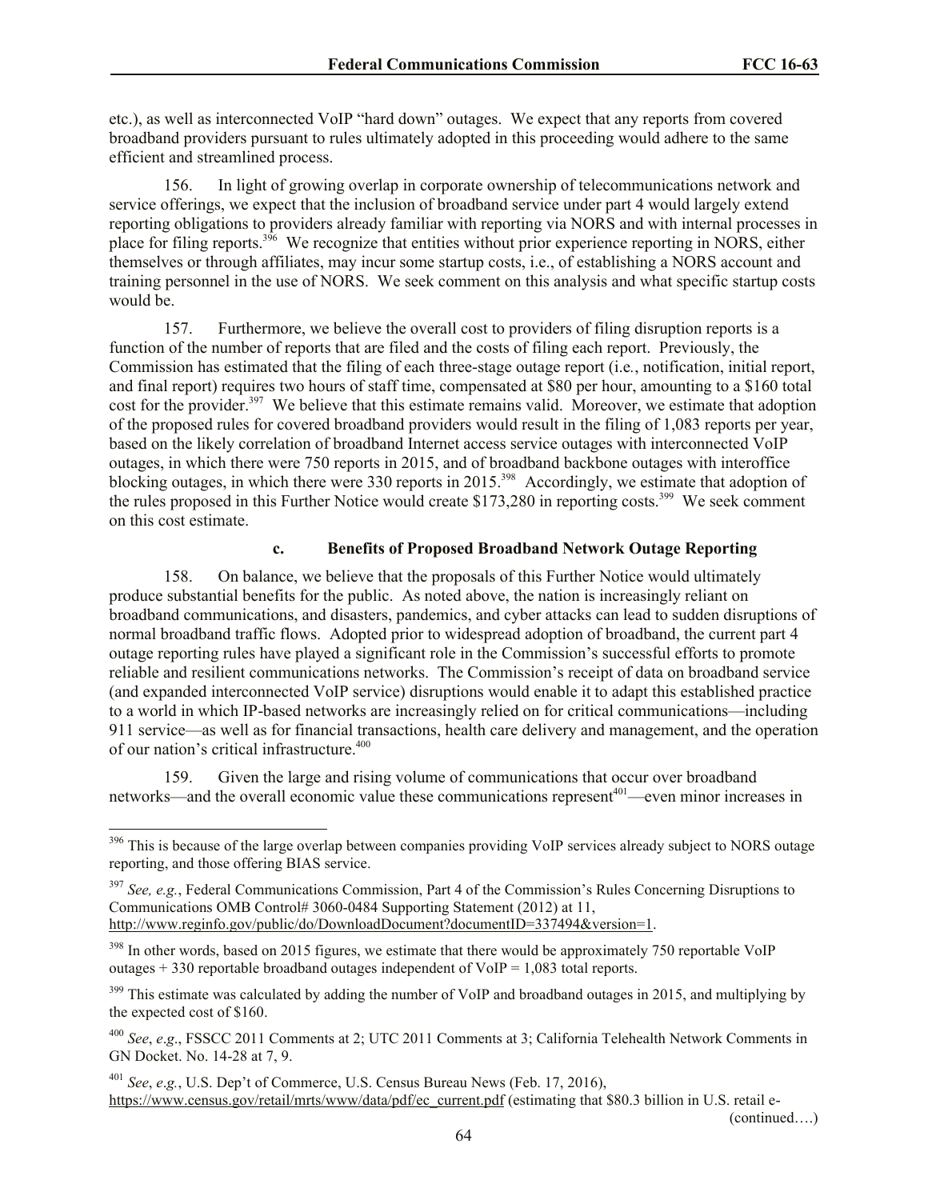etc.), as well as interconnected VoIP "hard down" outages. We expect that any reports from covered broadband providers pursuant to rules ultimately adopted in this proceeding would adhere to the same efficient and streamlined process.

156. In light of growing overlap in corporate ownership of telecommunications network and service offerings, we expect that the inclusion of broadband service under part 4 would largely extend reporting obligations to providers already familiar with reporting via NORS and with internal processes in place for filing reports.[396] We recognize that entities without prior experience reporting in NORS, either themselves or through affiliates, may incur some startup costs, i.e., of establishing a NORS account and training personnel in the use of NORS. We seek comment on this analysis and what specific startup costs would be.

157. Furthermore, we believe the overall cost to providers of filing disruption reports is a function of the number of reports that are filed and the costs of filing each report. Previously, the Commission has estimated that the filing of each three-stage outage report (i.e*.*, notification, initial report, and final report) requires two hours of staff time, compensated at $80 per hour, amounting to a $160 total cost for the provider.[397] We believe that this estimate remains valid. Moreover, we estimate that adoption of the proposed rules for covered broadband providers would result in the filing of 1,083 reports per year, based on the likely correlation of broadband Internet access service outages with interconnected VoIP outages, in which there were 750 reports in 2015, and of broadband backbone outages with interoffice blocking outages, in which there were 330 reports in 2015.[398] Accordingly, we estimate that adoption of the rules proposed in this Further Notice would create $173,280 in reporting costs.[399] We seek comment on this cost estimate.

### c. Benefits of Proposed Broadband Network Outage Reporting

158. On balance, we believe that the proposals of this Further Notice would ultimately produce substantial benefits for the public. As noted above, the nation is increasingly reliant on broadband communications, and disasters, pandemics, and cyber attacks can lead to sudden disruptions of normal broadband traffic flows. Adopted prior to widespread adoption of broadband, the current part 4 outage reporting rules have played a significant role in the Commission's successful efforts to promote reliable and resilient communications networks. The Commission's receipt of data on broadband service (and expanded interconnected VoIP service) disruptions would enable it to adapt this established practice to a world in which IP-based networks are increasingly relied on for critical communications—including 911 service—as well as for financial transactions, health care delivery and management, and the operation of our nation's critical infrastructure.[400]

159. Given the large and rising volume of communications that occur over broadband networks—and the overall economic value these communications represent[401]—even minor increases in

---

[396] This is because of the large overlap between companies providing VoIP services already subject to NORS outage reporting, and those offering BIAS service.

[397] *See, e.g.*, Federal Communications Commission, Part 4 of the Commission's Rules Concerning Disruptions to Communications OMB Control# 3060-0484 Supporting Statement (2012) at 11, http://www.reginfo.gov/public/do/DownloadDocument?documentID=337494&version=1.

[398] In other words, based on 2015 figures, we estimate that there would be approximately 750 reportable VoIP outages + 330 reportable broadband outages independent of VoIP = 1,083 total reports.

[399] This estimate was calculated by adding the number of VoIP and broadband outages in 2015, and multiplying by the expected cost of $160.

[400] *See*, *e.g*., FSSCC 2011 Comments at 2; UTC 2011 Comments at 3; California Telehealth Network Comments in GN Docket. No. 14-28 at 7, 9.

[401] *See*, *e.g.*, U.S. Dep't of Commerce, U.S. Census Bureau News (Feb. 17, 2016), https://www.census.gov/retail/mrts/www/data/pdf/ec_current.pdf (estimating that $80.3 billion in U.S. retail e-

(continued….)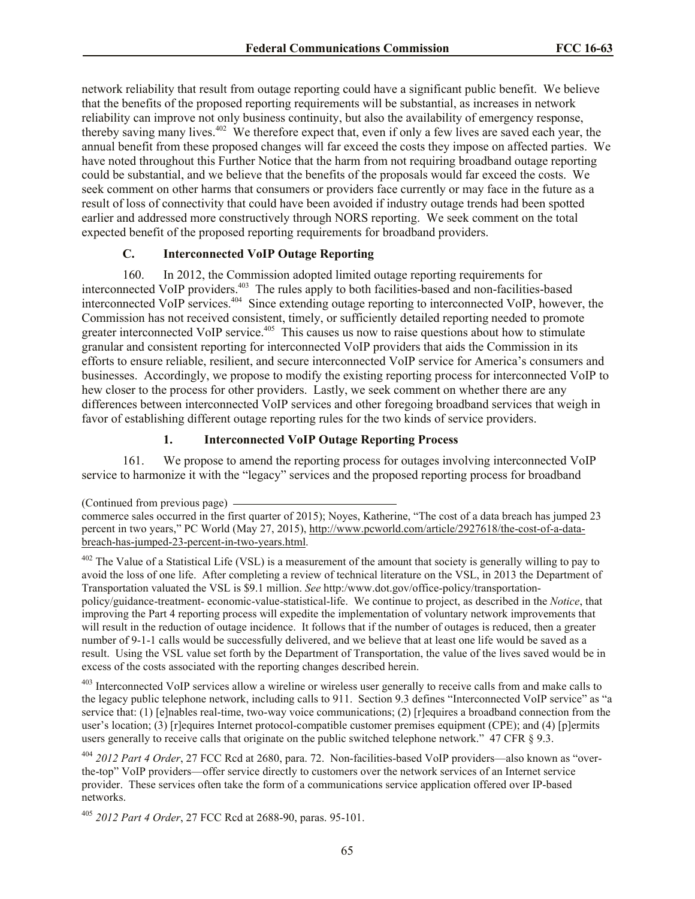network reliability that result from outage reporting could have a significant public benefit. We believe that the benefits of the proposed reporting requirements will be substantial, as increases in network reliability can improve not only business continuity, but also the availability of emergency response, thereby saving many lives.[402] We therefore expect that, even if only a few lives are saved each year, the annual benefit from these proposed changes will far exceed the costs they impose on affected parties. We have noted throughout this Further Notice that the harm from not requiring broadband outage reporting could be substantial, and we believe that the benefits of the proposals would far exceed the costs. We seek comment on other harms that consumers or providers face currently or may face in the future as a result of loss of connectivity that could have been avoided if industry outage trends had been spotted earlier and addressed more constructively through NORS reporting. We seek comment on the total expected benefit of the proposed reporting requirements for broadband providers.

### C. Interconnected VoIP Outage Reporting

160. In 2012, the Commission adopted limited outage reporting requirements for interconnected VoIP providers.[403] The rules apply to both facilities-based and non-facilities-based interconnected VoIP services.[404] Since extending outage reporting to interconnected VoIP, however, the Commission has not received consistent, timely, or sufficiently detailed reporting needed to promote greater interconnected VoIP service.[405] This causes us now to raise questions about how to stimulate granular and consistent reporting for interconnected VoIP providers that aids the Commission in its efforts to ensure reliable, resilient, and secure interconnected VoIP service for America's consumers and businesses. Accordingly, we propose to modify the existing reporting process for interconnected VoIP to hew closer to the process for other providers. Lastly, we seek comment on whether there are any differences between interconnected VoIP services and other foregoing broadband services that weigh in favor of establishing different outage reporting rules for the two kinds of service providers.

#### 1. Interconnected VoIP Outage Reporting Process

161. We propose to amend the reporting process for outages involving interconnected VoIP service to harmonize it with the "legacy" services and the proposed reporting process for broadband

---

(Continued from previous page)

commerce sales occurred in the first quarter of 2015); Noyes, Katherine, "The cost of a data breach has jumped 23 percent in two years," PC World (May 27, 2015), http://www.pcworld.com/article/2927618/the-cost-of-a-data-breach-has-jumped-23-percent-in-two-years.html.

[402] The Value of a Statistical Life (VSL) is a measurement of the amount that society is generally willing to pay to avoid the loss of one life. After completing a review of technical literature on the VSL, in 2013 the Department of Transportation valuated the VSL is $9.1 million. *See* http:/www.dot.gov/office-policy/transportation-policy/guidance-treatment- economic-value-statistical-life. We continue to project, as described in the *Notice*, that improving the Part 4 reporting process will expedite the implementation of voluntary network improvements that will result in the reduction of outage incidence. It follows that if the number of outages is reduced, then a greater number of 9-1-1 calls would be successfully delivered, and we believe that at least one life would be saved as a result. Using the VSL value set forth by the Department of Transportation, the value of the lives saved would be in excess of the costs associated with the reporting changes described herein.

[403] Interconnected VoIP services allow a wireline or wireless user generally to receive calls from and make calls to the legacy public telephone network, including calls to 911. Section 9.3 defines "Interconnected VoIP service" as "a service that: (1) [e]nables real-time, two-way voice communications; (2) [r]equires a broadband connection from the user's location; (3) [r]equires Internet protocol-compatible customer premises equipment (CPE); and (4) [p]ermits users generally to receive calls that originate on the public switched telephone network." 47 CFR § 9.3.

[404] *2012 Part 4 Order*, 27 FCC Rcd at 2680, para. 72. Non-facilities-based VoIP providers—also known as "over-the-top" VoIP providers—offer service directly to customers over the network services of an Internet service provider. These services often take the form of a communications service application offered over IP-based networks.

[405] *2012 Part 4 Order*, 27 FCC Rcd at 2688-90, paras. 95-101.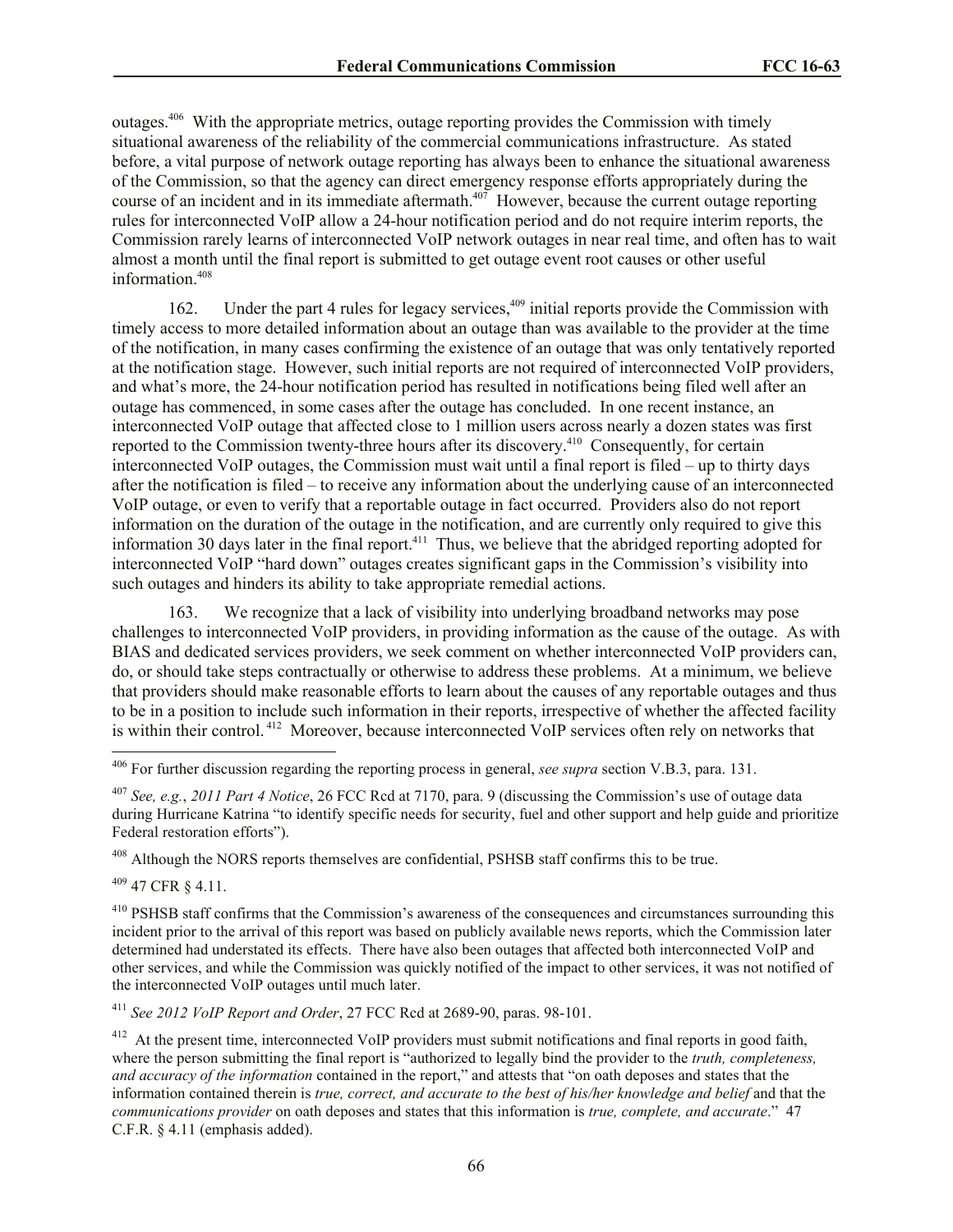outages.[406] With the appropriate metrics, outage reporting provides the Commission with timely situational awareness of the reliability of the commercial communications infrastructure. As stated before, a vital purpose of network outage reporting has always been to enhance the situational awareness of the Commission, so that the agency can direct emergency response efforts appropriately during the course of an incident and in its immediate aftermath.[407] However, because the current outage reporting rules for interconnected VoIP allow a 24-hour notification period and do not require interim reports, the Commission rarely learns of interconnected VoIP network outages in near real time, and often has to wait almost a month until the final report is submitted to get outage event root causes or other useful information.[408]

162. Under the part 4 rules for legacy services,[409] initial reports provide the Commission with timely access to more detailed information about an outage than was available to the provider at the time of the notification, in many cases confirming the existence of an outage that was only tentatively reported at the notification stage. However, such initial reports are not required of interconnected VoIP providers, and what's more, the 24-hour notification period has resulted in notifications being filed well after an outage has commenced, in some cases after the outage has concluded. In one recent instance, an interconnected VoIP outage that affected close to 1 million users across nearly a dozen states was first reported to the Commission twenty-three hours after its discovery.[410] Consequently, for certain interconnected VoIP outages, the Commission must wait until a final report is filed – up to thirty days after the notification is filed – to receive any information about the underlying cause of an interconnected VoIP outage, or even to verify that a reportable outage in fact occurred. Providers also do not report information on the duration of the outage in the notification, and are currently only required to give this information 30 days later in the final report.[411] Thus, we believe that the abridged reporting adopted for interconnected VoIP "hard down" outages creates significant gaps in the Commission's visibility into such outages and hinders its ability to take appropriate remedial actions.

163. We recognize that a lack of visibility into underlying broadband networks may pose challenges to interconnected VoIP providers, in providing information as the cause of the outage. As with BIAS and dedicated services providers, we seek comment on whether interconnected VoIP providers can, do, or should take steps contractually or otherwise to address these problems. At a minimum, we believe that providers should make reasonable efforts to learn about the causes of any reportable outages and thus to be in a position to include such information in their reports, irrespective of whether the affected facility is within their control.[412] Moreover, because interconnected VoIP services often rely on networks that

---

[406] For further discussion regarding the reporting process in general, *see supra* section V.B.3, para. 131.

[407] *See, e.g.*, *2011 Part 4 Notice*, 26 FCC Rcd at 7170, para. 9 (discussing the Commission's use of outage data during Hurricane Katrina "to identify specific needs for security, fuel and other support and help guide and prioritize Federal restoration efforts").

[408] Although the NORS reports themselves are confidential, PSHSB staff confirms this to be true.

[409] 47 CFR § 4.11.

[410] PSHSB staff confirms that the Commission's awareness of the consequences and circumstances surrounding this incident prior to the arrival of this report was based on publicly available news reports, which the Commission later determined had understated its effects. There have also been outages that affected both interconnected VoIP and other services, and while the Commission was quickly notified of the impact to other services, it was not notified of the interconnected VoIP outages until much later.

[411] *See 2012 VoIP Report and Order*, 27 FCC Rcd at 2689-90, paras. 98-101.

[412] At the present time, interconnected VoIP providers must submit notifications and final reports in good faith, where the person submitting the final report is "authorized to legally bind the provider to the *truth, completeness, and accuracy of the information* contained in the report," and attests that "on oath deposes and states that the information contained therein is *true, correct, and accurate to the best of his/her knowledge and belief* and that the *communications provider* on oath deposes and states that this information is *true, complete, and accurate*." 47 C.F.R. § 4.11 (emphasis added).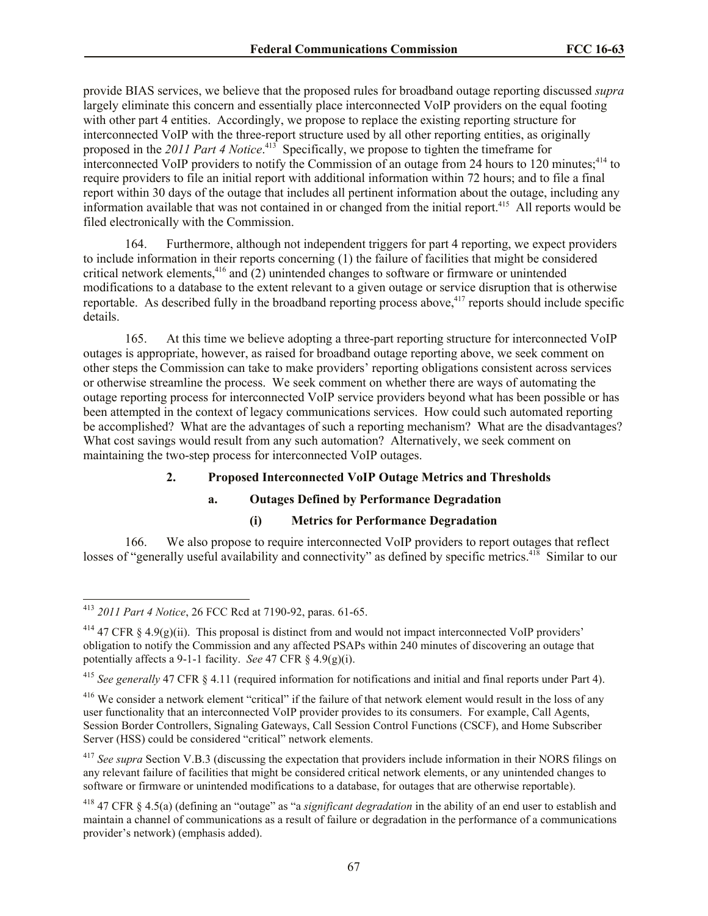provide BIAS services, we believe that the proposed rules for broadband outage reporting discussed *supra* largely eliminate this concern and essentially place interconnected VoIP providers on the equal footing with other part 4 entities. Accordingly, we propose to replace the existing reporting structure for interconnected VoIP with the three-report structure used by all other reporting entities, as originally proposed in the *2011 Part 4 Notice*.[413] Specifically, we propose to tighten the timeframe for interconnected VoIP providers to notify the Commission of an outage from 24 hours to 120 minutes;[414] to require providers to file an initial report with additional information within 72 hours; and to file a final report within 30 days of the outage that includes all pertinent information about the outage, including any information available that was not contained in or changed from the initial report.[415] All reports would be filed electronically with the Commission.

164. Furthermore, although not independent triggers for part 4 reporting, we expect providers to include information in their reports concerning (1) the failure of facilities that might be considered critical network elements,[416] and (2) unintended changes to software or firmware or unintended modifications to a database to the extent relevant to a given outage or service disruption that is otherwise reportable. As described fully in the broadband reporting process above,[417] reports should include specific details.

165. At this time we believe adopting a three-part reporting structure for interconnected VoIP outages is appropriate, however, as raised for broadband outage reporting above, we seek comment on other steps the Commission can take to make providers' reporting obligations consistent across services or otherwise streamline the process. We seek comment on whether there are ways of automating the outage reporting process for interconnected VoIP service providers beyond what has been possible or has been attempted in the context of legacy communications services. How could such automated reporting be accomplished? What are the advantages of such a reporting mechanism? What are the disadvantages? What cost savings would result from any such automation? Alternatively, we seek comment on maintaining the two-step process for interconnected VoIP outages.

## 2. Proposed Interconnected VoIP Outage Metrics and Thresholds

### a. Outages Defined by Performance Degradation

#### (i) Metrics for Performance Degradation

166. We also propose to require interconnected VoIP providers to report outages that reflect losses of "generally useful availability and connectivity" as defined by specific metrics.[418] Similar to our

---

[413] *2011 Part 4 Notice*, 26 FCC Rcd at 7190-92, paras. 61-65.

[414] 47 CFR § 4.9(g)(ii). This proposal is distinct from and would not impact interconnected VoIP providers' obligation to notify the Commission and any affected PSAPs within 240 minutes of discovering an outage that potentially affects a 9-1-1 facility. *See* 47 CFR § 4.9(g)(i).

[415] *See generally* 47 CFR § 4.11 (required information for notifications and initial and final reports under Part 4).

[416] We consider a network element "critical" if the failure of that network element would result in the loss of any user functionality that an interconnected VoIP provider provides to its consumers. For example, Call Agents, Session Border Controllers, Signaling Gateways, Call Session Control Functions (CSCF), and Home Subscriber Server (HSS) could be considered "critical" network elements.

[417] *See supra* Section V.B.3 (discussing the expectation that providers include information in their NORS filings on any relevant failure of facilities that might be considered critical network elements, or any unintended changes to software or firmware or unintended modifications to a database, for outages that are otherwise reportable).

[418] 47 CFR § 4.5(a) (defining an "outage" as "a *significant degradation* in the ability of an end user to establish and maintain a channel of communications as a result of failure or degradation in the performance of a communications provider's network) (emphasis added).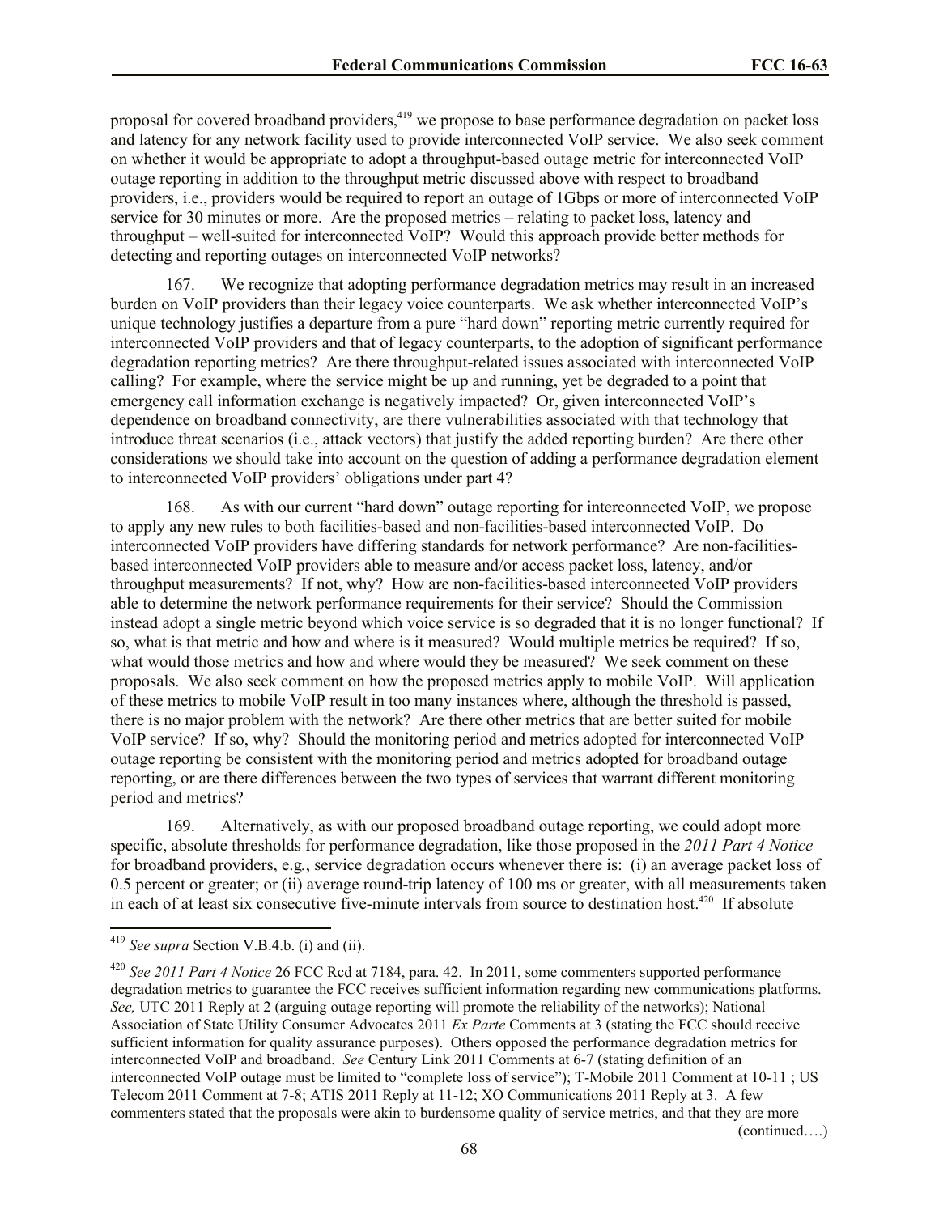proposal for covered broadband providers,[419] we propose to base performance degradation on packet loss and latency for any network facility used to provide interconnected VoIP service. We also seek comment on whether it would be appropriate to adopt a throughput-based outage metric for interconnected VoIP outage reporting in addition to the throughput metric discussed above with respect to broadband providers, i.e., providers would be required to report an outage of 1Gbps or more of interconnected VoIP service for 30 minutes or more. Are the proposed metrics – relating to packet loss, latency and throughput – well-suited for interconnected VoIP? Would this approach provide better methods for detecting and reporting outages on interconnected VoIP networks?

167. We recognize that adopting performance degradation metrics may result in an increased burden on VoIP providers than their legacy voice counterparts. We ask whether interconnected VoIP's unique technology justifies a departure from a pure "hard down" reporting metric currently required for interconnected VoIP providers and that of legacy counterparts, to the adoption of significant performance degradation reporting metrics? Are there throughput-related issues associated with interconnected VoIP calling? For example, where the service might be up and running, yet be degraded to a point that emergency call information exchange is negatively impacted? Or, given interconnected VoIP's dependence on broadband connectivity, are there vulnerabilities associated with that technology that introduce threat scenarios (i.e., attack vectors) that justify the added reporting burden? Are there other considerations we should take into account on the question of adding a performance degradation element to interconnected VoIP providers' obligations under part 4?

168. As with our current "hard down" outage reporting for interconnected VoIP, we propose to apply any new rules to both facilities-based and non-facilities-based interconnected VoIP. Do interconnected VoIP providers have differing standards for network performance? Are non-facilities-based interconnected VoIP providers able to measure and/or access packet loss, latency, and/or throughput measurements? If not, why? How are non-facilities-based interconnected VoIP providers able to determine the network performance requirements for their service? Should the Commission instead adopt a single metric beyond which voice service is so degraded that it is no longer functional? If so, what is that metric and how and where is it measured? Would multiple metrics be required? If so, what would those metrics and how and where would they be measured? We seek comment on these proposals. We also seek comment on how the proposed metrics apply to mobile VoIP. Will application of these metrics to mobile VoIP result in too many instances where, although the threshold is passed, there is no major problem with the network? Are there other metrics that are better suited for mobile VoIP service? If so, why? Should the monitoring period and metrics adopted for interconnected VoIP outage reporting be consistent with the monitoring period and metrics adopted for broadband outage reporting, or are there differences between the two types of services that warrant different monitoring period and metrics?

169. Alternatively, as with our proposed broadband outage reporting, we could adopt more specific, absolute thresholds for performance degradation, like those proposed in the *2011 Part 4 Notice* for broadband providers, e.g*.*, service degradation occurs whenever there is: (i) an average packet loss of 0.5 percent or greater; or (ii) average round-trip latency of 100 ms or greater, with all measurements taken in each of at least six consecutive five-minute intervals from source to destination host.[420] If absolute

---

[419] *See supra* Section V.B.4.b. (i) and (ii).

[420] *See 2011 Part 4 Notice* 26 FCC Rcd at 7184, para. 42. In 2011, some commenters supported performance degradation metrics to guarantee the FCC receives sufficient information regarding new communications platforms. *See,* UTC 2011 Reply at 2 (arguing outage reporting will promote the reliability of the networks); National Association of State Utility Consumer Advocates 2011 *Ex Parte* Comments at 3 (stating the FCC should receive sufficient information for quality assurance purposes). Others opposed the performance degradation metrics for interconnected VoIP and broadband. *See* Century Link 2011 Comments at 6-7 (stating definition of an interconnected VoIP outage must be limited to "complete loss of service"); T-Mobile 2011 Comment at 10-11 ; US Telecom 2011 Comment at 7-8; ATIS 2011 Reply at 11-12; XO Communications 2011 Reply at 3. A few commenters stated that the proposals were akin to burdensome quality of service metrics, and that they are more

(continued….)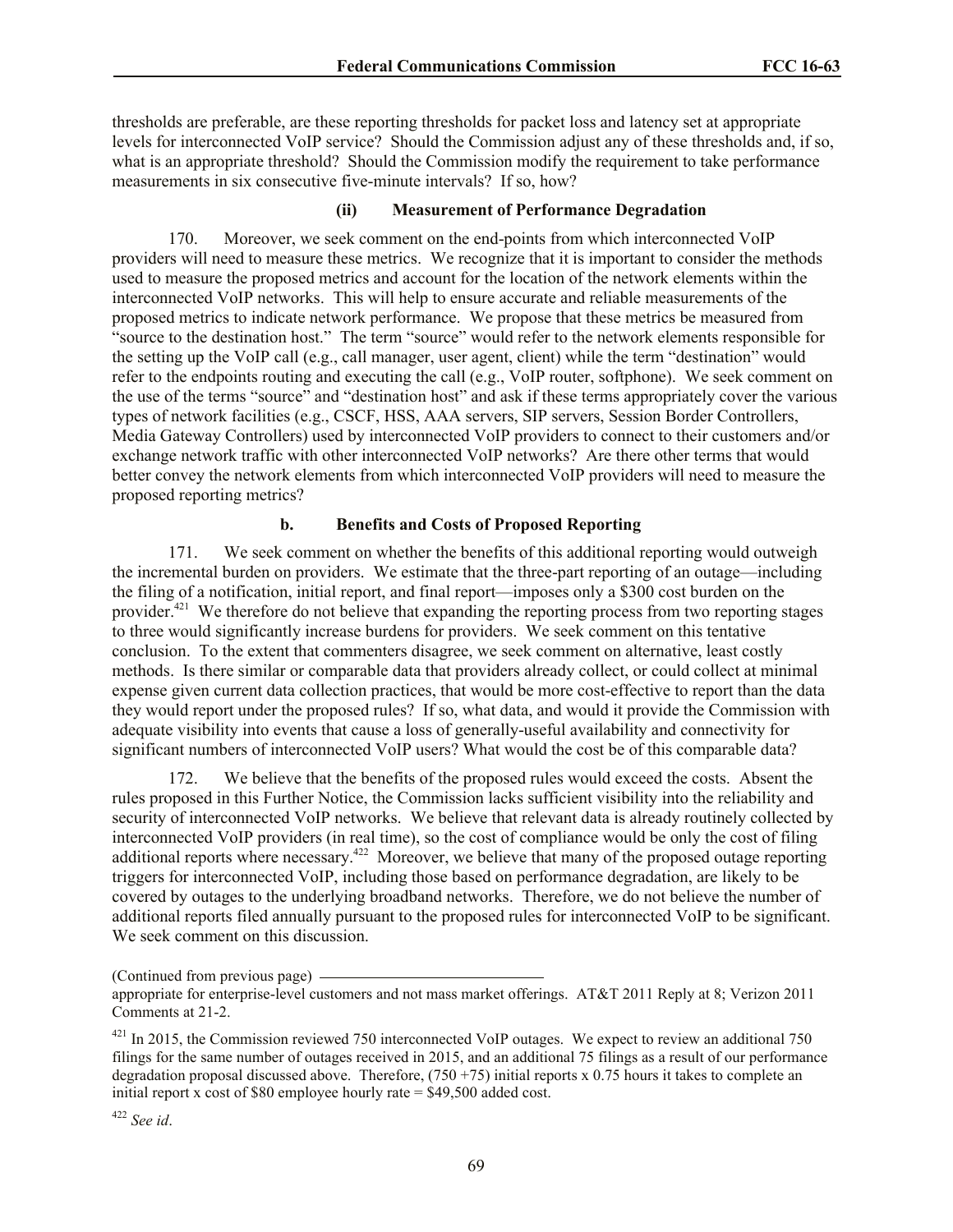thresholds are preferable, are these reporting thresholds for packet loss and latency set at appropriate levels for interconnected VoIP service? Should the Commission adjust any of these thresholds and, if so, what is an appropriate threshold? Should the Commission modify the requirement to take performance measurements in six consecutive five-minute intervals? If so, how?

#### (ii) Measurement of Performance Degradation

170. Moreover, we seek comment on the end-points from which interconnected VoIP providers will need to measure these metrics. We recognize that it is important to consider the methods used to measure the proposed metrics and account for the location of the network elements within the interconnected VoIP networks. This will help to ensure accurate and reliable measurements of the proposed metrics to indicate network performance. We propose that these metrics be measured from "source to the destination host." The term "source" would refer to the network elements responsible for the setting up the VoIP call (e.g., call manager, user agent, client) while the term "destination" would refer to the endpoints routing and executing the call (e.g., VoIP router, softphone). We seek comment on the use of the terms "source" and "destination host" and ask if these terms appropriately cover the various types of network facilities (e.g., CSCF, HSS, AAA servers, SIP servers, Session Border Controllers, Media Gateway Controllers) used by interconnected VoIP providers to connect to their customers and/or exchange network traffic with other interconnected VoIP networks? Are there other terms that would better convey the network elements from which interconnected VoIP providers will need to measure the proposed reporting metrics?

### b. Benefits and Costs of Proposed Reporting

171. We seek comment on whether the benefits of this additional reporting would outweigh the incremental burden on providers. We estimate that the three-part reporting of an outage—including the filing of a notification, initial report, and final report—imposes only a $300 cost burden on the provider.[421] We therefore do not believe that expanding the reporting process from two reporting stages to three would significantly increase burdens for providers. We seek comment on this tentative conclusion. To the extent that commenters disagree, we seek comment on alternative, least costly methods. Is there similar or comparable data that providers already collect, or could collect at minimal expense given current data collection practices, that would be more cost-effective to report than the data they would report under the proposed rules? If so, what data, and would it provide the Commission with adequate visibility into events that cause a loss of generally-useful availability and connectivity for significant numbers of interconnected VoIP users? What would the cost be of this comparable data?

172. We believe that the benefits of the proposed rules would exceed the costs. Absent the rules proposed in this Further Notice, the Commission lacks sufficient visibility into the reliability and security of interconnected VoIP networks. We believe that relevant data is already routinely collected by interconnected VoIP providers (in real time), so the cost of compliance would be only the cost of filing additional reports where necessary.[422] Moreover, we believe that many of the proposed outage reporting triggers for interconnected VoIP, including those based on performance degradation, are likely to be covered by outages to the underlying broadband networks. Therefore, we do not believe the number of additional reports filed annually pursuant to the proposed rules for interconnected VoIP to be significant. We seek comment on this discussion.

(Continued from previous page)

appropriate for enterprise-level customers and not mass market offerings. AT&T 2011 Reply at 8; Verizon 2011 Comments at 21-2.

[421] In 2015, the Commission reviewed 750 interconnected VoIP outages. We expect to review an additional 750 filings for the same number of outages received in 2015, and an additional 75 filings as a result of our performance degradation proposal discussed above. Therefore, (750 +75) initial reports x 0.75 hours it takes to complete an initial report x cost of $80 employee hourly rate = $49,500 added cost.

[422] *See id*.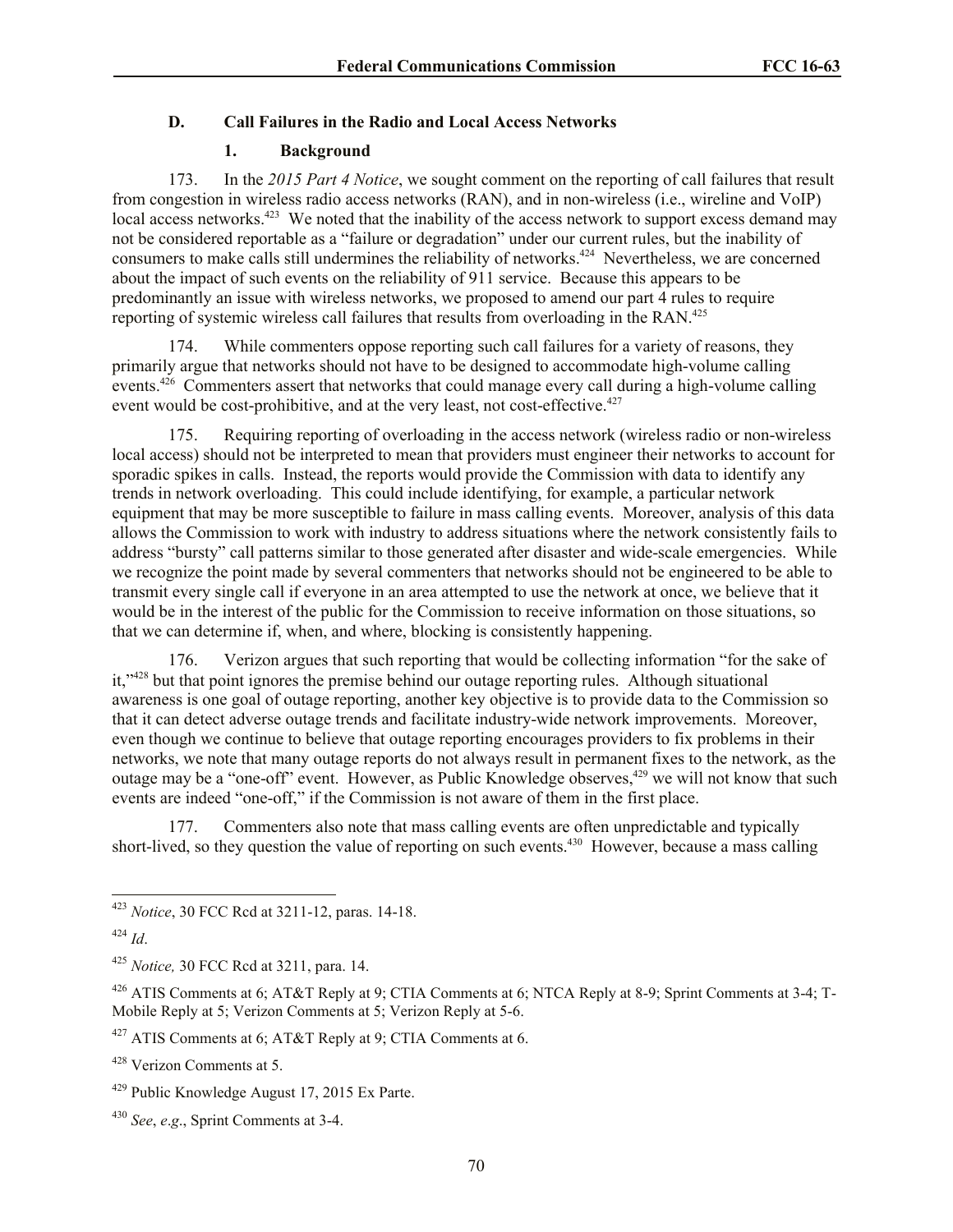### D. Call Failures in the Radio and Local Access Networks

#### 1. Background

173. In the *2015 Part 4 Notice*, we sought comment on the reporting of call failures that result from congestion in wireless radio access networks (RAN), and in non-wireless (i.e., wireline and VoIP) local access networks.[423] We noted that the inability of the access network to support excess demand may not be considered reportable as a "failure or degradation" under our current rules, but the inability of consumers to make calls still undermines the reliability of networks.[424] Nevertheless, we are concerned about the impact of such events on the reliability of 911 service. Because this appears to be predominantly an issue with wireless networks, we proposed to amend our part 4 rules to require reporting of systemic wireless call failures that results from overloading in the RAN.[425]

174. While commenters oppose reporting such call failures for a variety of reasons, they primarily argue that networks should not have to be designed to accommodate high-volume calling events.[426] Commenters assert that networks that could manage every call during a high-volume calling event would be cost-prohibitive, and at the very least, not cost-effective.[427]

175. Requiring reporting of overloading in the access network (wireless radio or non-wireless local access) should not be interpreted to mean that providers must engineer their networks to account for sporadic spikes in calls. Instead, the reports would provide the Commission with data to identify any trends in network overloading. This could include identifying, for example, a particular network equipment that may be more susceptible to failure in mass calling events. Moreover, analysis of this data allows the Commission to work with industry to address situations where the network consistently fails to address "bursty" call patterns similar to those generated after disaster and wide-scale emergencies. While we recognize the point made by several commenters that networks should not be engineered to be able to transmit every single call if everyone in an area attempted to use the network at once, we believe that it would be in the interest of the public for the Commission to receive information on those situations, so that we can determine if, when, and where, blocking is consistently happening.

176. Verizon argues that such reporting that would be collecting information "for the sake of it,"[428] but that point ignores the premise behind our outage reporting rules. Although situational awareness is one goal of outage reporting, another key objective is to provide data to the Commission so that it can detect adverse outage trends and facilitate industry-wide network improvements. Moreover, even though we continue to believe that outage reporting encourages providers to fix problems in their networks, we note that many outage reports do not always result in permanent fixes to the network, as the outage may be a "one-off" event. However, as Public Knowledge observes,[429] we will not know that such events are indeed "one-off," if the Commission is not aware of them in the first place.

177. Commenters also note that mass calling events are often unpredictable and typically short-lived, so they question the value of reporting on such events.[430] However, because a mass calling

---

[423] *Notice*, 30 FCC Rcd at 3211-12, paras. 14-18.

[424] *Id*.

[425] *Notice,* 30 FCC Rcd at 3211, para. 14.

[426] ATIS Comments at 6; AT&T Reply at 9; CTIA Comments at 6; NTCA Reply at 8-9; Sprint Comments at 3-4; T-Mobile Reply at 5; Verizon Comments at 5; Verizon Reply at 5-6.

[427] ATIS Comments at 6; AT&T Reply at 9; CTIA Comments at 6.

[428] Verizon Comments at 5.

[429] Public Knowledge August 17, 2015 Ex Parte.

[430] *See*, *e.g*., Sprint Comments at 3-4.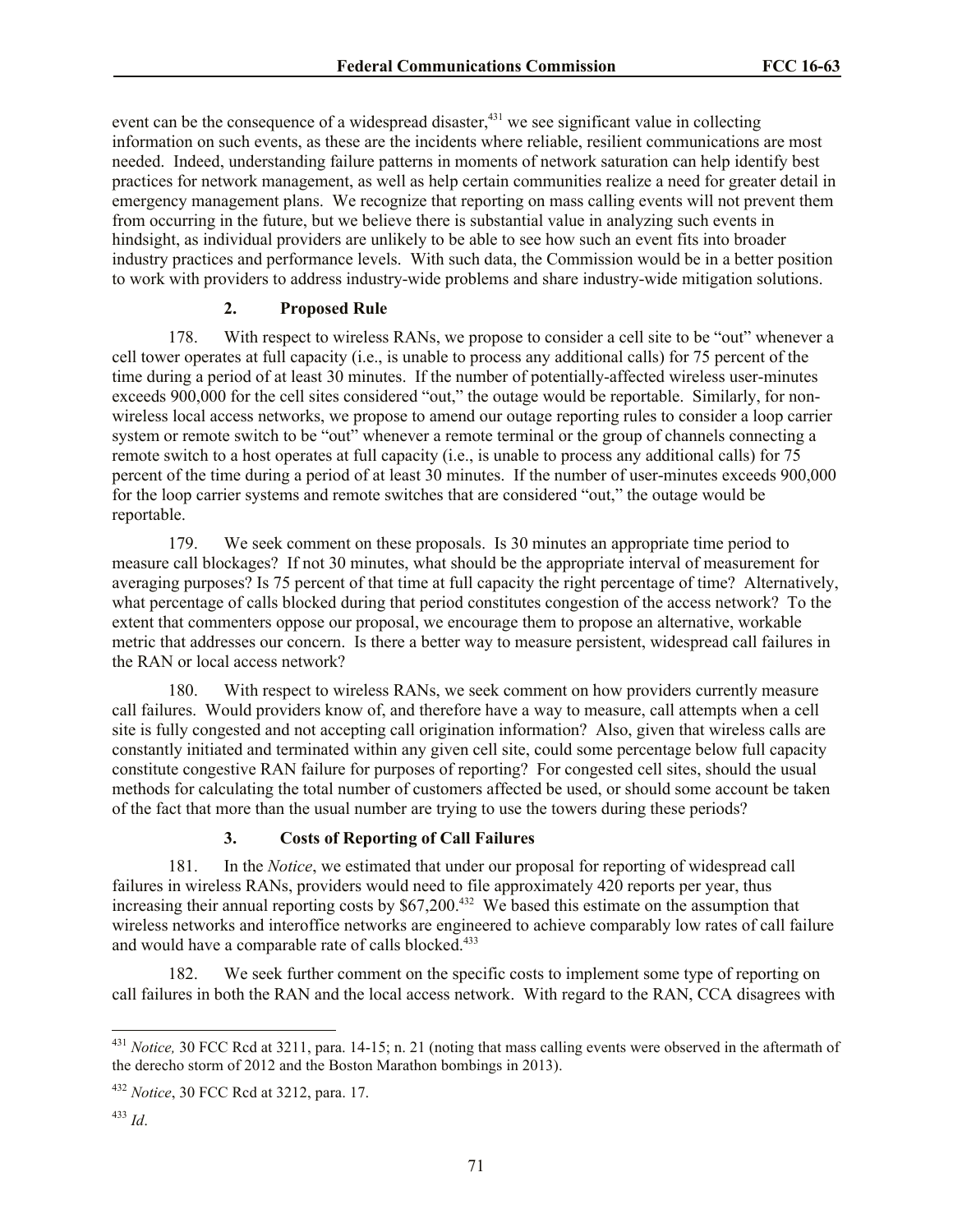event can be the consequence of a widespread disaster,[431] we see significant value in collecting information on such events, as these are the incidents where reliable, resilient communications are most needed. Indeed, understanding failure patterns in moments of network saturation can help identify best practices for network management, as well as help certain communities realize a need for greater detail in emergency management plans. We recognize that reporting on mass calling events will not prevent them from occurring in the future, but we believe there is substantial value in analyzing such events in hindsight, as individual providers are unlikely to be able to see how such an event fits into broader industry practices and performance levels. With such data, the Commission would be in a better position to work with providers to address industry-wide problems and share industry-wide mitigation solutions.

### 2. Proposed Rule

178. With respect to wireless RANs, we propose to consider a cell site to be "out" whenever a cell tower operates at full capacity (i.e., is unable to process any additional calls) for 75 percent of the time during a period of at least 30 minutes. If the number of potentially-affected wireless user-minutes exceeds 900,000 for the cell sites considered "out," the outage would be reportable. Similarly, for non-wireless local access networks, we propose to amend our outage reporting rules to consider a loop carrier system or remote switch to be "out" whenever a remote terminal or the group of channels connecting a remote switch to a host operates at full capacity (i.e., is unable to process any additional calls) for 75 percent of the time during a period of at least 30 minutes. If the number of user-minutes exceeds 900,000 for the loop carrier systems and remote switches that are considered "out," the outage would be reportable.

179. We seek comment on these proposals. Is 30 minutes an appropriate time period to measure call blockages? If not 30 minutes, what should be the appropriate interval of measurement for averaging purposes? Is 75 percent of that time at full capacity the right percentage of time? Alternatively, what percentage of calls blocked during that period constitutes congestion of the access network? To the extent that commenters oppose our proposal, we encourage them to propose an alternative, workable metric that addresses our concern. Is there a better way to measure persistent, widespread call failures in the RAN or local access network?

180. With respect to wireless RANs, we seek comment on how providers currently measure call failures. Would providers know of, and therefore have a way to measure, call attempts when a cell site is fully congested and not accepting call origination information? Also, given that wireless calls are constantly initiated and terminated within any given cell site, could some percentage below full capacity constitute congestive RAN failure for purposes of reporting? For congested cell sites, should the usual methods for calculating the total number of customers affected be used, or should some account be taken of the fact that more than the usual number are trying to use the towers during these periods?

### 3. Costs of Reporting of Call Failures

181. In the *Notice*, we estimated that under our proposal for reporting of widespread call failures in wireless RANs, providers would need to file approximately 420 reports per year, thus increasing their annual reporting costs by $67,200.[432] We based this estimate on the assumption that wireless networks and interoffice networks are engineered to achieve comparably low rates of call failure and would have a comparable rate of calls blocked.[433]

182. We seek further comment on the specific costs to implement some type of reporting on call failures in both the RAN and the local access network. With regard to the RAN, CCA disagrees with

---

[431] *Notice,* 30 FCC Rcd at 3211, para. 14-15; n. 21 (noting that mass calling events were observed in the aftermath of the derecho storm of 2012 and the Boston Marathon bombings in 2013).

[432] *Notice*, 30 FCC Rcd at 3212, para. 17.

[433] *Id*.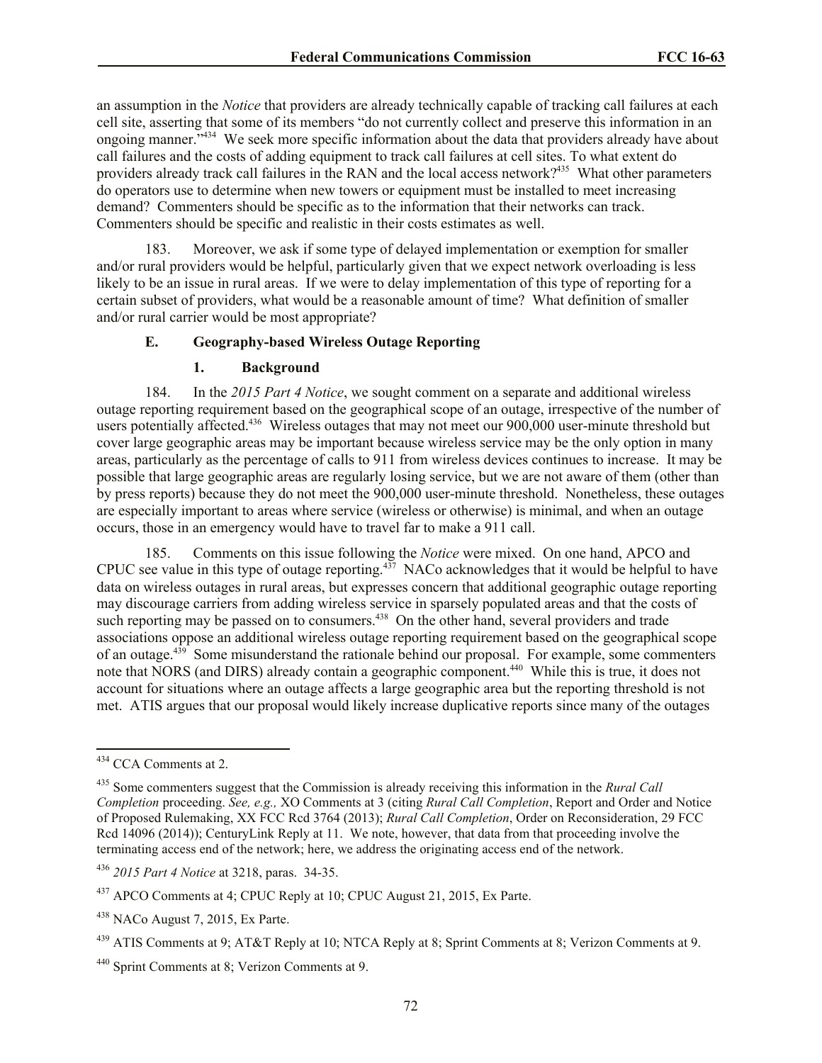an assumption in the *Notice* that providers are already technically capable of tracking call failures at each cell site, asserting that some of its members "do not currently collect and preserve this information in an ongoing manner."[434] We seek more specific information about the data that providers already have about call failures and the costs of adding equipment to track call failures at cell sites. To what extent do providers already track call failures in the RAN and the local access network?[435] What other parameters do operators use to determine when new towers or equipment must be installed to meet increasing demand? Commenters should be specific as to the information that their networks can track. Commenters should be specific and realistic in their costs estimates as well.

183. Moreover, we ask if some type of delayed implementation or exemption for smaller and/or rural providers would be helpful, particularly given that we expect network overloading is less likely to be an issue in rural areas. If we were to delay implementation of this type of reporting for a certain subset of providers, what would be a reasonable amount of time? What definition of smaller and/or rural carrier would be most appropriate?

### E. Geography-based Wireless Outage Reporting

#### 1. Background

184. In the *2015 Part 4 Notice*, we sought comment on a separate and additional wireless outage reporting requirement based on the geographical scope of an outage, irrespective of the number of users potentially affected.[436] Wireless outages that may not meet our 900,000 user-minute threshold but cover large geographic areas may be important because wireless service may be the only option in many areas, particularly as the percentage of calls to 911 from wireless devices continues to increase. It may be possible that large geographic areas are regularly losing service, but we are not aware of them (other than by press reports) because they do not meet the 900,000 user-minute threshold. Nonetheless, these outages are especially important to areas where service (wireless or otherwise) is minimal, and when an outage occurs, those in an emergency would have to travel far to make a 911 call.

185. Comments on this issue following the *Notice* were mixed. On one hand, APCO and CPUC see value in this type of outage reporting.[437] NACo acknowledges that it would be helpful to have data on wireless outages in rural areas, but expresses concern that additional geographic outage reporting may discourage carriers from adding wireless service in sparsely populated areas and that the costs of such reporting may be passed on to consumers.[438] On the other hand, several providers and trade associations oppose an additional wireless outage reporting requirement based on the geographical scope of an outage.[439] Some misunderstand the rationale behind our proposal. For example, some commenters note that NORS (and DIRS) already contain a geographic component.[440] While this is true, it does not account for situations where an outage affects a large geographic area but the reporting threshold is not met. ATIS argues that our proposal would likely increase duplicative reports since many of the outages

---

[434] CCA Comments at 2.

[435] Some commenters suggest that the Commission is already receiving this information in the *Rural Call Completion* proceeding. *See, e.g.,* XO Comments at 3 (citing *Rural Call Completion*, Report and Order and Notice of Proposed Rulemaking, XX FCC Rcd 3764 (2013); *Rural Call Completion*, Order on Reconsideration, 29 FCC Rcd 14096 (2014)); CenturyLink Reply at 11. We note, however, that data from that proceeding involve the terminating access end of the network; here, we address the originating access end of the network.

[436] *2015 Part 4 Notice* at 3218, paras. 34-35.

[437] APCO Comments at 4; CPUC Reply at 10; CPUC August 21, 2015, Ex Parte.

[438] NACo August 7, 2015, Ex Parte.

[439] ATIS Comments at 9; AT&T Reply at 10; NTCA Reply at 8; Sprint Comments at 8; Verizon Comments at 9.

[440] Sprint Comments at 8; Verizon Comments at 9.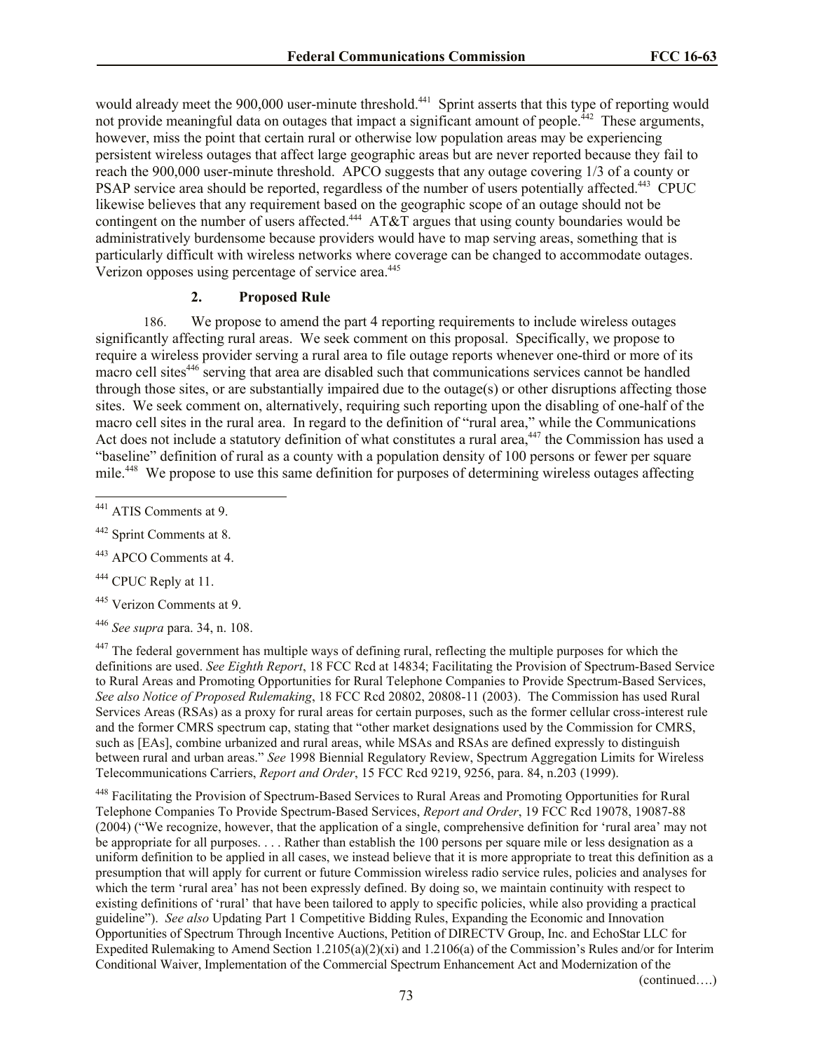would already meet the 900,000 user-minute threshold.[441] Sprint asserts that this type of reporting would not provide meaningful data on outages that impact a significant amount of people.[442] These arguments, however, miss the point that certain rural or otherwise low population areas may be experiencing persistent wireless outages that affect large geographic areas but are never reported because they fail to reach the 900,000 user-minute threshold. APCO suggests that any outage covering 1/3 of a county or PSAP service area should be reported, regardless of the number of users potentially affected.[443] CPUC likewise believes that any requirement based on the geographic scope of an outage should not be contingent on the number of users affected.[444] AT&T argues that using county boundaries would be administratively burdensome because providers would have to map serving areas, something that is particularly difficult with wireless networks where coverage can be changed to accommodate outages. Verizon opposes using percentage of service area.[445]

### 2. Proposed Rule

186. We propose to amend the part 4 reporting requirements to include wireless outages significantly affecting rural areas. We seek comment on this proposal. Specifically, we propose to require a wireless provider serving a rural area to file outage reports whenever one-third or more of its macro cell sites[446] serving that area are disabled such that communications services cannot be handled through those sites, or are substantially impaired due to the outage(s) or other disruptions affecting those sites. We seek comment on, alternatively, requiring such reporting upon the disabling of one-half of the macro cell sites in the rural area. In regard to the definition of "rural area," while the Communications Act does not include a statutory definition of what constitutes a rural area,[447] the Commission has used a "baseline" definition of rural as a county with a population density of 100 persons or fewer per square mile.[448] We propose to use this same definition for purposes of determining wireless outages affecting

---

[441] ATIS Comments at 9.

[442] Sprint Comments at 8.

[443] APCO Comments at 4.

[444] CPUC Reply at 11.

[445] Verizon Comments at 9.

[446] *See supra* para. 34, n. 108.

[447] The federal government has multiple ways of defining rural, reflecting the multiple purposes for which the definitions are used. *See Eighth Report*, 18 FCC Rcd at 14834; Facilitating the Provision of Spectrum-Based Service to Rural Areas and Promoting Opportunities for Rural Telephone Companies to Provide Spectrum-Based Services, *See also Notice of Proposed Rulemaking*, 18 FCC Rcd 20802, 20808-11 (2003). The Commission has used Rural Services Areas (RSAs) as a proxy for rural areas for certain purposes, such as the former cellular cross-interest rule and the former CMRS spectrum cap, stating that "other market designations used by the Commission for CMRS, such as [EAs], combine urbanized and rural areas, while MSAs and RSAs are defined expressly to distinguish between rural and urban areas." *See* 1998 Biennial Regulatory Review, Spectrum Aggregation Limits for Wireless Telecommunications Carriers, *Report and Order*, 15 FCC Rcd 9219, 9256, para. 84, n.203 (1999).

[448] Facilitating the Provision of Spectrum-Based Services to Rural Areas and Promoting Opportunities for Rural Telephone Companies To Provide Spectrum-Based Services, *Report and Order*, 19 FCC Rcd 19078, 19087-88 (2004) ("We recognize, however, that the application of a single, comprehensive definition for 'rural area' may not be appropriate for all purposes. . . . Rather than establish the 100 persons per square mile or less designation as a uniform definition to be applied in all cases, we instead believe that it is more appropriate to treat this definition as a presumption that will apply for current or future Commission wireless radio service rules, policies and analyses for which the term 'rural area' has not been expressly defined. By doing so, we maintain continuity with respect to existing definitions of 'rural' that have been tailored to apply to specific policies, while also providing a practical guideline"). *See also* Updating Part 1 Competitive Bidding Rules, Expanding the Economic and Innovation Opportunities of Spectrum Through Incentive Auctions, Petition of DIRECTV Group, Inc. and EchoStar LLC for Expedited Rulemaking to Amend Section 1.2105(a)(2)(xi) and 1.2106(a) of the Commission's Rules and/or for Interim Conditional Waiver, Implementation of the Commercial Spectrum Enhancement Act and Modernization of the

(continued….)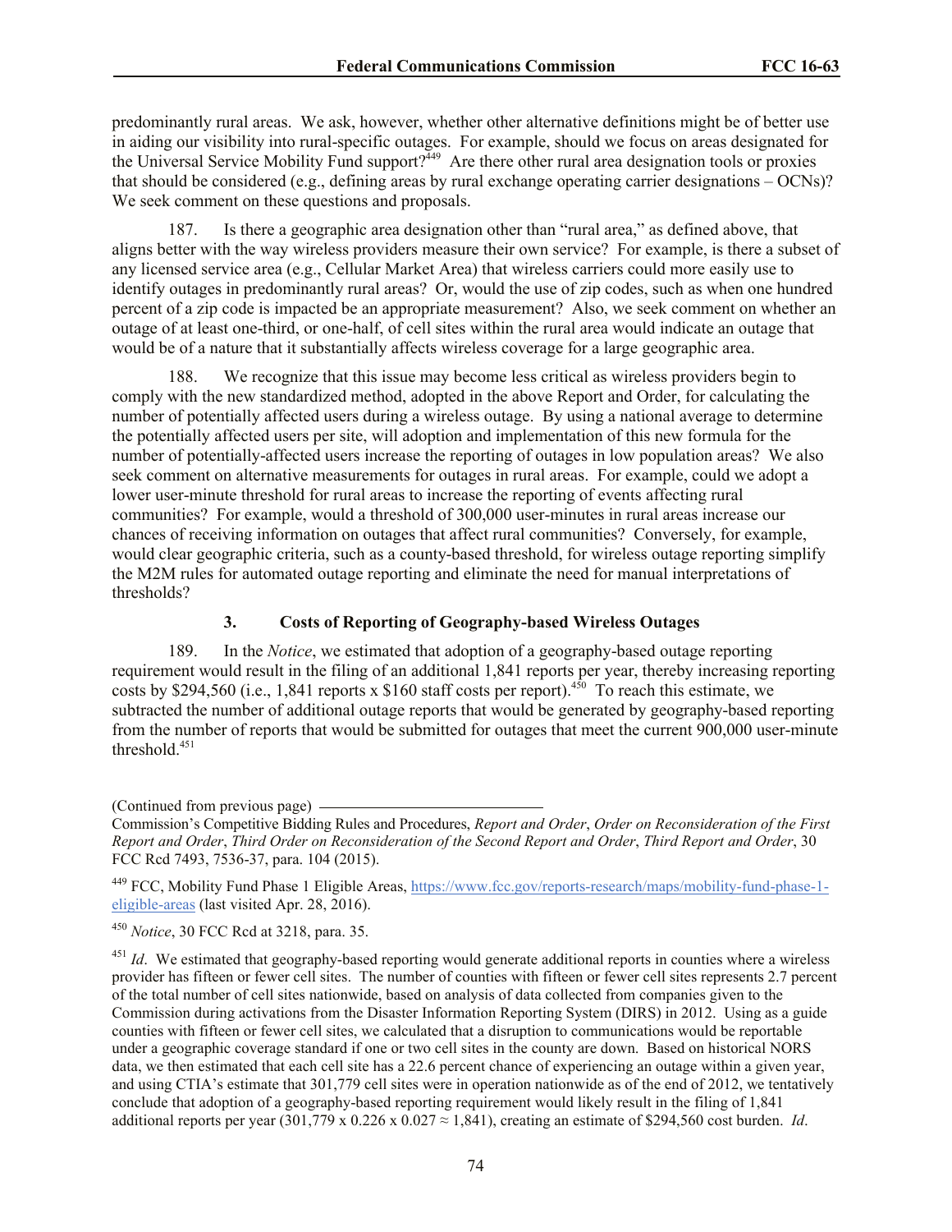predominantly rural areas. We ask, however, whether other alternative definitions might be of better use in aiding our visibility into rural-specific outages. For example, should we focus on areas designated for the Universal Service Mobility Fund support?[449] Are there other rural area designation tools or proxies that should be considered (e.g., defining areas by rural exchange operating carrier designations – OCNs)? We seek comment on these questions and proposals.

187. Is there a geographic area designation other than "rural area," as defined above, that aligns better with the way wireless providers measure their own service? For example, is there a subset of any licensed service area (e.g., Cellular Market Area) that wireless carriers could more easily use to identify outages in predominantly rural areas? Or, would the use of zip codes, such as when one hundred percent of a zip code is impacted be an appropriate measurement? Also, we seek comment on whether an outage of at least one-third, or one-half, of cell sites within the rural area would indicate an outage that would be of a nature that it substantially affects wireless coverage for a large geographic area.

188. We recognize that this issue may become less critical as wireless providers begin to comply with the new standardized method, adopted in the above Report and Order, for calculating the number of potentially affected users during a wireless outage. By using a national average to determine the potentially affected users per site, will adoption and implementation of this new formula for the number of potentially-affected users increase the reporting of outages in low population areas? We also seek comment on alternative measurements for outages in rural areas. For example, could we adopt a lower user-minute threshold for rural areas to increase the reporting of events affecting rural communities? For example, would a threshold of 300,000 user-minutes in rural areas increase our chances of receiving information on outages that affect rural communities? Conversely, for example, would clear geographic criteria, such as a county-based threshold, for wireless outage reporting simplify the M2M rules for automated outage reporting and eliminate the need for manual interpretations of thresholds?

### 3. Costs of Reporting of Geography-based Wireless Outages

189. In the *Notice*, we estimated that adoption of a geography-based outage reporting requirement would result in the filing of an additional 1,841 reports per year, thereby increasing reporting costs by $294,560 (i.e., 1,841 reports x $160 staff costs per report).[450] To reach this estimate, we subtracted the number of additional outage reports that would be generated by geography-based reporting from the number of reports that would be submitted for outages that meet the current 900,000 user-minute threshold.[451]

---

(Continued from previous page)

Commission's Competitive Bidding Rules and Procedures, *Report and Order*, *Order on Reconsideration of the First Report and Order*, *Third Order on Reconsideration of the Second Report and Order*, *Third Report and Order*, 30 FCC Rcd 7493, 7536-37, para. 104 (2015).

[449] FCC, Mobility Fund Phase 1 Eligible Areas, https://www.fcc.gov/reports-research/maps/mobility-fund-phase-1-eligible-areas (last visited Apr. 28, 2016).

[450] *Notice*, 30 FCC Rcd at 3218, para. 35.

[451] *Id*. We estimated that geography-based reporting would generate additional reports in counties where a wireless provider has fifteen or fewer cell sites. The number of counties with fifteen or fewer cell sites represents 2.7 percent of the total number of cell sites nationwide, based on analysis of data collected from companies given to the Commission during activations from the Disaster Information Reporting System (DIRS) in 2012. Using as a guide counties with fifteen or fewer cell sites, we calculated that a disruption to communications would be reportable under a geographic coverage standard if one or two cell sites in the county are down. Based on historical NORS data, we then estimated that each cell site has a 22.6 percent chance of experiencing an outage within a given year, and using CTIA's estimate that 301,779 cell sites were in operation nationwide as of the end of 2012, we tentatively conclude that adoption of a geography-based reporting requirement would likely result in the filing of 1,841 additional reports per year ($301,779 \times 0.226 \times 0.027 \approx 1,841$), creating an estimate of $294,560 cost burden. *Id*.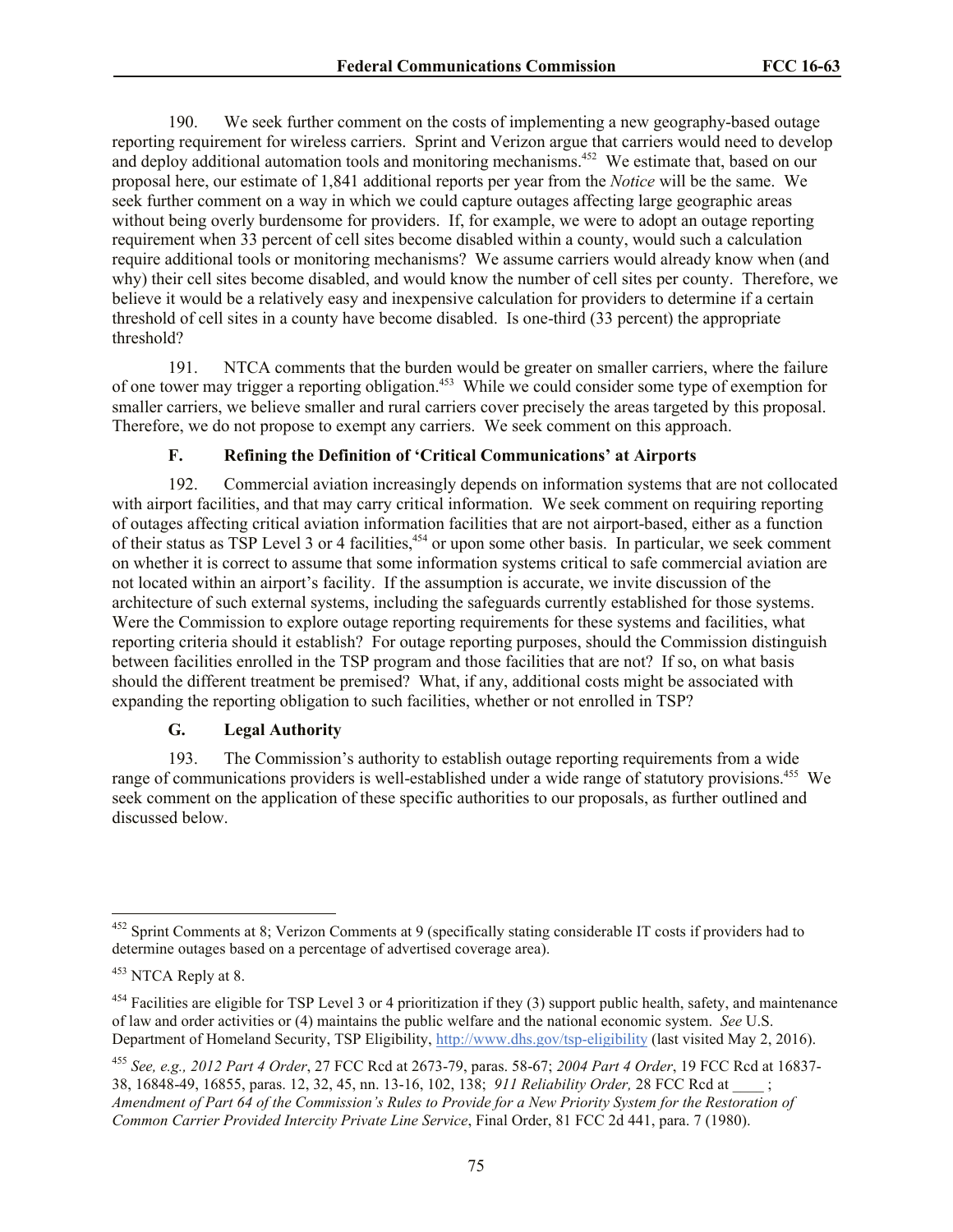190. We seek further comment on the costs of implementing a new geography-based outage reporting requirement for wireless carriers. Sprint and Verizon argue that carriers would need to develop and deploy additional automation tools and monitoring mechanisms.[452] We estimate that, based on our proposal here, our estimate of 1,841 additional reports per year from the *Notice* will be the same. We seek further comment on a way in which we could capture outages affecting large geographic areas without being overly burdensome for providers. If, for example, we were to adopt an outage reporting requirement when 33 percent of cell sites become disabled within a county, would such a calculation require additional tools or monitoring mechanisms? We assume carriers would already know when (and why) their cell sites become disabled, and would know the number of cell sites per county. Therefore, we believe it would be a relatively easy and inexpensive calculation for providers to determine if a certain threshold of cell sites in a county have become disabled. Is one-third (33 percent) the appropriate threshold?

191. NTCA comments that the burden would be greater on smaller carriers, where the failure of one tower may trigger a reporting obligation.[453] While we could consider some type of exemption for smaller carriers, we believe smaller and rural carriers cover precisely the areas targeted by this proposal. Therefore, we do not propose to exempt any carriers. We seek comment on this approach.

### F. Refining the Definition of 'Critical Communications' at Airports

192. Commercial aviation increasingly depends on information systems that are not collocated with airport facilities, and that may carry critical information. We seek comment on requiring reporting of outages affecting critical aviation information facilities that are not airport-based, either as a function of their status as TSP Level 3 or 4 facilities,[454] or upon some other basis. In particular, we seek comment on whether it is correct to assume that some information systems critical to safe commercial aviation are not located within an airport's facility. If the assumption is accurate, we invite discussion of the architecture of such external systems, including the safeguards currently established for those systems. Were the Commission to explore outage reporting requirements for these systems and facilities, what reporting criteria should it establish? For outage reporting purposes, should the Commission distinguish between facilities enrolled in the TSP program and those facilities that are not? If so, on what basis should the different treatment be premised? What, if any, additional costs might be associated with expanding the reporting obligation to such facilities, whether or not enrolled in TSP?

### G. Legal Authority

193. The Commission's authority to establish outage reporting requirements from a wide range of communications providers is well-established under a wide range of statutory provisions.[455] We seek comment on the application of these specific authorities to our proposals, as further outlined and discussed below.

---

[452] Sprint Comments at 8; Verizon Comments at 9 (specifically stating considerable IT costs if providers had to determine outages based on a percentage of advertised coverage area).

[453] NTCA Reply at 8.

[454] Facilities are eligible for TSP Level 3 or 4 prioritization if they (3) support public health, safety, and maintenance of law and order activities or (4) maintains the public welfare and the national economic system. *See* U.S. Department of Homeland Security, TSP Eligibility, http://www.dhs.gov/tsp-eligibility (last visited May 2, 2016).

[455] *See, e.g., 2012 Part 4 Order*, 27 FCC Rcd at 2673-79, paras. 58-67; *2004 Part 4 Order*, 19 FCC Rcd at 16837-38, 16848-49, 16855, paras. 12, 32, 45, nn. 13-16, 102, 138; *911 Reliability Order,* 28 FCC Rcd at ____ ; *Amendment of Part 64 of the Commission's Rules to Provide for a New Priority System for the Restoration of Common Carrier Provided Intercity Private Line Service*, Final Order, 81 FCC 2d 441, para. 7 (1980).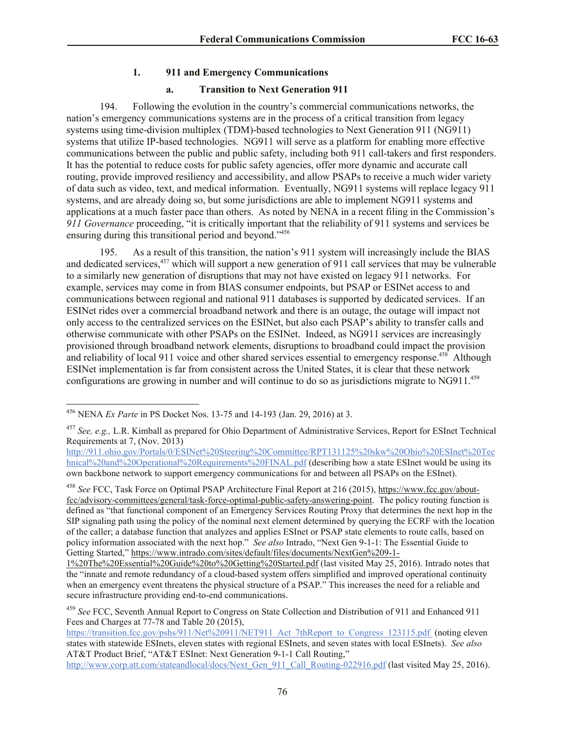### 1. 911 and Emergency Communications

#### a. Transition to Next Generation 911

194. Following the evolution in the country's commercial communications networks, the nation's emergency communications systems are in the process of a critical transition from legacy systems using time-division multiplex (TDM)-based technologies to Next Generation 911 (NG911) systems that utilize IP-based technologies. NG911 will serve as a platform for enabling more effective communications between the public and public safety, including both 911 call-takers and first responders. It has the potential to reduce costs for public safety agencies, offer more dynamic and accurate call routing, provide improved resiliency and accessibility, and allow PSAPs to receive a much wider variety of data such as video, text, and medical information. Eventually, NG911 systems will replace legacy 911 systems, and are already doing so, but some jurisdictions are able to implement NG911 systems and applications at a much faster pace than others. As noted by NENA in a recent filing in the Commission's *911 Governance* proceeding, "it is critically important that the reliability of 911 systems and services be ensuring during this transitional period and beyond."[456]

195. As a result of this transition, the nation's 911 system will increasingly include the BIAS and dedicated services,[457] which will support a new generation of 911 call services that may be vulnerable to a similarly new generation of disruptions that may not have existed on legacy 911 networks. For example, services may come in from BIAS consumer endpoints, but PSAP or ESINet access to and communications between regional and national 911 databases is supported by dedicated services. If an ESINet rides over a commercial broadband network and there is an outage, the outage will impact not only access to the centralized services on the ESINet, but also each PSAP's ability to transfer calls and otherwise communicate with other PSAPs on the ESINet. Indeed, as NG911 services are increasingly provisioned through broadband network elements, disruptions to broadband could impact the provision and reliability of local 911 voice and other shared services essential to emergency response.[458] Although ESINet implementation is far from consistent across the United States, it is clear that these network configurations are growing in number and will continue to do so as jurisdictions migrate to NG911.[459]

---

[456] NENA *Ex Parte* in PS Docket Nos. 13-75 and 14-193 (Jan. 29, 2016) at 3.

[457] *See, e.g.,* L.R. Kimball as prepared for Ohio Department of Administrative Services, Report for ESInet Technical Requirements at 7, (Nov. 2013) http://911.ohio.gov/Portals/0/ESINet%20Steering%20Committee/RPT131125%20skw%20Ohio%20ESInet%20Technical%20and%20Operational%20Requirements%20FINAL.pdf (describing how a state ESInet would be using its own backbone network to support emergency communications for and between all PSAPs on the ESInet).

[458] *See* FCC, Task Force on Optimal PSAP Architecture Final Report at 216 (2015), https://www.fcc.gov/about-fcc/advisory-committees/general/task-force-optimal-public-safety-answering-point. The policy routing function is defined as "that functional component of an Emergency Services Routing Proxy that determines the next hop in the SIP signaling path using the policy of the nominal next element determined by querying the ECRF with the location of the caller; a database function that analyzes and applies ESInet or PSAP state elements to route calls, based on policy information associated with the next hop." *See also* Intrado, "Next Gen 9-1-1: The Essential Guide to Getting Started," https://www.intrado.com/sites/default/files/documents/NextGen%209-1-1%20The%20Essential%20Guide%20to%20Getting%20Started.pdf (last visited May 25, 2016). Intrado notes that the "innate and remote redundancy of a cloud-based system offers simplified and improved operational continuity when an emergency event threatens the physical structure of a PSAP." This increases the need for a reliable and secure infrastructure providing end-to-end communications.

[459] *See* FCC, Seventh Annual Report to Congress on State Collection and Distribution of 911 and Enhanced 911 Fees and Charges at 77-78 and Table 20 (2015), https://transition.fcc.gov/pshs/911/Net%20911/NET911_Act_7thReport_to_Congress_123115.pdf (noting eleven states with statewide ESInets, eleven states with regional ESInets, and seven states with local ESInets). *See also* AT&T Product Brief, "AT&T ESInet: Next Generation 9-1-1 Call Routing," http://www.corp.att.com/stateandlocal/docs/Next_Gen_911_Call_Routing-022916.pdf (last visited May 25, 2016).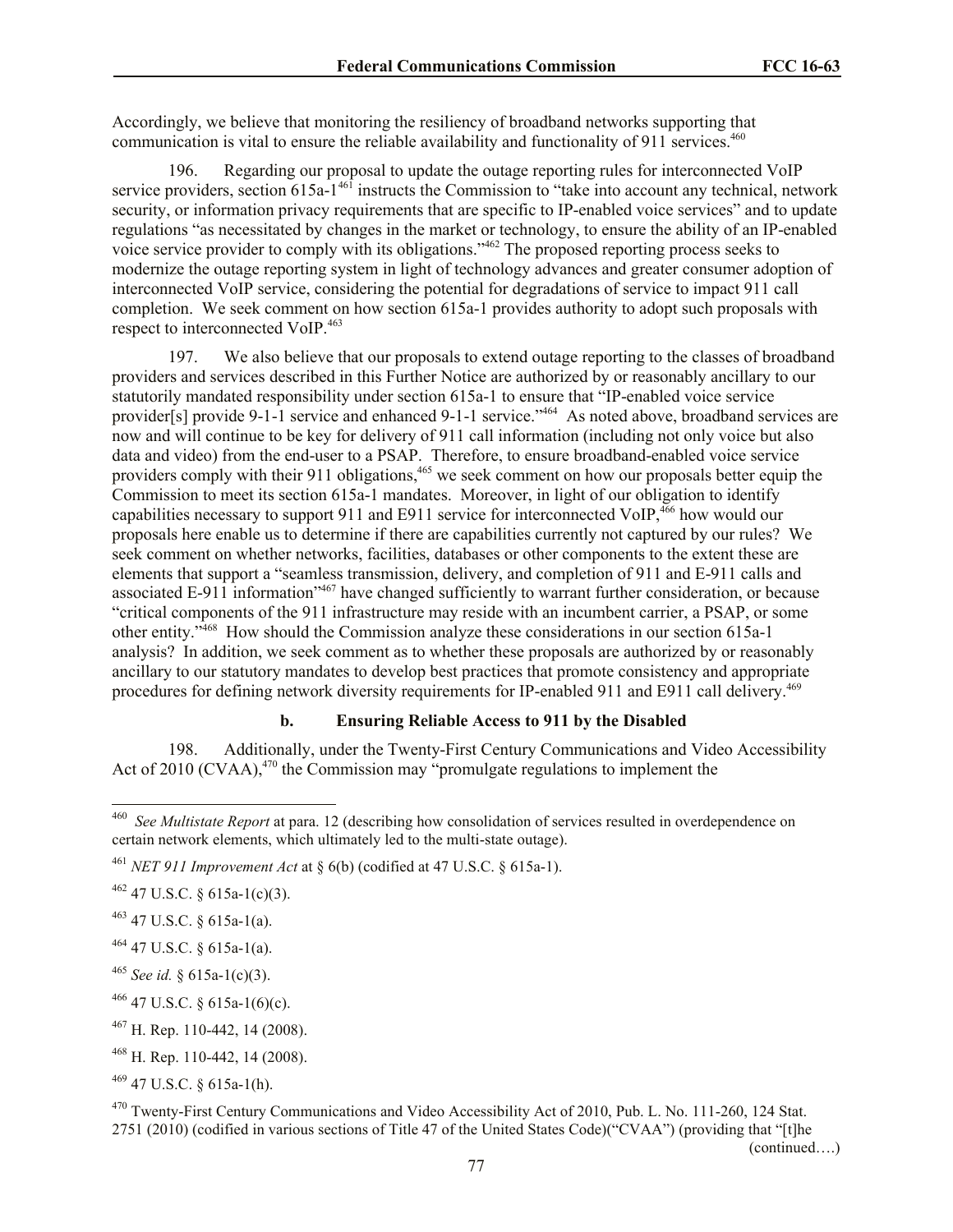Accordingly, we believe that monitoring the resiliency of broadband networks supporting that communication is vital to ensure the reliable availability and functionality of 911 services.[460]

196. Regarding our proposal to update the outage reporting rules for interconnected VoIP service providers, section 615a-1[461] instructs the Commission to "take into account any technical, network security, or information privacy requirements that are specific to IP-enabled voice services" and to update regulations "as necessitated by changes in the market or technology, to ensure the ability of an IP-enabled voice service provider to comply with its obligations."[462] The proposed reporting process seeks to modernize the outage reporting system in light of technology advances and greater consumer adoption of interconnected VoIP service, considering the potential for degradations of service to impact 911 call completion. We seek comment on how section 615a-1 provides authority to adopt such proposals with respect to interconnected VoIP.[463]

197. We also believe that our proposals to extend outage reporting to the classes of broadband providers and services described in this Further Notice are authorized by or reasonably ancillary to our statutorily mandated responsibility under section 615a-1 to ensure that "IP-enabled voice service provider[s] provide 9-1-1 service and enhanced 9-1-1 service."[464] As noted above, broadband services are now and will continue to be key for delivery of 911 call information (including not only voice but also data and video) from the end-user to a PSAP. Therefore, to ensure broadband-enabled voice service providers comply with their 911 obligations,[465] we seek comment on how our proposals better equip the Commission to meet its section 615a-1 mandates. Moreover, in light of our obligation to identify capabilities necessary to support 911 and E911 service for interconnected VoIP,[466] how would our proposals here enable us to determine if there are capabilities currently not captured by our rules? We seek comment on whether networks, facilities, databases or other components to the extent these are elements that support a "seamless transmission, delivery, and completion of 911 and E-911 calls and associated E-911 information"[467] have changed sufficiently to warrant further consideration, or because "critical components of the 911 infrastructure may reside with an incumbent carrier, a PSAP, or some other entity."[468] How should the Commission analyze these considerations in our section 615a-1 analysis? In addition, we seek comment as to whether these proposals are authorized by or reasonably ancillary to our statutory mandates to develop best practices that promote consistency and appropriate procedures for defining network diversity requirements for IP-enabled 911 and E911 call delivery.[469]

#### b. Ensuring Reliable Access to 911 by the Disabled

198. Additionally, under the Twenty-First Century Communications and Video Accessibility Act of 2010 (CVAA),[470] the Commission may "promulgate regulations to implement the

---

[460] *See Multistate Report* at para. 12 (describing how consolidation of services resulted in overdependence on certain network elements, which ultimately led to the multi-state outage).

[461] *NET 911 Improvement Act* at § 6(b) (codified at 47 U.S.C. § 615a-1).

[462] 47 U.S.C. § 615a-1(c)(3).

[463] 47 U.S.C. § 615a-1(a).

[464] 47 U.S.C. § 615a-1(a).

[465] *See id.* § 615a-1(c)(3).

[466] 47 U.S.C. § 615a-1(6)(c).

[467] H. Rep. 110-442, 14 (2008).

[468] H. Rep. 110-442, 14 (2008).

[469] 47 U.S.C. § 615a-1(h).

[470] Twenty-First Century Communications and Video Accessibility Act of 2010, Pub. L. No. 111-260, 124 Stat. 2751 (2010) (codified in various sections of Title 47 of the United States Code)("CVAA") (providing that "[t]he (continued….)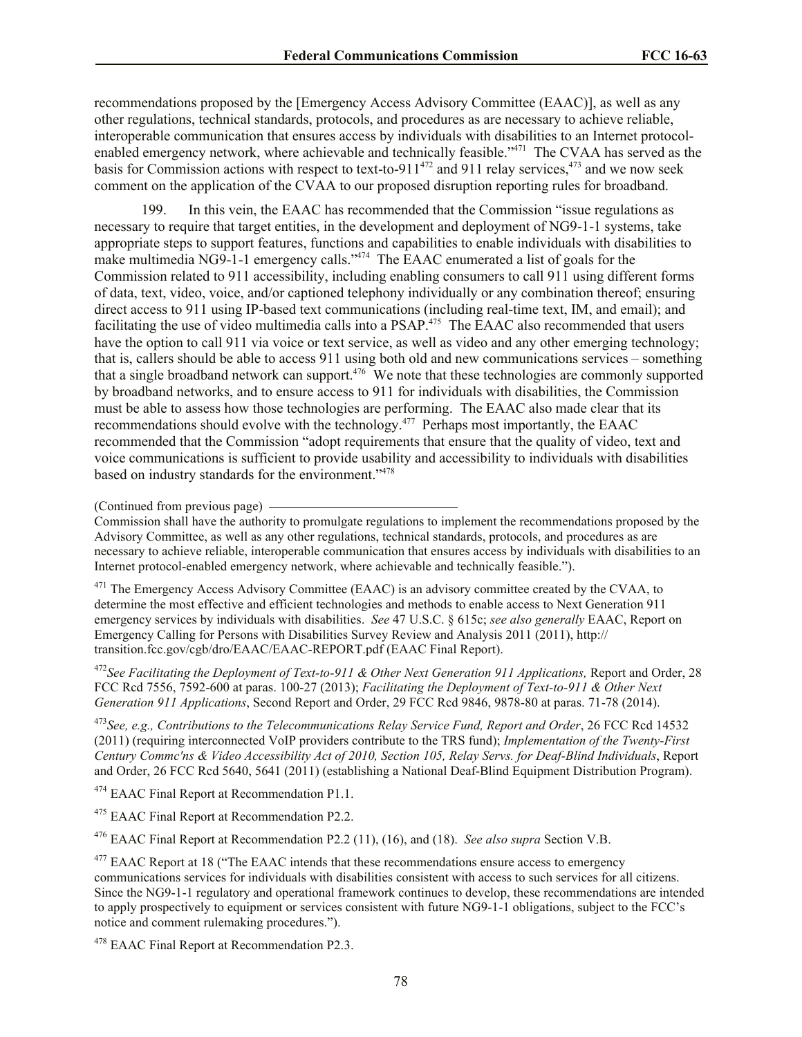recommendations proposed by the [Emergency Access Advisory Committee (EAAC)], as well as any other regulations, technical standards, protocols, and procedures as are necessary to achieve reliable, interoperable communication that ensures access by individuals with disabilities to an Internet protocol-enabled emergency network, where achievable and technically feasible."[471] The CVAA has served as the basis for Commission actions with respect to text-to-911[472] and 911 relay services,[473] and we now seek comment on the application of the CVAA to our proposed disruption reporting rules for broadband.

199. In this vein, the EAAC has recommended that the Commission "issue regulations as necessary to require that target entities, in the development and deployment of NG9-1-1 systems, take appropriate steps to support features, functions and capabilities to enable individuals with disabilities to make multimedia NG9-1-1 emergency calls."[474] The EAAC enumerated a list of goals for the Commission related to 911 accessibility, including enabling consumers to call 911 using different forms of data, text, video, voice, and/or captioned telephony individually or any combination thereof; ensuring direct access to 911 using IP-based text communications (including real-time text, IM, and email); and facilitating the use of video multimedia calls into a PSAP.[475] The EAAC also recommended that users have the option to call 911 via voice or text service, as well as video and any other emerging technology; that is, callers should be able to access 911 using both old and new communications services – something that a single broadband network can support.[476] We note that these technologies are commonly supported by broadband networks, and to ensure access to 911 for individuals with disabilities, the Commission must be able to assess how those technologies are performing. The EAAC also made clear that its recommendations should evolve with the technology.[477] Perhaps most importantly, the EAAC recommended that the Commission "adopt requirements that ensure that the quality of video, text and voice communications is sufficient to provide usability and accessibility to individuals with disabilities based on industry standards for the environment."[478]

(Continued from previous page)

Commission shall have the authority to promulgate regulations to implement the recommendations proposed by the Advisory Committee, as well as any other regulations, technical standards, protocols, and procedures as are necessary to achieve reliable, interoperable communication that ensures access by individuals with disabilities to an Internet protocol-enabled emergency network, where achievable and technically feasible.").

[471] The Emergency Access Advisory Committee (EAAC) is an advisory committee created by the CVAA, to determine the most effective and efficient technologies and methods to enable access to Next Generation 911 emergency services by individuals with disabilities. *See* 47 U.S.C. § 615c; *see also generally* EAAC, Report on Emergency Calling for Persons with Disabilities Survey Review and Analysis 2011 (2011), http://transition.fcc.gov/cgb/dro/EAAC/EAAC-REPORT.pdf (EAAC Final Report).

[472] *See Facilitating the Deployment of Text-to-911 & Other Next Generation 911 Applications,* Report and Order, 28 FCC Rcd 7556, 7592-600 at paras. 100-27 (2013); *Facilitating the Deployment of Text-to-911 & Other Next Generation 911 Applications*, Second Report and Order, 29 FCC Rcd 9846, 9878-80 at paras. 71-78 (2014).

[473] *See, e.g., Contributions to the Telecommunications Relay Service Fund, Report and Order*, 26 FCC Rcd 14532 (2011) (requiring interconnected VoIP providers contribute to the TRS fund); *Implementation of the Twenty-First Century Commc'ns & Video Accessibility Act of 2010, Section 105, Relay Servs. for Deaf-Blind Individuals*, Report and Order, 26 FCC Rcd 5640, 5641 (2011) (establishing a National Deaf-Blind Equipment Distribution Program).

[474] EAAC Final Report at Recommendation P1.1.

[475] EAAC Final Report at Recommendation P2.2.

[476] EAAC Final Report at Recommendation P2.2 (11), (16), and (18). *See also supra* Section V.B.

[477] EAAC Report at 18 ("The EAAC intends that these recommendations ensure access to emergency communications services for individuals with disabilities consistent with access to such services for all citizens. Since the NG9-1-1 regulatory and operational framework continues to develop, these recommendations are intended to apply prospectively to equipment or services consistent with future NG9-1-1 obligations, subject to the FCC's notice and comment rulemaking procedures.").

[478] EAAC Final Report at Recommendation P2.3.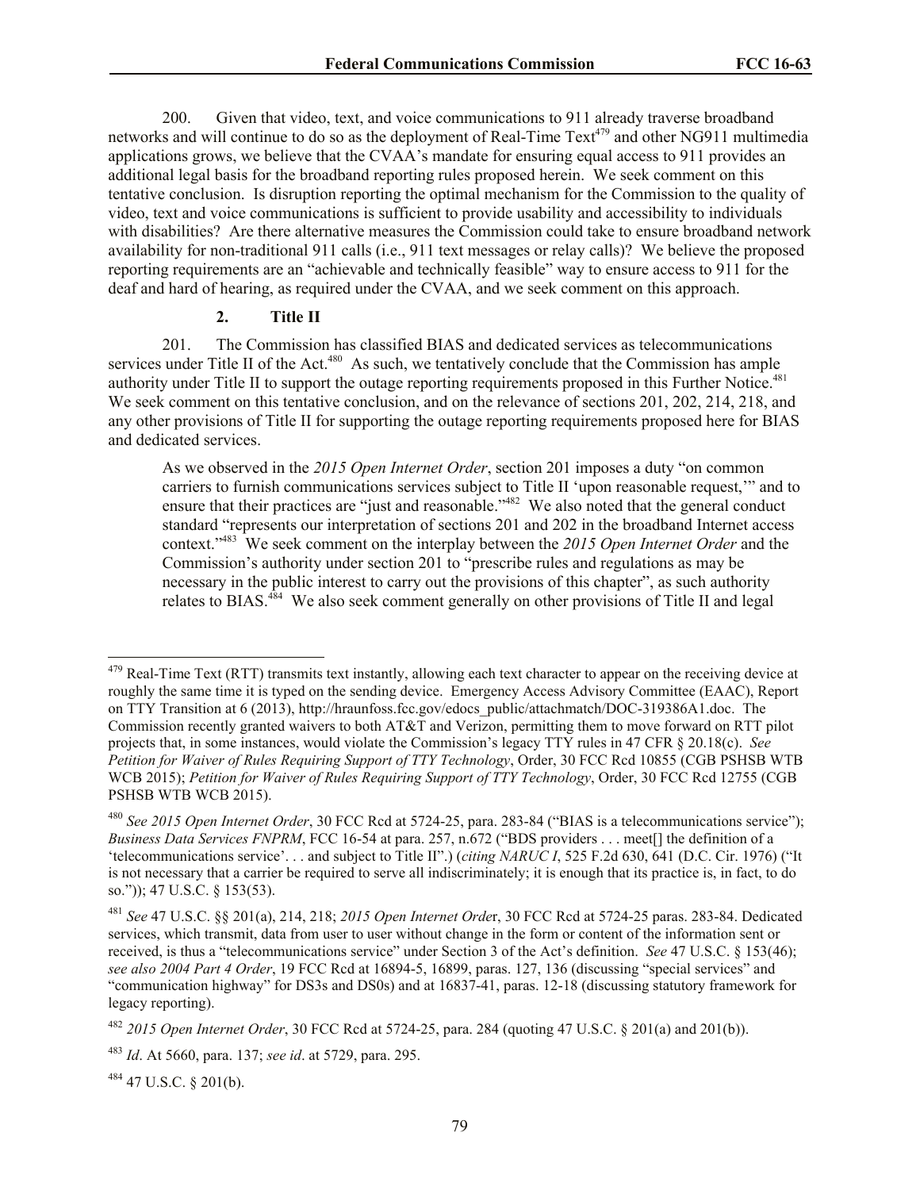200. Given that video, text, and voice communications to 911 already traverse broadband networks and will continue to do so as the deployment of Real-Time Text[479] and other NG911 multimedia applications grows, we believe that the CVAA's mandate for ensuring equal access to 911 provides an additional legal basis for the broadband reporting rules proposed herein. We seek comment on this tentative conclusion. Is disruption reporting the optimal mechanism for the Commission to the quality of video, text and voice communications is sufficient to provide usability and accessibility to individuals with disabilities? Are there alternative measures the Commission could take to ensure broadband network availability for non-traditional 911 calls (i.e., 911 text messages or relay calls)? We believe the proposed reporting requirements are an "achievable and technically feasible" way to ensure access to 911 for the deaf and hard of hearing, as required under the CVAA, and we seek comment on this approach.

### 2. Title II

201. The Commission has classified BIAS and dedicated services as telecommunications services under Title II of the Act.[480] As such, we tentatively conclude that the Commission has ample authority under Title II to support the outage reporting requirements proposed in this Further Notice.[481] We seek comment on this tentative conclusion, and on the relevance of sections 201, 202, 214, 218, and any other provisions of Title II for supporting the outage reporting requirements proposed here for BIAS and dedicated services.

> As we observed in the *2015 Open Internet Order*, section 201 imposes a duty "on common carriers to furnish communications services subject to Title II 'upon reasonable request,'" and to ensure that their practices are "just and reasonable."[482] We also noted that the general conduct standard "represents our interpretation of sections 201 and 202 in the broadband Internet access context."[483] We seek comment on the interplay between the *2015 Open Internet Order* and the Commission's authority under section 201 to "prescribe rules and regulations as may be necessary in the public interest to carry out the provisions of this chapter", as such authority relates to BIAS.[484] We also seek comment generally on other provisions of Title II and legal

---

[479] Real-Time Text (RTT) transmits text instantly, allowing each text character to appear on the receiving device at roughly the same time it is typed on the sending device. Emergency Access Advisory Committee (EAAC), Report on TTY Transition at 6 (2013), http://hraunfoss.fcc.gov/edocs_public/attachmatch/DOC-319386A1.doc. The Commission recently granted waivers to both AT&T and Verizon, permitting them to move forward on RTT pilot projects that, in some instances, would violate the Commission's legacy TTY rules in 47 CFR § 20.18(c). *See Petition for Waiver of Rules Requiring Support of TTY Technology*, Order, 30 FCC Rcd 10855 (CGB PSHSB WTB WCB 2015); *Petition for Waiver of Rules Requiring Support of TTY Technology*, Order, 30 FCC Rcd 12755 (CGB PSHSB WTB WCB 2015).

[480] *See 2015 Open Internet Order*, 30 FCC Rcd at 5724-25, para. 283-84 ("BIAS is a telecommunications service"); *Business Data Services FNPRM*, FCC 16-54 at para. 257, n.672 ("BDS providers . . . meet[] the definition of a 'telecommunications service'. . . and subject to Title II".) (*citing NARUC I*, 525 F.2d 630, 641 (D.C. Cir. 1976) ("It is not necessary that a carrier be required to serve all indiscriminately; it is enough that its practice is, in fact, to do so.")); 47 U.S.C. § 153(53).

[481] *See* 47 U.S.C. §§ 201(a), 214, 218; *2015 Open Internet Order*, 30 FCC Rcd at 5724-25 paras. 283-84. Dedicated services, which transmit, data from user to user without change in the form or content of the information sent or received, is thus a "telecommunications service" under Section 3 of the Act's definition. *See* 47 U.S.C. § 153(46); *see also 2004 Part 4 Order*, 19 FCC Rcd at 16894-5, 16899, paras. 127, 136 (discussing "special services" and "communication highway" for DS3s and DS0s) and at 16837-41, paras. 12-18 (discussing statutory framework for legacy reporting).

[482] *2015 Open Internet Order*, 30 FCC Rcd at 5724-25, para. 284 (quoting 47 U.S.C. § 201(a) and 201(b)).

[483] *Id*. At 5660, para. 137; *see id*. at 5729, para. 295.

[484] 47 U.S.C. § 201(b).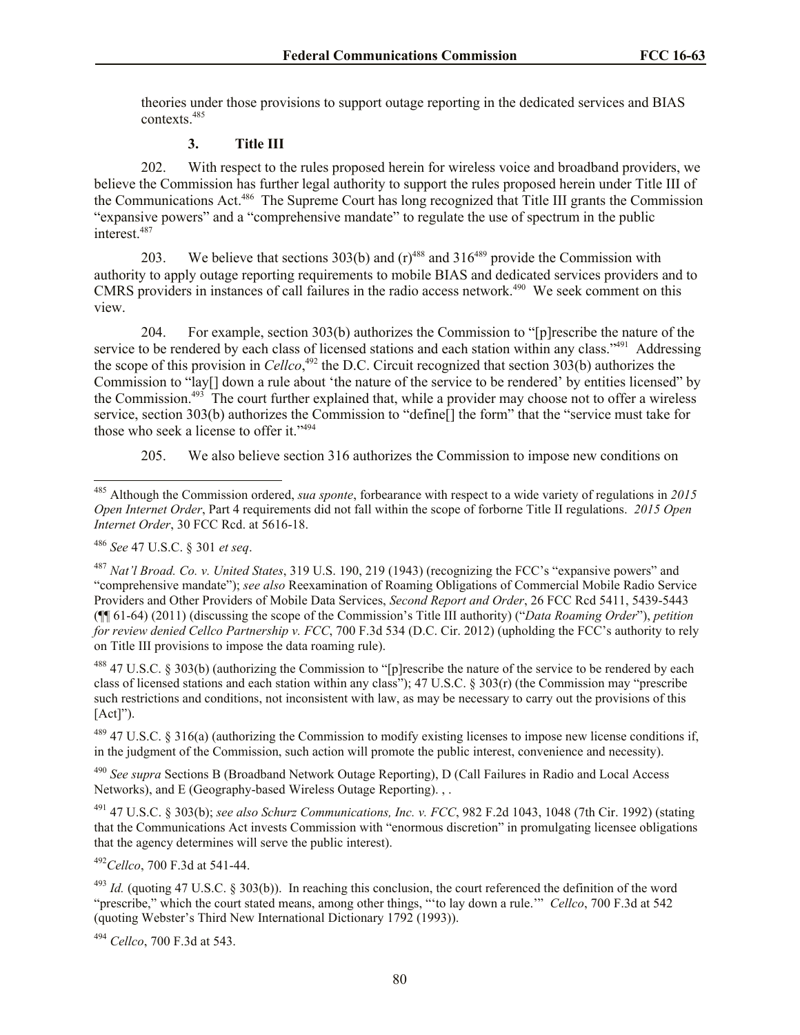theories under those provisions to support outage reporting in the dedicated services and BIAS contexts.[485]

### 3. Title III

202. With respect to the rules proposed herein for wireless voice and broadband providers, we believe the Commission has further legal authority to support the rules proposed herein under Title III of the Communications Act.[486] The Supreme Court has long recognized that Title III grants the Commission "expansive powers" and a "comprehensive mandate" to regulate the use of spectrum in the public interest.[487]

203. We believe that sections 303(b) and (r)[488] and 316[489] provide the Commission with authority to apply outage reporting requirements to mobile BIAS and dedicated services providers and to CMRS providers in instances of call failures in the radio access network.[490] We seek comment on this view.

204. For example, section 303(b) authorizes the Commission to "[p]rescribe the nature of the service to be rendered by each class of licensed stations and each station within any class."[491] Addressing the scope of this provision in *Cellco*,[492] the D.C. Circuit recognized that section 303(b) authorizes the Commission to "lay[] down a rule about 'the nature of the service to be rendered' by entities licensed" by the Commission.[493] The court further explained that, while a provider may choose not to offer a wireless service, section 303(b) authorizes the Commission to "define[] the form" that the "service must take for those who seek a license to offer it."[494]

205. We also believe section 316 authorizes the Commission to impose new conditions on

---

[485] Although the Commission ordered, *sua sponte*, forbearance with respect to a wide variety of regulations in *2015 Open Internet Order*, Part 4 requirements did not fall within the scope of forborne Title II regulations. *2015 Open Internet Order*, 30 FCC Rcd. at 5616-18.

[486] *See* 47 U.S.C. § 301 *et seq*.

[487] *Nat'l Broad. Co. v. United States*, 319 U.S. 190, 219 (1943) (recognizing the FCC's "expansive powers" and "comprehensive mandate"); *see also* Reexamination of Roaming Obligations of Commercial Mobile Radio Service Providers and Other Providers of Mobile Data Services, *Second Report and Order*, 26 FCC Rcd 5411, 5439-5443 (¶¶ 61-64) (2011) (discussing the scope of the Commission's Title III authority) ("*Data Roaming Order*"), *petition for review denied Cellco Partnership v. FCC*, 700 F.3d 534 (D.C. Cir. 2012) (upholding the FCC's authority to rely on Title III provisions to impose the data roaming rule).

[488] 47 U.S.C. § 303(b) (authorizing the Commission to "[p]rescribe the nature of the service to be rendered by each class of licensed stations and each station within any class"); 47 U.S.C. § 303(r) (the Commission may "prescribe such restrictions and conditions, not inconsistent with law, as may be necessary to carry out the provisions of this [Act]").

[489] 47 U.S.C. § 316(a) (authorizing the Commission to modify existing licenses to impose new license conditions if, in the judgment of the Commission, such action will promote the public interest, convenience and necessity).

[490] *See supra* Sections B (Broadband Network Outage Reporting), D (Call Failures in Radio and Local Access Networks), and E (Geography-based Wireless Outage Reporting). , .

[491] 47 U.S.C. § 303(b); *see also Schurz Communications, Inc. v. FCC*, 982 F.2d 1043, 1048 (7th Cir. 1992) (stating that the Communications Act invests Commission with "enormous discretion" in promulgating licensee obligations that the agency determines will serve the public interest).

[492] *Cellco*, 700 F.3d at 541-44.

[493] *Id.* (quoting 47 U.S.C. § 303(b)). In reaching this conclusion, the court referenced the definition of the word "prescribe," which the court stated means, among other things, "'to lay down a rule.'" *Cellco*, 700 F.3d at 542 (quoting Webster's Third New International Dictionary 1792 (1993)).

[494] *Cellco*, 700 F.3d at 543.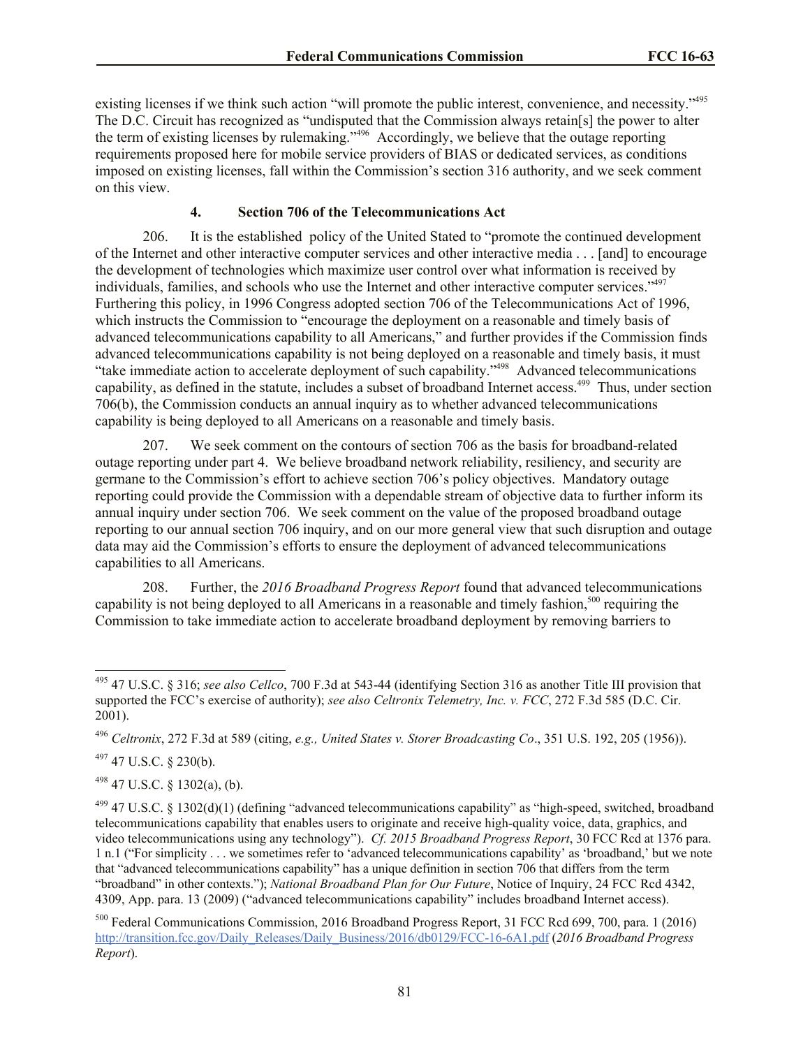existing licenses if we think such action "will promote the public interest, convenience, and necessity."[495] The D.C. Circuit has recognized as "undisputed that the Commission always retain[s] the power to alter the term of existing licenses by rulemaking."[496] Accordingly, we believe that the outage reporting requirements proposed here for mobile service providers of BIAS or dedicated services, as conditions imposed on existing licenses, fall within the Commission's section 316 authority, and we seek comment on this view.

### 4. Section 706 of the Telecommunications Act

206. It is the established policy of the United Stated to "promote the continued development of the Internet and other interactive computer services and other interactive media . . . [and] to encourage the development of technologies which maximize user control over what information is received by individuals, families, and schools who use the Internet and other interactive computer services."[497] Furthering this policy, in 1996 Congress adopted section 706 of the Telecommunications Act of 1996, which instructs the Commission to "encourage the deployment on a reasonable and timely basis of advanced telecommunications capability to all Americans," and further provides if the Commission finds advanced telecommunications capability is not being deployed on a reasonable and timely basis, it must "take immediate action to accelerate deployment of such capability."[498] Advanced telecommunications capability, as defined in the statute, includes a subset of broadband Internet access.[499] Thus, under section 706(b), the Commission conducts an annual inquiry as to whether advanced telecommunications capability is being deployed to all Americans on a reasonable and timely basis.

207. We seek comment on the contours of section 706 as the basis for broadband-related outage reporting under part 4. We believe broadband network reliability, resiliency, and security are germane to the Commission's effort to achieve section 706's policy objectives. Mandatory outage reporting could provide the Commission with a dependable stream of objective data to further inform its annual inquiry under section 706. We seek comment on the value of the proposed broadband outage reporting to our annual section 706 inquiry, and on our more general view that such disruption and outage data may aid the Commission's efforts to ensure the deployment of advanced telecommunications capabilities to all Americans.

208. Further, the *2016 Broadband Progress Report* found that advanced telecommunications capability is not being deployed to all Americans in a reasonable and timely fashion,[500] requiring the Commission to take immediate action to accelerate broadband deployment by removing barriers to

---

[495] 47 U.S.C. § 316; *see also Cellco*, 700 F.3d at 543-44 (identifying Section 316 as another Title III provision that supported the FCC's exercise of authority); *see also Celtronix Telemetry, Inc. v. FCC*, 272 F.3d 585 (D.C. Cir. 2001).

[496] *Celtronix*, 272 F.3d at 589 (citing, *e.g., United States v. Storer Broadcasting Co*., 351 U.S. 192, 205 (1956)).

[497] 47 U.S.C. § 230(b).

[498] 47 U.S.C. § 1302(a), (b).

[499] 47 U.S.C. § 1302(d)(1) (defining "advanced telecommunications capability" as "high-speed, switched, broadband telecommunications capability that enables users to originate and receive high-quality voice, data, graphics, and video telecommunications using any technology"). *Cf. 2015 Broadband Progress Report*, 30 FCC Rcd at 1376 para. 1 n.1 ("For simplicity . . . we sometimes refer to 'advanced telecommunications capability' as 'broadband,' but we note that "advanced telecommunications capability" has a unique definition in section 706 that differs from the term "broadband" in other contexts."); *National Broadband Plan for Our Future*, Notice of Inquiry, 24 FCC Rcd 4342, 4309, App. para. 13 (2009) ("advanced telecommunications capability" includes broadband Internet access).

[500] Federal Communications Commission, 2016 Broadband Progress Report, 31 FCC Rcd 699, 700, para. 1 (2016) http://transition.fcc.gov/Daily_Releases/Daily_Business/2016/db0129/FCC-16-6A1.pdf (*2016 Broadband Progress Report*).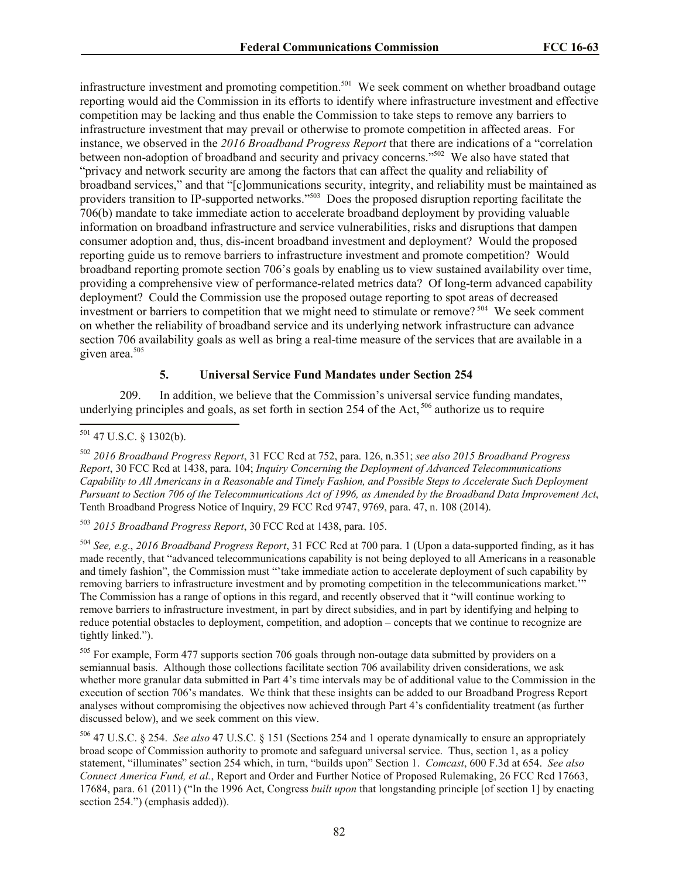infrastructure investment and promoting competition.[501] We seek comment on whether broadband outage reporting would aid the Commission in its efforts to identify where infrastructure investment and effective competition may be lacking and thus enable the Commission to take steps to remove any barriers to infrastructure investment that may prevail or otherwise to promote competition in affected areas. For instance, we observed in the *2016 Broadband Progress Report* that there are indications of a "correlation between non-adoption of broadband and security and privacy concerns."[502] We also have stated that "privacy and network security are among the factors that can affect the quality and reliability of broadband services," and that "[c]ommunications security, integrity, and reliability must be maintained as providers transition to IP-supported networks."[503] Does the proposed disruption reporting facilitate the 706(b) mandate to take immediate action to accelerate broadband deployment by providing valuable information on broadband infrastructure and service vulnerabilities, risks and disruptions that dampen consumer adoption and, thus, dis-incent broadband investment and deployment? Would the proposed reporting guide us to remove barriers to infrastructure investment and promote competition? Would broadband reporting promote section 706's goals by enabling us to view sustained availability over time, providing a comprehensive view of performance-related metrics data? Of long-term advanced capability deployment? Could the Commission use the proposed outage reporting to spot areas of decreased investment or barriers to competition that we might need to stimulate or remove?[504] We seek comment on whether the reliability of broadband service and its underlying network infrastructure can advance section 706 availability goals as well as bring a real-time measure of the services that are available in a given area.[505]

### 5. Universal Service Fund Mandates under Section 254

209. In addition, we believe that the Commission's universal service funding mandates, underlying principles and goals, as set forth in section 254 of the Act,[506] authorize us to require

---

[501] 47 U.S.C. § 1302(b).

[502] *2016 Broadband Progress Report*, 31 FCC Rcd at 752, para. 126, n.351; *see also 2015 Broadband Progress Report*, 30 FCC Rcd at 1438, para. 104; *Inquiry Concerning the Deployment of Advanced Telecommunications Capability to All Americans in a Reasonable and Timely Fashion, and Possible Steps to Accelerate Such Deployment Pursuant to Section 706 of the Telecommunications Act of 1996, as Amended by the Broadband Data Improvement Act*, Tenth Broadband Progress Notice of Inquiry, 29 FCC Rcd 9747, 9769, para. 47, n. 108 (2014).

[503] *2015 Broadband Progress Report*, 30 FCC Rcd at 1438, para. 105.

[504] *See, e.g*., *2016 Broadband Progress Report*, 31 FCC Rcd at 700 para. 1 (Upon a data-supported finding, as it has made recently, that "advanced telecommunications capability is not being deployed to all Americans in a reasonable and timely fashion", the Commission must "'take immediate action to accelerate deployment of such capability by removing barriers to infrastructure investment and by promoting competition in the telecommunications market.'" The Commission has a range of options in this regard, and recently observed that it "will continue working to remove barriers to infrastructure investment, in part by direct subsidies, and in part by identifying and helping to reduce potential obstacles to deployment, competition, and adoption – concepts that we continue to recognize are tightly linked.").

[505] For example, Form 477 supports section 706 goals through non-outage data submitted by providers on a semiannual basis. Although those collections facilitate section 706 availability driven considerations, we ask whether more granular data submitted in Part 4's time intervals may be of additional value to the Commission in the execution of section 706's mandates. We think that these insights can be added to our Broadband Progress Report analyses without compromising the objectives now achieved through Part 4's confidentiality treatment (as further discussed below), and we seek comment on this view.

[506] 47 U.S.C. § 254. *See also* 47 U.S.C. § 151 (Sections 254 and 1 operate dynamically to ensure an appropriately broad scope of Commission authority to promote and safeguard universal service. Thus, section 1, as a policy statement, "illuminates" section 254 which, in turn, "builds upon" Section 1. *Comcast*, 600 F.3d at 654. *See also Connect America Fund, et al.*, Report and Order and Further Notice of Proposed Rulemaking, 26 FCC Rcd 17663, 17684, para. 61 (2011) ("In the 1996 Act, Congress *built upon* that longstanding principle [of section 1] by enacting section 254.") (emphasis added)).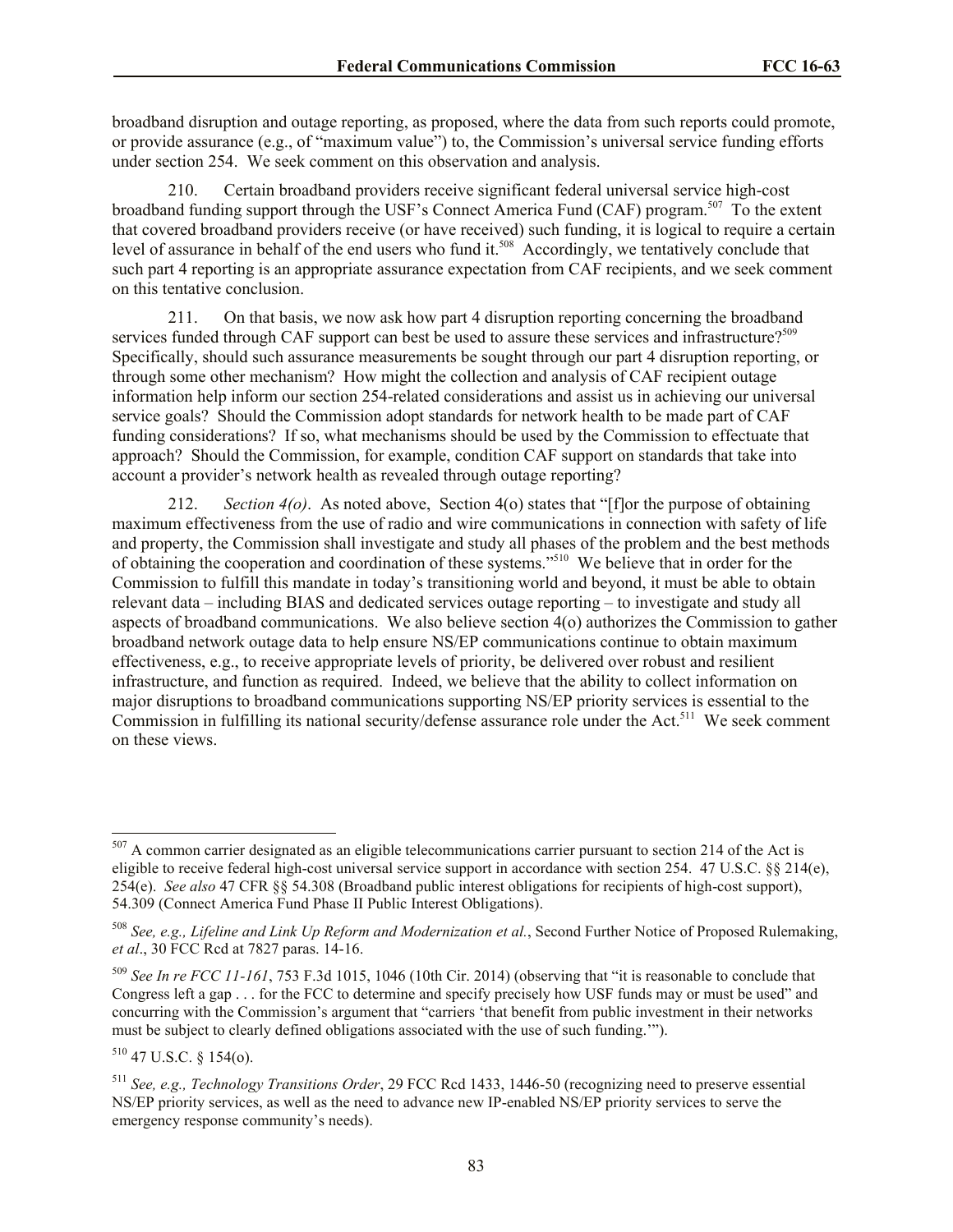broadband disruption and outage reporting, as proposed, where the data from such reports could promote, or provide assurance (e.g., of "maximum value") to, the Commission's universal service funding efforts under section 254. We seek comment on this observation and analysis.

210. Certain broadband providers receive significant federal universal service high-cost broadband funding support through the USF's Connect America Fund (CAF) program.[507] To the extent that covered broadband providers receive (or have received) such funding, it is logical to require a certain level of assurance in behalf of the end users who fund it.[508] Accordingly, we tentatively conclude that such part 4 reporting is an appropriate assurance expectation from CAF recipients, and we seek comment on this tentative conclusion.

211. On that basis, we now ask how part 4 disruption reporting concerning the broadband services funded through CAF support can best be used to assure these services and infrastructure?[509] Specifically, should such assurance measurements be sought through our part 4 disruption reporting, or through some other mechanism? How might the collection and analysis of CAF recipient outage information help inform our section 254-related considerations and assist us in achieving our universal service goals? Should the Commission adopt standards for network health to be made part of CAF funding considerations? If so, what mechanisms should be used by the Commission to effectuate that approach? Should the Commission, for example, condition CAF support on standards that take into account a provider's network health as revealed through outage reporting?

212. *Section 4(o)*. As noted above, Section 4(o) states that "[f]or the purpose of obtaining maximum effectiveness from the use of radio and wire communications in connection with safety of life and property, the Commission shall investigate and study all phases of the problem and the best methods of obtaining the cooperation and coordination of these systems."[510] We believe that in order for the Commission to fulfill this mandate in today's transitioning world and beyond, it must be able to obtain relevant data – including BIAS and dedicated services outage reporting – to investigate and study all aspects of broadband communications. We also believe section 4(o) authorizes the Commission to gather broadband network outage data to help ensure NS/EP communications continue to obtain maximum effectiveness, e.g., to receive appropriate levels of priority, be delivered over robust and resilient infrastructure, and function as required. Indeed, we believe that the ability to collect information on major disruptions to broadband communications supporting NS/EP priority services is essential to the Commission in fulfilling its national security/defense assurance role under the Act.[511] We seek comment on these views.

---

[507] A common carrier designated as an eligible telecommunications carrier pursuant to section 214 of the Act is eligible to receive federal high-cost universal service support in accordance with section 254. 47 U.S.C. §§ 214(e), 254(e). *See also* 47 CFR §§ 54.308 (Broadband public interest obligations for recipients of high-cost support), 54.309 (Connect America Fund Phase II Public Interest Obligations).

[508] *See, e.g., Lifeline and Link Up Reform and Modernization et al.*, Second Further Notice of Proposed Rulemaking, *et al*., 30 FCC Rcd at 7827 paras. 14-16.

[509] *See In re FCC 11-161*, 753 F.3d 1015, 1046 (10th Cir. 2014) (observing that "it is reasonable to conclude that Congress left a gap . . . for the FCC to determine and specify precisely how USF funds may or must be used" and concurring with the Commission's argument that "carriers 'that benefit from public investment in their networks must be subject to clearly defined obligations associated with the use of such funding.'").

[510] 47 U.S.C. § 154(o).

[511] *See, e.g., Technology Transitions Order*, 29 FCC Rcd 1433, 1446-50 (recognizing need to preserve essential NS/EP priority services, as well as the need to advance new IP-enabled NS/EP priority services to serve the emergency response community's needs).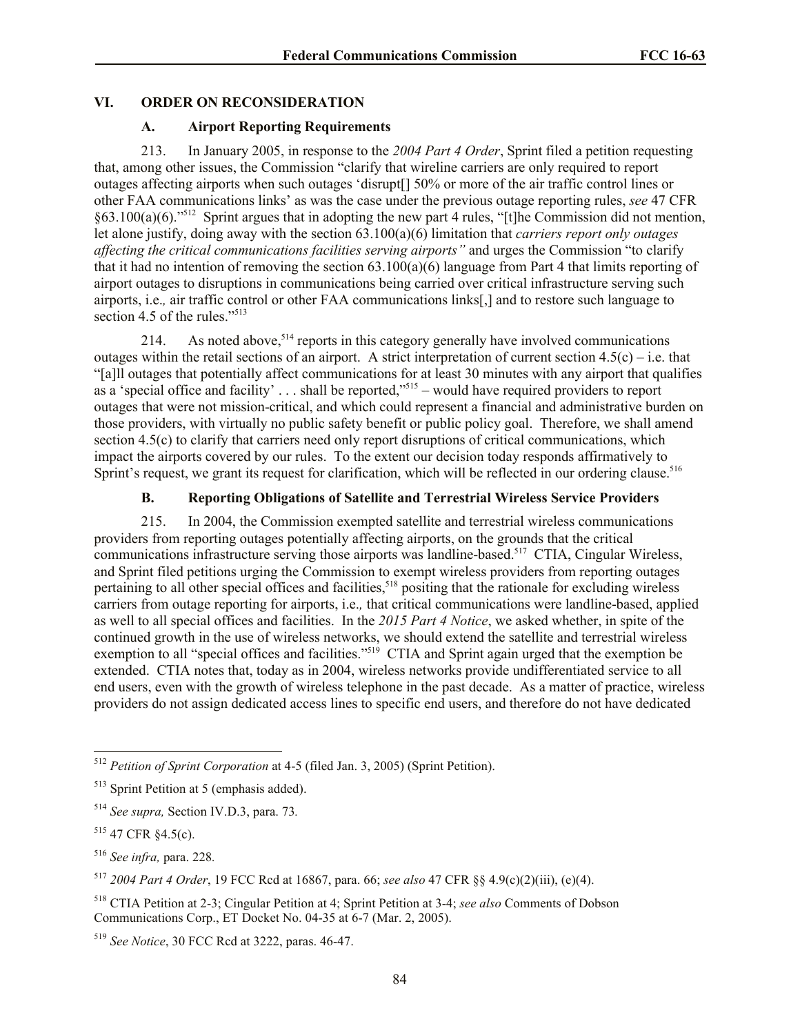## VI. ORDER ON RECONSIDERATION

### A. Airport Reporting Requirements

213. In January 2005, in response to the *2004 Part 4 Order*, Sprint filed a petition requesting that, among other issues, the Commission "clarify that wireline carriers are only required to report outages affecting airports when such outages 'disrupt[] 50% or more of the air traffic control lines or other FAA communications links' as was the case under the previous outage reporting rules, *see* 47 CFR §63.100(a)(6)."[512] Sprint argues that in adopting the new part 4 rules, "[t]he Commission did not mention, let alone justify, doing away with the section 63.100(a)(6) limitation that *carriers report only outages affecting the critical communications facilities serving airports"* and urges the Commission "to clarify that it had no intention of removing the section 63.100(a)(6) language from Part 4 that limits reporting of airport outages to disruptions in communications being carried over critical infrastructure serving such airports, i.e.*,* air traffic control or other FAA communications links[,] and to restore such language to section 4.5 of the rules."[513]

214. As noted above,[514] reports in this category generally have involved communications outages within the retail sections of an airport. A strict interpretation of current section 4.5(c) – i.e. that "[a]ll outages that potentially affect communications for at least 30 minutes with any airport that qualifies as a 'special office and facility' . . . shall be reported,"[515] – would have required providers to report outages that were not mission-critical, and which could represent a financial and administrative burden on those providers, with virtually no public safety benefit or public policy goal. Therefore, we shall amend section 4.5(c) to clarify that carriers need only report disruptions of critical communications, which impact the airports covered by our rules. To the extent our decision today responds affirmatively to Sprint's request, we grant its request for clarification, which will be reflected in our ordering clause.[516]

### B. Reporting Obligations of Satellite and Terrestrial Wireless Service Providers

215. In 2004, the Commission exempted satellite and terrestrial wireless communications providers from reporting outages potentially affecting airports, on the grounds that the critical communications infrastructure serving those airports was landline-based.[517] CTIA, Cingular Wireless, and Sprint filed petitions urging the Commission to exempt wireless providers from reporting outages pertaining to all other special offices and facilities,[518] positing that the rationale for excluding wireless carriers from outage reporting for airports, i.e.*,* that critical communications were landline-based, applied as well to all special offices and facilities. In the *2015 Part 4 Notice*, we asked whether, in spite of the continued growth in the use of wireless networks, we should extend the satellite and terrestrial wireless exemption to all "special offices and facilities."[519] CTIA and Sprint again urged that the exemption be extended. CTIA notes that, today as in 2004, wireless networks provide undifferentiated service to all end users, even with the growth of wireless telephone in the past decade. As a matter of practice, wireless providers do not assign dedicated access lines to specific end users, and therefore do not have dedicated

---

[512] *Petition of Sprint Corporation* at 4-5 (filed Jan. 3, 2005) (Sprint Petition).

[513] Sprint Petition at 5 (emphasis added).

[514] *See supra,* Section IV.D.3, para. 73*.*

[515] 47 CFR §4.5(c).

[516] *See infra,* para. 228*.*

[517] *2004 Part 4 Order*, 19 FCC Rcd at 16867, para. 66; *see also* 47 CFR §§ 4.9(c)(2)(iii), (e)(4).

[518] CTIA Petition at 2-3; Cingular Petition at 4; Sprint Petition at 3-4; *see also* Comments of Dobson Communications Corp., ET Docket No. 04-35 at 6-7 (Mar. 2, 2005).

[519] *See Notice*, 30 FCC Rcd at 3222, paras. 46-47.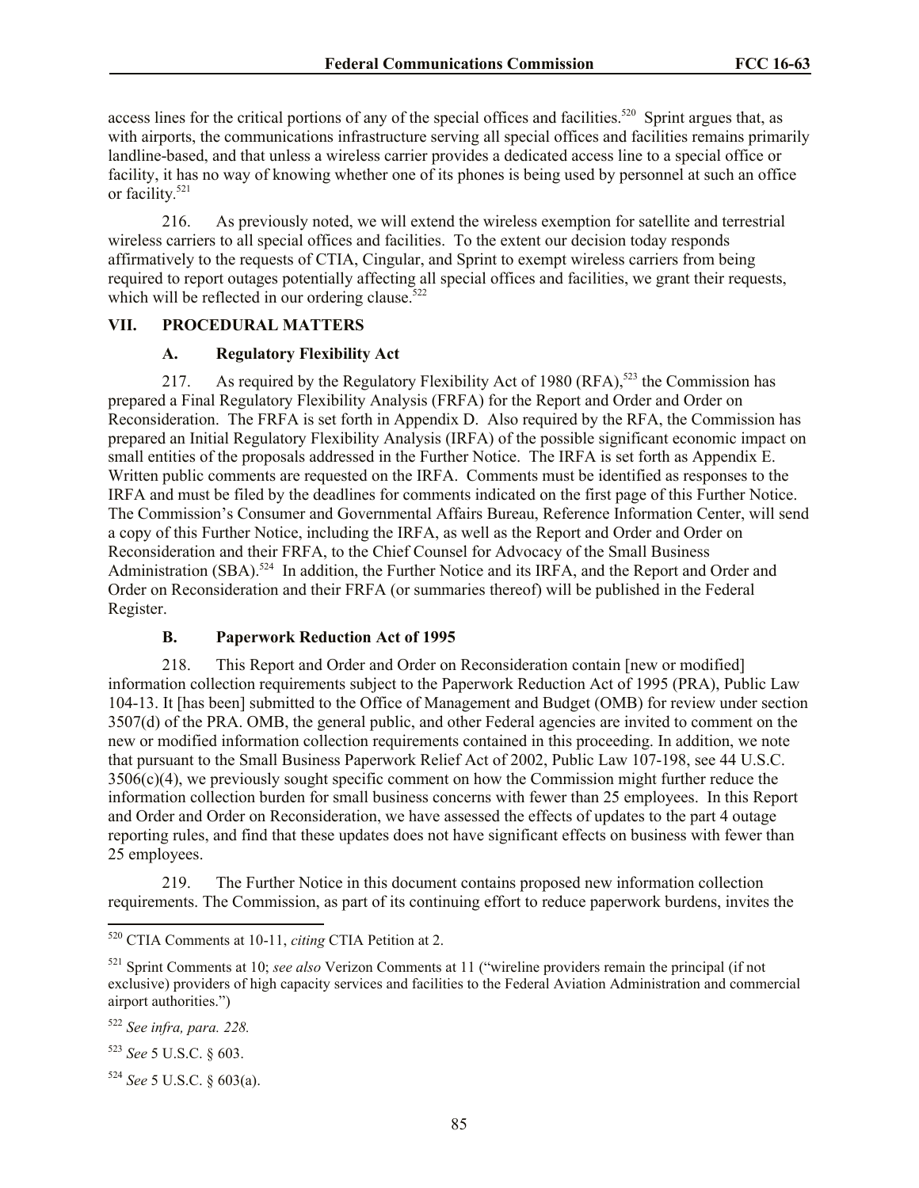access lines for the critical portions of any of the special offices and facilities.[520] Sprint argues that, as with airports, the communications infrastructure serving all special offices and facilities remains primarily landline-based, and that unless a wireless carrier provides a dedicated access line to a special office or facility, it has no way of knowing whether one of its phones is being used by personnel at such an office or facility.[521]

216. As previously noted, we will extend the wireless exemption for satellite and terrestrial wireless carriers to all special offices and facilities. To the extent our decision today responds affirmatively to the requests of CTIA, Cingular, and Sprint to exempt wireless carriers from being required to report outages potentially affecting all special offices and facilities, we grant their requests, which will be reflected in our ordering clause.[522]

## VII. PROCEDURAL MATTERS

### A. Regulatory Flexibility Act

217. As required by the Regulatory Flexibility Act of 1980 (RFA),[523] the Commission has prepared a Final Regulatory Flexibility Analysis (FRFA) for the Report and Order and Order on Reconsideration. The FRFA is set forth in Appendix D. Also required by the RFA, the Commission has prepared an Initial Regulatory Flexibility Analysis (IRFA) of the possible significant economic impact on small entities of the proposals addressed in the Further Notice. The IRFA is set forth as Appendix E. Written public comments are requested on the IRFA. Comments must be identified as responses to the IRFA and must be filed by the deadlines for comments indicated on the first page of this Further Notice. The Commission's Consumer and Governmental Affairs Bureau, Reference Information Center, will send a copy of this Further Notice, including the IRFA, as well as the Report and Order and Order on Reconsideration and their FRFA, to the Chief Counsel for Advocacy of the Small Business Administration (SBA).[524] In addition, the Further Notice and its IRFA, and the Report and Order and Order on Reconsideration and their FRFA (or summaries thereof) will be published in the Federal Register.

### B. Paperwork Reduction Act of 1995

218. This Report and Order and Order on Reconsideration contain [new or modified] information collection requirements subject to the Paperwork Reduction Act of 1995 (PRA), Public Law 104-13. It [has been] submitted to the Office of Management and Budget (OMB) for review under section 3507(d) of the PRA. OMB, the general public, and other Federal agencies are invited to comment on the new or modified information collection requirements contained in this proceeding. In addition, we note that pursuant to the Small Business Paperwork Relief Act of 2002, Public Law 107-198, see 44 U.S.C. 3506(c)(4), we previously sought specific comment on how the Commission might further reduce the information collection burden for small business concerns with fewer than 25 employees. In this Report and Order and Order on Reconsideration, we have assessed the effects of updates to the part 4 outage reporting rules, and find that these updates does not have significant effects on business with fewer than 25 employees.

219. The Further Notice in this document contains proposed new information collection requirements. The Commission, as part of its continuing effort to reduce paperwork burdens, invites the

---

[520] CTIA Comments at 10-11, *citing* CTIA Petition at 2.

[521] Sprint Comments at 10; *see also* Verizon Comments at 11 ("wireline providers remain the principal (if not exclusive) providers of high capacity services and facilities to the Federal Aviation Administration and commercial airport authorities.")

[522] *See infra, para. 228.*

[523] *See* 5 U.S.C. § 603.

[524] *See* 5 U.S.C. § 603(a).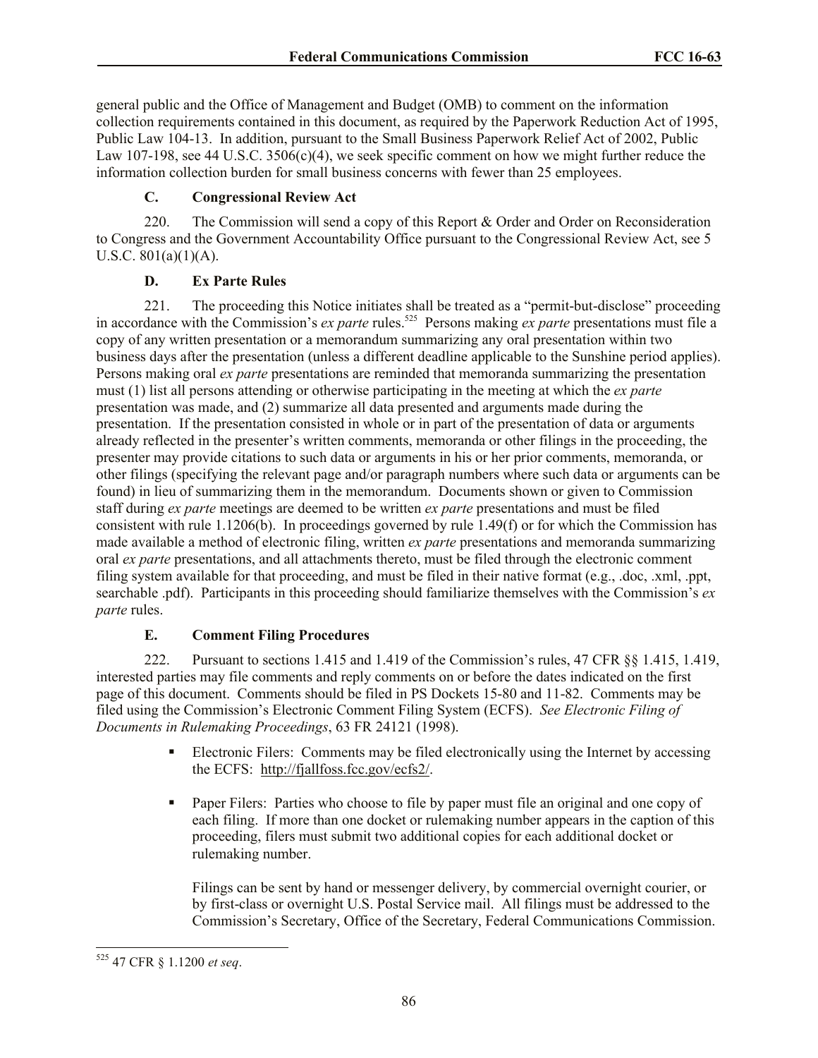general public and the Office of Management and Budget (OMB) to comment on the information collection requirements contained in this document, as required by the Paperwork Reduction Act of 1995, Public Law 104-13. In addition, pursuant to the Small Business Paperwork Relief Act of 2002, Public Law 107-198, see 44 U.S.C. 3506(c)(4), we seek specific comment on how we might further reduce the information collection burden for small business concerns with fewer than 25 employees.

### C. Congressional Review Act

220. The Commission will send a copy of this Report & Order and Order on Reconsideration to Congress and the Government Accountability Office pursuant to the Congressional Review Act, see 5 U.S.C. 801(a)(1)(A).

### D. Ex Parte Rules

221. The proceeding this Notice initiates shall be treated as a "permit-but-disclose" proceeding in accordance with the Commission's *ex parte* rules.[525] Persons making *ex parte* presentations must file a copy of any written presentation or a memorandum summarizing any oral presentation within two business days after the presentation (unless a different deadline applicable to the Sunshine period applies). Persons making oral *ex parte* presentations are reminded that memoranda summarizing the presentation must (1) list all persons attending or otherwise participating in the meeting at which the *ex parte* presentation was made, and (2) summarize all data presented and arguments made during the presentation. If the presentation consisted in whole or in part of the presentation of data or arguments already reflected in the presenter's written comments, memoranda or other filings in the proceeding, the presenter may provide citations to such data or arguments in his or her prior comments, memoranda, or other filings (specifying the relevant page and/or paragraph numbers where such data or arguments can be found) in lieu of summarizing them in the memorandum. Documents shown or given to Commission staff during *ex parte* meetings are deemed to be written *ex parte* presentations and must be filed consistent with rule 1.1206(b). In proceedings governed by rule 1.49(f) or for which the Commission has made available a method of electronic filing, written *ex parte* presentations and memoranda summarizing oral *ex parte* presentations, and all attachments thereto, must be filed through the electronic comment filing system available for that proceeding, and must be filed in their native format (e.g., .doc, .xml, .ppt, searchable .pdf). Participants in this proceeding should familiarize themselves with the Commission's *ex parte* rules.

### E. Comment Filing Procedures

222. Pursuant to sections 1.415 and 1.419 of the Commission's rules, 47 CFR §§ 1.415, 1.419, interested parties may file comments and reply comments on or before the dates indicated on the first page of this document. Comments should be filed in PS Dockets 15-80 and 11-82. Comments may be filed using the Commission's Electronic Comment Filing System (ECFS). *See Electronic Filing of Documents in Rulemaking Proceedings*, 63 FR 24121 (1998).

- Electronic Filers: Comments may be filed electronically using the Internet by accessing the ECFS: http://fjallfoss.fcc.gov/ecfs2/.

- Paper Filers: Parties who choose to file by paper must file an original and one copy of each filing. If more than one docket or rulemaking number appears in the caption of this proceeding, filers must submit two additional copies for each additional docket or rulemaking number.

  Filings can be sent by hand or messenger delivery, by commercial overnight courier, or by first-class or overnight U.S. Postal Service mail. All filings must be addressed to the Commission's Secretary, Office of the Secretary, Federal Communications Commission.

---

[525] 47 CFR § 1.1200 *et seq*.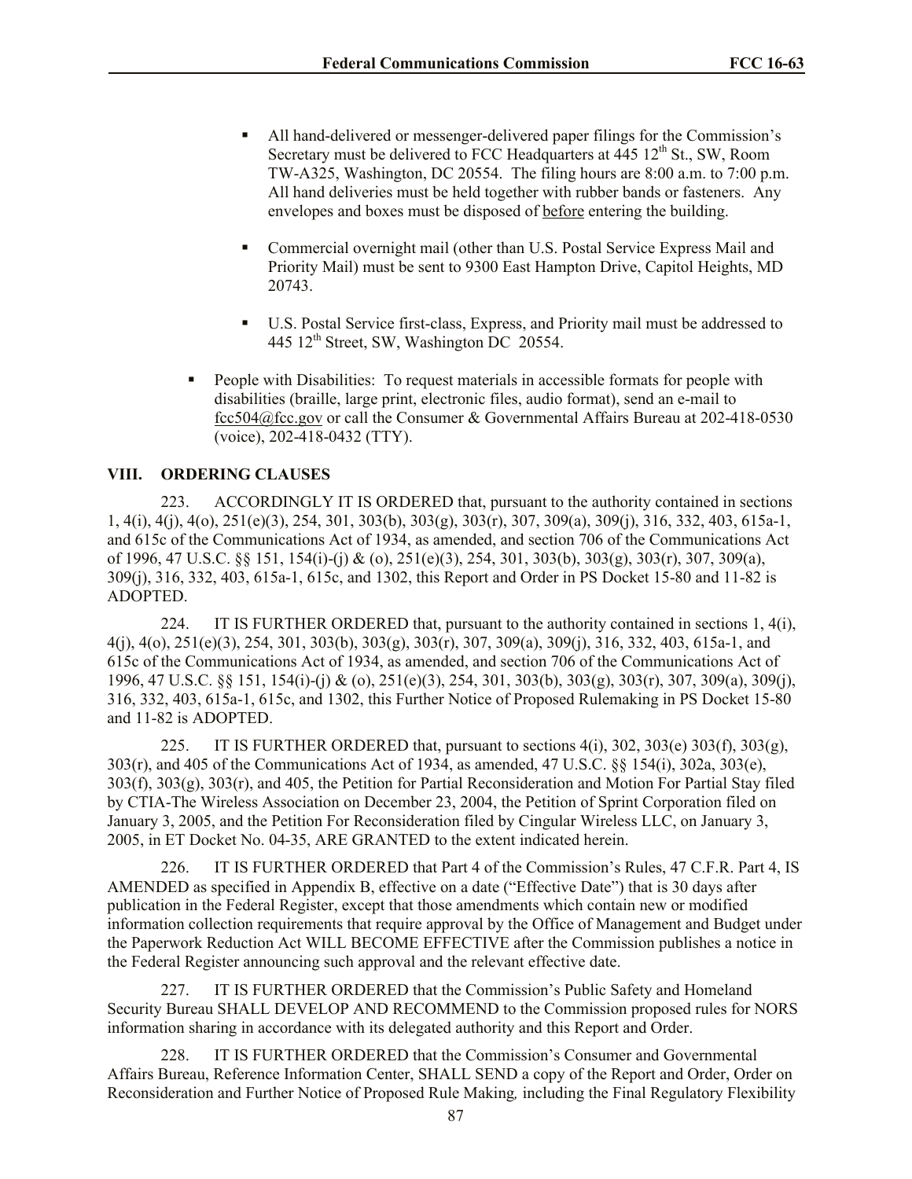- All hand-delivered or messenger-delivered paper filings for the Commission's Secretary must be delivered to FCC Headquarters at 445 12th St., SW, Room TW-A325, Washington, DC 20554. The filing hours are 8:00 a.m. to 7:00 p.m. All hand deliveries must be held together with rubber bands or fasteners. Any envelopes and boxes must be disposed of before entering the building.

- Commercial overnight mail (other than U.S. Postal Service Express Mail and Priority Mail) must be sent to 9300 East Hampton Drive, Capitol Heights, MD 20743.

- U.S. Postal Service first-class, Express, and Priority mail must be addressed to 445 12th Street, SW, Washington DC 20554.

- People with Disabilities: To request materials in accessible formats for people with disabilities (braille, large print, electronic files, audio format), send an e-mail to fcc504@fcc.gov or call the Consumer & Governmental Affairs Bureau at 202-418-0530 (voice), 202-418-0432 (TTY).

## VIII. ORDERING CLAUSES

223. ACCORDINGLY IT IS ORDERED that, pursuant to the authority contained in sections 1, 4(i), 4(j), 4(o), 251(e)(3), 254, 301, 303(b), 303(g), 303(r), 307, 309(a), 309(j), 316, 332, 403, 615a-1, and 615c of the Communications Act of 1934, as amended, and section 706 of the Communications Act of 1996, 47 U.S.C. §§ 151, 154(i)-(j) & (o), 251(e)(3), 254, 301, 303(b), 303(g), 303(r), 307, 309(a), 309(j), 316, 332, 403, 615a-1, 615c, and 1302, this Report and Order in PS Docket 15-80 and 11-82 is ADOPTED.

224. IT IS FURTHER ORDERED that, pursuant to the authority contained in sections 1, 4(i), 4(j), 4(o), 251(e)(3), 254, 301, 303(b), 303(g), 303(r), 307, 309(a), 309(j), 316, 332, 403, 615a-1, and 615c of the Communications Act of 1934, as amended, and section 706 of the Communications Act of 1996, 47 U.S.C. §§ 151, 154(i)-(j) & (o), 251(e)(3), 254, 301, 303(b), 303(g), 303(r), 307, 309(a), 309(j), 316, 332, 403, 615a-1, 615c, and 1302, this Further Notice of Proposed Rulemaking in PS Docket 15-80 and 11-82 is ADOPTED.

225. IT IS FURTHER ORDERED that, pursuant to sections 4(i), 302, 303(e) 303(f), 303(g), 303(r), and 405 of the Communications Act of 1934, as amended, 47 U.S.C. §§ 154(i), 302a, 303(e), 303(f), 303(g), 303(r), and 405, the Petition for Partial Reconsideration and Motion For Partial Stay filed by CTIA-The Wireless Association on December 23, 2004, the Petition of Sprint Corporation filed on January 3, 2005, and the Petition For Reconsideration filed by Cingular Wireless LLC, on January 3, 2005, in ET Docket No. 04-35, ARE GRANTED to the extent indicated herein.

226. IT IS FURTHER ORDERED that Part 4 of the Commission's Rules, 47 C.F.R. Part 4, IS AMENDED as specified in Appendix B, effective on a date ("Effective Date") that is 30 days after publication in the Federal Register, except that those amendments which contain new or modified information collection requirements that require approval by the Office of Management and Budget under the Paperwork Reduction Act WILL BECOME EFFECTIVE after the Commission publishes a notice in the Federal Register announcing such approval and the relevant effective date.

227. IT IS FURTHER ORDERED that the Commission's Public Safety and Homeland Security Bureau SHALL DEVELOP AND RECOMMEND to the Commission proposed rules for NORS information sharing in accordance with its delegated authority and this Report and Order.

228. IT IS FURTHER ORDERED that the Commission's Consumer and Governmental Affairs Bureau, Reference Information Center, SHALL SEND a copy of the Report and Order, Order on Reconsideration and Further Notice of Proposed Rule Making*,* including the Final Regulatory Flexibility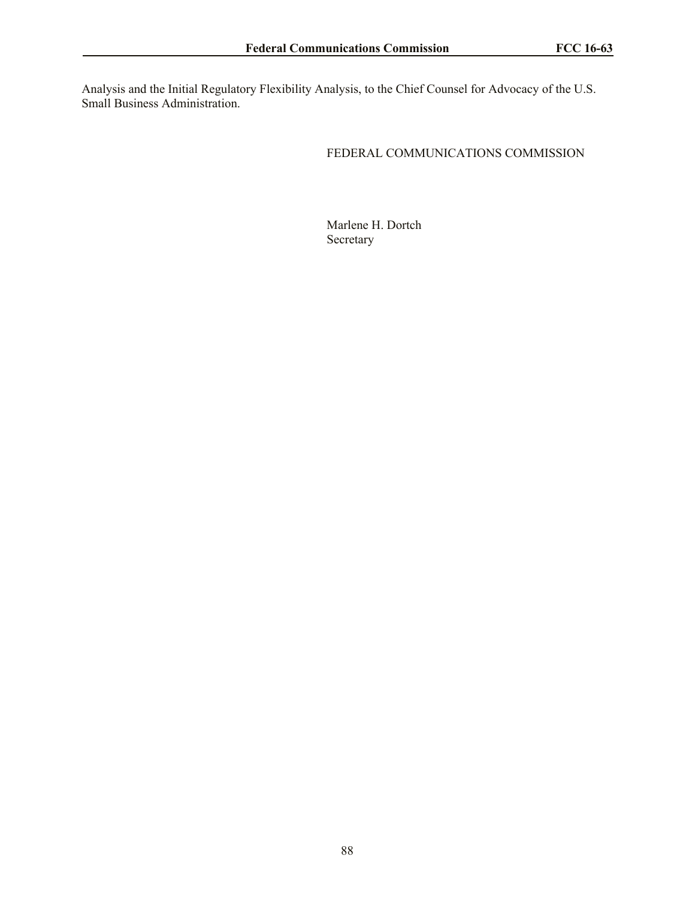Analysis and the Initial Regulatory Flexibility Analysis, to the Chief Counsel for Advocacy of the U.S. Small Business Administration.

FEDERAL COMMUNICATIONS COMMISSION

Marlene H. Dortch
Secretary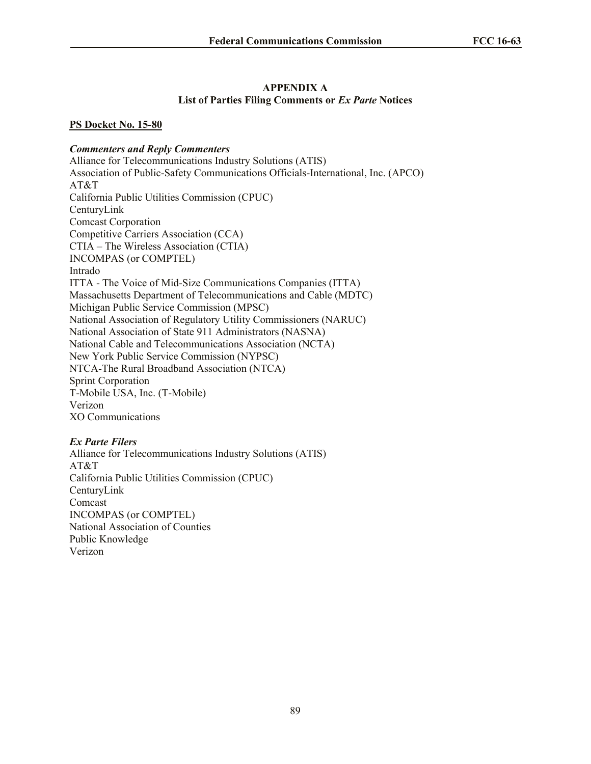# APPENDIX A

## List of Parties Filing Comments or *Ex Parte* Notices

**PS Docket No. 15-80**

***Commenters and Reply Commenters***

Alliance for Telecommunications Industry Solutions (ATIS)
Association of Public-Safety Communications Officials-International, Inc. (APCO)
AT&T
California Public Utilities Commission (CPUC)
CenturyLink
Comcast Corporation
Competitive Carriers Association (CCA)
CTIA – The Wireless Association (CTIA)
INCOMPAS (or COMPTEL)
Intrado
ITTA - The Voice of Mid-Size Communications Companies (ITTA)
Massachusetts Department of Telecommunications and Cable (MDTC)
Michigan Public Service Commission (MPSC)
National Association of Regulatory Utility Commissioners (NARUC)
National Association of State 911 Administrators (NASNA)
National Cable and Telecommunications Association (NCTA)
New York Public Service Commission (NYPSC)
NTCA-The Rural Broadband Association (NTCA)
Sprint Corporation
T-Mobile USA, Inc. (T-Mobile)
Verizon
XO Communications

***Ex Parte Filers***

Alliance for Telecommunications Industry Solutions (ATIS)
AT&T
California Public Utilities Commission (CPUC)
CenturyLink
Comcast
INCOMPAS (or COMPTEL)
National Association of Counties
Public Knowledge
Verizon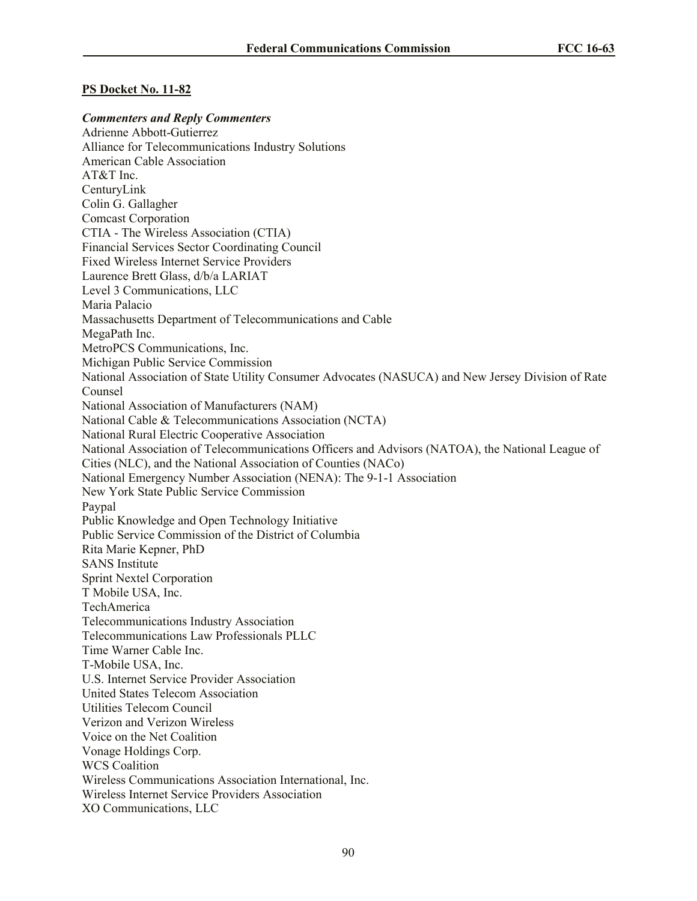**PS Docket No. 11-82**

***Commenters and Reply Commenters***

Adrienne Abbott-Gutierrez
Alliance for Telecommunications Industry Solutions
American Cable Association
AT&T Inc.
CenturyLink
Colin G. Gallagher
Comcast Corporation
CTIA - The Wireless Association (CTIA)
Financial Services Sector Coordinating Council
Fixed Wireless Internet Service Providers
Laurence Brett Glass, d/b/a LARIAT
Level 3 Communications, LLC
Maria Palacio
Massachusetts Department of Telecommunications and Cable
MegaPath Inc.
MetroPCS Communications, Inc.
Michigan Public Service Commission
National Association of State Utility Consumer Advocates (NASUCA) and New Jersey Division of Rate Counsel
National Association of Manufacturers (NAM)
National Cable & Telecommunications Association (NCTA)
National Rural Electric Cooperative Association
National Association of Telecommunications Officers and Advisors (NATOA), the National League of Cities (NLC), and the National Association of Counties (NACo)
National Emergency Number Association (NENA): The 9-1-1 Association
New York State Public Service Commission
Paypal
Public Knowledge and Open Technology Initiative
Public Service Commission of the District of Columbia
Rita Marie Kepner, PhD
SANS Institute
Sprint Nextel Corporation
T Mobile USA, Inc.
TechAmerica
Telecommunications Industry Association
Telecommunications Law Professionals PLLC
Time Warner Cable Inc.
T-Mobile USA, Inc.
U.S. Internet Service Provider Association
United States Telecom Association
Utilities Telecom Council
Verizon and Verizon Wireless
Voice on the Net Coalition
Vonage Holdings Corp.
WCS Coalition
Wireless Communications Association International, Inc.
Wireless Internet Service Providers Association
XO Communications, LLC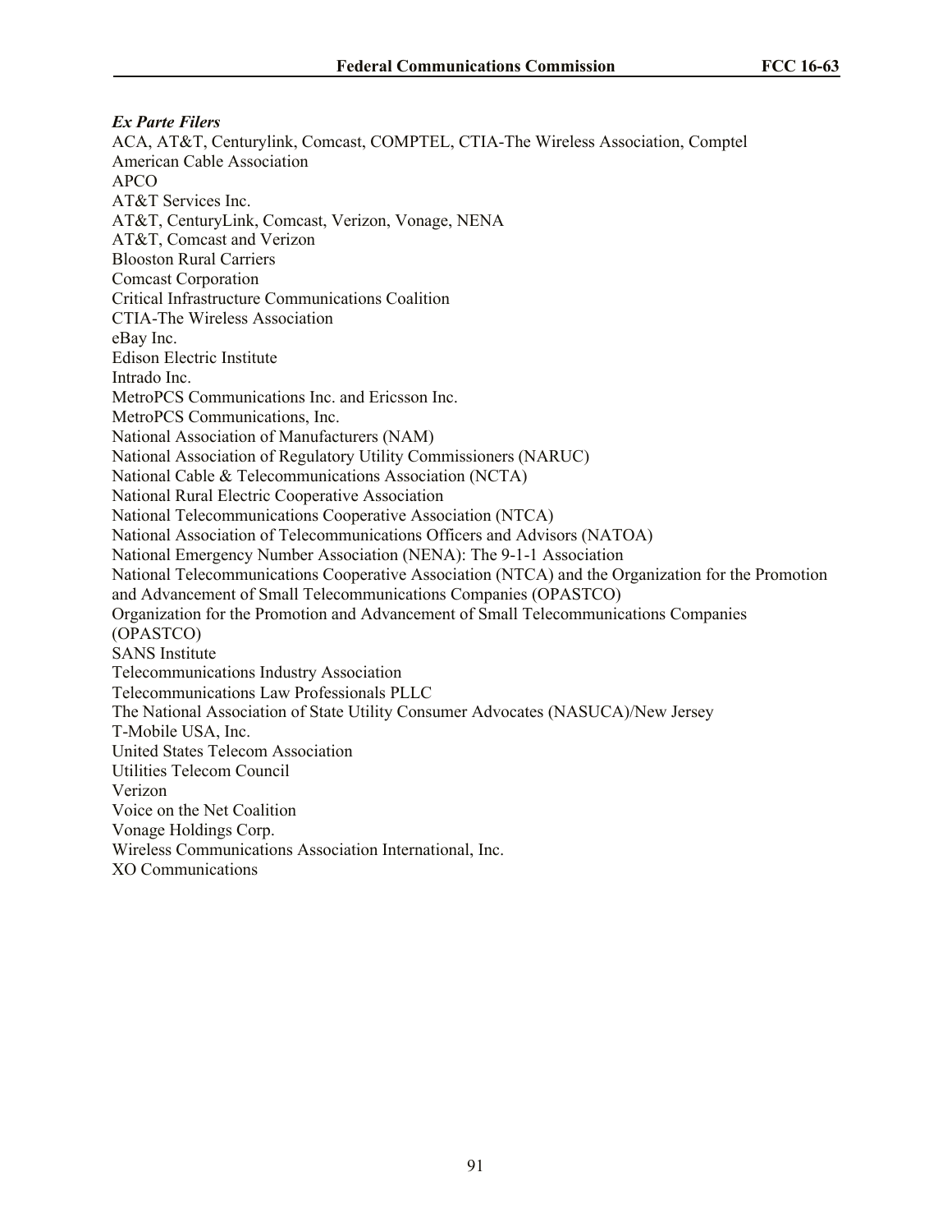***Ex Parte Filers***

ACA, AT&T, Centurylink, Comcast, COMPTEL, CTIA-The Wireless Association, Comptel
American Cable Association
APCO
AT&T Services Inc.
AT&T, CenturyLink, Comcast, Verizon, Vonage, NENA
AT&T, Comcast and Verizon
Blooston Rural Carriers
Comcast Corporation
Critical Infrastructure Communications Coalition
CTIA-The Wireless Association
eBay Inc.
Edison Electric Institute
Intrado Inc.
MetroPCS Communications Inc. and Ericsson Inc.
MetroPCS Communications, Inc.
National Association of Manufacturers (NAM)
National Association of Regulatory Utility Commissioners (NARUC)
National Cable & Telecommunications Association (NCTA)
National Rural Electric Cooperative Association
National Telecommunications Cooperative Association (NTCA)
National Association of Telecommunications Officers and Advisors (NATOA)
National Emergency Number Association (NENA): The 9-1-1 Association
National Telecommunications Cooperative Association (NTCA) and the Organization for the Promotion and Advancement of Small Telecommunications Companies (OPASTCO)
Organization for the Promotion and Advancement of Small Telecommunications Companies (OPASTCO)
SANS Institute
Telecommunications Industry Association
Telecommunications Law Professionals PLLC
The National Association of State Utility Consumer Advocates (NASUCA)/New Jersey
T-Mobile USA, Inc.
United States Telecom Association
Utilities Telecom Council
Verizon
Voice on the Net Coalition
Vonage Holdings Corp.
Wireless Communications Association International, Inc.
XO Communications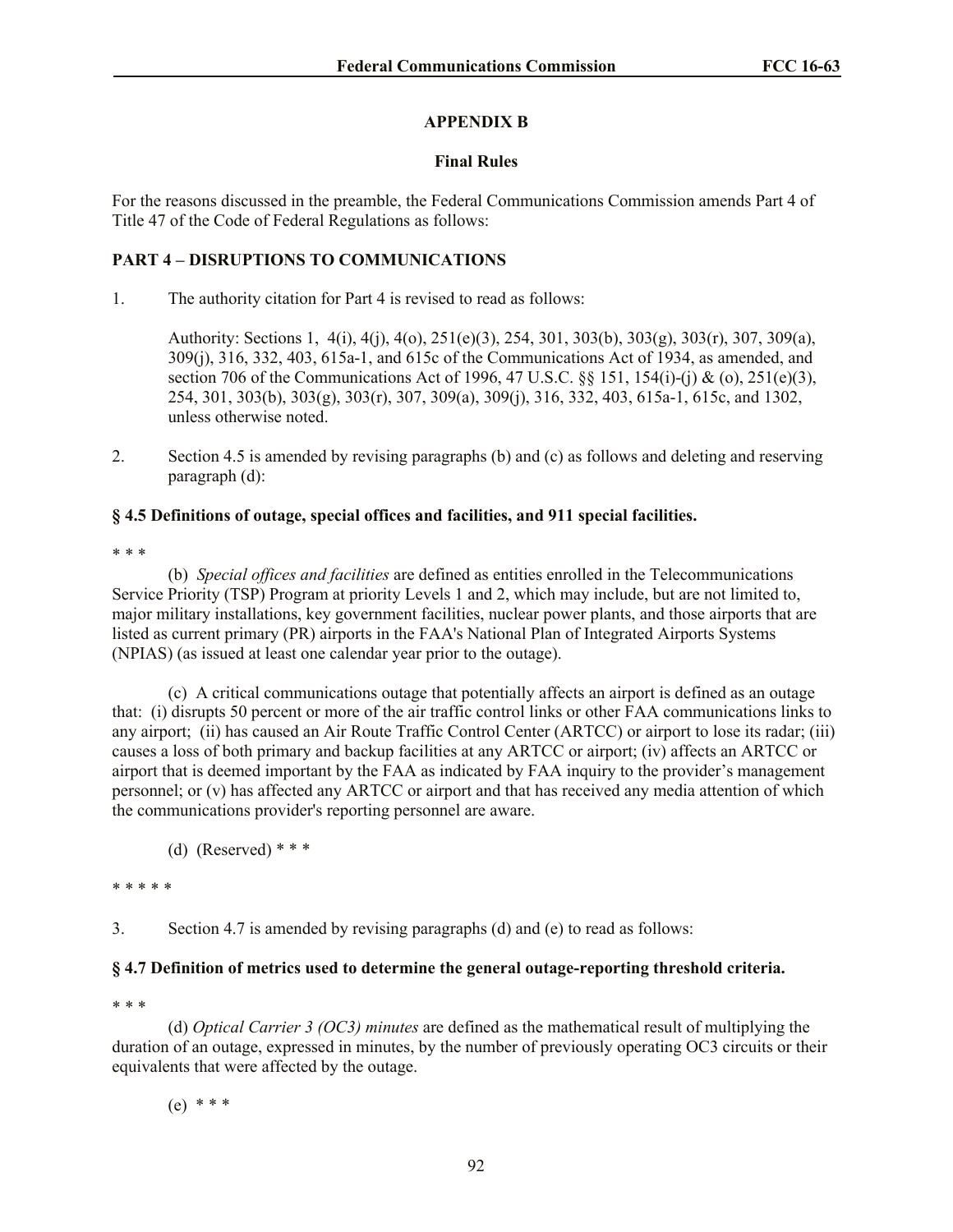## APPENDIX B

### Final Rules

For the reasons discussed in the preamble, the Federal Communications Commission amends Part 4 of Title 47 of the Code of Federal Regulations as follows:

**PART 4 – DISRUPTIONS TO COMMUNICATIONS**

1. The authority citation for Part 4 is revised to read as follows:

   Authority: Sections 1, 4(i), 4(j), 4(o), 251(e)(3), 254, 301, 303(b), 303(g), 303(r), 307, 309(a), 309(j), 316, 332, 403, 615a-1, and 615c of the Communications Act of 1934, as amended, and section 706 of the Communications Act of 1996, 47 U.S.C. §§ 151, 154(i)-(j) & (o), 251(e)(3), 254, 301, 303(b), 303(g), 303(r), 307, 309(a), 309(j), 316, 332, 403, 615a-1, 615c, and 1302, unless otherwise noted.

2. Section 4.5 is amended by revising paragraphs (b) and (c) as follows and deleting and reserving paragraph (d):

**§ 4.5 Definitions of outage, special offices and facilities, and 911 special facilities.**

\* \* \*

(b) *Special offices and facilities* are defined as entities enrolled in the Telecommunications Service Priority (TSP) Program at priority Levels 1 and 2, which may include, but are not limited to, major military installations, key government facilities, nuclear power plants, and those airports that are listed as current primary (PR) airports in the FAA's National Plan of Integrated Airports Systems (NPIAS) (as issued at least one calendar year prior to the outage).

(c) A critical communications outage that potentially affects an airport is defined as an outage that: (i) disrupts 50 percent or more of the air traffic control links or other FAA communications links to any airport; (ii) has caused an Air Route Traffic Control Center (ARTCC) or airport to lose its radar; (iii) causes a loss of both primary and backup facilities at any ARTCC or airport; (iv) affects an ARTCC or airport that is deemed important by the FAA as indicated by FAA inquiry to the provider's management personnel; or (v) has affected any ARTCC or airport and that has received any media attention of which the communications provider's reporting personnel are aware.

(d) (Reserved) \* \* \*

\* \* \* \* \*

3. Section 4.7 is amended by revising paragraphs (d) and (e) to read as follows:

**§ 4.7 Definition of metrics used to determine the general outage-reporting threshold criteria.**

\* \* \*

(d) *Optical Carrier 3 (OC3) minutes* are defined as the mathematical result of multiplying the duration of an outage, expressed in minutes, by the number of previously operating OC3 circuits or their equivalents that were affected by the outage.

(e) \* \* \*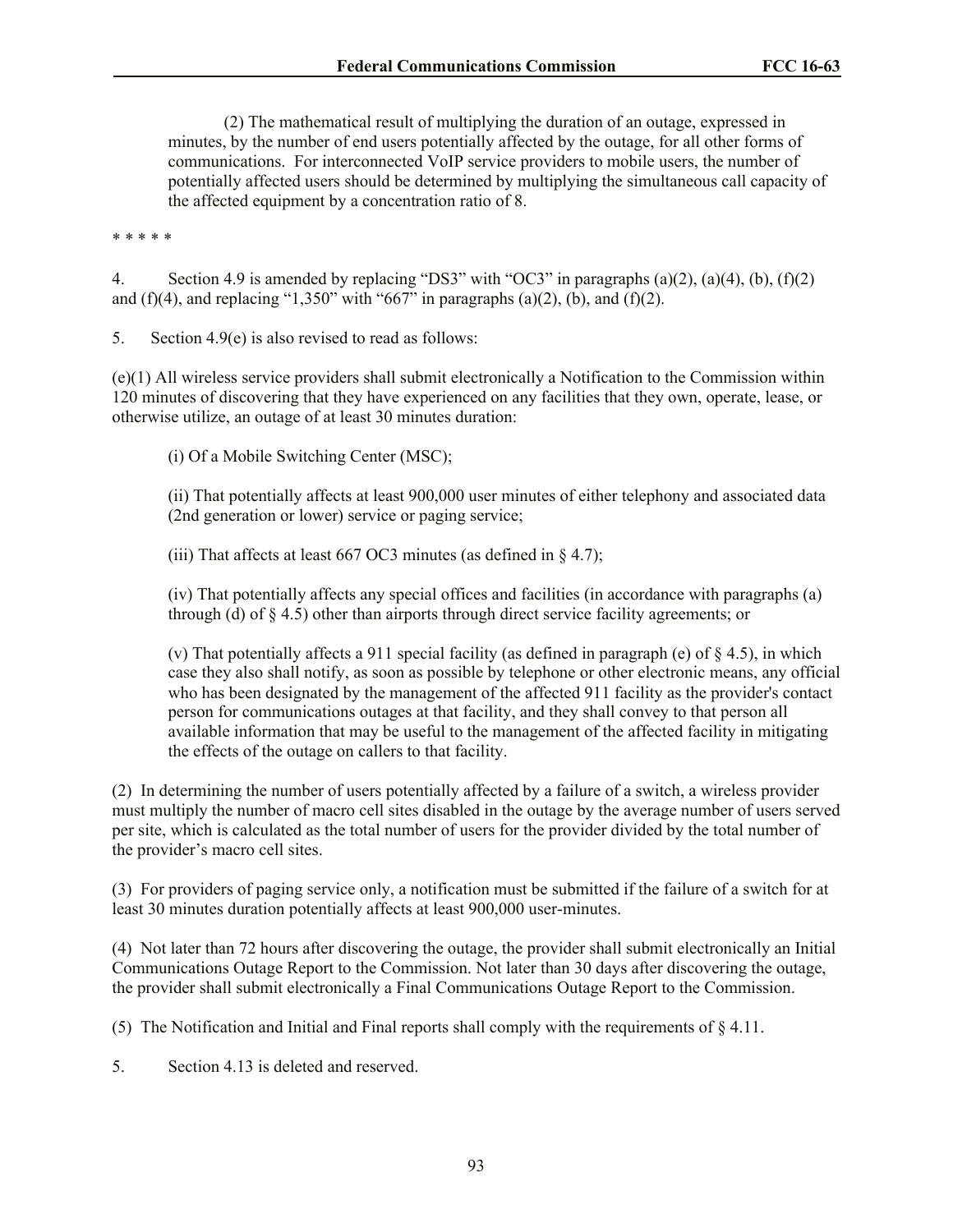(2) The mathematical result of multiplying the duration of an outage, expressed in minutes, by the number of end users potentially affected by the outage, for all other forms of communications. For interconnected VoIP service providers to mobile users, the number of potentially affected users should be determined by multiplying the simultaneous call capacity of the affected equipment by a concentration ratio of 8.

* * * * *

4. Section 4.9 is amended by replacing "DS3" with "OC3" in paragraphs (a)(2), (a)(4), (b), (f)(2) and (f)(4), and replacing "1,350" with "667" in paragraphs (a)(2), (b), and (f)(2).

5. Section 4.9(e) is also revised to read as follows:

(e)(1) All wireless service providers shall submit electronically a Notification to the Commission within 120 minutes of discovering that they have experienced on any facilities that they own, operate, lease, or otherwise utilize, an outage of at least 30 minutes duration:

(i) Of a Mobile Switching Center (MSC);

(ii) That potentially affects at least 900,000 user minutes of either telephony and associated data (2nd generation or lower) service or paging service;

(iii) That affects at least 667 OC3 minutes (as defined in § 4.7);

(iv) That potentially affects any special offices and facilities (in accordance with paragraphs (a) through (d) of § 4.5) other than airports through direct service facility agreements; or

(v) That potentially affects a 911 special facility (as defined in paragraph (e) of § 4.5), in which case they also shall notify, as soon as possible by telephone or other electronic means, any official who has been designated by the management of the affected 911 facility as the provider's contact person for communications outages at that facility, and they shall convey to that person all available information that may be useful to the management of the affected facility in mitigating the effects of the outage on callers to that facility.

(2) In determining the number of users potentially affected by a failure of a switch, a wireless provider must multiply the number of macro cell sites disabled in the outage by the average number of users served per site, which is calculated as the total number of users for the provider divided by the total number of the provider's macro cell sites.

(3) For providers of paging service only, a notification must be submitted if the failure of a switch for at least 30 minutes duration potentially affects at least 900,000 user-minutes.

(4) Not later than 72 hours after discovering the outage, the provider shall submit electronically an Initial Communications Outage Report to the Commission. Not later than 30 days after discovering the outage, the provider shall submit electronically a Final Communications Outage Report to the Commission.

(5) The Notification and Initial and Final reports shall comply with the requirements of § 4.11.

5. Section 4.13 is deleted and reserved.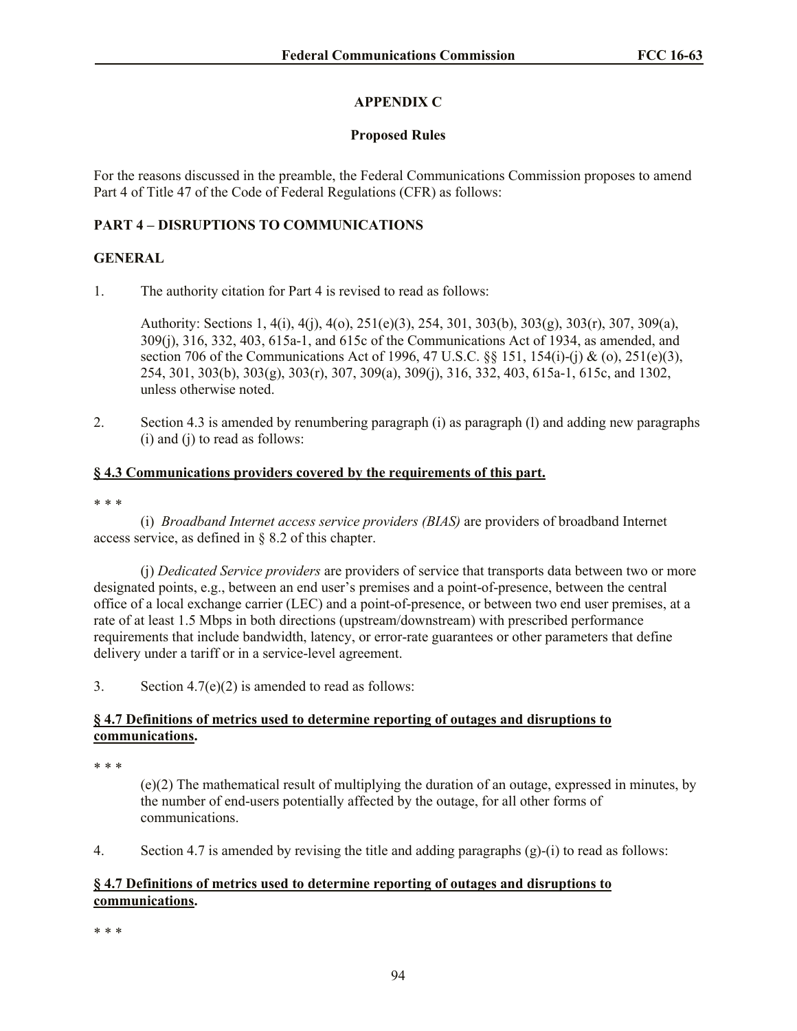## APPENDIX C

### Proposed Rules

For the reasons discussed in the preamble, the Federal Communications Commission proposes to amend Part 4 of Title 47 of the Code of Federal Regulations (CFR) as follows:

**PART 4 – DISRUPTIONS TO COMMUNICATIONS**

**GENERAL**

1. The authority citation for Part 4 is revised to read as follows:

   Authority: Sections 1, 4(i), 4(j), 4(o), 251(e)(3), 254, 301, 303(b), 303(g), 303(r), 307, 309(a), 309(j), 316, 332, 403, 615a-1, and 615c of the Communications Act of 1934, as amended, and section 706 of the Communications Act of 1996, 47 U.S.C. §§ 151, 154(i)-(j) & (o), 251(e)(3), 254, 301, 303(b), 303(g), 303(r), 307, 309(a), 309(j), 316, 332, 403, 615a-1, 615c, and 1302, unless otherwise noted.

2. Section 4.3 is amended by renumbering paragraph (i) as paragraph (l) and adding new paragraphs (i) and (j) to read as follows:

**§ 4.3 Communications providers covered by the requirements of this part.**

\* \* \*

(i) *Broadband Internet access service providers (BIAS)* are providers of broadband Internet access service, as defined in § 8.2 of this chapter.

(j) *Dedicated Service providers* are providers of service that transports data between two or more designated points, e.g., between an end user's premises and a point-of-presence, between the central office of a local exchange carrier (LEC) and a point-of-presence, or between two end user premises, at a rate of at least 1.5 Mbps in both directions (upstream/downstream) with prescribed performance requirements that include bandwidth, latency, or error-rate guarantees or other parameters that define delivery under a tariff or in a service-level agreement.

3. Section 4.7(e)(2) is amended to read as follows:

**§ 4.7 Definitions of metrics used to determine reporting of outages and disruptions to communications.**

\* \* \*

(e)(2) The mathematical result of multiplying the duration of an outage, expressed in minutes, by the number of end-users potentially affected by the outage, for all other forms of communications.

4. Section 4.7 is amended by revising the title and adding paragraphs (g)-(i) to read as follows:

**§ 4.7 Definitions of metrics used to determine reporting of outages and disruptions to communications.**

\* \* \*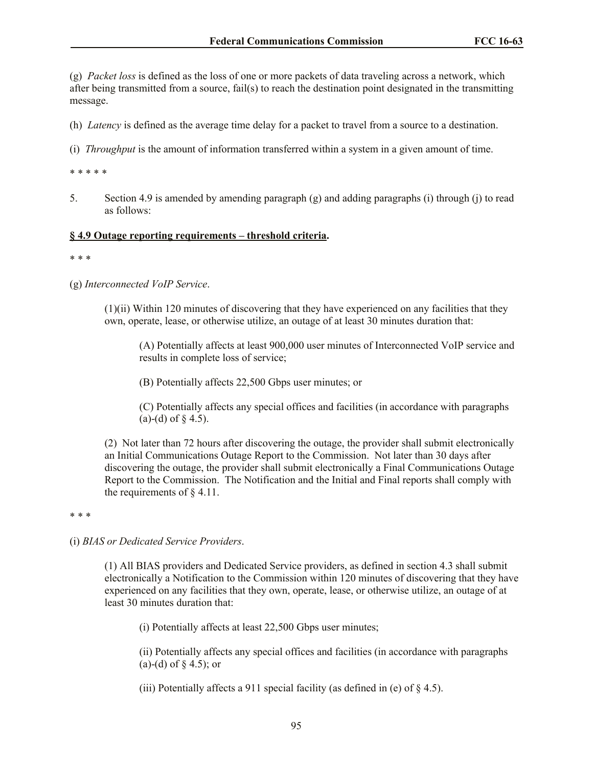(g) *Packet loss* is defined as the loss of one or more packets of data traveling across a network, which after being transmitted from a source, fail(s) to reach the destination point designated in the transmitting message.

(h) *Latency* is defined as the average time delay for a packet to travel from a source to a destination.

(i) *Throughput* is the amount of information transferred within a system in a given amount of time.

* * * * *

5. Section 4.9 is amended by amending paragraph (g) and adding paragraphs (i) through (j) to read as follows:

**<u>§ 4.9 Outage reporting requirements – threshold criteria</u>.**

* * *

(g) *Interconnected VoIP Service*.

(1)(ii) Within 120 minutes of discovering that they have experienced on any facilities that they own, operate, lease, or otherwise utilize, an outage of at least 30 minutes duration that:

(A) Potentially affects at least 900,000 user minutes of Interconnected VoIP service and results in complete loss of service;

(B) Potentially affects 22,500 Gbps user minutes; or

(C) Potentially affects any special offices and facilities (in accordance with paragraphs (a)-(d) of § 4.5).

(2) Not later than 72 hours after discovering the outage, the provider shall submit electronically an Initial Communications Outage Report to the Commission. Not later than 30 days after discovering the outage, the provider shall submit electronically a Final Communications Outage Report to the Commission. The Notification and the Initial and Final reports shall comply with the requirements of § 4.11.

* * *

(i) *BIAS or Dedicated Service Providers*.

(1) All BIAS providers and Dedicated Service providers, as defined in section 4.3 shall submit electronically a Notification to the Commission within 120 minutes of discovering that they have experienced on any facilities that they own, operate, lease, or otherwise utilize, an outage of at least 30 minutes duration that:

(i) Potentially affects at least 22,500 Gbps user minutes;

(ii) Potentially affects any special offices and facilities (in accordance with paragraphs (a)-(d) of § 4.5); or

(iii) Potentially affects a 911 special facility (as defined in (e) of § 4.5).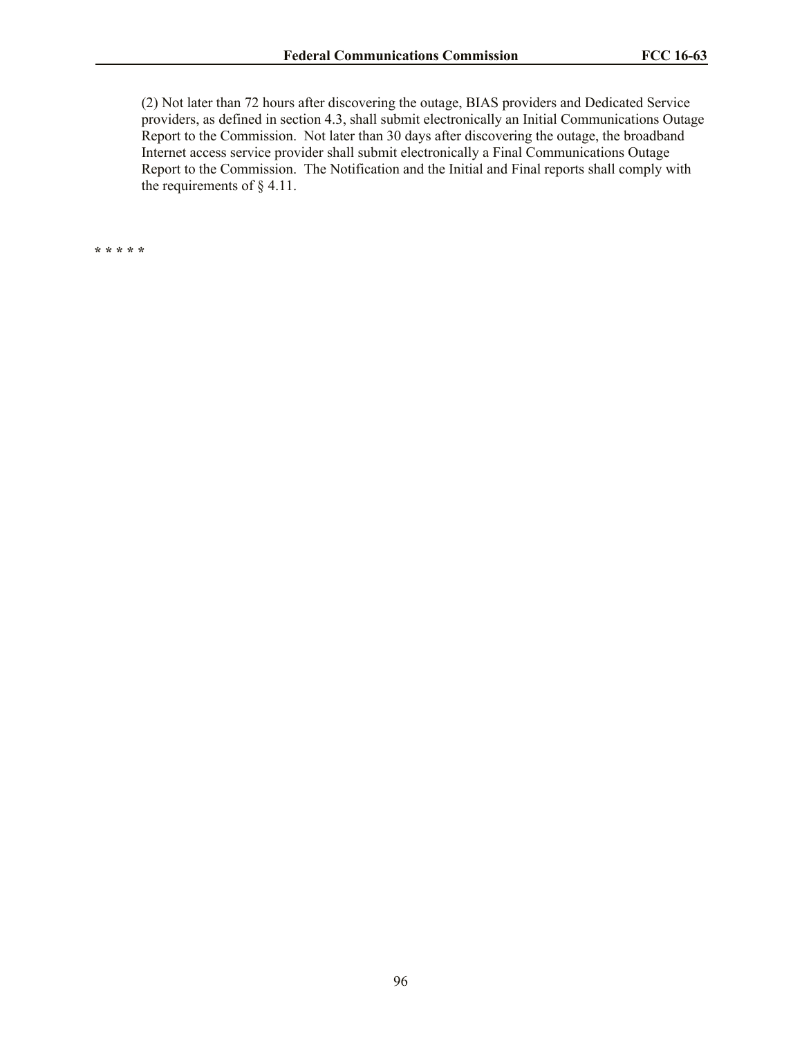(2) Not later than 72 hours after discovering the outage, BIAS providers and Dedicated Service providers, as defined in section 4.3, shall submit electronically an Initial Communications Outage Report to the Commission. Not later than 30 days after discovering the outage, the broadband Internet access service provider shall submit electronically a Final Communications Outage Report to the Commission. The Notification and the Initial and Final reports shall comply with the requirements of § 4.11.

**\* \* \* \* \***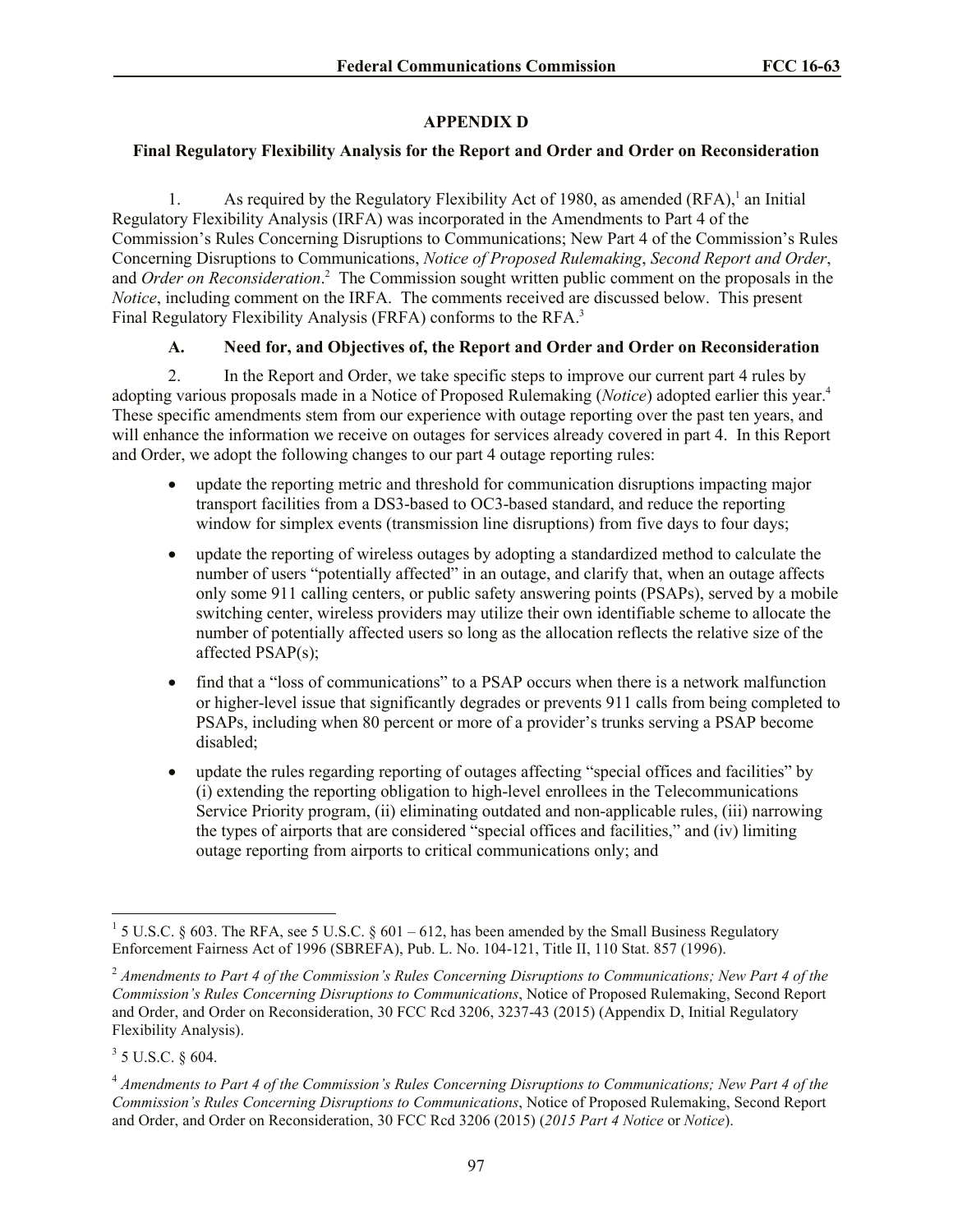## APPENDIX D

### Final Regulatory Flexibility Analysis for the Report and Order and Order on Reconsideration

1. As required by the Regulatory Flexibility Act of 1980, as amended (RFA),[1] an Initial Regulatory Flexibility Analysis (IRFA) was incorporated in the Amendments to Part 4 of the Commission's Rules Concerning Disruptions to Communications; New Part 4 of the Commission's Rules Concerning Disruptions to Communications, *Notice of Proposed Rulemaking*, *Second Report and Order*, and *Order on Reconsideration*.[2] The Commission sought written public comment on the proposals in the *Notice*, including comment on the IRFA. The comments received are discussed below. This present Final Regulatory Flexibility Analysis (FRFA) conforms to the RFA.[3]

#### A. Need for, and Objectives of, the Report and Order and Order on Reconsideration

2. In the Report and Order, we take specific steps to improve our current part 4 rules by adopting various proposals made in a Notice of Proposed Rulemaking (*Notice*) adopted earlier this year.[4] These specific amendments stem from our experience with outage reporting over the past ten years, and will enhance the information we receive on outages for services already covered in part 4. In this Report and Order, we adopt the following changes to our part 4 outage reporting rules:

- update the reporting metric and threshold for communication disruptions impacting major transport facilities from a DS3-based to OC3-based standard, and reduce the reporting window for simplex events (transmission line disruptions) from five days to four days;
- update the reporting of wireless outages by adopting a standardized method to calculate the number of users "potentially affected" in an outage, and clarify that, when an outage affects only some 911 calling centers, or public safety answering points (PSAPs), served by a mobile switching center, wireless providers may utilize their own identifiable scheme to allocate the number of potentially affected users so long as the allocation reflects the relative size of the affected PSAP(s);
- find that a "loss of communications" to a PSAP occurs when there is a network malfunction or higher-level issue that significantly degrades or prevents 911 calls from being completed to PSAPs, including when 80 percent or more of a provider's trunks serving a PSAP become disabled;
- update the rules regarding reporting of outages affecting "special offices and facilities" by (i) extending the reporting obligation to high-level enrollees in the Telecommunications Service Priority program, (ii) eliminating outdated and non-applicable rules, (iii) narrowing the types of airports that are considered "special offices and facilities," and (iv) limiting outage reporting from airports to critical communications only; and

---

[1] 5 U.S.C. § 603. The RFA, see 5 U.S.C. § 601 – 612, has been amended by the Small Business Regulatory Enforcement Fairness Act of 1996 (SBREFA), Pub. L. No. 104-121, Title II, 110 Stat. 857 (1996).

[2] *Amendments to Part 4 of the Commission's Rules Concerning Disruptions to Communications; New Part 4 of the Commission's Rules Concerning Disruptions to Communications*, Notice of Proposed Rulemaking, Second Report and Order, and Order on Reconsideration, 30 FCC Rcd 3206, 3237-43 (2015) (Appendix D, Initial Regulatory Flexibility Analysis).

[3] 5 U.S.C. § 604.

[4] *Amendments to Part 4 of the Commission's Rules Concerning Disruptions to Communications; New Part 4 of the Commission's Rules Concerning Disruptions to Communications*, Notice of Proposed Rulemaking, Second Report and Order, and Order on Reconsideration, 30 FCC Rcd 3206 (2015) (*2015 Part 4 Notice* or *Notice*).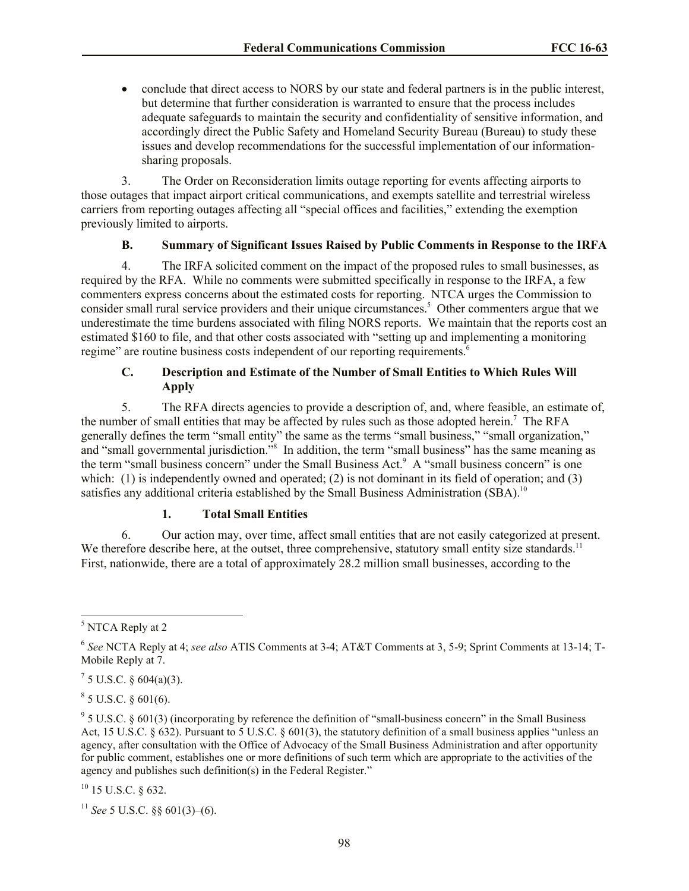- conclude that direct access to NORS by our state and federal partners is in the public interest, but determine that further consideration is warranted to ensure that the process includes adequate safeguards to maintain the security and confidentiality of sensitive information, and accordingly direct the Public Safety and Homeland Security Bureau (Bureau) to study these issues and develop recommendations for the successful implementation of our information-sharing proposals.

3. The Order on Reconsideration limits outage reporting for events affecting airports to those outages that impact airport critical communications, and exempts satellite and terrestrial wireless carriers from reporting outages affecting all "special offices and facilities," extending the exemption previously limited to airports.

### B. Summary of Significant Issues Raised by Public Comments in Response to the IRFA

4. The IRFA solicited comment on the impact of the proposed rules to small businesses, as required by the RFA. While no comments were submitted specifically in response to the IRFA, a few commenters express concerns about the estimated costs for reporting. NTCA urges the Commission to consider small rural service providers and their unique circumstances.[5] Other commenters argue that we underestimate the time burdens associated with filing NORS reports. We maintain that the reports cost an estimated $160 to file, and that other costs associated with "setting up and implementing a monitoring regime" are routine business costs independent of our reporting requirements.[6]

### C. Description and Estimate of the Number of Small Entities to Which Rules Will Apply

5. The RFA directs agencies to provide a description of, and, where feasible, an estimate of, the number of small entities that may be affected by rules such as those adopted herein.[7] The RFA generally defines the term "small entity" the same as the terms "small business," "small organization," and "small governmental jurisdiction."[8] In addition, the term "small business" has the same meaning as the term "small business concern" under the Small Business Act.[9] A "small business concern" is one which: (1) is independently owned and operated; (2) is not dominant in its field of operation; and (3) satisfies any additional criteria established by the Small Business Administration (SBA).[10]

#### 1. Total Small Entities

6. Our action may, over time, affect small entities that are not easily categorized at present. We therefore describe here, at the outset, three comprehensive, statutory small entity size standards.[11] First, nationwide, there are a total of approximately 28.2 million small businesses, according to the

---

[5] NTCA Reply at 2

[6] *See* NCTA Reply at 4; *see also* ATIS Comments at 3-4; AT&T Comments at 3, 5-9; Sprint Comments at 13-14; T-Mobile Reply at 7.

[7] 5 U.S.C. § 604(a)(3).

[8] 5 U.S.C. § 601(6).

[9] 5 U.S.C. § 601(3) (incorporating by reference the definition of "small-business concern" in the Small Business Act, 15 U.S.C. § 632). Pursuant to 5 U.S.C. § 601(3), the statutory definition of a small business applies "unless an agency, after consultation with the Office of Advocacy of the Small Business Administration and after opportunity for public comment, establishes one or more definitions of such term which are appropriate to the activities of the agency and publishes such definition(s) in the Federal Register."

[10] 15 U.S.C. § 632.

[11] *See* 5 U.S.C. §§ 601(3)–(6).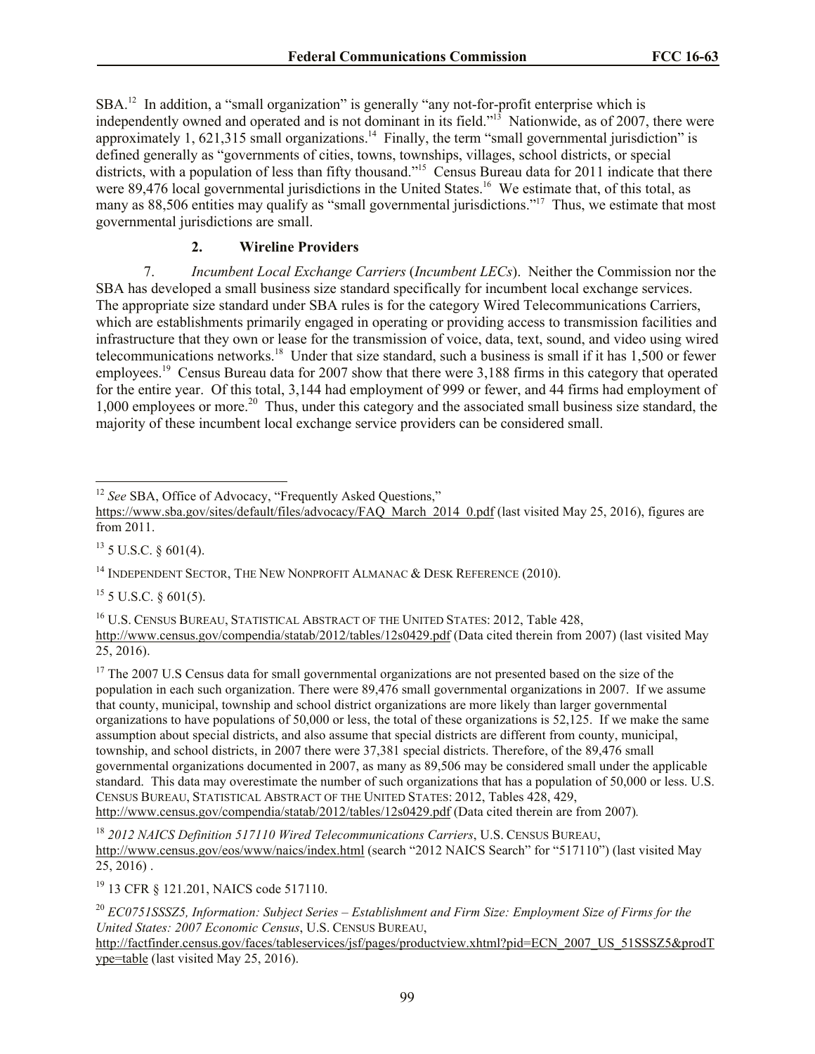SBA.[12] In addition, a "small organization" is generally "any not-for-profit enterprise which is independently owned and operated and is not dominant in its field."[13] Nationwide, as of 2007, there were approximately 1, 621,315 small organizations.[14] Finally, the term "small governmental jurisdiction" is defined generally as "governments of cities, towns, townships, villages, school districts, or special districts, with a population of less than fifty thousand."[15] Census Bureau data for 2011 indicate that there were 89,476 local governmental jurisdictions in the United States.[16] We estimate that, of this total, as many as 88,506 entities may qualify as "small governmental jurisdictions."[17] Thus, we estimate that most governmental jurisdictions are small.

### 2. Wireline Providers

7. *Incumbent Local Exchange Carriers* (*Incumbent LECs*). Neither the Commission nor the SBA has developed a small business size standard specifically for incumbent local exchange services. The appropriate size standard under SBA rules is for the category Wired Telecommunications Carriers, which are establishments primarily engaged in operating or providing access to transmission facilities and infrastructure that they own or lease for the transmission of voice, data, text, sound, and video using wired telecommunications networks.[18] Under that size standard, such a business is small if it has 1,500 or fewer employees.[19] Census Bureau data for 2007 show that there were 3,188 firms in this category that operated for the entire year. Of this total, 3,144 had employment of 999 or fewer, and 44 firms had employment of 1,000 employees or more.[20] Thus, under this category and the associated small business size standard, the majority of these incumbent local exchange service providers can be considered small.

---

[12] *See* SBA, Office of Advocacy, "Frequently Asked Questions," https://www.sba.gov/sites/default/files/advocacy/FAQ_March_2014_0.pdf (last visited May 25, 2016), figures are from 2011.

[13] 5 U.S.C. § 601(4).

[14] INDEPENDENT SECTOR, THE NEW NONPROFIT ALMANAC & DESK REFERENCE (2010).

[15] 5 U.S.C. § 601(5).

[16] U.S. CENSUS BUREAU, STATISTICAL ABSTRACT OF THE UNITED STATES: 2012, Table 428, http://www.census.gov/compendia/statab/2012/tables/12s0429.pdf (Data cited therein from 2007) (last visited May 25, 2016).

[17] The 2007 U.S Census data for small governmental organizations are not presented based on the size of the population in each such organization. There were 89,476 small governmental organizations in 2007. If we assume that county, municipal, township and school district organizations are more likely than larger governmental organizations to have populations of 50,000 or less, the total of these organizations is 52,125. If we make the same assumption about special districts, and also assume that special districts are different from county, municipal, township, and school districts, in 2007 there were 37,381 special districts. Therefore, of the 89,476 small governmental organizations documented in 2007, as many as 89,506 may be considered small under the applicable standard. This data may overestimate the number of such organizations that has a population of 50,000 or less. U.S. CENSUS BUREAU, STATISTICAL ABSTRACT OF THE UNITED STATES: 2012, Tables 428, 429, http://www.census.gov/compendia/statab/2012/tables/12s0429.pdf (Data cited therein are from 2007).

[18] *2012 NAICS Definition 517110 Wired Telecommunications Carriers*, U.S. CENSUS BUREAU, http://www.census.gov/eos/www/naics/index.html (search "2012 NAICS Search" for "517110") (last visited May 25, 2016) .

[19] 13 CFR § 121.201, NAICS code 517110.

[20] *EC0751SSSZ5, Information: Subject Series – Establishment and Firm Size: Employment Size of Firms for the United States: 2007 Economic Census*, U.S. CENSUS BUREAU, http://factfinder.census.gov/faces/tableservices/jsf/pages/productview.xhtml?pid=ECN_2007_US_51SSSZ5&prodType=table (last visited May 25, 2016).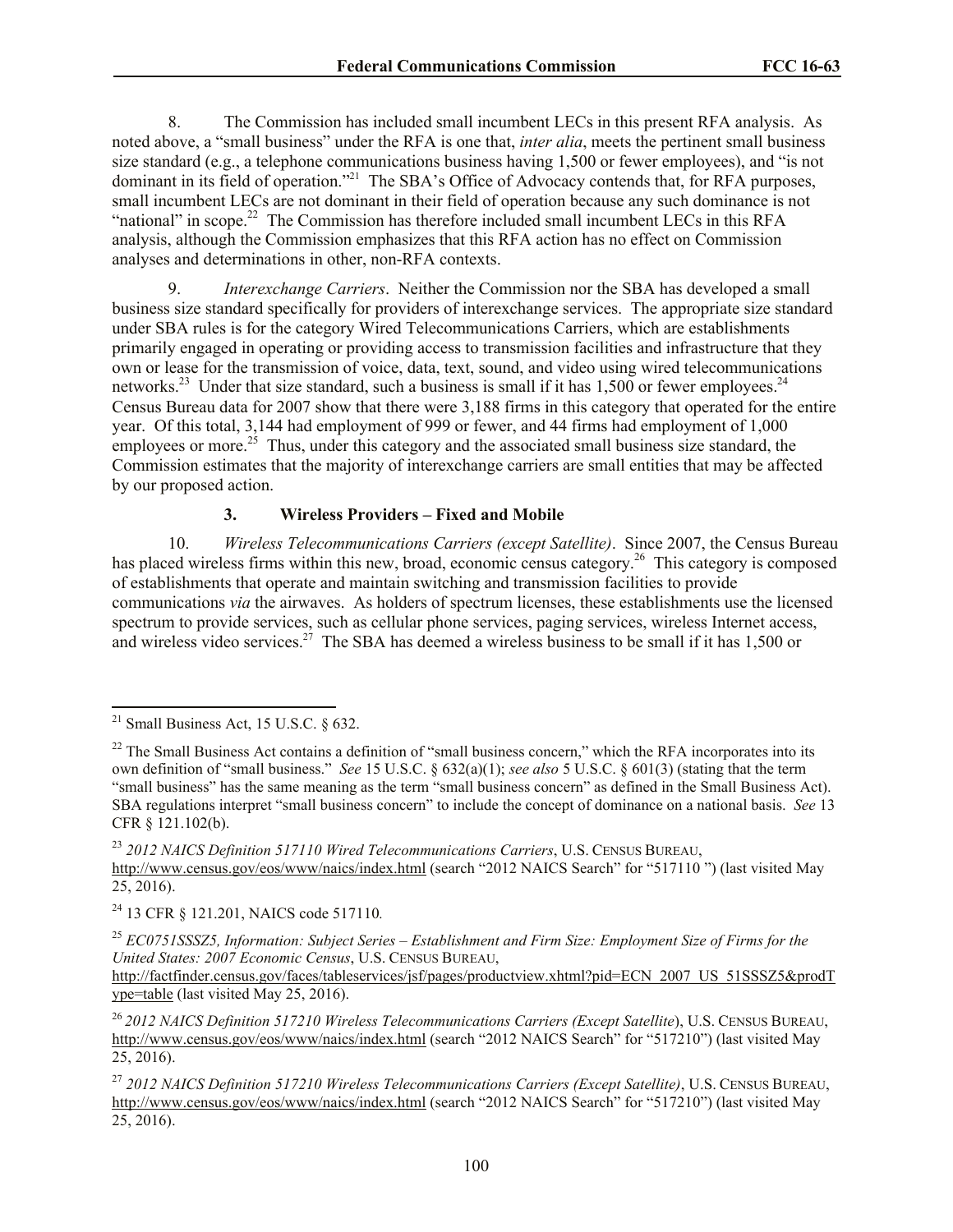8. The Commission has included small incumbent LECs in this present RFA analysis. As noted above, a "small business" under the RFA is one that, *inter alia*, meets the pertinent small business size standard (e.g., a telephone communications business having 1,500 or fewer employees), and "is not dominant in its field of operation."[21] The SBA's Office of Advocacy contends that, for RFA purposes, small incumbent LECs are not dominant in their field of operation because any such dominance is not "national" in scope.[22] The Commission has therefore included small incumbent LECs in this RFA analysis, although the Commission emphasizes that this RFA action has no effect on Commission analyses and determinations in other, non-RFA contexts.

9. *Interexchange Carriers*. Neither the Commission nor the SBA has developed a small business size standard specifically for providers of interexchange services. The appropriate size standard under SBA rules is for the category Wired Telecommunications Carriers, which are establishments primarily engaged in operating or providing access to transmission facilities and infrastructure that they own or lease for the transmission of voice, data, text, sound, and video using wired telecommunications networks.[23] Under that size standard, such a business is small if it has 1,500 or fewer employees.[24] Census Bureau data for 2007 show that there were 3,188 firms in this category that operated for the entire year. Of this total, 3,144 had employment of 999 or fewer, and 44 firms had employment of 1,000 employees or more.[25] Thus, under this category and the associated small business size standard, the Commission estimates that the majority of interexchange carriers are small entities that may be affected by our proposed action.

### 3. Wireless Providers – Fixed and Mobile

10. *Wireless Telecommunications Carriers (except Satellite)*. Since 2007, the Census Bureau has placed wireless firms within this new, broad, economic census category.[26] This category is composed of establishments that operate and maintain switching and transmission facilities to provide communications *via* the airwaves. As holders of spectrum licenses, these establishments use the licensed spectrum to provide services, such as cellular phone services, paging services, wireless Internet access, and wireless video services.[27] The SBA has deemed a wireless business to be small if it has 1,500 or

---

[21] Small Business Act, 15 U.S.C. § 632.

[22] The Small Business Act contains a definition of "small business concern," which the RFA incorporates into its own definition of "small business." *See* 15 U.S.C. § 632(a)(1); *see also* 5 U.S.C. § 601(3) (stating that the term "small business" has the same meaning as the term "small business concern" as defined in the Small Business Act). SBA regulations interpret "small business concern" to include the concept of dominance on a national basis. *See* 13 CFR § 121.102(b).

[23] *2012 NAICS Definition 517110 Wired Telecommunications Carriers*, U.S. CENSUS BUREAU, http://www.census.gov/eos/www/naics/index.html (search "2012 NAICS Search" for "517110 ") (last visited May 25, 2016).

[24] 13 CFR § 121.201, NAICS code 517110.

[25] *EC0751SSSZ5, Information: Subject Series – Establishment and Firm Size: Employment Size of Firms for the United States: 2007 Economic Census*, U.S. CENSUS BUREAU, http://factfinder.census.gov/faces/tableservices/jsf/pages/productview.xhtml?pid=ECN_2007_US_51SSSZ5&prodType=table (last visited May 25, 2016).

[26] *2012 NAICS Definition 517210 Wireless Telecommunications Carriers (Except Satellite)*, U.S. CENSUS BUREAU, http://www.census.gov/eos/www/naics/index.html (search "2012 NAICS Search" for "517210") (last visited May 25, 2016).

[27] *2012 NAICS Definition 517210 Wireless Telecommunications Carriers (Except Satellite)*, U.S. CENSUS BUREAU, http://www.census.gov/eos/www/naics/index.html (search "2012 NAICS Search" for "517210") (last visited May 25, 2016).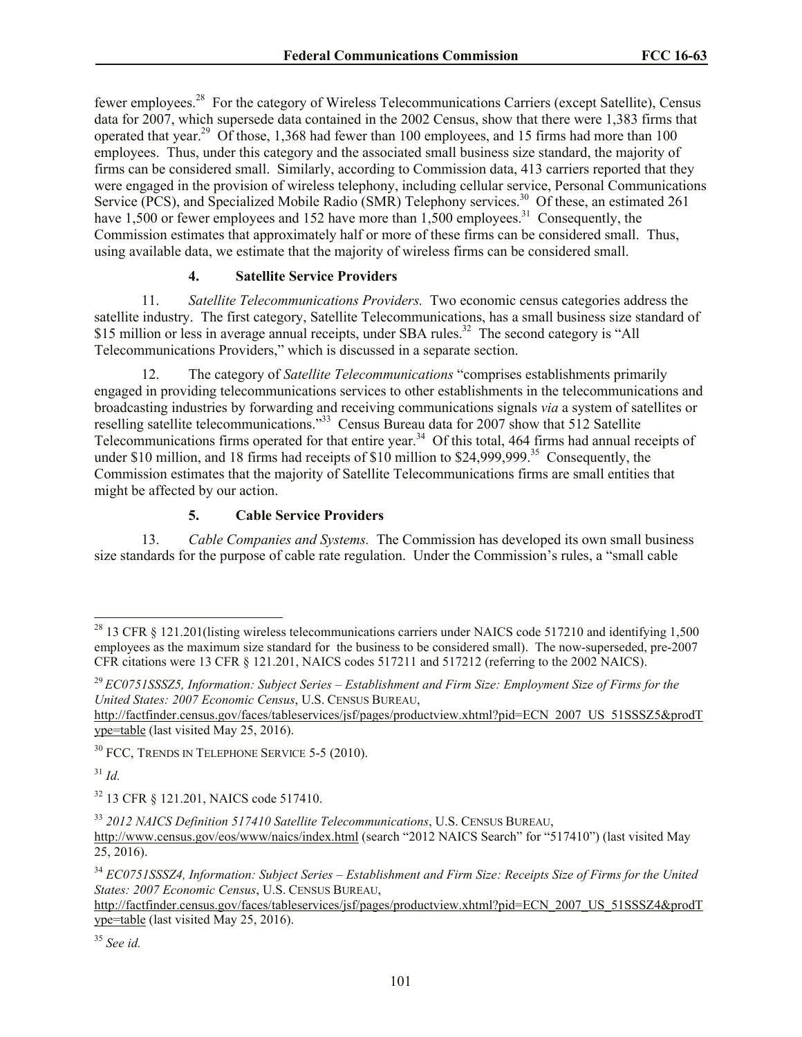fewer employees.[28] For the category of Wireless Telecommunications Carriers (except Satellite), Census data for 2007, which supersede data contained in the 2002 Census, show that there were 1,383 firms that operated that year.[29] Of those, 1,368 had fewer than 100 employees, and 15 firms had more than 100 employees. Thus, under this category and the associated small business size standard, the majority of firms can be considered small. Similarly, according to Commission data, 413 carriers reported that they were engaged in the provision of wireless telephony, including cellular service, Personal Communications Service (PCS), and Specialized Mobile Radio (SMR) Telephony services.[30] Of these, an estimated 261 have 1,500 or fewer employees and 152 have more than 1,500 employees.[31] Consequently, the Commission estimates that approximately half or more of these firms can be considered small. Thus, using available data, we estimate that the majority of wireless firms can be considered small.

#### 4. Satellite Service Providers

11. *Satellite Telecommunications Providers.* Two economic census categories address the satellite industry. The first category, Satellite Telecommunications, has a small business size standard of $15 million or less in average annual receipts, under SBA rules.[32] The second category is "All Telecommunications Providers," which is discussed in a separate section.

12. The category of *Satellite Telecommunications* "comprises establishments primarily engaged in providing telecommunications services to other establishments in the telecommunications and broadcasting industries by forwarding and receiving communications signals *via* a system of satellites or reselling satellite telecommunications."[33] Census Bureau data for 2007 show that 512 Satellite Telecommunications firms operated for that entire year.[34] Of this total, 464 firms had annual receipts of under $10 million, and 18 firms had receipts of $10 million to $24,999,999.[35] Consequently, the Commission estimates that the majority of Satellite Telecommunications firms are small entities that might be affected by our action.

#### 5. Cable Service Providers

13. *Cable Companies and Systems.* The Commission has developed its own small business size standards for the purpose of cable rate regulation. Under the Commission's rules, a "small cable

---

[28] 13 CFR § 121.201(listing wireless telecommunications carriers under NAICS code 517210 and identifying 1,500 employees as the maximum size standard for the business to be considered small). The now-superseded, pre-2007 CFR citations were 13 CFR § 121.201, NAICS codes 517211 and 517212 (referring to the 2002 NAICS).

[29] *EC0751SSSZ5, Information: Subject Series – Establishment and Firm Size: Employment Size of Firms for the United States: 2007 Economic Census*, U.S. CENSUS BUREAU, http://factfinder.census.gov/faces/tableservices/jsf/pages/productview.xhtml?pid=ECN_2007_US_51SSSZ5&prodType=table (last visited May 25, 2016).

[30] FCC, TRENDS IN TELEPHONE SERVICE 5-5 (2010).

[31] *Id.*

[32] 13 CFR § 121.201, NAICS code 517410.

[33] *2012 NAICS Definition 517410 Satellite Telecommunications*, U.S. CENSUS BUREAU, http://www.census.gov/eos/www/naics/index.html (search "2012 NAICS Search" for "517410") (last visited May 25, 2016).

[34] *EC0751SSSZ4, Information: Subject Series – Establishment and Firm Size: Receipts Size of Firms for the United States: 2007 Economic Census*, U.S. CENSUS BUREAU, http://factfinder.census.gov/faces/tableservices/jsf/pages/productview.xhtml?pid=ECN_2007_US_51SSSZ4&prodType=table (last visited May 25, 2016).

[35] *See id.*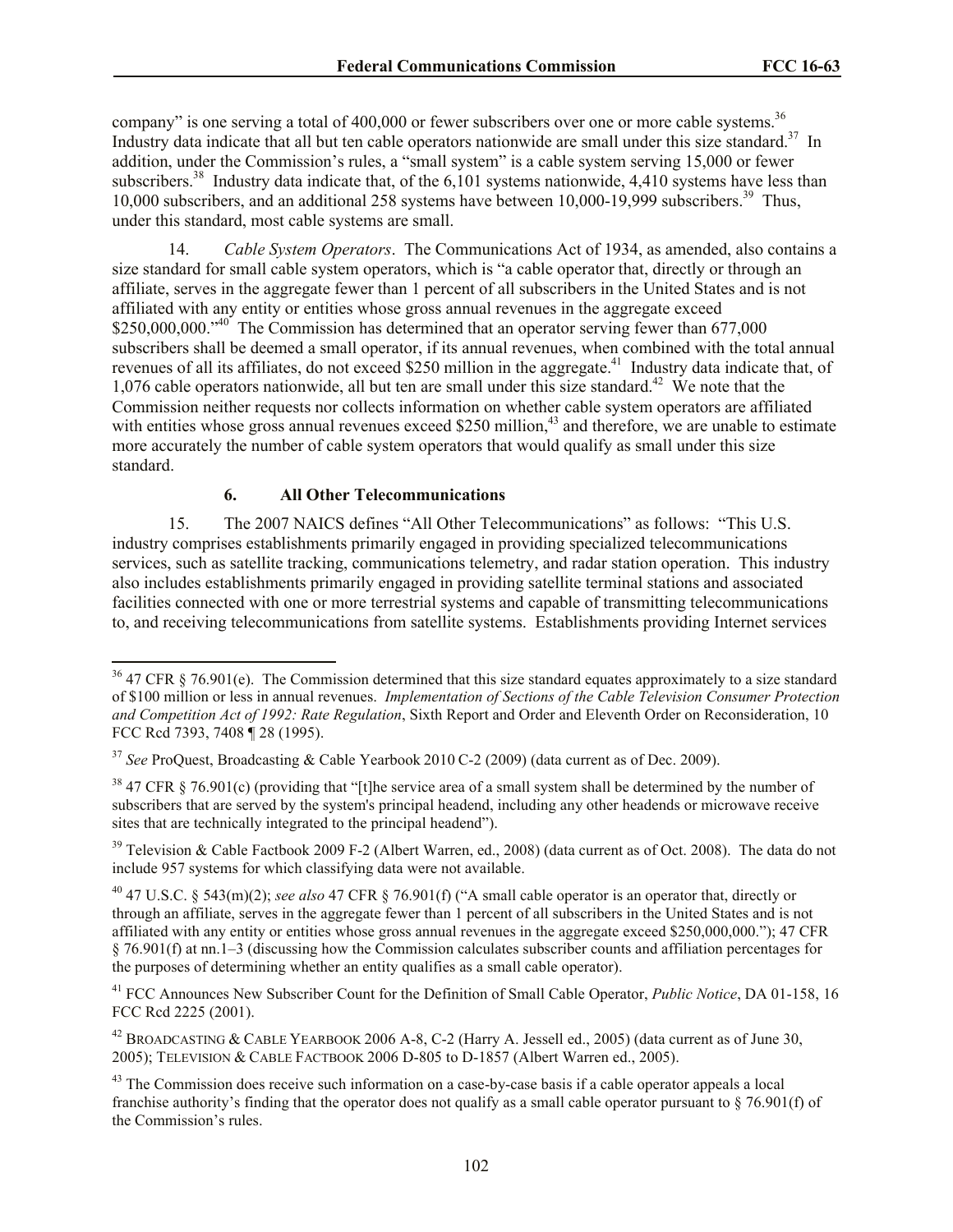company" is one serving a total of 400,000 or fewer subscribers over one or more cable systems.[36] Industry data indicate that all but ten cable operators nationwide are small under this size standard.[37] In addition, under the Commission's rules, a "small system" is a cable system serving 15,000 or fewer subscribers.[38] Industry data indicate that, of the 6,101 systems nationwide, 4,410 systems have less than 10,000 subscribers, and an additional 258 systems have between 10,000-19,999 subscribers.[39] Thus, under this standard, most cable systems are small.

14. *Cable System Operators*. The Communications Act of 1934, as amended, also contains a size standard for small cable system operators, which is "a cable operator that, directly or through an affiliate, serves in the aggregate fewer than 1 percent of all subscribers in the United States and is not affiliated with any entity or entities whose gross annual revenues in the aggregate exceed \$250,000,000."[40] The Commission has determined that an operator serving fewer than 677,000 subscribers shall be deemed a small operator, if its annual revenues, when combined with the total annual revenues of all its affiliates, do not exceed \$250 million in the aggregate.[41] Industry data indicate that, of 1,076 cable operators nationwide, all but ten are small under this size standard.[42] We note that the Commission neither requests nor collects information on whether cable system operators are affiliated with entities whose gross annual revenues exceed \$250 million,[43] and therefore, we are unable to estimate more accurately the number of cable system operators that would qualify as small under this size standard.

### 6. All Other Telecommunications

15. The 2007 NAICS defines "All Other Telecommunications" as follows: "This U.S. industry comprises establishments primarily engaged in providing specialized telecommunications services, such as satellite tracking, communications telemetry, and radar station operation. This industry also includes establishments primarily engaged in providing satellite terminal stations and associated facilities connected with one or more terrestrial systems and capable of transmitting telecommunications to, and receiving telecommunications from satellite systems. Establishments providing Internet services

---

[36] 47 CFR § 76.901(e). The Commission determined that this size standard equates approximately to a size standard of \$100 million or less in annual revenues. *Implementation of Sections of the Cable Television Consumer Protection and Competition Act of 1992: Rate Regulation*, Sixth Report and Order and Eleventh Order on Reconsideration, 10 FCC Rcd 7393, 7408 ¶ 28 (1995).

[37] *See* ProQuest, Broadcasting & Cable Yearbook 2010 C-2 (2009) (data current as of Dec. 2009).

[38] 47 CFR § 76.901(c) (providing that "[t]he service area of a small system shall be determined by the number of subscribers that are served by the system's principal headend, including any other headends or microwave receive sites that are technically integrated to the principal headend").

[39] Television & Cable Factbook 2009 F-2 (Albert Warren, ed., 2008) (data current as of Oct. 2008). The data do not include 957 systems for which classifying data were not available.

[40] 47 U.S.C. § 543(m)(2); *see also* 47 CFR § 76.901(f) ("A small cable operator is an operator that, directly or through an affiliate, serves in the aggregate fewer than 1 percent of all subscribers in the United States and is not affiliated with any entity or entities whose gross annual revenues in the aggregate exceed \$250,000,000."); 47 CFR § 76.901(f) at nn.1–3 (discussing how the Commission calculates subscriber counts and affiliation percentages for the purposes of determining whether an entity qualifies as a small cable operator).

[41] FCC Announces New Subscriber Count for the Definition of Small Cable Operator, *Public Notice*, DA 01-158, 16 FCC Rcd 2225 (2001).

[42] BROADCASTING & CABLE YEARBOOK 2006 A-8, C-2 (Harry A. Jessell ed., 2005) (data current as of June 30, 2005); TELEVISION & CABLE FACTBOOK 2006 D-805 to D-1857 (Albert Warren ed., 2005).

[43] The Commission does receive such information on a case-by-case basis if a cable operator appeals a local franchise authority's finding that the operator does not qualify as a small cable operator pursuant to § 76.901(f) of the Commission's rules.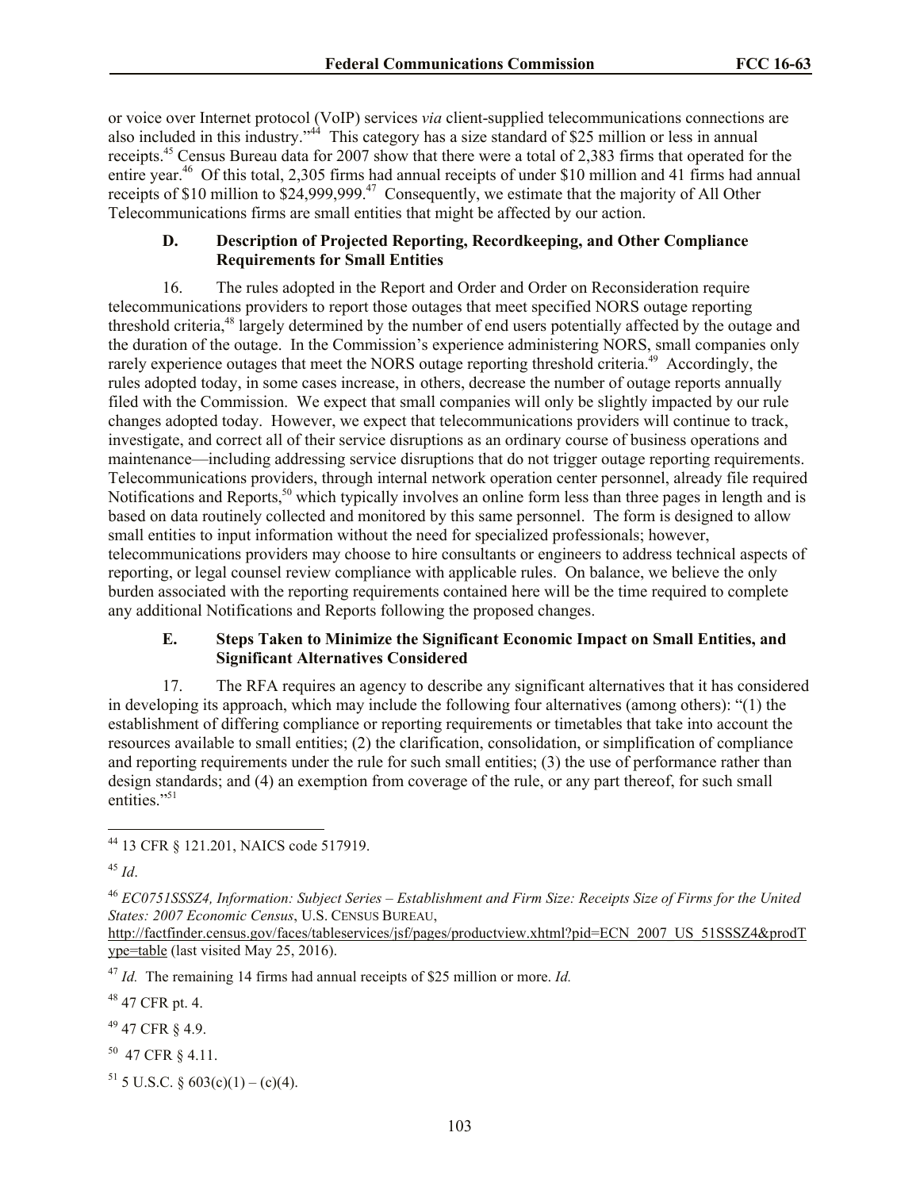or voice over Internet protocol (VoIP) services *via* client-supplied telecommunications connections are also included in this industry."[44] This category has a size standard of $25 million or less in annual receipts.[45] Census Bureau data for 2007 show that there were a total of 2,383 firms that operated for the entire year.[46] Of this total, 2,305 firms had annual receipts of under $10 million and 41 firms had annual receipts of $10 million to $24,999,999.[47] Consequently, we estimate that the majority of All Other Telecommunications firms are small entities that might be affected by our action.

### D. Description of Projected Reporting, Recordkeeping, and Other Compliance Requirements for Small Entities

16. The rules adopted in the Report and Order and Order on Reconsideration require telecommunications providers to report those outages that meet specified NORS outage reporting threshold criteria,[48] largely determined by the number of end users potentially affected by the outage and the duration of the outage. In the Commission's experience administering NORS, small companies only rarely experience outages that meet the NORS outage reporting threshold criteria.[49] Accordingly, the rules adopted today, in some cases increase, in others, decrease the number of outage reports annually filed with the Commission. We expect that small companies will only be slightly impacted by our rule changes adopted today. However, we expect that telecommunications providers will continue to track, investigate, and correct all of their service disruptions as an ordinary course of business operations and maintenance—including addressing service disruptions that do not trigger outage reporting requirements. Telecommunications providers, through internal network operation center personnel, already file required Notifications and Reports,[50] which typically involves an online form less than three pages in length and is based on data routinely collected and monitored by this same personnel. The form is designed to allow small entities to input information without the need for specialized professionals; however, telecommunications providers may choose to hire consultants or engineers to address technical aspects of reporting, or legal counsel review compliance with applicable rules. On balance, we believe the only burden associated with the reporting requirements contained here will be the time required to complete any additional Notifications and Reports following the proposed changes.

### E. Steps Taken to Minimize the Significant Economic Impact on Small Entities, and Significant Alternatives Considered

17. The RFA requires an agency to describe any significant alternatives that it has considered in developing its approach, which may include the following four alternatives (among others): "(1) the establishment of differing compliance or reporting requirements or timetables that take into account the resources available to small entities; (2) the clarification, consolidation, or simplification of compliance and reporting requirements under the rule for such small entities; (3) the use of performance rather than design standards; and (4) an exemption from coverage of the rule, or any part thereof, for such small entities."[51]

---

[44] 13 CFR § 121.201, NAICS code 517919.

[45] *Id*.

[46] *EC0751SSSZ4, Information: Subject Series – Establishment and Firm Size: Receipts Size of Firms for the United States: 2007 Economic Census*, U.S. Census Bureau, http://factfinder.census.gov/faces/tableservices/jsf/pages/productview.xhtml?pid=ECN_2007_US_51SSSZ4&prodType=table (last visited May 25, 2016).

[47] *Id.* The remaining 14 firms had annual receipts of $25 million or more. *Id.*

[48] 47 CFR pt. 4.

[49] 47 CFR § 4.9.

[50] 47 CFR § 4.11.

[51] 5 U.S.C. § 603(c)(1) – (c)(4).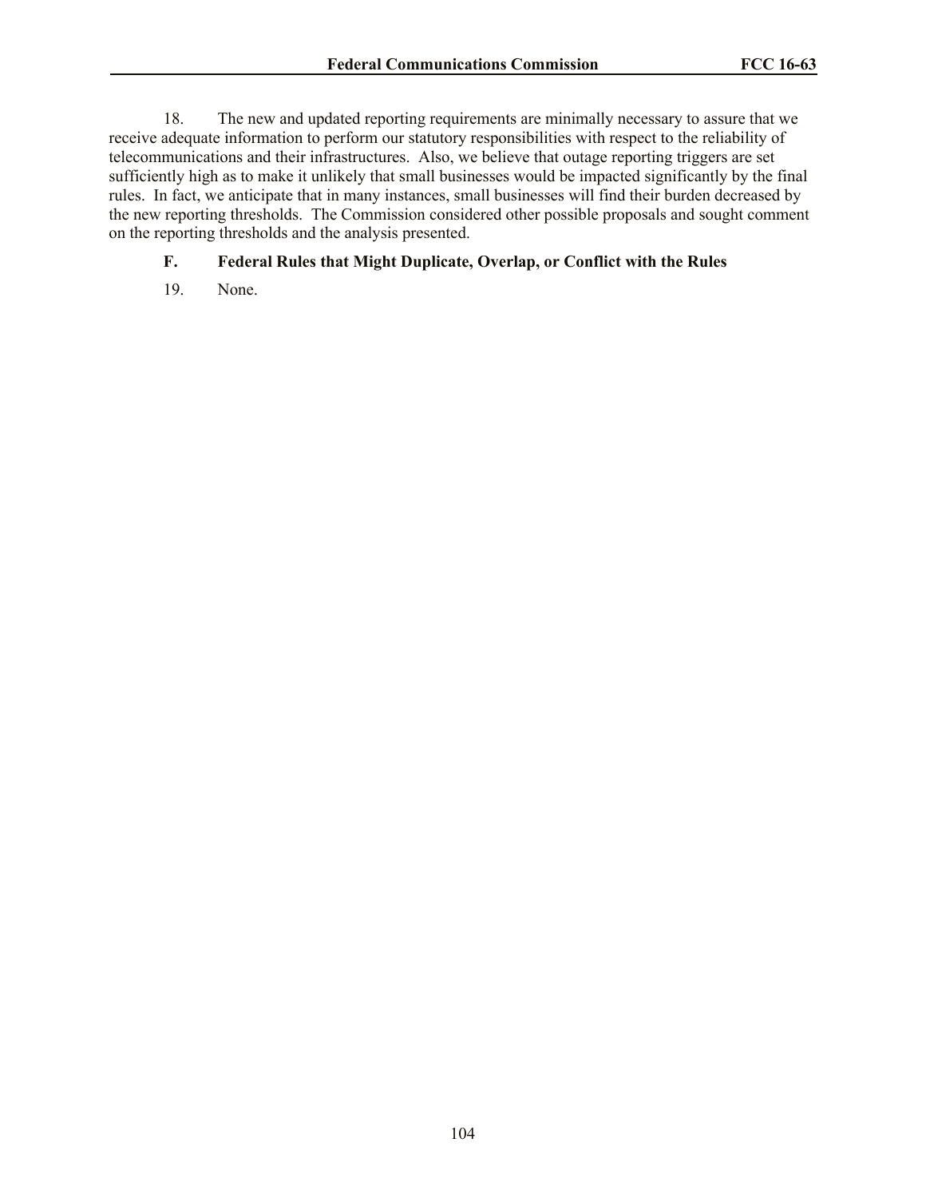18. The new and updated reporting requirements are minimally necessary to assure that we receive adequate information to perform our statutory responsibilities with respect to the reliability of telecommunications and their infrastructures. Also, we believe that outage reporting triggers are set sufficiently high as to make it unlikely that small businesses would be impacted significantly by the final rules. In fact, we anticipate that in many instances, small businesses will find their burden decreased by the new reporting thresholds. The Commission considered other possible proposals and sought comment on the reporting thresholds and the analysis presented.

### F. Federal Rules that Might Duplicate, Overlap, or Conflict with the Rules

19. None.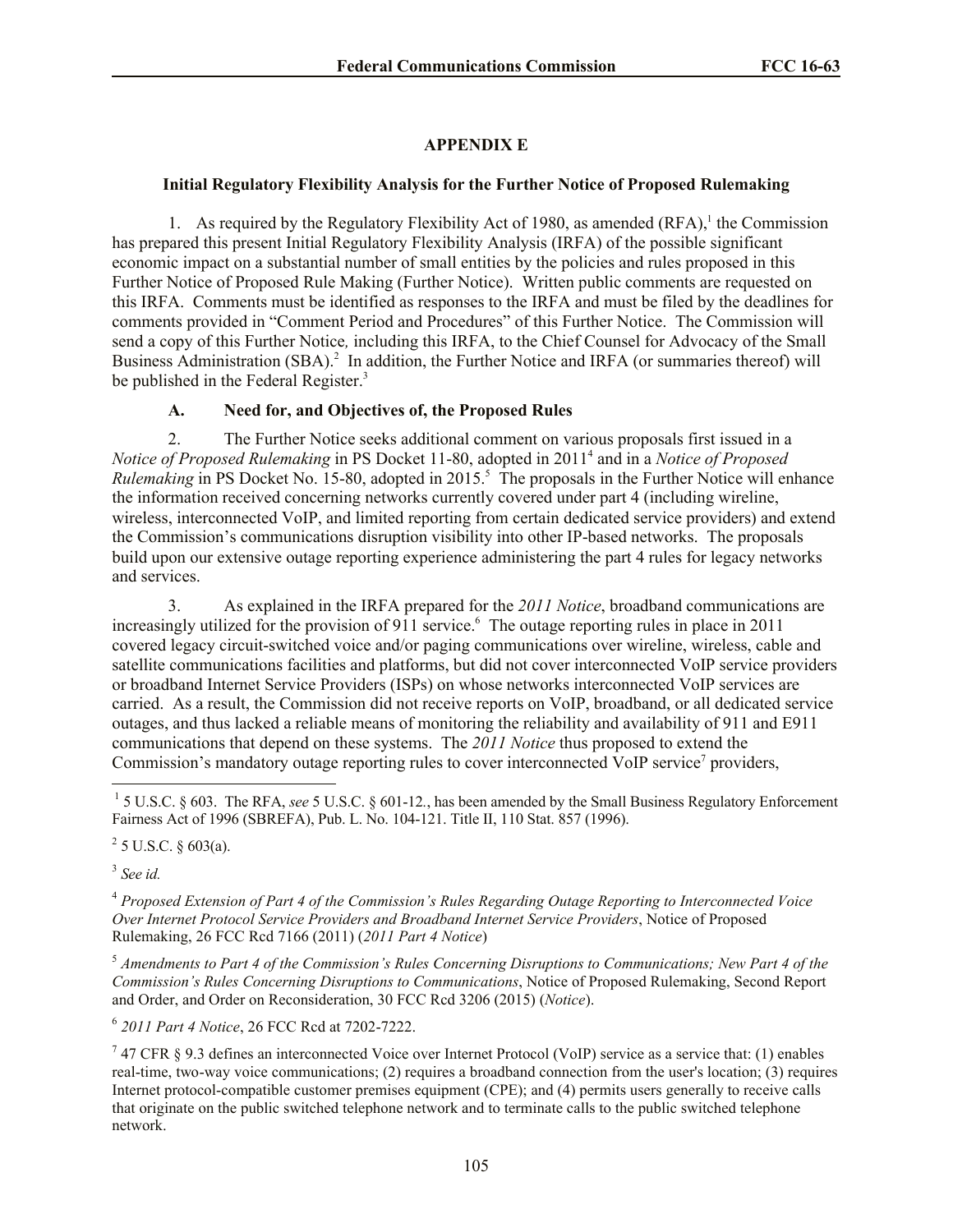## APPENDIX E

### Initial Regulatory Flexibility Analysis for the Further Notice of Proposed Rulemaking

1. As required by the Regulatory Flexibility Act of 1980, as amended (RFA),[1] the Commission has prepared this present Initial Regulatory Flexibility Analysis (IRFA) of the possible significant economic impact on a substantial number of small entities by the policies and rules proposed in this Further Notice of Proposed Rule Making (Further Notice). Written public comments are requested on this IRFA. Comments must be identified as responses to the IRFA and must be filed by the deadlines for comments provided in "Comment Period and Procedures" of this Further Notice. The Commission will send a copy of this Further Notice*,* including this IRFA, to the Chief Counsel for Advocacy of the Small Business Administration (SBA).[2] In addition, the Further Notice and IRFA (or summaries thereof) will be published in the Federal Register.[3]

#### A. Need for, and Objectives of, the Proposed Rules

2. The Further Notice seeks additional comment on various proposals first issued in a *Notice of Proposed Rulemaking* in PS Docket 11-80, adopted in 2011[4] and in a *Notice of Proposed Rulemaking* in PS Docket No. 15-80, adopted in 2015.[5] The proposals in the Further Notice will enhance the information received concerning networks currently covered under part 4 (including wireline, wireless, interconnected VoIP, and limited reporting from certain dedicated service providers) and extend the Commission's communications disruption visibility into other IP-based networks. The proposals build upon our extensive outage reporting experience administering the part 4 rules for legacy networks and services.

3. As explained in the IRFA prepared for the *2011 Notice*, broadband communications are increasingly utilized for the provision of 911 service.[6] The outage reporting rules in place in 2011 covered legacy circuit-switched voice and/or paging communications over wireline, wireless, cable and satellite communications facilities and platforms, but did not cover interconnected VoIP service providers or broadband Internet Service Providers (ISPs) on whose networks interconnected VoIP services are carried. As a result, the Commission did not receive reports on VoIP, broadband, or all dedicated service outages, and thus lacked a reliable means of monitoring the reliability and availability of 911 and E911 communications that depend on these systems. The *2011 Notice* thus proposed to extend the Commission's mandatory outage reporting rules to cover interconnected VoIP service[7] providers,

---

[1] 5 U.S.C. § 603. The RFA, *see* 5 U.S.C. § 601-12., has been amended by the Small Business Regulatory Enforcement Fairness Act of 1996 (SBREFA), Pub. L. No. 104-121. Title II, 110 Stat. 857 (1996).

[2] 5 U.S.C. § 603(a).

[3] *See id.*

[4] *Proposed Extension of Part 4 of the Commission's Rules Regarding Outage Reporting to Interconnected Voice Over Internet Protocol Service Providers and Broadband Internet Service Providers*, Notice of Proposed Rulemaking, 26 FCC Rcd 7166 (2011) (*2011 Part 4 Notice*)

[5] *Amendments to Part 4 of the Commission's Rules Concerning Disruptions to Communications; New Part 4 of the Commission's Rules Concerning Disruptions to Communications*, Notice of Proposed Rulemaking, Second Report and Order, and Order on Reconsideration, 30 FCC Rcd 3206 (2015) (*Notice*).

[6] *2011 Part 4 Notice*, 26 FCC Rcd at 7202-7222.

[7] 47 CFR § 9.3 defines an interconnected Voice over Internet Protocol (VoIP) service as a service that: (1) enables real-time, two-way voice communications; (2) requires a broadband connection from the user's location; (3) requires Internet protocol-compatible customer premises equipment (CPE); and (4) permits users generally to receive calls that originate on the public switched telephone network and to terminate calls to the public switched telephone network.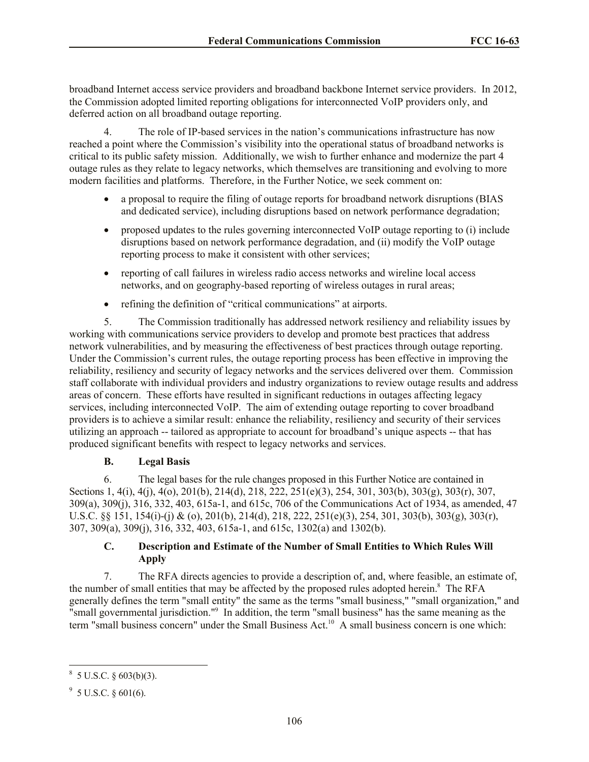broadband Internet access service providers and broadband backbone Internet service providers. In 2012, the Commission adopted limited reporting obligations for interconnected VoIP providers only, and deferred action on all broadband outage reporting.

4. The role of IP-based services in the nation's communications infrastructure has now reached a point where the Commission's visibility into the operational status of broadband networks is critical to its public safety mission. Additionally, we wish to further enhance and modernize the part 4 outage rules as they relate to legacy networks, which themselves are transitioning and evolving to more modern facilities and platforms. Therefore, in the Further Notice, we seek comment on:

- a proposal to require the filing of outage reports for broadband network disruptions (BIAS and dedicated service), including disruptions based on network performance degradation;
- proposed updates to the rules governing interconnected VoIP outage reporting to (i) include disruptions based on network performance degradation, and (ii) modify the VoIP outage reporting process to make it consistent with other services;
- reporting of call failures in wireless radio access networks and wireline local access networks, and on geography-based reporting of wireless outages in rural areas;
- refining the definition of "critical communications" at airports.

5. The Commission traditionally has addressed network resiliency and reliability issues by working with communications service providers to develop and promote best practices that address network vulnerabilities, and by measuring the effectiveness of best practices through outage reporting. Under the Commission's current rules, the outage reporting process has been effective in improving the reliability, resiliency and security of legacy networks and the services delivered over them. Commission staff collaborate with individual providers and industry organizations to review outage results and address areas of concern. These efforts have resulted in significant reductions in outages affecting legacy services, including interconnected VoIP. The aim of extending outage reporting to cover broadband providers is to achieve a similar result: enhance the reliability, resiliency and security of their services utilizing an approach -- tailored as appropriate to account for broadband's unique aspects -- that has produced significant benefits with respect to legacy networks and services.

### B. Legal Basis

6. The legal bases for the rule changes proposed in this Further Notice are contained in Sections 1, 4(i), 4(j), 4(o), 201(b), 214(d), 218, 222, 251(e)(3), 254, 301, 303(b), 303(g), 303(r), 307, 309(a), 309(j), 316, 332, 403, 615a-1, and 615c, 706 of the Communications Act of 1934, as amended, 47 U.S.C. §§ 151, 154(i)-(j) & (o), 201(b), 214(d), 218, 222, 251(e)(3), 254, 301, 303(b), 303(g), 303(r), 307, 309(a), 309(j), 316, 332, 403, 615a-1, and 615c, 1302(a) and 1302(b).

### C. Description and Estimate of the Number of Small Entities to Which Rules Will Apply

7. The RFA directs agencies to provide a description of, and, where feasible, an estimate of, the number of small entities that may be affected by the proposed rules adopted herein.[8] The RFA generally defines the term "small entity" the same as the terms "small business," "small organization," and "small governmental jurisdiction."[9] In addition, the term "small business" has the same meaning as the term "small business concern" under the Small Business Act.[10] A small business concern is one which:

[8] 5 U.S.C. § 603(b)(3).

[9] 5 U.S.C. § 601(6).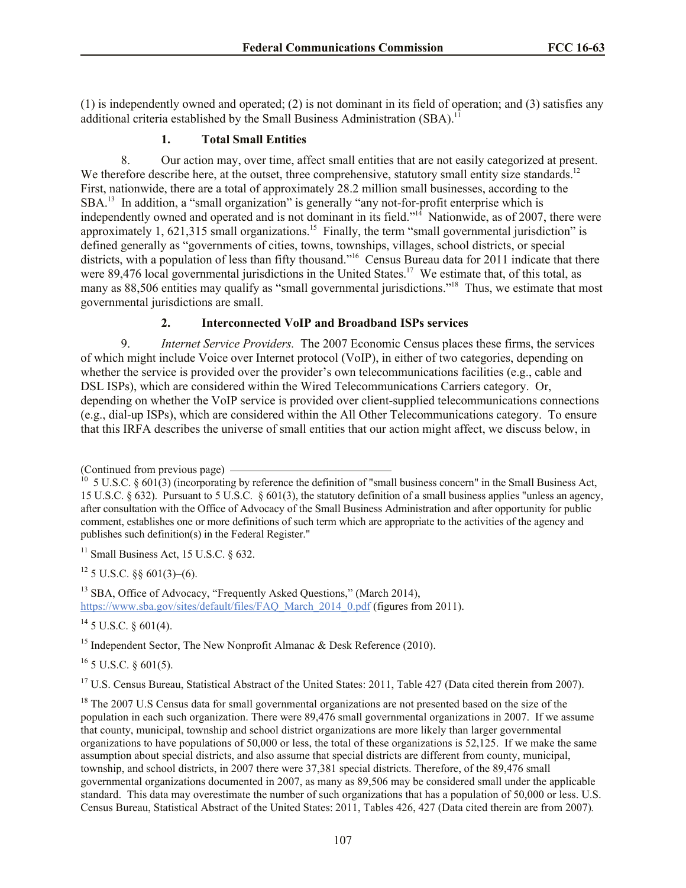(1) is independently owned and operated; (2) is not dominant in its field of operation; and (3) satisfies any additional criteria established by the Small Business Administration (SBA).[11]

### 1. Total Small Entities

8. Our action may, over time, affect small entities that are not easily categorized at present. We therefore describe here, at the outset, three comprehensive, statutory small entity size standards.[12] First, nationwide, there are a total of approximately 28.2 million small businesses, according to the SBA.[13] In addition, a "small organization" is generally "any not-for-profit enterprise which is independently owned and operated and is not dominant in its field."[14] Nationwide, as of 2007, there were approximately 1, 621,315 small organizations.[15] Finally, the term "small governmental jurisdiction" is defined generally as "governments of cities, towns, townships, villages, school districts, or special districts, with a population of less than fifty thousand."[16] Census Bureau data for 2011 indicate that there were 89,476 local governmental jurisdictions in the United States.[17] We estimate that, of this total, as many as 88,506 entities may qualify as "small governmental jurisdictions."[18] Thus, we estimate that most governmental jurisdictions are small.

### 2. Interconnected VoIP and Broadband ISPs services

9. *Internet Service Providers.* The 2007 Economic Census places these firms, the services of which might include Voice over Internet protocol (VoIP), in either of two categories, depending on whether the service is provided over the provider's own telecommunications facilities (e.g., cable and DSL ISPs), which are considered within the Wired Telecommunications Carriers category. Or, depending on whether the VoIP service is provided over client-supplied telecommunications connections (e.g., dial-up ISPs), which are considered within the All Other Telecommunications category. To ensure that this IRFA describes the universe of small entities that our action might affect, we discuss below, in

---

(Continued from previous page)

[10] 5 U.S.C. § 601(3) (incorporating by reference the definition of "small business concern" in the Small Business Act, 15 U.S.C. § 632). Pursuant to 5 U.S.C. § 601(3), the statutory definition of a small business applies "unless an agency, after consultation with the Office of Advocacy of the Small Business Administration and after opportunity for public comment, establishes one or more definitions of such term which are appropriate to the activities of the agency and publishes such definition(s) in the Federal Register."

[11] Small Business Act, 15 U.S.C. § 632.

[12] 5 U.S.C. §§ 601(3)–(6).

[13] SBA, Office of Advocacy, "Frequently Asked Questions," (March 2014), https://www.sba.gov/sites/default/files/FAQ_March_2014_0.pdf (figures from 2011).

[14] 5 U.S.C. § 601(4).

[15] Independent Sector, The New Nonprofit Almanac & Desk Reference (2010).

[16] 5 U.S.C. § 601(5).

[17] U.S. Census Bureau, Statistical Abstract of the United States: 2011, Table 427 (Data cited therein from 2007).

[18] The 2007 U.S Census data for small governmental organizations are not presented based on the size of the population in each such organization. There were 89,476 small governmental organizations in 2007. If we assume that county, municipal, township and school district organizations are more likely than larger governmental organizations to have populations of 50,000 or less, the total of these organizations is 52,125. If we make the same assumption about special districts, and also assume that special districts are different from county, municipal, township, and school districts, in 2007 there were 37,381 special districts. Therefore, of the 89,476 small governmental organizations documented in 2007, as many as 89,506 may be considered small under the applicable standard. This data may overestimate the number of such organizations that has a population of 50,000 or less. U.S. Census Bureau, Statistical Abstract of the United States: 2011, Tables 426, 427 (Data cited therein are from 2007).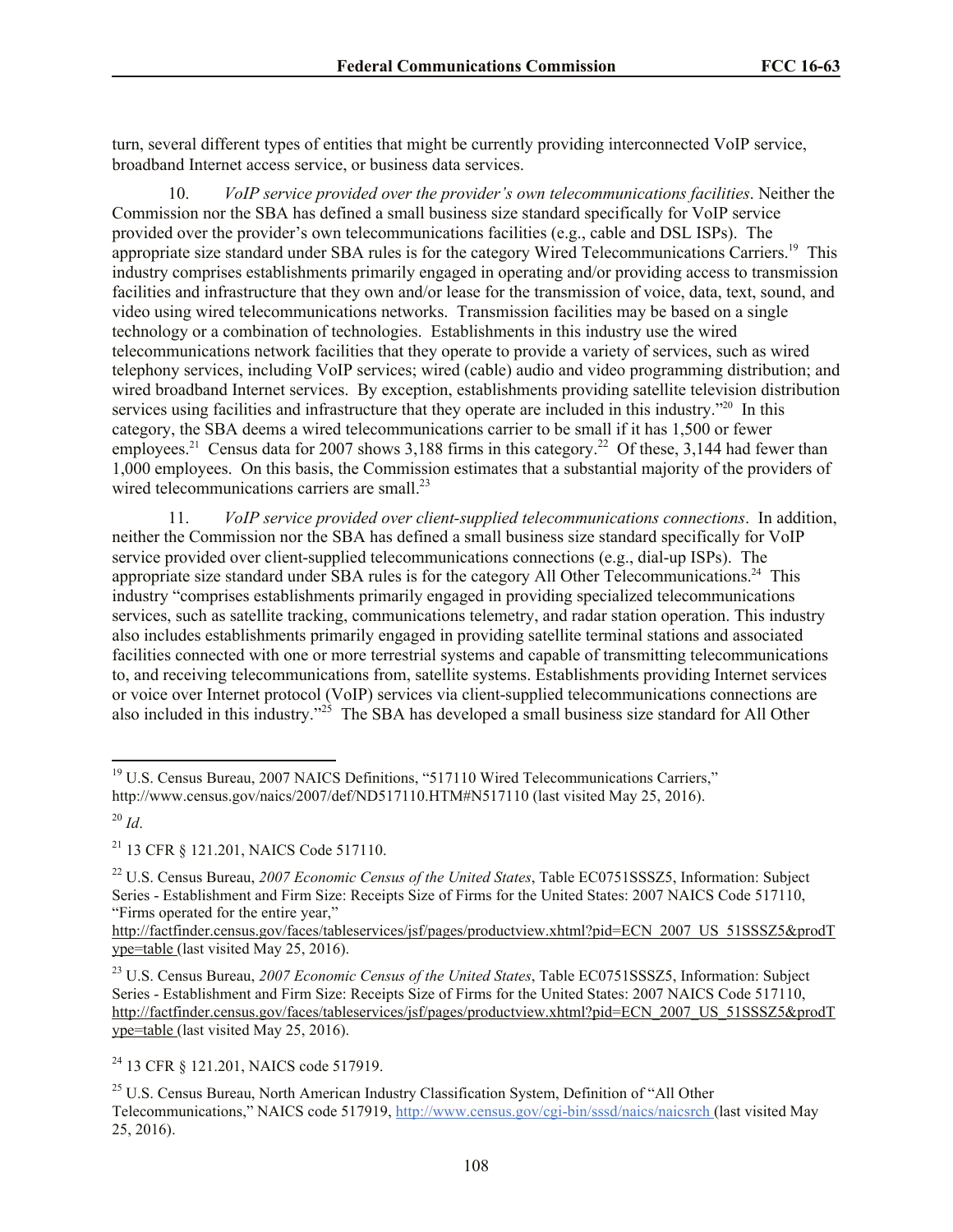turn, several different types of entities that might be currently providing interconnected VoIP service, broadband Internet access service, or business data services.

10. *VoIP service provided over the provider's own telecommunications facilities*. Neither the Commission nor the SBA has defined a small business size standard specifically for VoIP service provided over the provider's own telecommunications facilities (e.g., cable and DSL ISPs). The appropriate size standard under SBA rules is for the category Wired Telecommunications Carriers.[19] This industry comprises establishments primarily engaged in operating and/or providing access to transmission facilities and infrastructure that they own and/or lease for the transmission of voice, data, text, sound, and video using wired telecommunications networks. Transmission facilities may be based on a single technology or a combination of technologies. Establishments in this industry use the wired telecommunications network facilities that they operate to provide a variety of services, such as wired telephony services, including VoIP services; wired (cable) audio and video programming distribution; and wired broadband Internet services. By exception, establishments providing satellite television distribution services using facilities and infrastructure that they operate are included in this industry."[20] In this category, the SBA deems a wired telecommunications carrier to be small if it has 1,500 or fewer employees.[21] Census data for 2007 shows 3,188 firms in this category.[22] Of these, 3,144 had fewer than 1,000 employees. On this basis, the Commission estimates that a substantial majority of the providers of wired telecommunications carriers are small.[23]

11. *VoIP service provided over client-supplied telecommunications connections*. In addition, neither the Commission nor the SBA has defined a small business size standard specifically for VoIP service provided over client-supplied telecommunications connections (e.g., dial-up ISPs). The appropriate size standard under SBA rules is for the category All Other Telecommunications.[24] This industry "comprises establishments primarily engaged in providing specialized telecommunications services, such as satellite tracking, communications telemetry, and radar station operation. This industry also includes establishments primarily engaged in providing satellite terminal stations and associated facilities connected with one or more terrestrial systems and capable of transmitting telecommunications to, and receiving telecommunications from, satellite systems. Establishments providing Internet services or voice over Internet protocol (VoIP) services via client-supplied telecommunications connections are also included in this industry."[25] The SBA has developed a small business size standard for All Other

---

[19] U.S. Census Bureau, 2007 NAICS Definitions, "517110 Wired Telecommunications Carriers," http://www.census.gov/naics/2007/def/ND517110.HTM#N517110 (last visited May 25, 2016).

[20] *Id*.

[21] 13 CFR § 121.201, NAICS Code 517110.

[22] U.S. Census Bureau, *2007 Economic Census of the United States*, Table EC0751SSSZ5, Information: Subject Series - Establishment and Firm Size: Receipts Size of Firms for the United States: 2007 NAICS Code 517110, "Firms operated for the entire year," http://factfinder.census.gov/faces/tableservices/jsf/pages/productview.xhtml?pid=ECN_2007_US_51SSSZ5&prodType=table (last visited May 25, 2016).

[23] U.S. Census Bureau, *2007 Economic Census of the United States*, Table EC0751SSSZ5, Information: Subject Series - Establishment and Firm Size: Receipts Size of Firms for the United States: 2007 NAICS Code 517110, http://factfinder.census.gov/faces/tableservices/jsf/pages/productview.xhtml?pid=ECN_2007_US_51SSSZ5&prodType=table (last visited May 25, 2016).

[24] 13 CFR § 121.201, NAICS code 517919.

[25] U.S. Census Bureau, North American Industry Classification System, Definition of "All Other Telecommunications," NAICS code 517919, http://www.census.gov/cgi-bin/sssd/naics/naicsrch (last visited May 25, 2016).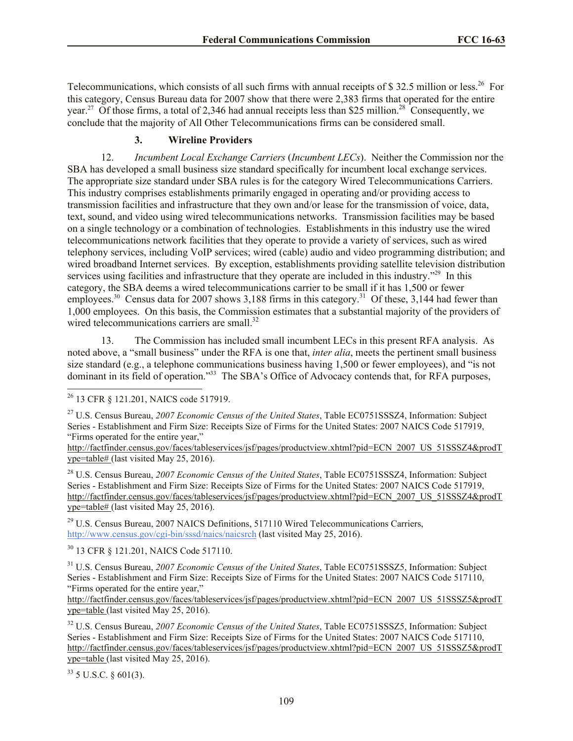Telecommunications, which consists of all such firms with annual receipts of $ 32.5 million or less.[26] For this category, Census Bureau data for 2007 show that there were 2,383 firms that operated for the entire year.[27] Of those firms, a total of 2,346 had annual receipts less than $25 million.[28] Consequently, we conclude that the majority of All Other Telecommunications firms can be considered small.

### 3. Wireline Providers

12. *Incumbent Local Exchange Carriers* (*Incumbent LECs*). Neither the Commission nor the SBA has developed a small business size standard specifically for incumbent local exchange services. The appropriate size standard under SBA rules is for the category Wired Telecommunications Carriers. This industry comprises establishments primarily engaged in operating and/or providing access to transmission facilities and infrastructure that they own and/or lease for the transmission of voice, data, text, sound, and video using wired telecommunications networks. Transmission facilities may be based on a single technology or a combination of technologies. Establishments in this industry use the wired telecommunications network facilities that they operate to provide a variety of services, such as wired telephony services, including VoIP services; wired (cable) audio and video programming distribution; and wired broadband Internet services. By exception, establishments providing satellite television distribution services using facilities and infrastructure that they operate are included in this industry."[29] In this category, the SBA deems a wired telecommunications carrier to be small if it has 1,500 or fewer employees.[30] Census data for 2007 shows 3,188 firms in this category.[31] Of these, 3,144 had fewer than 1,000 employees. On this basis, the Commission estimates that a substantial majority of the providers of wired telecommunications carriers are small.[32]

13. The Commission has included small incumbent LECs in this present RFA analysis. As noted above, a "small business" under the RFA is one that, *inter alia*, meets the pertinent small business size standard (e.g., a telephone communications business having 1,500 or fewer employees), and "is not dominant in its field of operation."[33] The SBA's Office of Advocacy contends that, for RFA purposes,

---

[26] 13 CFR § 121.201, NAICS code 517919.

[27] U.S. Census Bureau, *2007 Economic Census of the United States*, Table EC0751SSSZ4, Information: Subject Series - Establishment and Firm Size: Receipts Size of Firms for the United States: 2007 NAICS Code 517919, "Firms operated for the entire year," http://factfinder.census.gov/faces/tableservices/jsf/pages/productview.xhtml?pid=ECN_2007_US_51SSSZ4&prodType=table# (last visited May 25, 2016).

[28] U.S. Census Bureau, *2007 Economic Census of the United States*, Table EC0751SSSZ4, Information: Subject Series - Establishment and Firm Size: Receipts Size of Firms for the United States: 2007 NAICS Code 517919, http://factfinder.census.gov/faces/tableservices/jsf/pages/productview.xhtml?pid=ECN_2007_US_51SSSZ4&prodType=table# (last visited May 25, 2016).

[29] U.S. Census Bureau, 2007 NAICS Definitions, 517110 Wired Telecommunications Carriers, http://www.census.gov/cgi-bin/sssd/naics/naicsrch (last visited May 25, 2016).

[30] 13 CFR § 121.201, NAICS Code 517110.

[31] U.S. Census Bureau, *2007 Economic Census of the United States*, Table EC0751SSSZ5, Information: Subject Series - Establishment and Firm Size: Receipts Size of Firms for the United States: 2007 NAICS Code 517110, "Firms operated for the entire year," http://factfinder.census.gov/faces/tableservices/jsf/pages/productview.xhtml?pid=ECN_2007_US_51SSSZ5&prodType=table (last visited May 25, 2016).

[32] U.S. Census Bureau, *2007 Economic Census of the United States*, Table EC0751SSSZ5, Information: Subject Series - Establishment and Firm Size: Receipts Size of Firms for the United States: 2007 NAICS Code 517110, http://factfinder.census.gov/faces/tableservices/jsf/pages/productview.xhtml?pid=ECN_2007_US_51SSSZ5&prodType=table (last visited May 25, 2016).

[33] 5 U.S.C. § 601(3).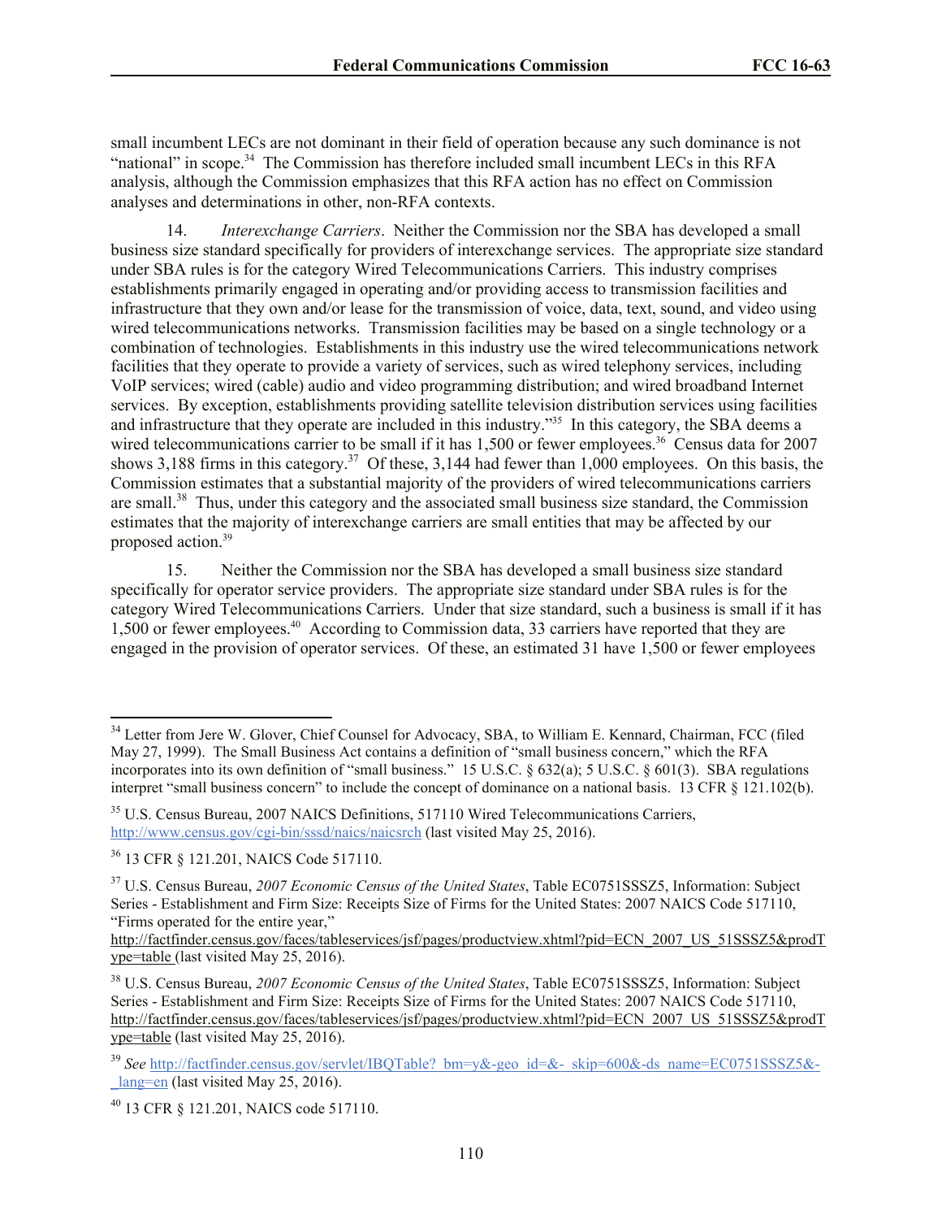small incumbent LECs are not dominant in their field of operation because any such dominance is not "national" in scope.[34] The Commission has therefore included small incumbent LECs in this RFA analysis, although the Commission emphasizes that this RFA action has no effect on Commission analyses and determinations in other, non-RFA contexts.

14. *Interexchange Carriers*. Neither the Commission nor the SBA has developed a small business size standard specifically for providers of interexchange services. The appropriate size standard under SBA rules is for the category Wired Telecommunications Carriers. This industry comprises establishments primarily engaged in operating and/or providing access to transmission facilities and infrastructure that they own and/or lease for the transmission of voice, data, text, sound, and video using wired telecommunications networks. Transmission facilities may be based on a single technology or a combination of technologies. Establishments in this industry use the wired telecommunications network facilities that they operate to provide a variety of services, such as wired telephony services, including VoIP services; wired (cable) audio and video programming distribution; and wired broadband Internet services. By exception, establishments providing satellite television distribution services using facilities and infrastructure that they operate are included in this industry."[35] In this category, the SBA deems a wired telecommunications carrier to be small if it has 1,500 or fewer employees.[36] Census data for 2007 shows 3,188 firms in this category.[37] Of these, 3,144 had fewer than 1,000 employees. On this basis, the Commission estimates that a substantial majority of the providers of wired telecommunications carriers are small.[38] Thus, under this category and the associated small business size standard, the Commission estimates that the majority of interexchange carriers are small entities that may be affected by our proposed action.[39]

15. Neither the Commission nor the SBA has developed a small business size standard specifically for operator service providers. The appropriate size standard under SBA rules is for the category Wired Telecommunications Carriers. Under that size standard, such a business is small if it has 1,500 or fewer employees.[40] According to Commission data, 33 carriers have reported that they are engaged in the provision of operator services. Of these, an estimated 31 have 1,500 or fewer employees

---

[34] Letter from Jere W. Glover, Chief Counsel for Advocacy, SBA, to William E. Kennard, Chairman, FCC (filed May 27, 1999). The Small Business Act contains a definition of "small business concern," which the RFA incorporates into its own definition of "small business." 15 U.S.C. § 632(a); 5 U.S.C. § 601(3). SBA regulations interpret "small business concern" to include the concept of dominance on a national basis. 13 CFR § 121.102(b).

[35] U.S. Census Bureau, 2007 NAICS Definitions, 517110 Wired Telecommunications Carriers, http://www.census.gov/cgi-bin/sssd/naics/naicsrch (last visited May 25, 2016).

[36] 13 CFR § 121.201, NAICS Code 517110.

[37] U.S. Census Bureau, *2007 Economic Census of the United States*, Table EC0751SSSZ5, Information: Subject Series - Establishment and Firm Size: Receipts Size of Firms for the United States: 2007 NAICS Code 517110, "Firms operated for the entire year," http://factfinder.census.gov/faces/tableservices/jsf/pages/productview.xhtml?pid=ECN_2007_US_51SSSZ5&prodType=table (last visited May 25, 2016).

[38] U.S. Census Bureau, *2007 Economic Census of the United States*, Table EC0751SSSZ5, Information: Subject Series - Establishment and Firm Size: Receipts Size of Firms for the United States: 2007 NAICS Code 517110, http://factfinder.census.gov/faces/tableservices/jsf/pages/productview.xhtml?pid=ECN_2007_US_51SSSZ5&prodType=table (last visited May 25, 2016).

[39] *See* http://factfinder.census.gov/servlet/IBQTable?_bm=y&-geo_id=&-_skip=600&-ds_name=EC0751SSSZ5&-_lang=en (last visited May 25, 2016).

[40] 13 CFR § 121.201, NAICS code 517110.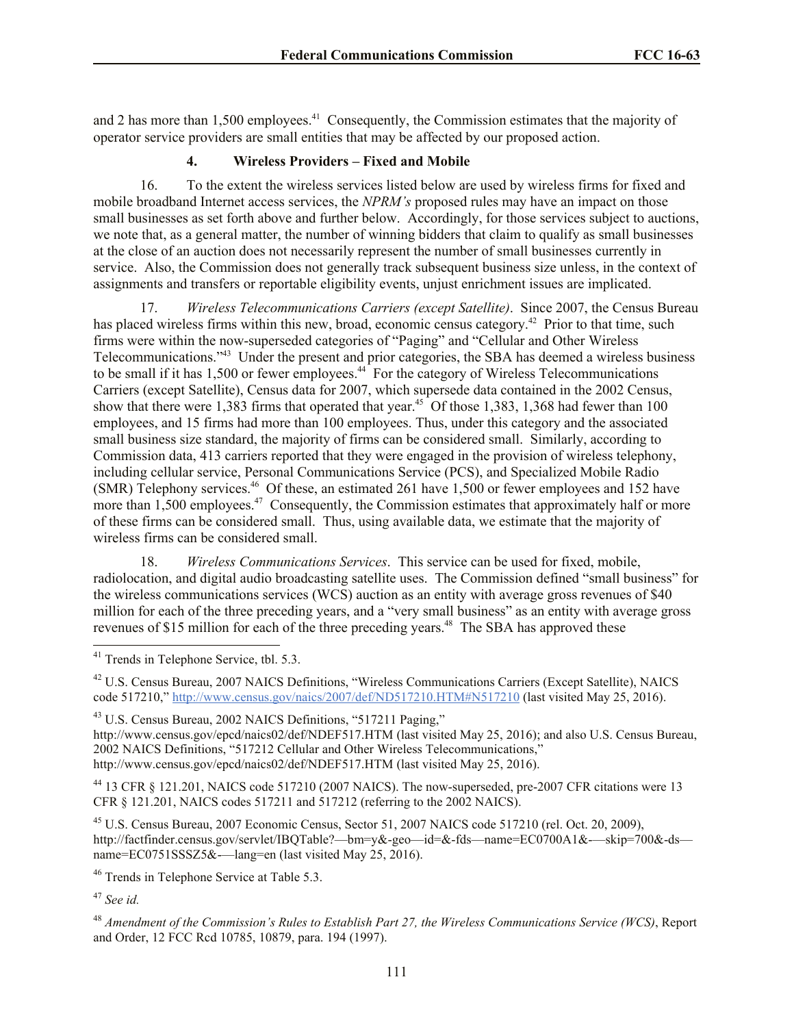and 2 has more than 1,500 employees.[41] Consequently, the Commission estimates that the majority of operator service providers are small entities that may be affected by our proposed action.

### 4. Wireless Providers – Fixed and Mobile

16. To the extent the wireless services listed below are used by wireless firms for fixed and mobile broadband Internet access services, the *NPRM's* proposed rules may have an impact on those small businesses as set forth above and further below. Accordingly, for those services subject to auctions, we note that, as a general matter, the number of winning bidders that claim to qualify as small businesses at the close of an auction does not necessarily represent the number of small businesses currently in service. Also, the Commission does not generally track subsequent business size unless, in the context of assignments and transfers or reportable eligibility events, unjust enrichment issues are implicated.

17. *Wireless Telecommunications Carriers (except Satellite)*. Since 2007, the Census Bureau has placed wireless firms within this new, broad, economic census category.[42] Prior to that time, such firms were within the now-superseded categories of "Paging" and "Cellular and Other Wireless Telecommunications."[43] Under the present and prior categories, the SBA has deemed a wireless business to be small if it has 1,500 or fewer employees.[44] For the category of Wireless Telecommunications Carriers (except Satellite), Census data for 2007, which supersede data contained in the 2002 Census, show that there were 1,383 firms that operated that year.[45] Of those 1,383, 1,368 had fewer than 100 employees, and 15 firms had more than 100 employees. Thus, under this category and the associated small business size standard, the majority of firms can be considered small. Similarly, according to Commission data, 413 carriers reported that they were engaged in the provision of wireless telephony, including cellular service, Personal Communications Service (PCS), and Specialized Mobile Radio (SMR) Telephony services.[46] Of these, an estimated 261 have 1,500 or fewer employees and 152 have more than 1,500 employees.[47] Consequently, the Commission estimates that approximately half or more of these firms can be considered small. Thus, using available data, we estimate that the majority of wireless firms can be considered small.

18. *Wireless Communications Services*. This service can be used for fixed, mobile, radiolocation, and digital audio broadcasting satellite uses. The Commission defined "small business" for the wireless communications services (WCS) auction as an entity with average gross revenues of $40 million for each of the three preceding years, and a "very small business" as an entity with average gross revenues of $15 million for each of the three preceding years.[48] The SBA has approved these

---

[41] Trends in Telephone Service, tbl. 5.3.

[42] U.S. Census Bureau, 2007 NAICS Definitions, "Wireless Communications Carriers (Except Satellite), NAICS code 517210," http://www.census.gov/naics/2007/def/ND517210.HTM#N517210 (last visited May 25, 2016).

[43] U.S. Census Bureau, 2002 NAICS Definitions, "517211 Paging," http://www.census.gov/epcd/naics02/def/NDEF517.HTM (last visited May 25, 2016); and also U.S. Census Bureau, 2002 NAICS Definitions, "517212 Cellular and Other Wireless Telecommunications," http://www.census.gov/epcd/naics02/def/NDEF517.HTM (last visited May 25, 2016).

[44] 13 CFR § 121.201, NAICS code 517210 (2007 NAICS). The now-superseded, pre-2007 CFR citations were 13 CFR § 121.201, NAICS codes 517211 and 517212 (referring to the 2002 NAICS).

[45] U.S. Census Bureau, 2007 Economic Census, Sector 51, 2007 NAICS code 517210 (rel. Oct. 20, 2009), http://factfinder.census.gov/servlet/IBQTable?—bm=y&-geo—id=&-fds—name=EC0700A1&-—skip=700&-ds—name=EC0751SSSZ5&-—lang=en (last visited May 25, 2016).

[46] Trends in Telephone Service at Table 5.3.

[47] *See id.*

[48] *Amendment of the Commission's Rules to Establish Part 27, the Wireless Communications Service (WCS)*, Report and Order, 12 FCC Rcd 10785, 10879, para. 194 (1997).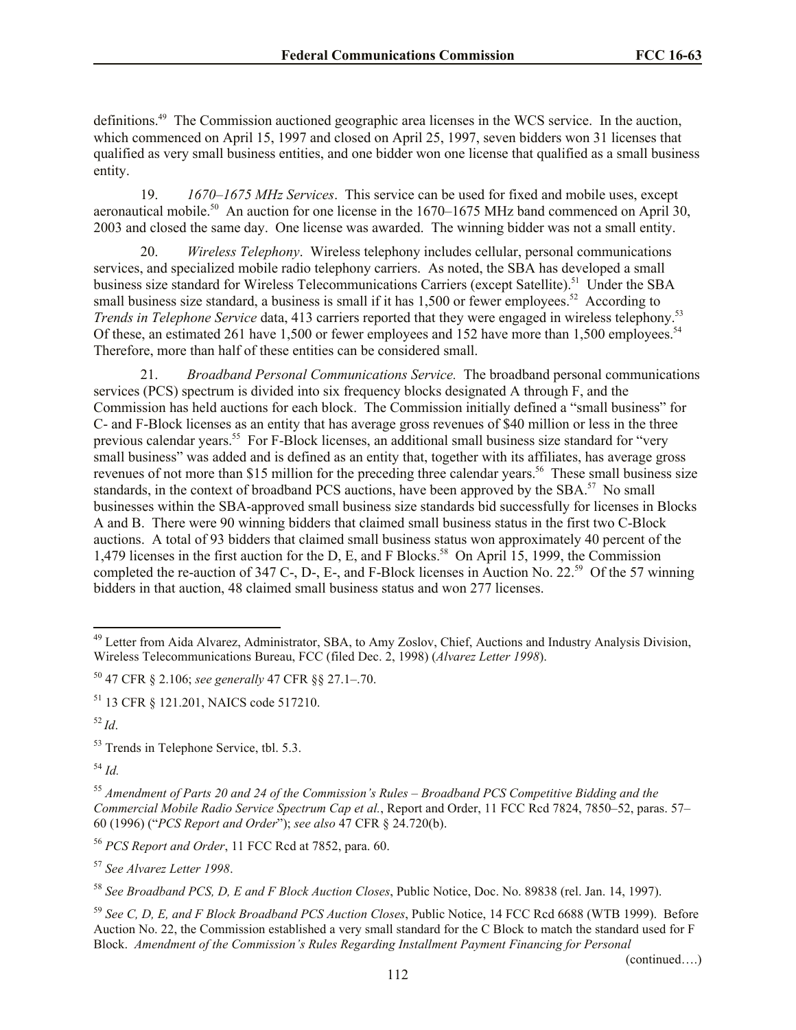definitions.[49] The Commission auctioned geographic area licenses in the WCS service. In the auction, which commenced on April 15, 1997 and closed on April 25, 1997, seven bidders won 31 licenses that qualified as very small business entities, and one bidder won one license that qualified as a small business entity.

19. *1670–1675 MHz Services*. This service can be used for fixed and mobile uses, except aeronautical mobile.[50] An auction for one license in the 1670–1675 MHz band commenced on April 30, 2003 and closed the same day. One license was awarded. The winning bidder was not a small entity.

20. *Wireless Telephony*. Wireless telephony includes cellular, personal communications services, and specialized mobile radio telephony carriers. As noted, the SBA has developed a small business size standard for Wireless Telecommunications Carriers (except Satellite).[51] Under the SBA small business size standard, a business is small if it has 1,500 or fewer employees.[52] According to *Trends in Telephone Service* data, 413 carriers reported that they were engaged in wireless telephony.[53] Of these, an estimated 261 have 1,500 or fewer employees and 152 have more than 1,500 employees.[54] Therefore, more than half of these entities can be considered small.

21. *Broadband Personal Communications Service.* The broadband personal communications services (PCS) spectrum is divided into six frequency blocks designated A through F, and the Commission has held auctions for each block. The Commission initially defined a "small business" for C- and F-Block licenses as an entity that has average gross revenues of $40 million or less in the three previous calendar years.[55] For F-Block licenses, an additional small business size standard for "very small business" was added and is defined as an entity that, together with its affiliates, has average gross revenues of not more than $15 million for the preceding three calendar years.[56] These small business size standards, in the context of broadband PCS auctions, have been approved by the SBA.[57] No small businesses within the SBA-approved small business size standards bid successfully for licenses in Blocks A and B. There were 90 winning bidders that claimed small business status in the first two C-Block auctions. A total of 93 bidders that claimed small business status won approximately 40 percent of the 1,479 licenses in the first auction for the D, E, and F Blocks.[58] On April 15, 1999, the Commission completed the re-auction of 347 C-, D-, E-, and F-Block licenses in Auction No. 22.[59] Of the 57 winning bidders in that auction, 48 claimed small business status and won 277 licenses.

---

[49] Letter from Aida Alvarez, Administrator, SBA, to Amy Zoslov, Chief, Auctions and Industry Analysis Division, Wireless Telecommunications Bureau, FCC (filed Dec. 2, 1998) (*Alvarez Letter 1998*).

[50] 47 CFR § 2.106; *see generally* 47 CFR §§ 27.1–.70.

[51] 13 CFR § 121.201, NAICS code 517210.

[52] *Id*.

[53] Trends in Telephone Service, tbl. 5.3.

[54] *Id.*

[55] *Amendment of Parts 20 and 24 of the Commission's Rules – Broadband PCS Competitive Bidding and the Commercial Mobile Radio Service Spectrum Cap et al.*, Report and Order, 11 FCC Rcd 7824, 7850–52, paras. 57–60 (1996) ("*PCS Report and Order*"); *see also* 47 CFR § 24.720(b).

[56] *PCS Report and Order*, 11 FCC Rcd at 7852, para. 60.

[57] *See Alvarez Letter 1998*.

[58] *See Broadband PCS, D, E and F Block Auction Closes*, Public Notice, Doc. No. 89838 (rel. Jan. 14, 1997).

[59] *See C, D, E, and F Block Broadband PCS Auction Closes*, Public Notice, 14 FCC Rcd 6688 (WTB 1999). Before Auction No. 22, the Commission established a very small standard for the C Block to match the standard used for F Block. *Amendment of the Commission's Rules Regarding Installment Payment Financing for Personal*

(continued….)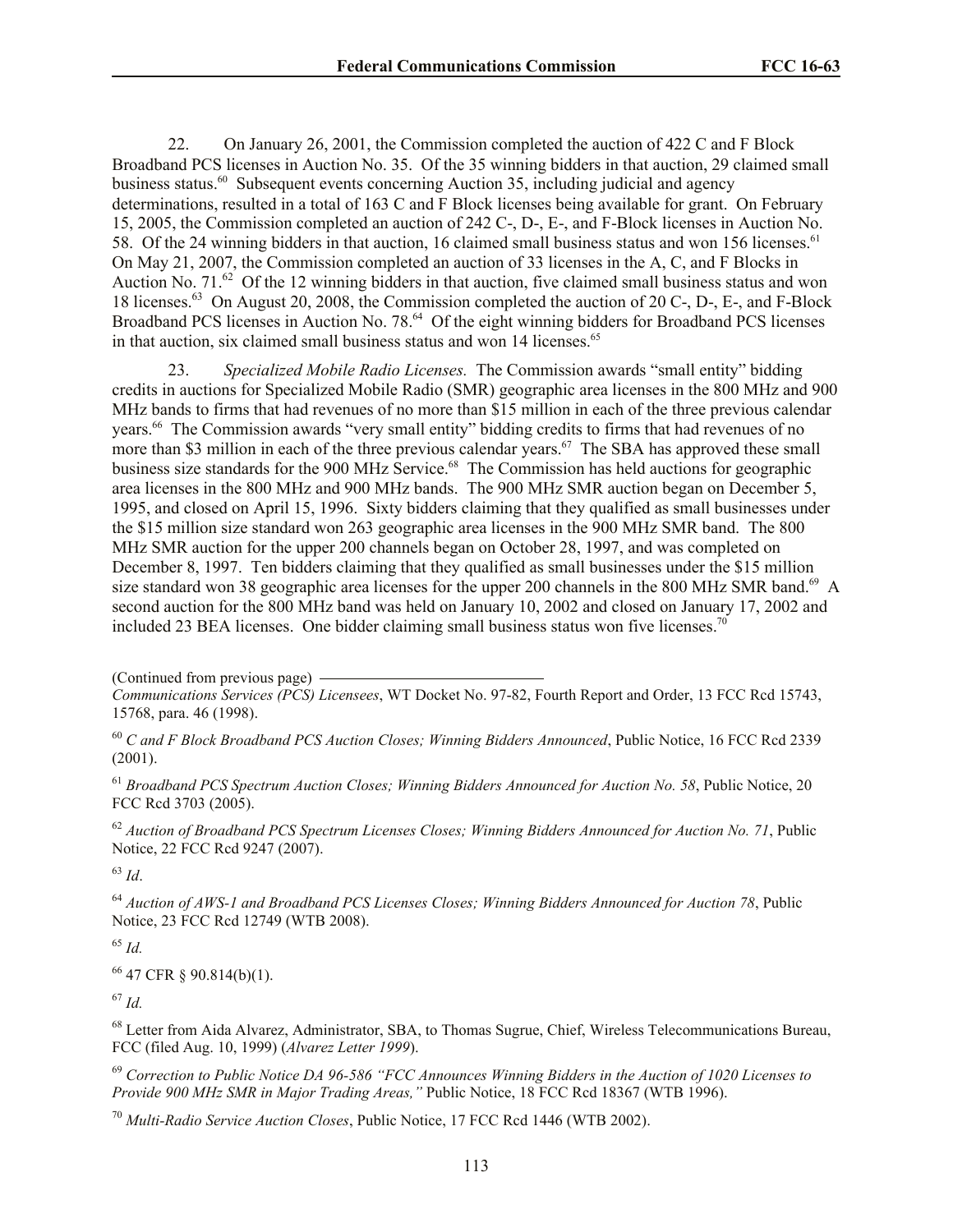22. On January 26, 2001, the Commission completed the auction of 422 C and F Block Broadband PCS licenses in Auction No. 35. Of the 35 winning bidders in that auction, 29 claimed small business status.[60] Subsequent events concerning Auction 35, including judicial and agency determinations, resulted in a total of 163 C and F Block licenses being available for grant. On February 15, 2005, the Commission completed an auction of 242 C-, D-, E-, and F-Block licenses in Auction No. 58. Of the 24 winning bidders in that auction, 16 claimed small business status and won 156 licenses.[61] On May 21, 2007, the Commission completed an auction of 33 licenses in the A, C, and F Blocks in Auction No. 71.[62] Of the 12 winning bidders in that auction, five claimed small business status and won 18 licenses.[63] On August 20, 2008, the Commission completed the auction of 20 C-, D-, E-, and F-Block Broadband PCS licenses in Auction No. 78.[64] Of the eight winning bidders for Broadband PCS licenses in that auction, six claimed small business status and won 14 licenses.[65]

23. *Specialized Mobile Radio Licenses.* The Commission awards "small entity" bidding credits in auctions for Specialized Mobile Radio (SMR) geographic area licenses in the 800 MHz and 900 MHz bands to firms that had revenues of no more than $15 million in each of the three previous calendar years.[66] The Commission awards "very small entity" bidding credits to firms that had revenues of no more than $3 million in each of the three previous calendar years.[67] The SBA has approved these small business size standards for the 900 MHz Service.[68] The Commission has held auctions for geographic area licenses in the 800 MHz and 900 MHz bands. The 900 MHz SMR auction began on December 5, 1995, and closed on April 15, 1996. Sixty bidders claiming that they qualified as small businesses under the $15 million size standard won 263 geographic area licenses in the 900 MHz SMR band. The 800 MHz SMR auction for the upper 200 channels began on October 28, 1997, and was completed on December 8, 1997. Ten bidders claiming that they qualified as small businesses under the $15 million size standard won 38 geographic area licenses for the upper 200 channels in the 800 MHz SMR band.[69] A second auction for the 800 MHz band was held on January 10, 2002 and closed on January 17, 2002 and included 23 BEA licenses. One bidder claiming small business status won five licenses.[70]

(Continued from previous page) *Communications Services (PCS) Licensees*, WT Docket No. 97-82, Fourth Report and Order, 13 FCC Rcd 15743, 15768, para. 46 (1998).

[60] *C and F Block Broadband PCS Auction Closes; Winning Bidders Announced*, Public Notice, 16 FCC Rcd 2339 (2001).

[61] *Broadband PCS Spectrum Auction Closes; Winning Bidders Announced for Auction No. 58*, Public Notice, 20 FCC Rcd 3703 (2005).

[62] *Auction of Broadband PCS Spectrum Licenses Closes; Winning Bidders Announced for Auction No. 71*, Public Notice, 22 FCC Rcd 9247 (2007).

[63] *Id*.

[64] *Auction of AWS-1 and Broadband PCS Licenses Closes; Winning Bidders Announced for Auction 78*, Public Notice, 23 FCC Rcd 12749 (WTB 2008).

[65] *Id.*

[66] 47 CFR § 90.814(b)(1).

[67] *Id.*

[68] Letter from Aida Alvarez, Administrator, SBA, to Thomas Sugrue, Chief, Wireless Telecommunications Bureau, FCC (filed Aug. 10, 1999) (*Alvarez Letter 1999*).

[69] *Correction to Public Notice DA 96-586 "FCC Announces Winning Bidders in the Auction of 1020 Licenses to Provide 900 MHz SMR in Major Trading Areas,"* Public Notice, 18 FCC Rcd 18367 (WTB 1996).

[70] *Multi-Radio Service Auction Closes*, Public Notice, 17 FCC Rcd 1446 (WTB 2002).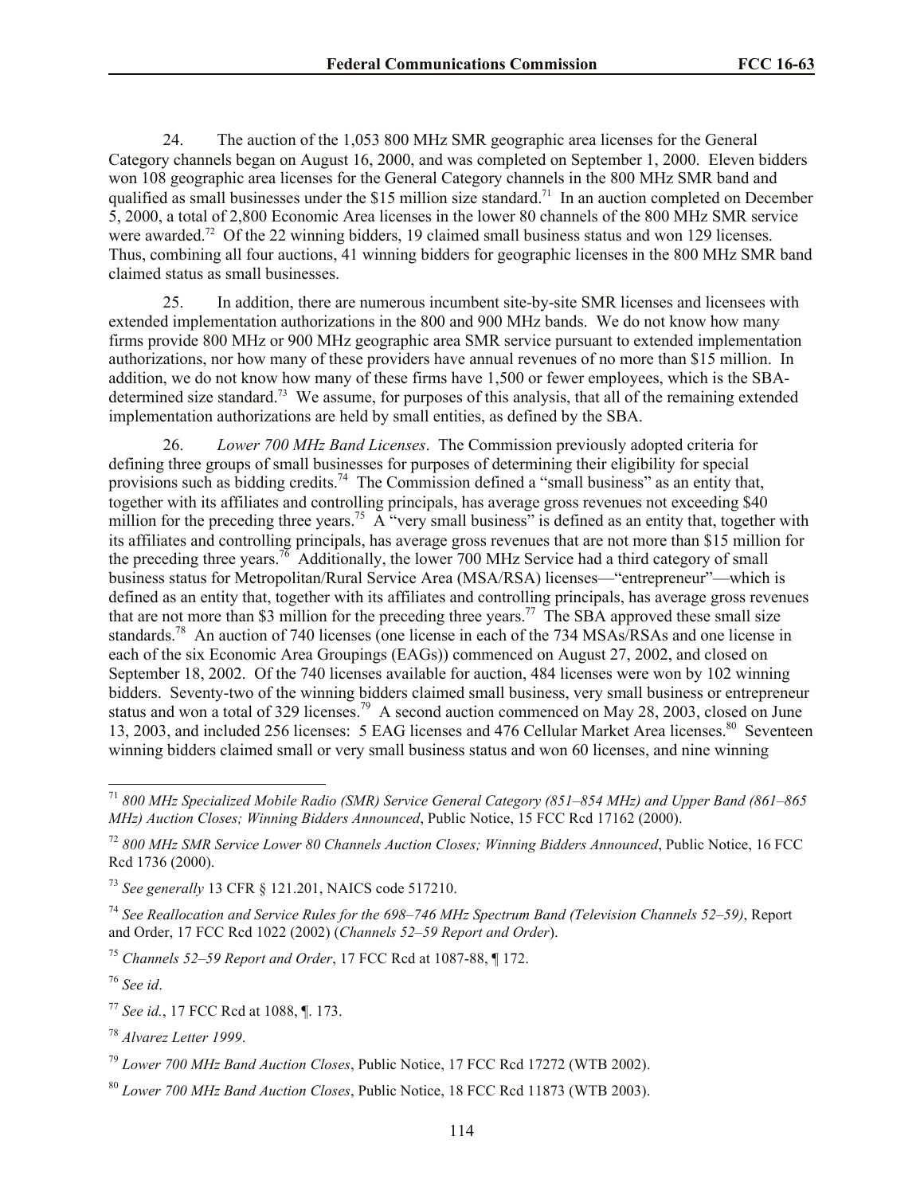24. The auction of the 1,053 800 MHz SMR geographic area licenses for the General Category channels began on August 16, 2000, and was completed on September 1, 2000. Eleven bidders won 108 geographic area licenses for the General Category channels in the 800 MHz SMR band and qualified as small businesses under the $15 million size standard.[71] In an auction completed on December 5, 2000, a total of 2,800 Economic Area licenses in the lower 80 channels of the 800 MHz SMR service were awarded.[72] Of the 22 winning bidders, 19 claimed small business status and won 129 licenses. Thus, combining all four auctions, 41 winning bidders for geographic licenses in the 800 MHz SMR band claimed status as small businesses.

25. In addition, there are numerous incumbent site-by-site SMR licenses and licensees with extended implementation authorizations in the 800 and 900 MHz bands. We do not know how many firms provide 800 MHz or 900 MHz geographic area SMR service pursuant to extended implementation authorizations, nor how many of these providers have annual revenues of no more than $15 million. In addition, we do not know how many of these firms have 1,500 or fewer employees, which is the SBA-determined size standard.[73] We assume, for purposes of this analysis, that all of the remaining extended implementation authorizations are held by small entities, as defined by the SBA.

26. *Lower 700 MHz Band Licenses*. The Commission previously adopted criteria for defining three groups of small businesses for purposes of determining their eligibility for special provisions such as bidding credits.[74] The Commission defined a "small business" as an entity that, together with its affiliates and controlling principals, has average gross revenues not exceeding $40 million for the preceding three years.[75] A "very small business" is defined as an entity that, together with its affiliates and controlling principals, has average gross revenues that are not more than $15 million for the preceding three years.[76] Additionally, the lower 700 MHz Service had a third category of small business status for Metropolitan/Rural Service Area (MSA/RSA) licenses—"entrepreneur"—which is defined as an entity that, together with its affiliates and controlling principals, has average gross revenues that are not more than $3 million for the preceding three years.[77] The SBA approved these small size standards.[78] An auction of 740 licenses (one license in each of the 734 MSAs/RSAs and one license in each of the six Economic Area Groupings (EAGs)) commenced on August 27, 2002, and closed on September 18, 2002. Of the 740 licenses available for auction, 484 licenses were won by 102 winning bidders. Seventy-two of the winning bidders claimed small business, very small business or entrepreneur status and won a total of 329 licenses.[79] A second auction commenced on May 28, 2003, closed on June 13, 2003, and included 256 licenses: 5 EAG licenses and 476 Cellular Market Area licenses.[80] Seventeen winning bidders claimed small or very small business status and won 60 licenses, and nine winning

---

[71] *800 MHz Specialized Mobile Radio (SMR) Service General Category (851–854 MHz) and Upper Band (861–865 MHz) Auction Closes; Winning Bidders Announced*, Public Notice, 15 FCC Rcd 17162 (2000).

[72] *800 MHz SMR Service Lower 80 Channels Auction Closes; Winning Bidders Announced*, Public Notice, 16 FCC Rcd 1736 (2000).

[73] *See generally* 13 CFR § 121.201, NAICS code 517210.

[74] *See Reallocation and Service Rules for the 698–746 MHz Spectrum Band (Television Channels 52–59)*, Report and Order, 17 FCC Rcd 1022 (2002) (*Channels 52–59 Report and Order*).

[75] *Channels 52–59 Report and Order*, 17 FCC Rcd at 1087-88, ¶ 172.

[76] *See id*.

[77] *See id.*, 17 FCC Rcd at 1088, ¶. 173.

[78] *Alvarez Letter 1999*.

[79] *Lower 700 MHz Band Auction Closes*, Public Notice, 17 FCC Rcd 17272 (WTB 2002).

[80] *Lower 700 MHz Band Auction Closes*, Public Notice, 18 FCC Rcd 11873 (WTB 2003).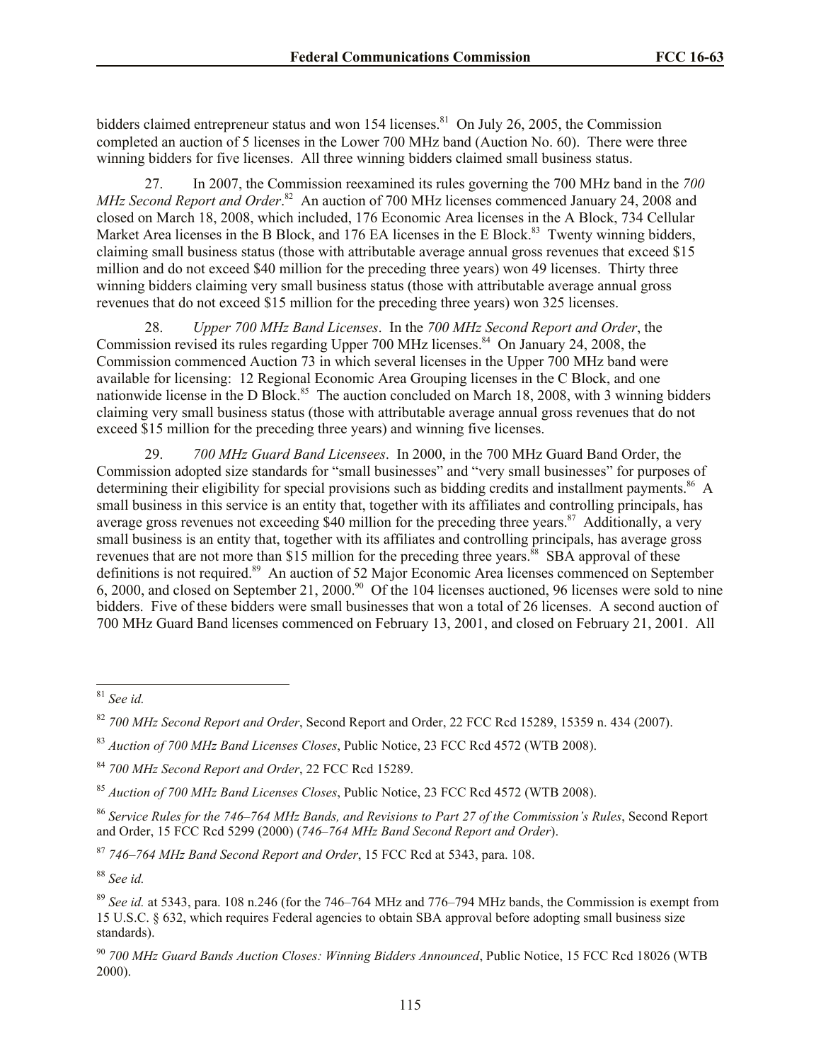bidders claimed entrepreneur status and won 154 licenses.[81] On July 26, 2005, the Commission completed an auction of 5 licenses in the Lower 700 MHz band (Auction No. 60). There were three winning bidders for five licenses. All three winning bidders claimed small business status.

27. In 2007, the Commission reexamined its rules governing the 700 MHz band in the *700 MHz Second Report and Order*.[82] An auction of 700 MHz licenses commenced January 24, 2008 and closed on March 18, 2008, which included, 176 Economic Area licenses in the A Block, 734 Cellular Market Area licenses in the B Block, and 176 EA licenses in the E Block.[83] Twenty winning bidders, claiming small business status (those with attributable average annual gross revenues that exceed $15 million and do not exceed $40 million for the preceding three years) won 49 licenses. Thirty three winning bidders claiming very small business status (those with attributable average annual gross revenues that do not exceed $15 million for the preceding three years) won 325 licenses.

28. *Upper 700 MHz Band Licenses*. In the *700 MHz Second Report and Order*, the Commission revised its rules regarding Upper 700 MHz licenses.[84] On January 24, 2008, the Commission commenced Auction 73 in which several licenses in the Upper 700 MHz band were available for licensing: 12 Regional Economic Area Grouping licenses in the C Block, and one nationwide license in the D Block.[85] The auction concluded on March 18, 2008, with 3 winning bidders claiming very small business status (those with attributable average annual gross revenues that do not exceed $15 million for the preceding three years) and winning five licenses.

29. *700 MHz Guard Band Licensees*. In 2000, in the 700 MHz Guard Band Order, the Commission adopted size standards for "small businesses" and "very small businesses" for purposes of determining their eligibility for special provisions such as bidding credits and installment payments.[86] A small business in this service is an entity that, together with its affiliates and controlling principals, has average gross revenues not exceeding $40 million for the preceding three years.[87] Additionally, a very small business is an entity that, together with its affiliates and controlling principals, has average gross revenues that are not more than $15 million for the preceding three years.[88] SBA approval of these definitions is not required.[89] An auction of 52 Major Economic Area licenses commenced on September 6, 2000, and closed on September 21, 2000.[90] Of the 104 licenses auctioned, 96 licenses were sold to nine bidders. Five of these bidders were small businesses that won a total of 26 licenses. A second auction of 700 MHz Guard Band licenses commenced on February 13, 2001, and closed on February 21, 2001. All

---

[81] *See id.*

[82] *700 MHz Second Report and Order*, Second Report and Order, 22 FCC Rcd 15289, 15359 n. 434 (2007).

[83] *Auction of 700 MHz Band Licenses Closes*, Public Notice, 23 FCC Rcd 4572 (WTB 2008).

[84] *700 MHz Second Report and Order*, 22 FCC Rcd 15289.

[85] *Auction of 700 MHz Band Licenses Closes*, Public Notice, 23 FCC Rcd 4572 (WTB 2008).

[86] *Service Rules for the 746–764 MHz Bands, and Revisions to Part 27 of the Commission's Rules*, Second Report and Order, 15 FCC Rcd 5299 (2000) (*746–764 MHz Band Second Report and Order*).

[87] *746–764 MHz Band Second Report and Order*, 15 FCC Rcd at 5343, para. 108.

[88] *See id.*

[89] *See id.* at 5343, para. 108 n.246 (for the 746–764 MHz and 776–794 MHz bands, the Commission is exempt from 15 U.S.C. § 632, which requires Federal agencies to obtain SBA approval before adopting small business size standards).

[90] *700 MHz Guard Bands Auction Closes: Winning Bidders Announced*, Public Notice, 15 FCC Rcd 18026 (WTB 2000).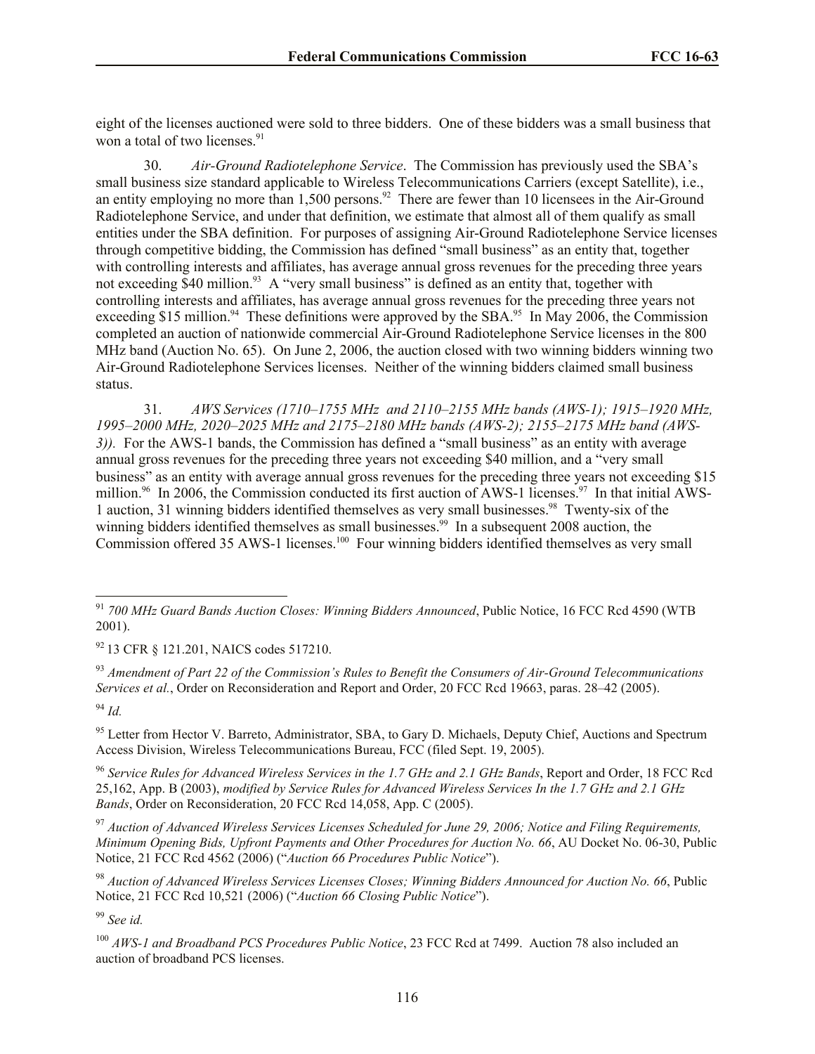eight of the licenses auctioned were sold to three bidders. One of these bidders was a small business that won a total of two licenses.[91]

30. *Air-Ground Radiotelephone Service*. The Commission has previously used the SBA's small business size standard applicable to Wireless Telecommunications Carriers (except Satellite), i.e., an entity employing no more than 1,500 persons.[92] There are fewer than 10 licensees in the Air-Ground Radiotelephone Service, and under that definition, we estimate that almost all of them qualify as small entities under the SBA definition. For purposes of assigning Air-Ground Radiotelephone Service licenses through competitive bidding, the Commission has defined "small business" as an entity that, together with controlling interests and affiliates, has average annual gross revenues for the preceding three years not exceeding $40 million.[93] A "very small business" is defined as an entity that, together with controlling interests and affiliates, has average annual gross revenues for the preceding three years not exceeding $15 million.[94] These definitions were approved by the SBA.[95] In May 2006, the Commission completed an auction of nationwide commercial Air-Ground Radiotelephone Service licenses in the 800 MHz band (Auction No. 65). On June 2, 2006, the auction closed with two winning bidders winning two Air-Ground Radiotelephone Services licenses. Neither of the winning bidders claimed small business status.

31. *AWS Services (1710–1755 MHz and 2110–2155 MHz bands (AWS-1); 1915–1920 MHz, 1995–2000 MHz, 2020–2025 MHz and 2175–2180 MHz bands (AWS-2); 2155–2175 MHz band (AWS-3)).* For the AWS-1 bands, the Commission has defined a "small business" as an entity with average annual gross revenues for the preceding three years not exceeding $40 million, and a "very small business" as an entity with average annual gross revenues for the preceding three years not exceeding $15 million.[96] In 2006, the Commission conducted its first auction of AWS-1 licenses.[97] In that initial AWS-1 auction, 31 winning bidders identified themselves as very small businesses.[98] Twenty-six of the winning bidders identified themselves as small businesses.[99] In a subsequent 2008 auction, the Commission offered 35 AWS-1 licenses.[100] Four winning bidders identified themselves as very small

---

[91] *700 MHz Guard Bands Auction Closes: Winning Bidders Announced*, Public Notice, 16 FCC Rcd 4590 (WTB 2001).

[92] 13 CFR § 121.201, NAICS codes 517210.

[93] *Amendment of Part 22 of the Commission's Rules to Benefit the Consumers of Air-Ground Telecommunications Services et al.*, Order on Reconsideration and Report and Order, 20 FCC Rcd 19663, paras. 28–42 (2005).

[94] *Id.*

[95] Letter from Hector V. Barreto, Administrator, SBA, to Gary D. Michaels, Deputy Chief, Auctions and Spectrum Access Division, Wireless Telecommunications Bureau, FCC (filed Sept. 19, 2005).

[96] *Service Rules for Advanced Wireless Services in the 1.7 GHz and 2.1 GHz Bands*, Report and Order, 18 FCC Rcd 25,162, App. B (2003), *modified by Service Rules for Advanced Wireless Services In the 1.7 GHz and 2.1 GHz Bands*, Order on Reconsideration, 20 FCC Rcd 14,058, App. C (2005).

[97] *Auction of Advanced Wireless Services Licenses Scheduled for June 29, 2006; Notice and Filing Requirements, Minimum Opening Bids, Upfront Payments and Other Procedures for Auction No. 66*, AU Docket No. 06-30, Public Notice, 21 FCC Rcd 4562 (2006) ("*Auction 66 Procedures Public Notice*").

[98] *Auction of Advanced Wireless Services Licenses Closes; Winning Bidders Announced for Auction No. 66*, Public Notice, 21 FCC Rcd 10,521 (2006) ("*Auction 66 Closing Public Notice*").

[99] *See id.*

[100] *AWS-1 and Broadband PCS Procedures Public Notice*, 23 FCC Rcd at 7499. Auction 78 also included an auction of broadband PCS licenses.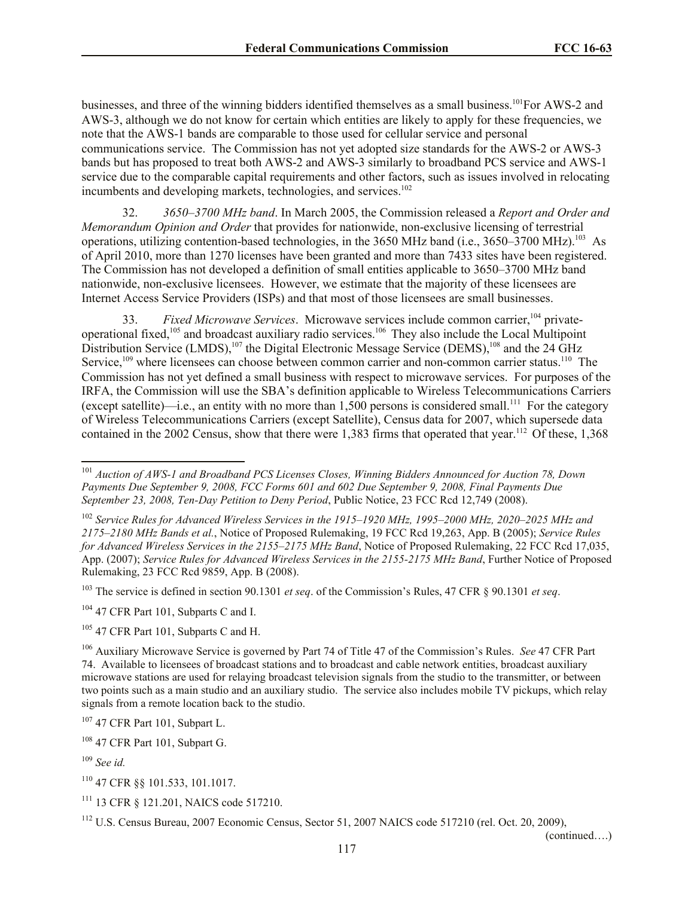businesses, and three of the winning bidders identified themselves as a small business.[101] For AWS-2 and AWS-3, although we do not know for certain which entities are likely to apply for these frequencies, we note that the AWS-1 bands are comparable to those used for cellular service and personal communications service. The Commission has not yet adopted size standards for the AWS-2 or AWS-3 bands but has proposed to treat both AWS-2 and AWS-3 similarly to broadband PCS service and AWS-1 service due to the comparable capital requirements and other factors, such as issues involved in relocating incumbents and developing markets, technologies, and services.[102]

32. *3650–3700 MHz band*. In March 2005, the Commission released a *Report and Order and Memorandum Opinion and Order* that provides for nationwide, non-exclusive licensing of terrestrial operations, utilizing contention-based technologies, in the 3650 MHz band (i.e., 3650–3700 MHz).[103] As of April 2010, more than 1270 licenses have been granted and more than 7433 sites have been registered. The Commission has not developed a definition of small entities applicable to 3650–3700 MHz band nationwide, non-exclusive licensees. However, we estimate that the majority of these licensees are Internet Access Service Providers (ISPs) and that most of those licensees are small businesses.

33. *Fixed Microwave Services*. Microwave services include common carrier,[104] private-operational fixed,[105] and broadcast auxiliary radio services.[106] They also include the Local Multipoint Distribution Service (LMDS),[107] the Digital Electronic Message Service (DEMS),[108] and the 24 GHz Service,[109] where licensees can choose between common carrier and non-common carrier status.[110] The Commission has not yet defined a small business with respect to microwave services. For purposes of the IRFA, the Commission will use the SBA's definition applicable to Wireless Telecommunications Carriers (except satellite)—i.e., an entity with no more than 1,500 persons is considered small.[111] For the category of Wireless Telecommunications Carriers (except Satellite), Census data for 2007, which supersede data contained in the 2002 Census, show that there were 1,383 firms that operated that year.[112] Of these, 1,368

---

[101] *Auction of AWS-1 and Broadband PCS Licenses Closes, Winning Bidders Announced for Auction 78, Down Payments Due September 9, 2008, FCC Forms 601 and 602 Due September 9, 2008, Final Payments Due September 23, 2008, Ten-Day Petition to Deny Period*, Public Notice, 23 FCC Rcd 12,749 (2008).

[102] *Service Rules for Advanced Wireless Services in the 1915–1920 MHz, 1995–2000 MHz, 2020–2025 MHz and 2175–2180 MHz Bands et al.*, Notice of Proposed Rulemaking, 19 FCC Rcd 19,263, App. B (2005); *Service Rules for Advanced Wireless Services in the 2155–2175 MHz Band*, Notice of Proposed Rulemaking, 22 FCC Rcd 17,035, App. (2007); *Service Rules for Advanced Wireless Services in the 2155-2175 MHz Band*, Further Notice of Proposed Rulemaking, 23 FCC Rcd 9859, App. B (2008).

[103] The service is defined in section 90.1301 *et seq*. of the Commission's Rules, 47 CFR § 90.1301 *et seq*.

[104] 47 CFR Part 101, Subparts C and I.

[105] 47 CFR Part 101, Subparts C and H.

[106] Auxiliary Microwave Service is governed by Part 74 of Title 47 of the Commission's Rules. *See* 47 CFR Part 74. Available to licensees of broadcast stations and to broadcast and cable network entities, broadcast auxiliary microwave stations are used for relaying broadcast television signals from the studio to the transmitter, or between two points such as a main studio and an auxiliary studio. The service also includes mobile TV pickups, which relay signals from a remote location back to the studio.

[107] 47 CFR Part 101, Subpart L.

[108] 47 CFR Part 101, Subpart G.

[109] *See id.*

[110] 47 CFR §§ 101.533, 101.1017.

[111] 13 CFR § 121.201, NAICS code 517210.

[112] U.S. Census Bureau, 2007 Economic Census, Sector 51, 2007 NAICS code 517210 (rel. Oct. 20, 2009),

(continued….)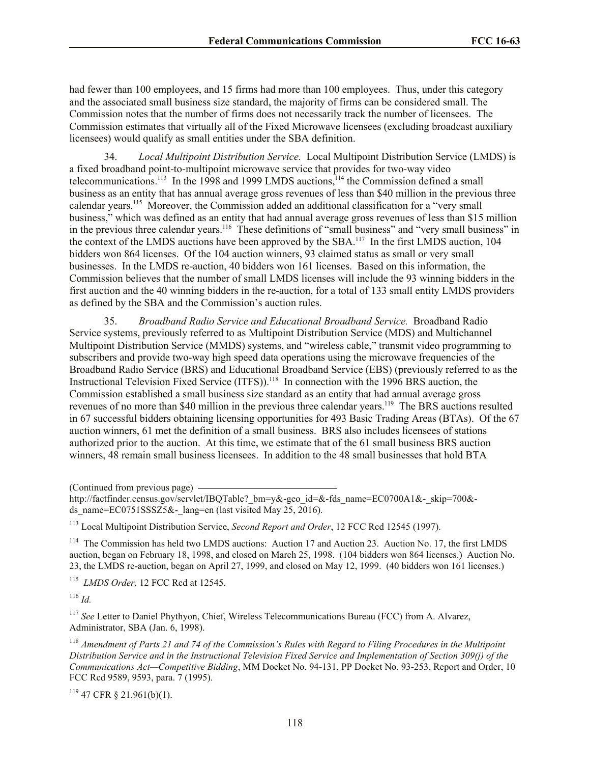had fewer than 100 employees, and 15 firms had more than 100 employees. Thus, under this category and the associated small business size standard, the majority of firms can be considered small. The Commission notes that the number of firms does not necessarily track the number of licensees. The Commission estimates that virtually all of the Fixed Microwave licensees (excluding broadcast auxiliary licensees) would qualify as small entities under the SBA definition.

34. *Local Multipoint Distribution Service.* Local Multipoint Distribution Service (LMDS) is a fixed broadband point-to-multipoint microwave service that provides for two-way video telecommunications.[113] In the 1998 and 1999 LMDS auctions,[114] the Commission defined a small business as an entity that has annual average gross revenues of less than $40 million in the previous three calendar years.[115] Moreover, the Commission added an additional classification for a "very small business," which was defined as an entity that had annual average gross revenues of less than $15 million in the previous three calendar years.[116] These definitions of "small business" and "very small business" in the context of the LMDS auctions have been approved by the SBA.[117] In the first LMDS auction, 104 bidders won 864 licenses. Of the 104 auction winners, 93 claimed status as small or very small businesses. In the LMDS re-auction, 40 bidders won 161 licenses. Based on this information, the Commission believes that the number of small LMDS licenses will include the 93 winning bidders in the first auction and the 40 winning bidders in the re-auction, for a total of 133 small entity LMDS providers as defined by the SBA and the Commission's auction rules.

35. *Broadband Radio Service and Educational Broadband Service.* Broadband Radio Service systems, previously referred to as Multipoint Distribution Service (MDS) and Multichannel Multipoint Distribution Service (MMDS) systems, and "wireless cable," transmit video programming to subscribers and provide two-way high speed data operations using the microwave frequencies of the Broadband Radio Service (BRS) and Educational Broadband Service (EBS) (previously referred to as the Instructional Television Fixed Service (ITFS)).[118] In connection with the 1996 BRS auction, the Commission established a small business size standard as an entity that had annual average gross revenues of no more than $40 million in the previous three calendar years.[119] The BRS auctions resulted in 67 successful bidders obtaining licensing opportunities for 493 Basic Trading Areas (BTAs). Of the 67 auction winners, 61 met the definition of a small business. BRS also includes licensees of stations authorized prior to the auction. At this time, we estimate that of the 61 small business BRS auction winners, 48 remain small business licensees. In addition to the 48 small businesses that hold BTA

---

(Continued from previous page)
http://factfinder.census.gov/servlet/IBQTable?_bm=y&-geo_id=&-fds_name=EC0700A1&-_skip=700&-ds_name=EC0751SSSZ5&-_lang=en (last visited May 25, 2016).

[113] Local Multipoint Distribution Service, *Second Report and Order*, 12 FCC Rcd 12545 (1997).

[114] The Commission has held two LMDS auctions: Auction 17 and Auction 23. Auction No. 17, the first LMDS auction, began on February 18, 1998, and closed on March 25, 1998. (104 bidders won 864 licenses.) Auction No. 23, the LMDS re-auction, began on April 27, 1999, and closed on May 12, 1999. (40 bidders won 161 licenses.)

[115] *LMDS Order,* 12 FCC Rcd at 12545.

[116] *Id.*

[117] *See* Letter to Daniel Phythyon, Chief, Wireless Telecommunications Bureau (FCC) from A. Alvarez, Administrator, SBA (Jan. 6, 1998).

[118] *Amendment of Parts 21 and 74 of the Commission's Rules with Regard to Filing Procedures in the Multipoint Distribution Service and in the Instructional Television Fixed Service and Implementation of Section 309(j) of the Communications Act—Competitive Bidding*, MM Docket No. 94-131, PP Docket No. 93-253, Report and Order, 10 FCC Rcd 9589, 9593, para. 7 (1995).

[119] 47 CFR § 21.961(b)(1).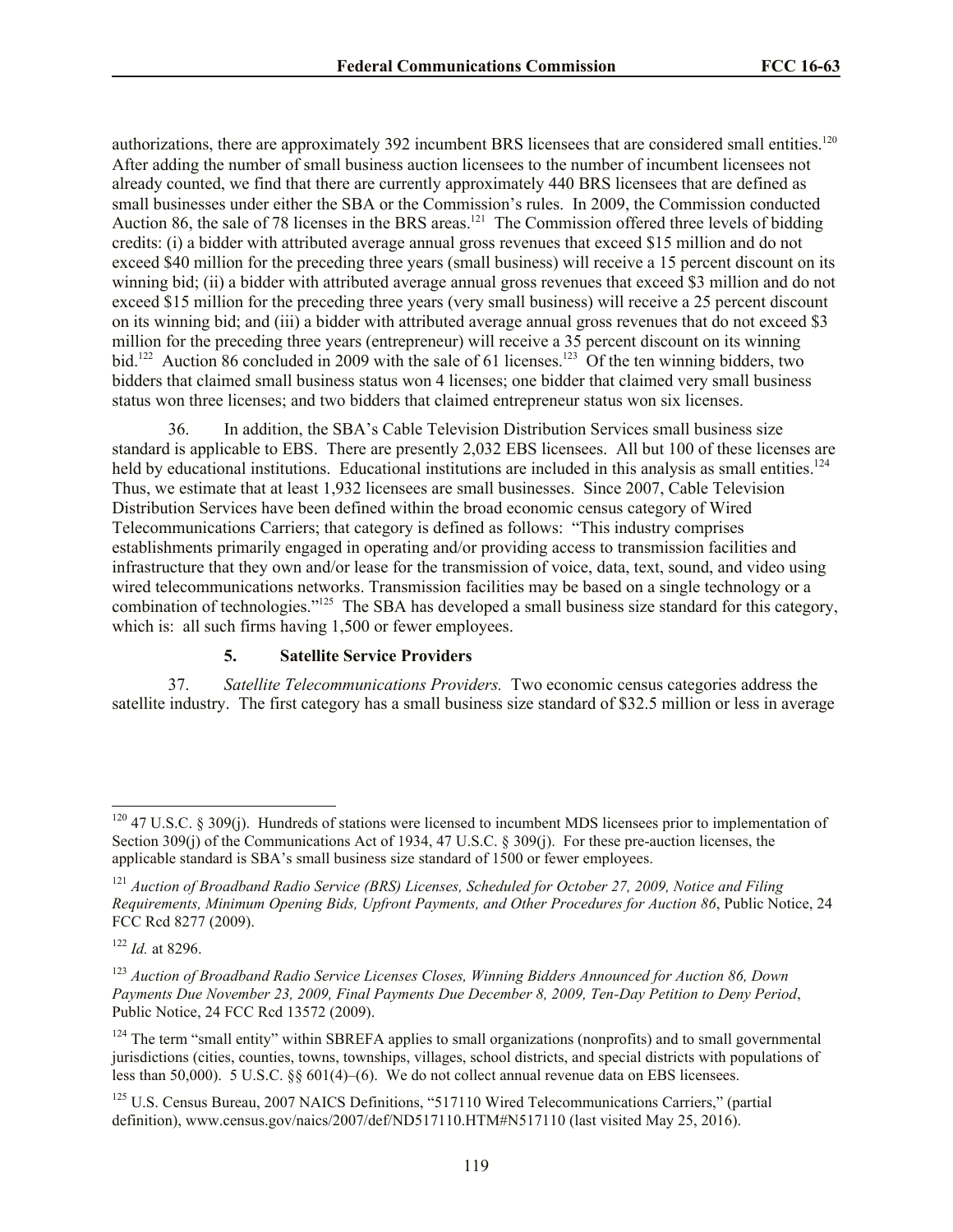authorizations, there are approximately 392 incumbent BRS licensees that are considered small entities.[120] After adding the number of small business auction licensees to the number of incumbent licensees not already counted, we find that there are currently approximately 440 BRS licensees that are defined as small businesses under either the SBA or the Commission's rules. In 2009, the Commission conducted Auction 86, the sale of 78 licenses in the BRS areas.[121] The Commission offered three levels of bidding credits: (i) a bidder with attributed average annual gross revenues that exceed $15 million and do not exceed $40 million for the preceding three years (small business) will receive a 15 percent discount on its winning bid; (ii) a bidder with attributed average annual gross revenues that exceed $3 million and do not exceed $15 million for the preceding three years (very small business) will receive a 25 percent discount on its winning bid; and (iii) a bidder with attributed average annual gross revenues that do not exceed $3 million for the preceding three years (entrepreneur) will receive a 35 percent discount on its winning bid.[122] Auction 86 concluded in 2009 with the sale of 61 licenses.[123] Of the ten winning bidders, two bidders that claimed small business status won 4 licenses; one bidder that claimed very small business status won three licenses; and two bidders that claimed entrepreneur status won six licenses.

36. In addition, the SBA's Cable Television Distribution Services small business size standard is applicable to EBS. There are presently 2,032 EBS licensees. All but 100 of these licenses are held by educational institutions. Educational institutions are included in this analysis as small entities.[124] Thus, we estimate that at least 1,932 licensees are small businesses. Since 2007, Cable Television Distribution Services have been defined within the broad economic census category of Wired Telecommunications Carriers; that category is defined as follows: "This industry comprises establishments primarily engaged in operating and/or providing access to transmission facilities and infrastructure that they own and/or lease for the transmission of voice, data, text, sound, and video using wired telecommunications networks. Transmission facilities may be based on a single technology or a combination of technologies."[125] The SBA has developed a small business size standard for this category, which is: all such firms having 1,500 or fewer employees.

#### 5. Satellite Service Providers

37. *Satellite Telecommunications Providers.* Two economic census categories address the satellite industry. The first category has a small business size standard of $32.5 million or less in average

---

[120] 47 U.S.C. § 309(j). Hundreds of stations were licensed to incumbent MDS licensees prior to implementation of Section 309(j) of the Communications Act of 1934, 47 U.S.C. § 309(j). For these pre-auction licenses, the applicable standard is SBA's small business size standard of 1500 or fewer employees.

[121] *Auction of Broadband Radio Service (BRS) Licenses, Scheduled for October 27, 2009, Notice and Filing Requirements, Minimum Opening Bids, Upfront Payments, and Other Procedures for Auction 86*, Public Notice, 24 FCC Rcd 8277 (2009).

[122] *Id.* at 8296.

[123] *Auction of Broadband Radio Service Licenses Closes, Winning Bidders Announced for Auction 86, Down Payments Due November 23, 2009, Final Payments Due December 8, 2009, Ten-Day Petition to Deny Period*, Public Notice, 24 FCC Rcd 13572 (2009).

[124] The term "small entity" within SBREFA applies to small organizations (nonprofits) and to small governmental jurisdictions (cities, counties, towns, townships, villages, school districts, and special districts with populations of less than 50,000). 5 U.S.C. §§ 601(4)–(6). We do not collect annual revenue data on EBS licensees.

[125] U.S. Census Bureau, 2007 NAICS Definitions, "517110 Wired Telecommunications Carriers," (partial definition), www.census.gov/naics/2007/def/ND517110.HTM#N517110 (last visited May 25, 2016).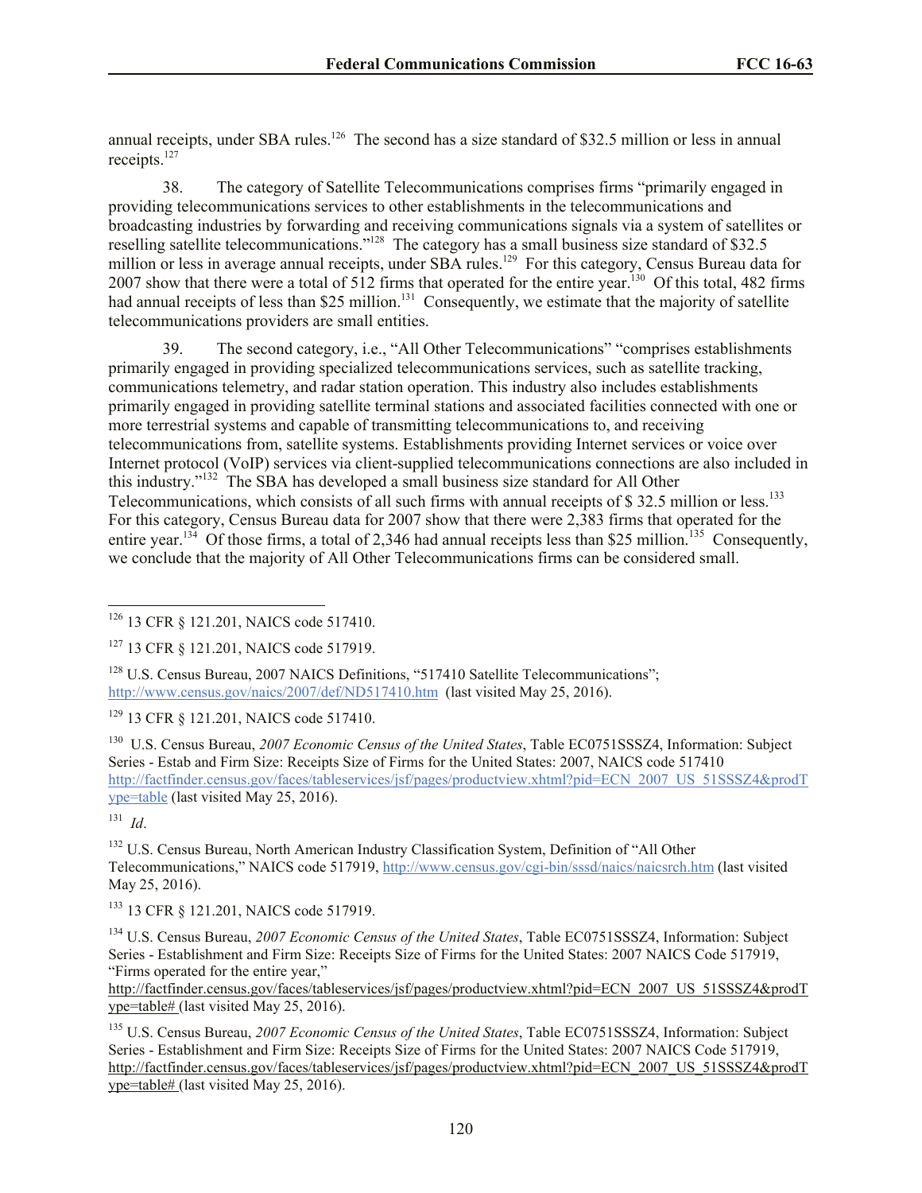annual receipts, under SBA rules.[126] The second has a size standard of $32.5 million or less in annual receipts.[127]

38. The category of Satellite Telecommunications comprises firms "primarily engaged in providing telecommunications services to other establishments in the telecommunications and broadcasting industries by forwarding and receiving communications signals via a system of satellites or reselling satellite telecommunications."[128] The category has a small business size standard of $32.5 million or less in average annual receipts, under SBA rules.[129] For this category, Census Bureau data for 2007 show that there were a total of 512 firms that operated for the entire year.[130] Of this total, 482 firms had annual receipts of less than $25 million.[131] Consequently, we estimate that the majority of satellite telecommunications providers are small entities.

39. The second category, i.e., "All Other Telecommunications" "comprises establishments primarily engaged in providing specialized telecommunications services, such as satellite tracking, communications telemetry, and radar station operation. This industry also includes establishments primarily engaged in providing satellite terminal stations and associated facilities connected with one or more terrestrial systems and capable of transmitting telecommunications to, and receiving telecommunications from, satellite systems. Establishments providing Internet services or voice over Internet protocol (VoIP) services via client-supplied telecommunications connections are also included in this industry."[132] The SBA has developed a small business size standard for All Other Telecommunications, which consists of all such firms with annual receipts of $ 32.5 million or less.[133] For this category, Census Bureau data for 2007 show that there were 2,383 firms that operated for the entire year.[134] Of those firms, a total of 2,346 had annual receipts less than $25 million.[135] Consequently, we conclude that the majority of All Other Telecommunications firms can be considered small.

---

[126] 13 CFR § 121.201, NAICS code 517410.

[127] 13 CFR § 121.201, NAICS code 517919.

[128] U.S. Census Bureau, 2007 NAICS Definitions, "517410 Satellite Telecommunications"; http://www.census.gov/naics/2007/def/ND517410.htm (last visited May 25, 2016).

[129] 13 CFR § 121.201, NAICS code 517410.

[130] U.S. Census Bureau, *2007 Economic Census of the United States*, Table EC0751SSSZ4, Information: Subject Series - Estab and Firm Size: Receipts Size of Firms for the United States: 2007, NAICS code 517410 http://factfinder.census.gov/faces/tableservices/jsf/pages/productview.xhtml?pid=ECN_2007_US_51SSSZ4&prodType=table (last visited May 25, 2016).

[131] *Id*.

[132] U.S. Census Bureau, North American Industry Classification System, Definition of "All Other Telecommunications," NAICS code 517919, http://www.census.gov/cgi-bin/sssd/naics/naicsrch.htm (last visited May 25, 2016).

[133] 13 CFR § 121.201, NAICS code 517919.

[134] U.S. Census Bureau, *2007 Economic Census of the United States*, Table EC0751SSSZ4, Information: Subject Series - Establishment and Firm Size: Receipts Size of Firms for the United States: 2007 NAICS Code 517919, "Firms operated for the entire year," http://factfinder.census.gov/faces/tableservices/jsf/pages/productview.xhtml?pid=ECN_2007_US_51SSSZ4&prodType=table# (last visited May 25, 2016).

[135] U.S. Census Bureau, *2007 Economic Census of the United States*, Table EC0751SSSZ4, Information: Subject Series - Establishment and Firm Size: Receipts Size of Firms for the United States: 2007 NAICS Code 517919, http://factfinder.census.gov/faces/tableservices/jsf/pages/productview.xhtml?pid=ECN_2007_US_51SSSZ4&prodType=table# (last visited May 25, 2016).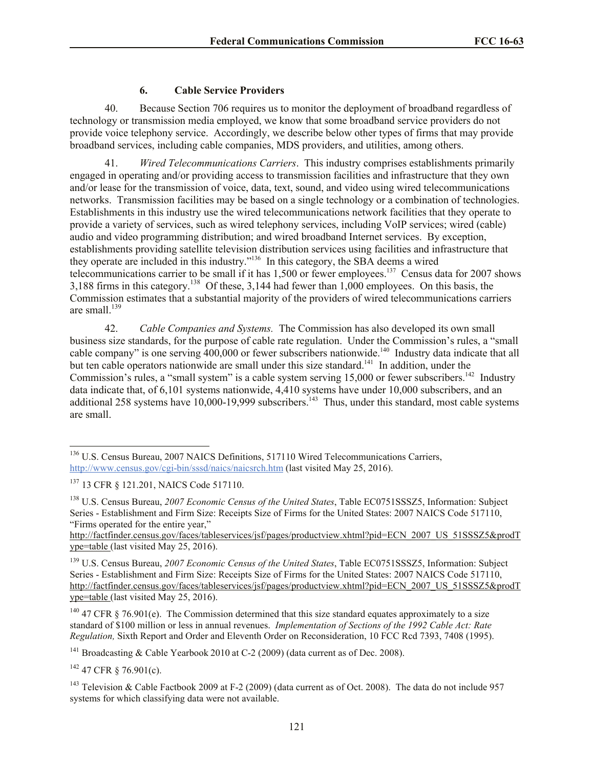### 6. Cable Service Providers

40. Because Section 706 requires us to monitor the deployment of broadband regardless of technology or transmission media employed, we know that some broadband service providers do not provide voice telephony service. Accordingly, we describe below other types of firms that may provide broadband services, including cable companies, MDS providers, and utilities, among others.

41. *Wired Telecommunications Carriers*. This industry comprises establishments primarily engaged in operating and/or providing access to transmission facilities and infrastructure that they own and/or lease for the transmission of voice, data, text, sound, and video using wired telecommunications networks. Transmission facilities may be based on a single technology or a combination of technologies. Establishments in this industry use the wired telecommunications network facilities that they operate to provide a variety of services, such as wired telephony services, including VoIP services; wired (cable) audio and video programming distribution; and wired broadband Internet services. By exception, establishments providing satellite television distribution services using facilities and infrastructure that they operate are included in this industry."[136] In this category, the SBA deems a wired telecommunications carrier to be small if it has 1,500 or fewer employees.[137] Census data for 2007 shows 3,188 firms in this category.[138] Of these, 3,144 had fewer than 1,000 employees. On this basis, the Commission estimates that a substantial majority of the providers of wired telecommunications carriers are small.[139]

42. *Cable Companies and Systems.* The Commission has also developed its own small business size standards, for the purpose of cable rate regulation. Under the Commission's rules, a "small cable company" is one serving 400,000 or fewer subscribers nationwide.[140] Industry data indicate that all but ten cable operators nationwide are small under this size standard.[141] In addition, under the Commission's rules, a "small system" is a cable system serving 15,000 or fewer subscribers.[142] Industry data indicate that, of 6,101 systems nationwide, 4,410 systems have under 10,000 subscribers, and an additional 258 systems have 10,000-19,999 subscribers.[143] Thus, under this standard, most cable systems are small.

---

[136] U.S. Census Bureau, 2007 NAICS Definitions, 517110 Wired Telecommunications Carriers, http://www.census.gov/cgi-bin/sssd/naics/naicsrch.htm (last visited May 25, 2016).

[137] 13 CFR § 121.201, NAICS Code 517110.

[138] U.S. Census Bureau, *2007 Economic Census of the United States*, Table EC0751SSSZ5, Information: Subject Series - Establishment and Firm Size: Receipts Size of Firms for the United States: 2007 NAICS Code 517110, "Firms operated for the entire year," http://factfinder.census.gov/faces/tableservices/jsf/pages/productview.xhtml?pid=ECN_2007_US_51SSSZ5&prodType=table (last visited May 25, 2016).

[139] U.S. Census Bureau, *2007 Economic Census of the United States*, Table EC0751SSSZ5, Information: Subject Series - Establishment and Firm Size: Receipts Size of Firms for the United States: 2007 NAICS Code 517110, http://factfinder.census.gov/faces/tableservices/jsf/pages/productview.xhtml?pid=ECN_2007_US_51SSSZ5&prodType=table (last visited May 25, 2016).

[140] 47 CFR § 76.901(e). The Commission determined that this size standard equates approximately to a size standard of $100 million or less in annual revenues. *Implementation of Sections of the 1992 Cable Act: Rate Regulation,* Sixth Report and Order and Eleventh Order on Reconsideration, 10 FCC Rcd 7393, 7408 (1995).

[141] Broadcasting & Cable Yearbook 2010 at C-2 (2009) (data current as of Dec. 2008).

[142] 47 CFR § 76.901(c).

[143] Television & Cable Factbook 2009 at F-2 (2009) (data current as of Oct. 2008). The data do not include 957 systems for which classifying data were not available.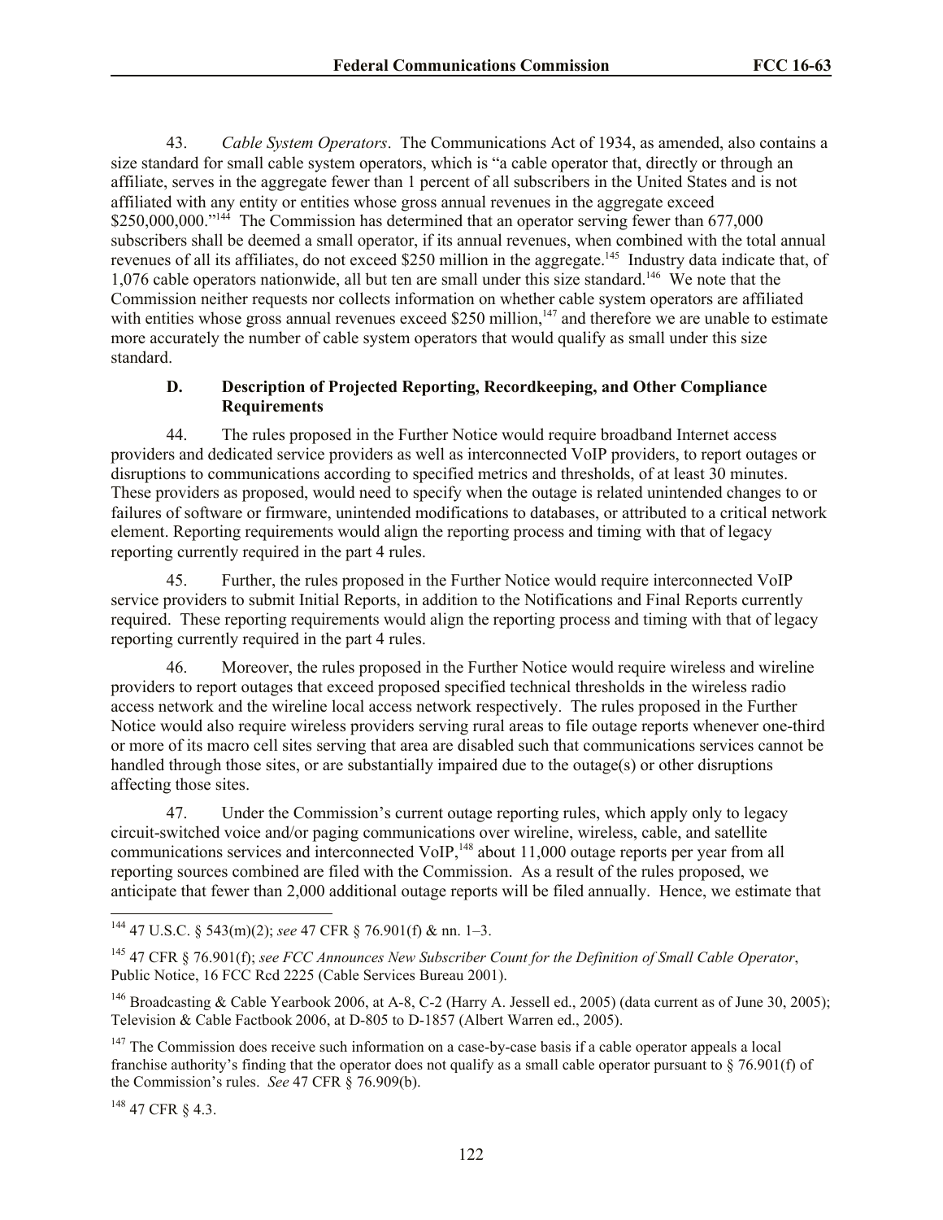43. *Cable System Operators*. The Communications Act of 1934, as amended, also contains a size standard for small cable system operators, which is "a cable operator that, directly or through an affiliate, serves in the aggregate fewer than 1 percent of all subscribers in the United States and is not affiliated with any entity or entities whose gross annual revenues in the aggregate exceed $250,000,000."[144] The Commission has determined that an operator serving fewer than 677,000 subscribers shall be deemed a small operator, if its annual revenues, when combined with the total annual revenues of all its affiliates, do not exceed $250 million in the aggregate.[145] Industry data indicate that, of 1,076 cable operators nationwide, all but ten are small under this size standard.[146] We note that the Commission neither requests nor collects information on whether cable system operators are affiliated with entities whose gross annual revenues exceed $250 million,[147] and therefore we are unable to estimate more accurately the number of cable system operators that would qualify as small under this size standard.

### D. Description of Projected Reporting, Recordkeeping, and Other Compliance Requirements

44. The rules proposed in the Further Notice would require broadband Internet access providers and dedicated service providers as well as interconnected VoIP providers, to report outages or disruptions to communications according to specified metrics and thresholds, of at least 30 minutes. These providers as proposed, would need to specify when the outage is related unintended changes to or failures of software or firmware, unintended modifications to databases, or attributed to a critical network element. Reporting requirements would align the reporting process and timing with that of legacy reporting currently required in the part 4 rules.

45. Further, the rules proposed in the Further Notice would require interconnected VoIP service providers to submit Initial Reports, in addition to the Notifications and Final Reports currently required. These reporting requirements would align the reporting process and timing with that of legacy reporting currently required in the part 4 rules.

46. Moreover, the rules proposed in the Further Notice would require wireless and wireline providers to report outages that exceed proposed specified technical thresholds in the wireless radio access network and the wireline local access network respectively. The rules proposed in the Further Notice would also require wireless providers serving rural areas to file outage reports whenever one-third or more of its macro cell sites serving that area are disabled such that communications services cannot be handled through those sites, or are substantially impaired due to the outage(s) or other disruptions affecting those sites.

47. Under the Commission's current outage reporting rules, which apply only to legacy circuit-switched voice and/or paging communications over wireline, wireless, cable, and satellite communications services and interconnected VoIP,[148] about 11,000 outage reports per year from all reporting sources combined are filed with the Commission. As a result of the rules proposed, we anticipate that fewer than 2,000 additional outage reports will be filed annually. Hence, we estimate that

---

[144] 47 U.S.C. § 543(m)(2); *see* 47 CFR § 76.901(f) & nn. 1–3.

[145] 47 CFR § 76.901(f); *see FCC Announces New Subscriber Count for the Definition of Small Cable Operator*, Public Notice, 16 FCC Rcd 2225 (Cable Services Bureau 2001).

[146] Broadcasting & Cable Yearbook 2006, at A-8, C-2 (Harry A. Jessell ed., 2005) (data current as of June 30, 2005); Television & Cable Factbook 2006, at D-805 to D-1857 (Albert Warren ed., 2005).

[147] The Commission does receive such information on a case-by-case basis if a cable operator appeals a local franchise authority's finding that the operator does not qualify as a small cable operator pursuant to § 76.901(f) of the Commission's rules. *See* 47 CFR § 76.909(b).

[148] 47 CFR § 4.3.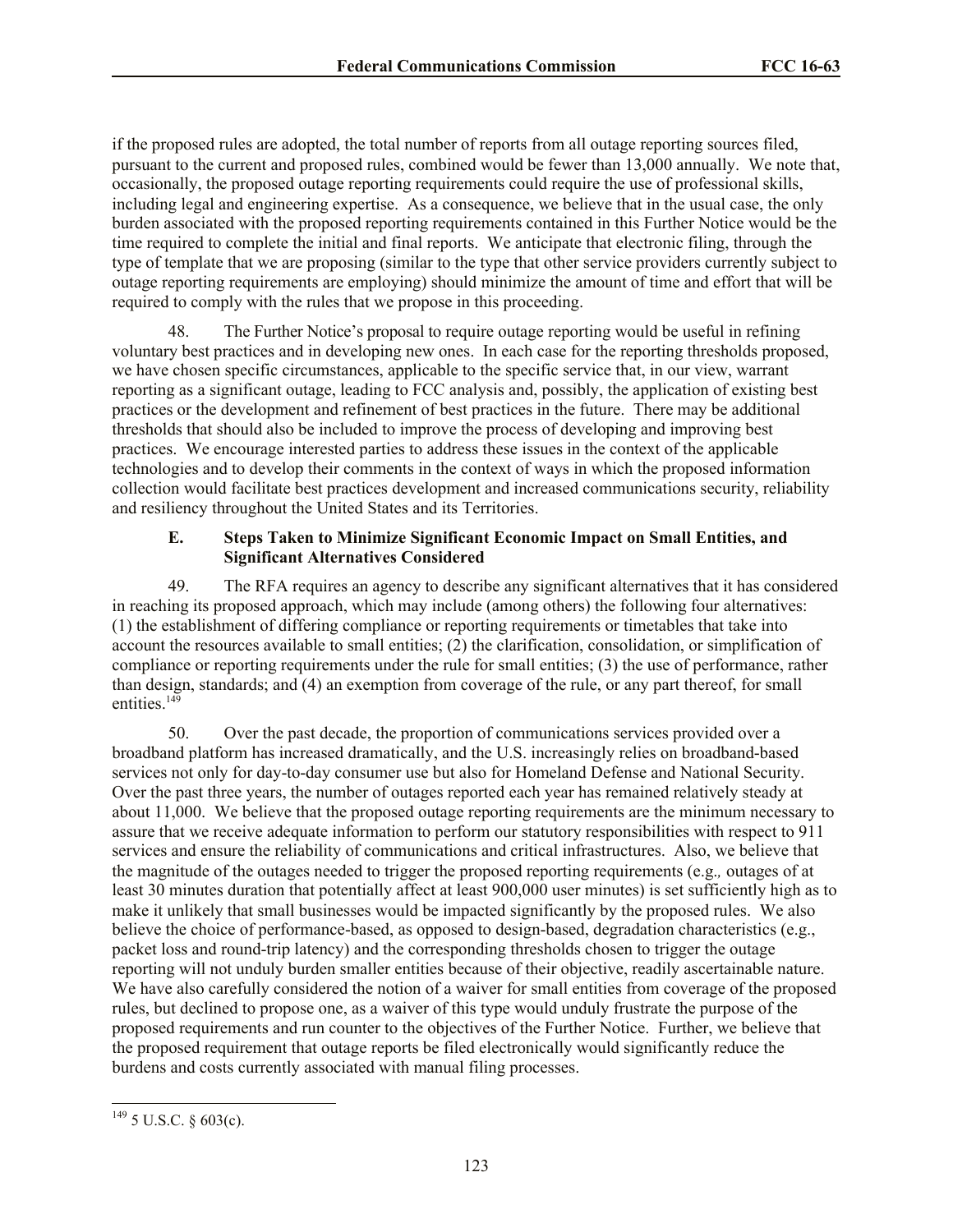if the proposed rules are adopted, the total number of reports from all outage reporting sources filed, pursuant to the current and proposed rules, combined would be fewer than 13,000 annually. We note that, occasionally, the proposed outage reporting requirements could require the use of professional skills, including legal and engineering expertise. As a consequence, we believe that in the usual case, the only burden associated with the proposed reporting requirements contained in this Further Notice would be the time required to complete the initial and final reports. We anticipate that electronic filing, through the type of template that we are proposing (similar to the type that other service providers currently subject to outage reporting requirements are employing) should minimize the amount of time and effort that will be required to comply with the rules that we propose in this proceeding.

48. The Further Notice's proposal to require outage reporting would be useful in refining voluntary best practices and in developing new ones. In each case for the reporting thresholds proposed, we have chosen specific circumstances, applicable to the specific service that, in our view, warrant reporting as a significant outage, leading to FCC analysis and, possibly, the application of existing best practices or the development and refinement of best practices in the future. There may be additional thresholds that should also be included to improve the process of developing and improving best practices. We encourage interested parties to address these issues in the context of the applicable technologies and to develop their comments in the context of ways in which the proposed information collection would facilitate best practices development and increased communications security, reliability and resiliency throughout the United States and its Territories.

### E. Steps Taken to Minimize Significant Economic Impact on Small Entities, and Significant Alternatives Considered

49. The RFA requires an agency to describe any significant alternatives that it has considered in reaching its proposed approach, which may include (among others) the following four alternatives: (1) the establishment of differing compliance or reporting requirements or timetables that take into account the resources available to small entities; (2) the clarification, consolidation, or simplification of compliance or reporting requirements under the rule for small entities; (3) the use of performance, rather than design, standards; and (4) an exemption from coverage of the rule, or any part thereof, for small entities.[149]

50. Over the past decade, the proportion of communications services provided over a broadband platform has increased dramatically, and the U.S. increasingly relies on broadband-based services not only for day-to-day consumer use but also for Homeland Defense and National Security. Over the past three years, the number of outages reported each year has remained relatively steady at about 11,000. We believe that the proposed outage reporting requirements are the minimum necessary to assure that we receive adequate information to perform our statutory responsibilities with respect to 911 services and ensure the reliability of communications and critical infrastructures. Also, we believe that the magnitude of the outages needed to trigger the proposed reporting requirements (*e.g.,* outages of at least 30 minutes duration that potentially affect at least 900,000 user minutes) is set sufficiently high as to make it unlikely that small businesses would be impacted significantly by the proposed rules. We also believe the choice of performance-based, as opposed to design-based, degradation characteristics (e.g., packet loss and round-trip latency) and the corresponding thresholds chosen to trigger the outage reporting will not unduly burden smaller entities because of their objective, readily ascertainable nature. We have also carefully considered the notion of a waiver for small entities from coverage of the proposed rules, but declined to propose one, as a waiver of this type would unduly frustrate the purpose of the proposed requirements and run counter to the objectives of the Further Notice. Further, we believe that the proposed requirement that outage reports be filed electronically would significantly reduce the burdens and costs currently associated with manual filing processes.

---

[149] 5 U.S.C. § 603(c).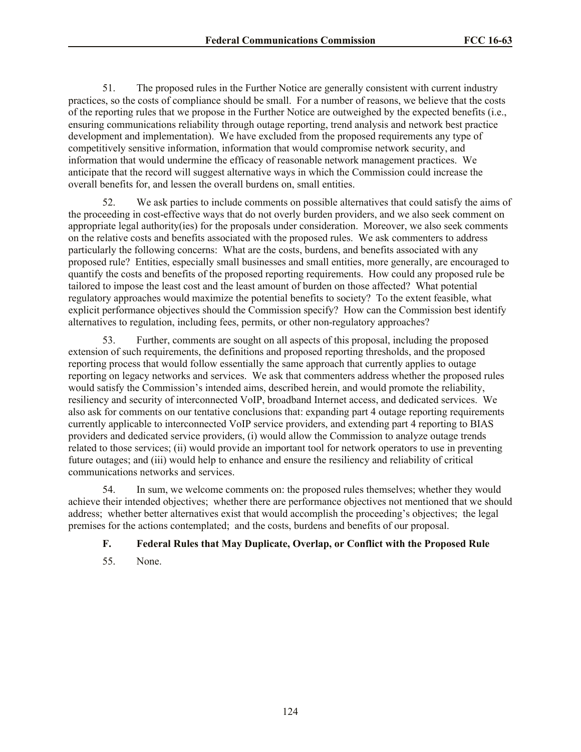51. The proposed rules in the Further Notice are generally consistent with current industry practices, so the costs of compliance should be small. For a number of reasons, we believe that the costs of the reporting rules that we propose in the Further Notice are outweighed by the expected benefits (i.e., ensuring communications reliability through outage reporting, trend analysis and network best practice development and implementation). We have excluded from the proposed requirements any type of competitively sensitive information, information that would compromise network security, and information that would undermine the efficacy of reasonable network management practices. We anticipate that the record will suggest alternative ways in which the Commission could increase the overall benefits for, and lessen the overall burdens on, small entities.

52. We ask parties to include comments on possible alternatives that could satisfy the aims of the proceeding in cost-effective ways that do not overly burden providers, and we also seek comment on appropriate legal authority(ies) for the proposals under consideration. Moreover, we also seek comments on the relative costs and benefits associated with the proposed rules. We ask commenters to address particularly the following concerns: What are the costs, burdens, and benefits associated with any proposed rule? Entities, especially small businesses and small entities, more generally, are encouraged to quantify the costs and benefits of the proposed reporting requirements. How could any proposed rule be tailored to impose the least cost and the least amount of burden on those affected? What potential regulatory approaches would maximize the potential benefits to society? To the extent feasible, what explicit performance objectives should the Commission specify? How can the Commission best identify alternatives to regulation, including fees, permits, or other non-regulatory approaches?

53. Further, comments are sought on all aspects of this proposal, including the proposed extension of such requirements, the definitions and proposed reporting thresholds, and the proposed reporting process that would follow essentially the same approach that currently applies to outage reporting on legacy networks and services. We ask that commenters address whether the proposed rules would satisfy the Commission's intended aims, described herein, and would promote the reliability, resiliency and security of interconnected VoIP, broadband Internet access, and dedicated services. We also ask for comments on our tentative conclusions that: expanding part 4 outage reporting requirements currently applicable to interconnected VoIP service providers, and extending part 4 reporting to BIAS providers and dedicated service providers, (i) would allow the Commission to analyze outage trends related to those services; (ii) would provide an important tool for network operators to use in preventing future outages; and (iii) would help to enhance and ensure the resiliency and reliability of critical communications networks and services.

54. In sum, we welcome comments on: the proposed rules themselves; whether they would achieve their intended objectives; whether there are performance objectives not mentioned that we should address; whether better alternatives exist that would accomplish the proceeding's objectives; the legal premises for the actions contemplated; and the costs, burdens and benefits of our proposal.

### F. Federal Rules that May Duplicate, Overlap, or Conflict with the Proposed Rule

55. None.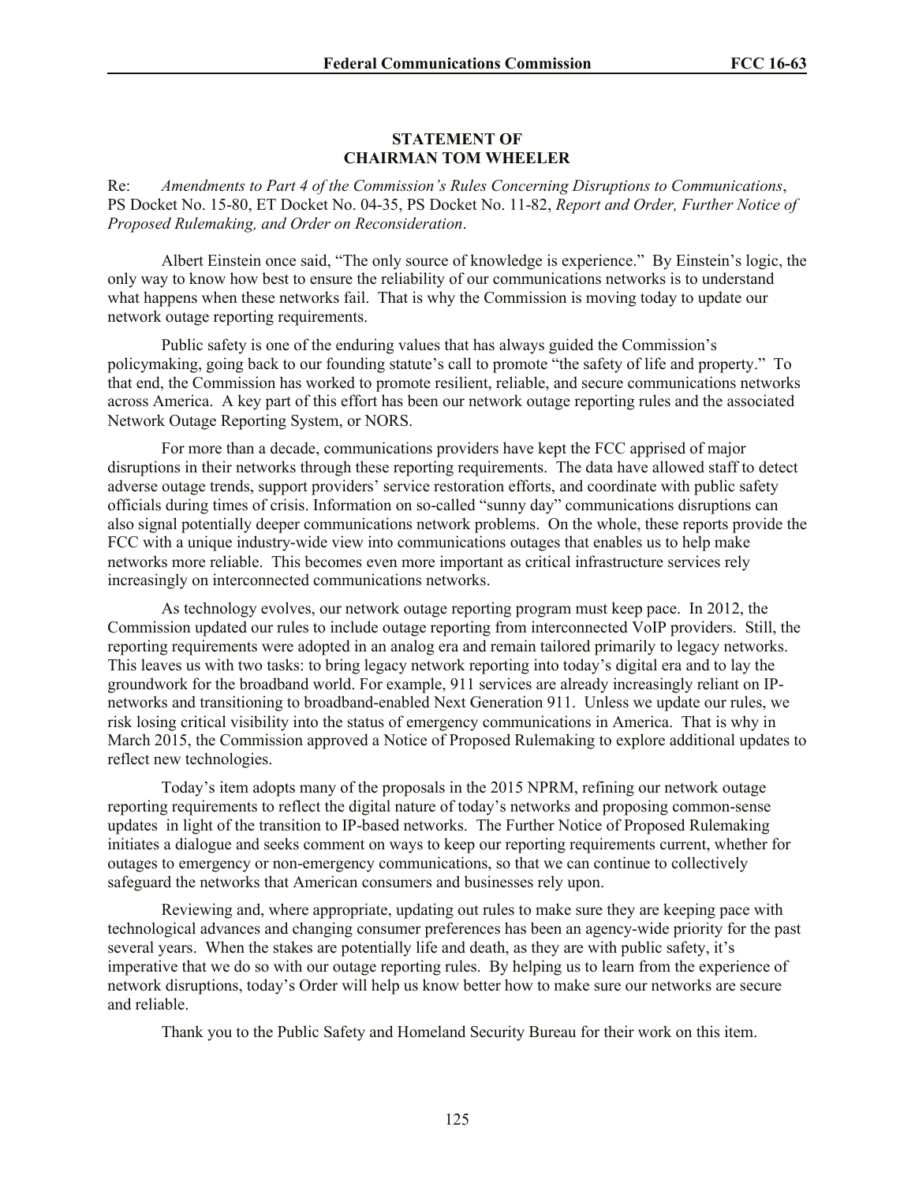**STATEMENT OF**
**CHAIRMAN TOM WHEELER**

Re: *Amendments to Part 4 of the Commission's Rules Concerning Disruptions to Communications*, PS Docket No. 15-80, ET Docket No. 04-35, PS Docket No. 11-82, *Report and Order, Further Notice of Proposed Rulemaking, and Order on Reconsideration*.

Albert Einstein once said, "The only source of knowledge is experience." By Einstein's logic, the only way to know how best to ensure the reliability of our communications networks is to understand what happens when these networks fail. That is why the Commission is moving today to update our network outage reporting requirements.

Public safety is one of the enduring values that has always guided the Commission's policymaking, going back to our founding statute's call to promote "the safety of life and property." To that end, the Commission has worked to promote resilient, reliable, and secure communications networks across America. A key part of this effort has been our network outage reporting rules and the associated Network Outage Reporting System, or NORS.

For more than a decade, communications providers have kept the FCC apprised of major disruptions in their networks through these reporting requirements. The data have allowed staff to detect adverse outage trends, support providers' service restoration efforts, and coordinate with public safety officials during times of crisis. Information on so-called "sunny day" communications disruptions can also signal potentially deeper communications network problems. On the whole, these reports provide the FCC with a unique industry-wide view into communications outages that enables us to help make networks more reliable. This becomes even more important as critical infrastructure services rely increasingly on interconnected communications networks.

As technology evolves, our network outage reporting program must keep pace. In 2012, the Commission updated our rules to include outage reporting from interconnected VoIP providers. Still, the reporting requirements were adopted in an analog era and remain tailored primarily to legacy networks. This leaves us with two tasks: to bring legacy network reporting into today's digital era and to lay the groundwork for the broadband world. For example, 911 services are already increasingly reliant on IP-networks and transitioning to broadband-enabled Next Generation 911. Unless we update our rules, we risk losing critical visibility into the status of emergency communications in America. That is why in March 2015, the Commission approved a Notice of Proposed Rulemaking to explore additional updates to reflect new technologies.

Today's item adopts many of the proposals in the 2015 NPRM, refining our network outage reporting requirements to reflect the digital nature of today's networks and proposing common-sense updates in light of the transition to IP-based networks. The Further Notice of Proposed Rulemaking initiates a dialogue and seeks comment on ways to keep our reporting requirements current, whether for outages to emergency or non-emergency communications, so that we can continue to collectively safeguard the networks that American consumers and businesses rely upon.

Reviewing and, where appropriate, updating out rules to make sure they are keeping pace with technological advances and changing consumer preferences has been an agency-wide priority for the past several years. When the stakes are potentially life and death, as they are with public safety, it's imperative that we do so with our outage reporting rules. By helping us to learn from the experience of network disruptions, today's Order will help us know better how to make sure our networks are secure and reliable.

Thank you to the Public Safety and Homeland Security Bureau for their work on this item.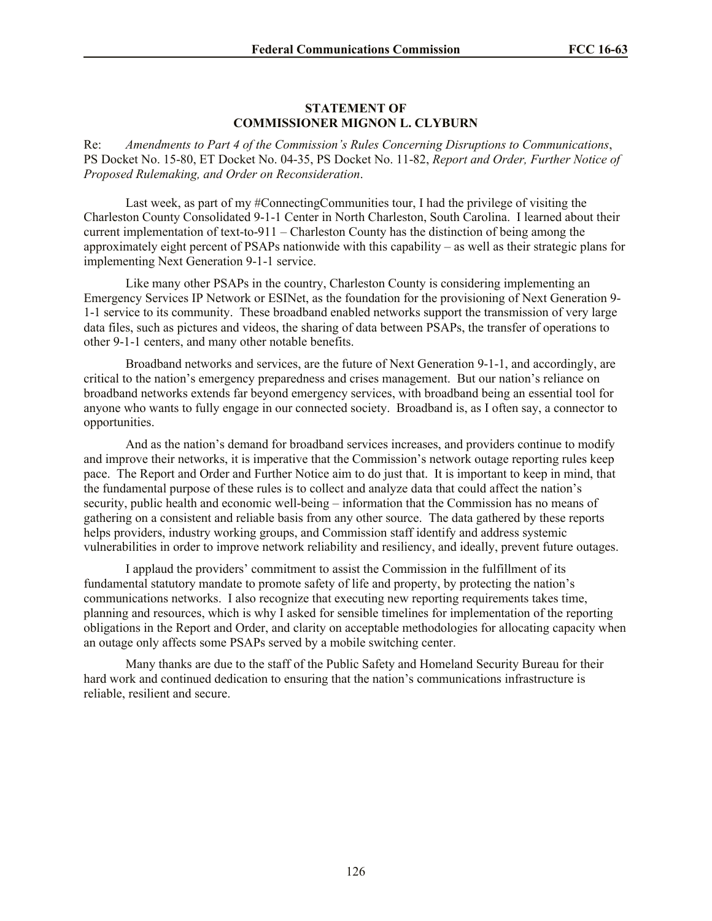**STATEMENT OF**
**COMMISSIONER MIGNON L. CLYBURN**

Re: *Amendments to Part 4 of the Commission's Rules Concerning Disruptions to Communications*, PS Docket No. 15-80, ET Docket No. 04-35, PS Docket No. 11-82, *Report and Order, Further Notice of Proposed Rulemaking, and Order on Reconsideration*.

Last week, as part of my #ConnectingCommunities tour, I had the privilege of visiting the Charleston County Consolidated 9-1-1 Center in North Charleston, South Carolina. I learned about their current implementation of text-to-911 – Charleston County has the distinction of being among the approximately eight percent of PSAPs nationwide with this capability – as well as their strategic plans for implementing Next Generation 9-1-1 service.

Like many other PSAPs in the country, Charleston County is considering implementing an Emergency Services IP Network or ESINet, as the foundation for the provisioning of Next Generation 9-1-1 service to its community. These broadband enabled networks support the transmission of very large data files, such as pictures and videos, the sharing of data between PSAPs, the transfer of operations to other 9-1-1 centers, and many other notable benefits.

Broadband networks and services, are the future of Next Generation 9-1-1, and accordingly, are critical to the nation's emergency preparedness and crises management. But our nation's reliance on broadband networks extends far beyond emergency services, with broadband being an essential tool for anyone who wants to fully engage in our connected society. Broadband is, as I often say, a connector to opportunities.

And as the nation's demand for broadband services increases, and providers continue to modify and improve their networks, it is imperative that the Commission's network outage reporting rules keep pace. The Report and Order and Further Notice aim to do just that. It is important to keep in mind, that the fundamental purpose of these rules is to collect and analyze data that could affect the nation's security, public health and economic well-being – information that the Commission has no means of gathering on a consistent and reliable basis from any other source. The data gathered by these reports helps providers, industry working groups, and Commission staff identify and address systemic vulnerabilities in order to improve network reliability and resiliency, and ideally, prevent future outages.

I applaud the providers' commitment to assist the Commission in the fulfillment of its fundamental statutory mandate to promote safety of life and property, by protecting the nation's communications networks. I also recognize that executing new reporting requirements takes time, planning and resources, which is why I asked for sensible timelines for implementation of the reporting obligations in the Report and Order, and clarity on acceptable methodologies for allocating capacity when an outage only affects some PSAPs served by a mobile switching center.

Many thanks are due to the staff of the Public Safety and Homeland Security Bureau for their hard work and continued dedication to ensuring that the nation's communications infrastructure is reliable, resilient and secure.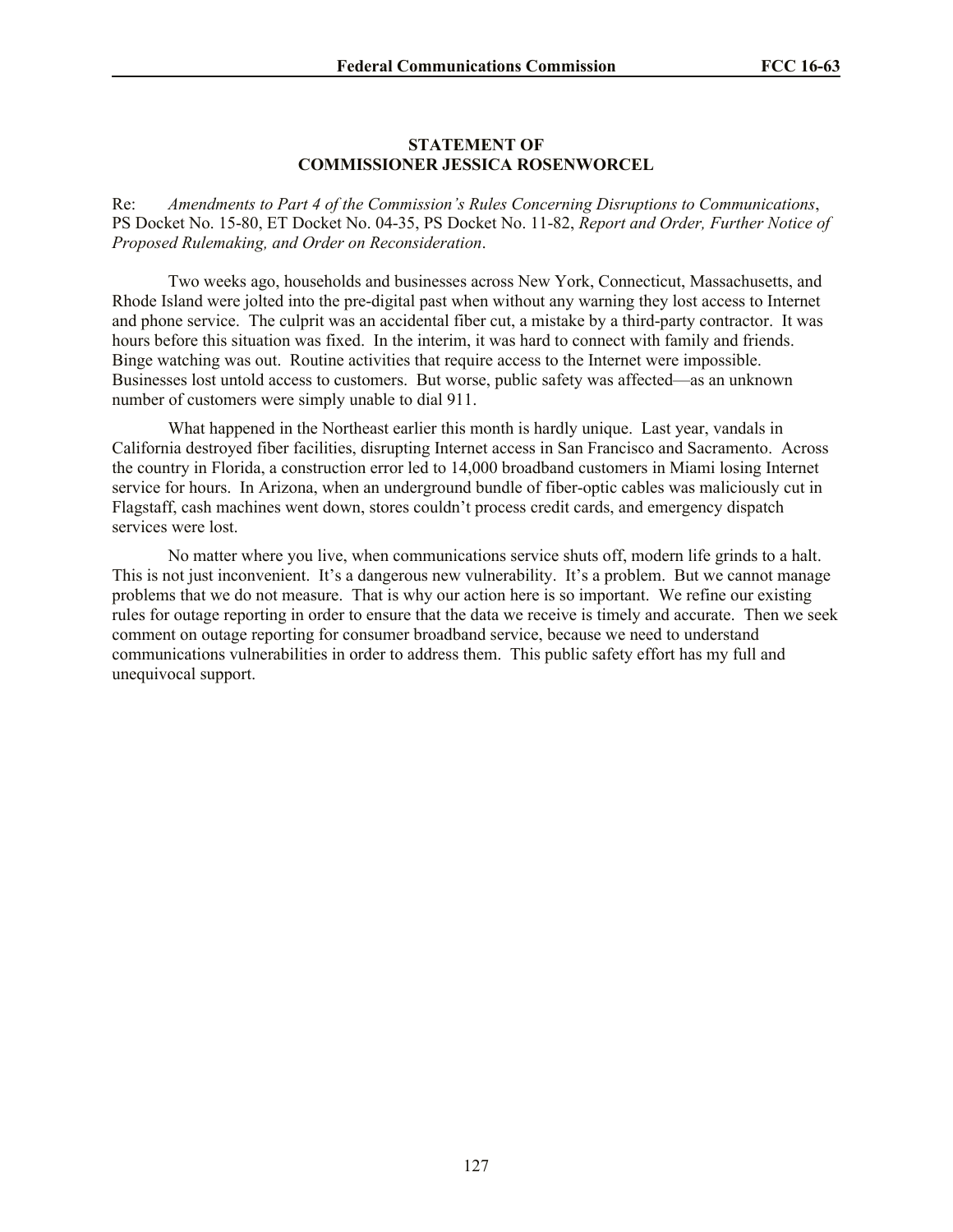**STATEMENT OF**
**COMMISSIONER JESSICA ROSENWORCEL**

Re: *Amendments to Part 4 of the Commission's Rules Concerning Disruptions to Communications*, PS Docket No. 15-80, ET Docket No. 04-35, PS Docket No. 11-82, *Report and Order, Further Notice of Proposed Rulemaking, and Order on Reconsideration*.

Two weeks ago, households and businesses across New York, Connecticut, Massachusetts, and Rhode Island were jolted into the pre-digital past when without any warning they lost access to Internet and phone service. The culprit was an accidental fiber cut, a mistake by a third-party contractor. It was hours before this situation was fixed. In the interim, it was hard to connect with family and friends. Binge watching was out. Routine activities that require access to the Internet were impossible. Businesses lost untold access to customers. But worse, public safety was affected—as an unknown number of customers were simply unable to dial 911.

What happened in the Northeast earlier this month is hardly unique. Last year, vandals in California destroyed fiber facilities, disrupting Internet access in San Francisco and Sacramento. Across the country in Florida, a construction error led to 14,000 broadband customers in Miami losing Internet service for hours. In Arizona, when an underground bundle of fiber-optic cables was maliciously cut in Flagstaff, cash machines went down, stores couldn't process credit cards, and emergency dispatch services were lost.

No matter where you live, when communications service shuts off, modern life grinds to a halt. This is not just inconvenient. It's a dangerous new vulnerability. It's a problem. But we cannot manage problems that we do not measure. That is why our action here is so important. We refine our existing rules for outage reporting in order to ensure that the data we receive is timely and accurate. Then we seek comment on outage reporting for consumer broadband service, because we need to understand communications vulnerabilities in order to address them. This public safety effort has my full and unequivocal support.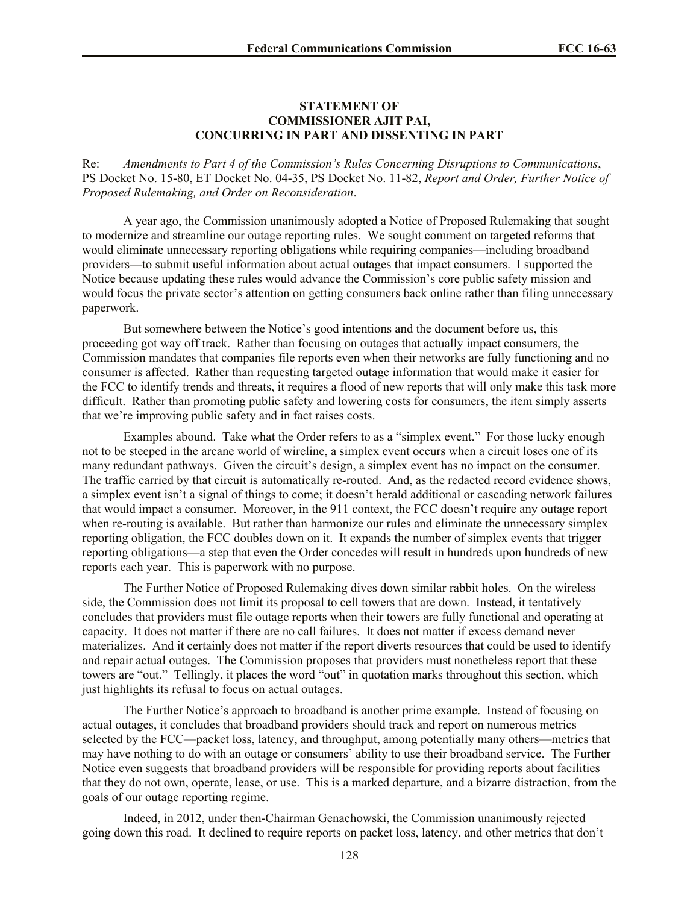**STATEMENT OF**
**COMMISSIONER AJIT PAI,**
**CONCURRING IN PART AND DISSENTING IN PART**

Re: *Amendments to Part 4 of the Commission's Rules Concerning Disruptions to Communications*, PS Docket No. 15-80, ET Docket No. 04-35, PS Docket No. 11-82, *Report and Order, Further Notice of Proposed Rulemaking, and Order on Reconsideration*.

A year ago, the Commission unanimously adopted a Notice of Proposed Rulemaking that sought to modernize and streamline our outage reporting rules. We sought comment on targeted reforms that would eliminate unnecessary reporting obligations while requiring companies—including broadband providers—to submit useful information about actual outages that impact consumers. I supported the Notice because updating these rules would advance the Commission's core public safety mission and would focus the private sector's attention on getting consumers back online rather than filing unnecessary paperwork.

But somewhere between the Notice's good intentions and the document before us, this proceeding got way off track. Rather than focusing on outages that actually impact consumers, the Commission mandates that companies file reports even when their networks are fully functioning and no consumer is affected. Rather than requesting targeted outage information that would make it easier for the FCC to identify trends and threats, it requires a flood of new reports that will only make this task more difficult. Rather than promoting public safety and lowering costs for consumers, the item simply asserts that we're improving public safety and in fact raises costs.

Examples abound. Take what the Order refers to as a "simplex event." For those lucky enough not to be steeped in the arcane world of wireline, a simplex event occurs when a circuit loses one of its many redundant pathways. Given the circuit's design, a simplex event has no impact on the consumer. The traffic carried by that circuit is automatically re-routed. And, as the redacted record evidence shows, a simplex event isn't a signal of things to come; it doesn't herald additional or cascading network failures that would impact a consumer. Moreover, in the 911 context, the FCC doesn't require any outage report when re-routing is available. But rather than harmonize our rules and eliminate the unnecessary simplex reporting obligation, the FCC doubles down on it. It expands the number of simplex events that trigger reporting obligations—a step that even the Order concedes will result in hundreds upon hundreds of new reports each year. This is paperwork with no purpose.

The Further Notice of Proposed Rulemaking dives down similar rabbit holes. On the wireless side, the Commission does not limit its proposal to cell towers that are down. Instead, it tentatively concludes that providers must file outage reports when their towers are fully functional and operating at capacity. It does not matter if there are no call failures. It does not matter if excess demand never materializes. And it certainly does not matter if the report diverts resources that could be used to identify and repair actual outages. The Commission proposes that providers must nonetheless report that these towers are "out." Tellingly, it places the word "out" in quotation marks throughout this section, which just highlights its refusal to focus on actual outages.

The Further Notice's approach to broadband is another prime example. Instead of focusing on actual outages, it concludes that broadband providers should track and report on numerous metrics selected by the FCC—packet loss, latency, and throughput, among potentially many others—metrics that may have nothing to do with an outage or consumers' ability to use their broadband service. The Further Notice even suggests that broadband providers will be responsible for providing reports about facilities that they do not own, operate, lease, or use. This is a marked departure, and a bizarre distraction, from the goals of our outage reporting regime.

Indeed, in 2012, under then-Chairman Genachowski, the Commission unanimously rejected going down this road. It declined to require reports on packet loss, latency, and other metrics that don't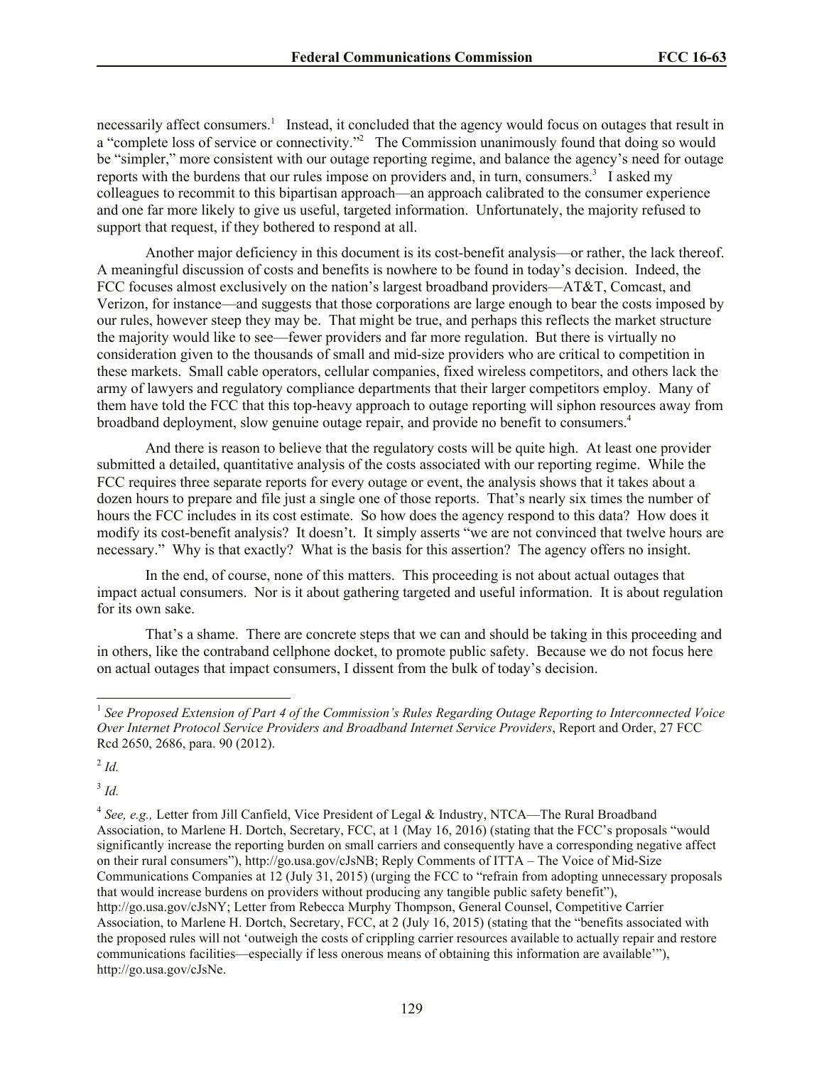necessarily affect consumers.[1] Instead, it concluded that the agency would focus on outages that result in a "complete loss of service or connectivity."[2] The Commission unanimously found that doing so would be "simpler," more consistent with our outage reporting regime, and balance the agency's need for outage reports with the burdens that our rules impose on providers and, in turn, consumers.[3] I asked my colleagues to recommit to this bipartisan approach—an approach calibrated to the consumer experience and one far more likely to give us useful, targeted information. Unfortunately, the majority refused to support that request, if they bothered to respond at all.

Another major deficiency in this document is its cost-benefit analysis—or rather, the lack thereof. A meaningful discussion of costs and benefits is nowhere to be found in today's decision. Indeed, the FCC focuses almost exclusively on the nation's largest broadband providers—AT&T, Comcast, and Verizon, for instance—and suggests that those corporations are large enough to bear the costs imposed by our rules, however steep they may be. That might be true, and perhaps this reflects the market structure the majority would like to see—fewer providers and far more regulation. But there is virtually no consideration given to the thousands of small and mid-size providers who are critical to competition in these markets. Small cable operators, cellular companies, fixed wireless competitors, and others lack the army of lawyers and regulatory compliance departments that their larger competitors employ. Many of them have told the FCC that this top-heavy approach to outage reporting will siphon resources away from broadband deployment, slow genuine outage repair, and provide no benefit to consumers.[4]

And there is reason to believe that the regulatory costs will be quite high. At least one provider submitted a detailed, quantitative analysis of the costs associated with our reporting regime. While the FCC requires three separate reports for every outage or event, the analysis shows that it takes about a dozen hours to prepare and file just a single one of those reports. That's nearly six times the number of hours the FCC includes in its cost estimate. So how does the agency respond to this data? How does it modify its cost-benefit analysis? It doesn't. It simply asserts "we are not convinced that twelve hours are necessary." Why is that exactly? What is the basis for this assertion? The agency offers no insight.

In the end, of course, none of this matters. This proceeding is not about actual outages that impact actual consumers. Nor is it about gathering targeted and useful information. It is about regulation for its own sake.

That's a shame. There are concrete steps that we can and should be taking in this proceeding and in others, like the contraband cellphone docket, to promote public safety. Because we do not focus here on actual outages that impact consumers, I dissent from the bulk of today's decision.

---

[1] *See Proposed Extension of Part 4 of the Commission's Rules Regarding Outage Reporting to Interconnected Voice Over Internet Protocol Service Providers and Broadband Internet Service Providers*, Report and Order, 27 FCC Rcd 2650, 2686, para. 90 (2012).

[2] *Id.*

[3] *Id.*

[4] *See, e.g.,* Letter from Jill Canfield, Vice President of Legal & Industry, NTCA—The Rural Broadband Association, to Marlene H. Dortch, Secretary, FCC, at 1 (May 16, 2016) (stating that the FCC's proposals "would significantly increase the reporting burden on small carriers and consequently have a corresponding negative affect on their rural consumers"), http://go.usa.gov/cJsNB; Reply Comments of ITTA – The Voice of Mid-Size Communications Companies at 12 (July 31, 2015) (urging the FCC to "refrain from adopting unnecessary proposals that would increase burdens on providers without producing any tangible public safety benefit"), http://go.usa.gov/cJsNY; Letter from Rebecca Murphy Thompson, General Counsel, Competitive Carrier Association, to Marlene H. Dortch, Secretary, FCC, at 2 (July 16, 2015) (stating that the "benefits associated with the proposed rules will not 'outweigh the costs of crippling carrier resources available to actually repair and restore communications facilities—especially if less onerous means of obtaining this information are available'"), http://go.usa.gov/cJsNe.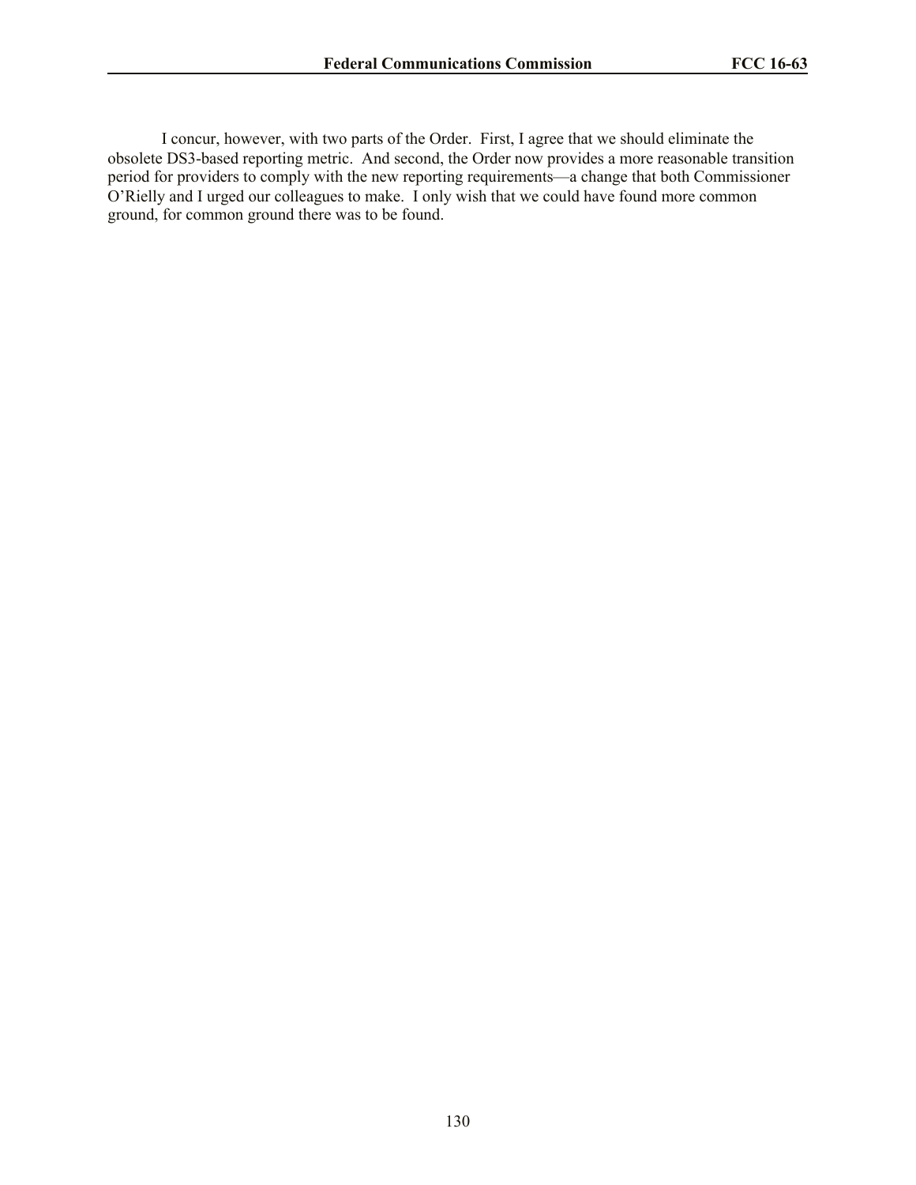I concur, however, with two parts of the Order. First, I agree that we should eliminate the obsolete DS3-based reporting metric. And second, the Order now provides a more reasonable transition period for providers to comply with the new reporting requirements—a change that both Commissioner O'Rielly and I urged our colleagues to make. I only wish that we could have found more common ground, for common ground there was to be found.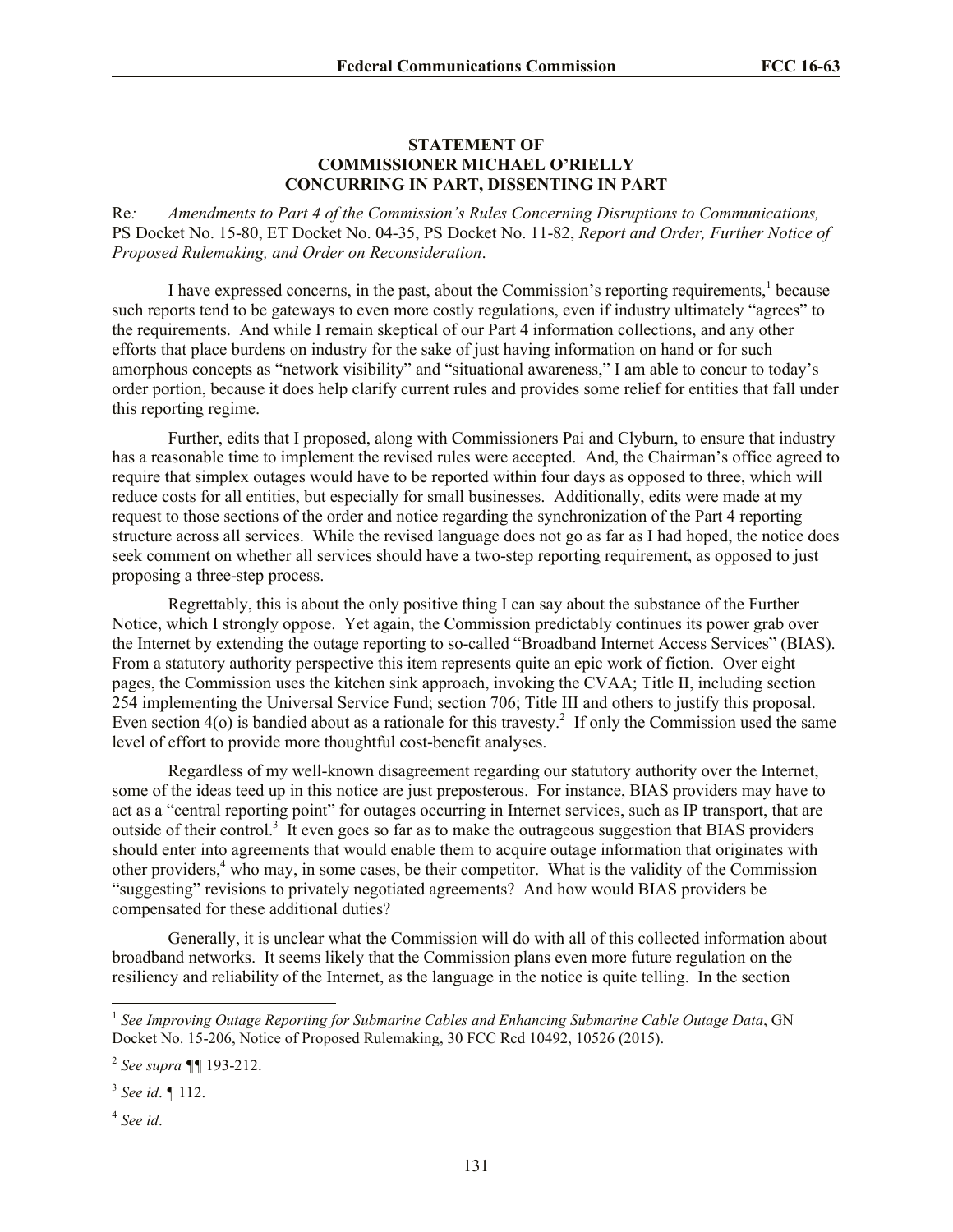**STATEMENT OF**
**COMMISSIONER MICHAEL O'RIELLY**
**CONCURRING IN PART, DISSENTING IN PART**

Re*:* *Amendments to Part 4 of the Commission's Rules Concerning Disruptions to Communications,* PS Docket No. 15-80, ET Docket No. 04-35, PS Docket No. 11-82, *Report and Order, Further Notice of Proposed Rulemaking, and Order on Reconsideration*.

I have expressed concerns, in the past, about the Commission's reporting requirements,[1] because such reports tend to be gateways to even more costly regulations, even if industry ultimately "agrees" to the requirements. And while I remain skeptical of our Part 4 information collections, and any other efforts that place burdens on industry for the sake of just having information on hand or for such amorphous concepts as "network visibility" and "situational awareness," I am able to concur to today's order portion, because it does help clarify current rules and provides some relief for entities that fall under this reporting regime.

Further, edits that I proposed, along with Commissioners Pai and Clyburn, to ensure that industry has a reasonable time to implement the revised rules were accepted. And, the Chairman's office agreed to require that simplex outages would have to be reported within four days as opposed to three, which will reduce costs for all entities, but especially for small businesses. Additionally, edits were made at my request to those sections of the order and notice regarding the synchronization of the Part 4 reporting structure across all services. While the revised language does not go as far as I had hoped, the notice does seek comment on whether all services should have a two-step reporting requirement, as opposed to just proposing a three-step process.

Regrettably, this is about the only positive thing I can say about the substance of the Further Notice, which I strongly oppose. Yet again, the Commission predictably continues its power grab over the Internet by extending the outage reporting to so-called "Broadband Internet Access Services" (BIAS). From a statutory authority perspective this item represents quite an epic work of fiction. Over eight pages, the Commission uses the kitchen sink approach, invoking the CVAA; Title II, including section 254 implementing the Universal Service Fund; section 706; Title III and others to justify this proposal. Even section 4(o) is bandied about as a rationale for this travesty.[2] If only the Commission used the same level of effort to provide more thoughtful cost-benefit analyses.

Regardless of my well-known disagreement regarding our statutory authority over the Internet, some of the ideas teed up in this notice are just preposterous. For instance, BIAS providers may have to act as a "central reporting point" for outages occurring in Internet services, such as IP transport, that are outside of their control.[3] It even goes so far as to make the outrageous suggestion that BIAS providers should enter into agreements that would enable them to acquire outage information that originates with other providers,[4] who may, in some cases, be their competitor. What is the validity of the Commission "suggesting" revisions to privately negotiated agreements? And how would BIAS providers be compensated for these additional duties?

Generally, it is unclear what the Commission will do with all of this collected information about broadband networks. It seems likely that the Commission plans even more future regulation on the resiliency and reliability of the Internet, as the language in the notice is quite telling. In the section

---

[1] *See Improving Outage Reporting for Submarine Cables and Enhancing Submarine Cable Outage Data*, GN Docket No. 15-206, Notice of Proposed Rulemaking, 30 FCC Rcd 10492, 10526 (2015).

[2] *See supra* ¶¶ 193-212.

[3] *See id*. ¶ 112.

[4] *See id*.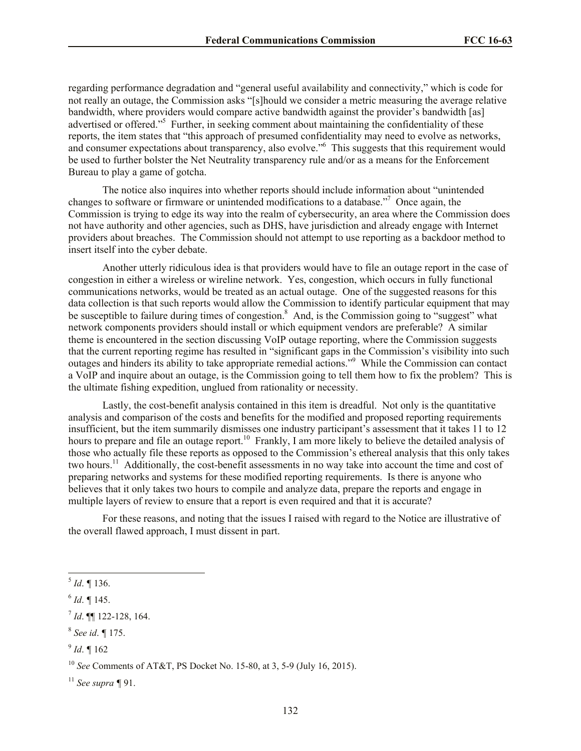regarding performance degradation and "general useful availability and connectivity," which is code for not really an outage, the Commission asks "[s]hould we consider a metric measuring the average relative bandwidth, where providers would compare active bandwidth against the provider's bandwidth [as] advertised or offered."[5] Further, in seeking comment about maintaining the confidentiality of these reports, the item states that "this approach of presumed confidentiality may need to evolve as networks, and consumer expectations about transparency, also evolve."[6] This suggests that this requirement would be used to further bolster the Net Neutrality transparency rule and/or as a means for the Enforcement Bureau to play a game of gotcha.

The notice also inquires into whether reports should include information about "unintended changes to software or firmware or unintended modifications to a database."[7] Once again, the Commission is trying to edge its way into the realm of cybersecurity, an area where the Commission does not have authority and other agencies, such as DHS, have jurisdiction and already engage with Internet providers about breaches. The Commission should not attempt to use reporting as a backdoor method to insert itself into the cyber debate.

Another utterly ridiculous idea is that providers would have to file an outage report in the case of congestion in either a wireless or wireline network. Yes, congestion, which occurs in fully functional communications networks, would be treated as an actual outage. One of the suggested reasons for this data collection is that such reports would allow the Commission to identify particular equipment that may be susceptible to failure during times of congestion.[8] And, is the Commission going to "suggest" what network components providers should install or which equipment vendors are preferable? A similar theme is encountered in the section discussing VoIP outage reporting, where the Commission suggests that the current reporting regime has resulted in "significant gaps in the Commission's visibility into such outages and hinders its ability to take appropriate remedial actions."[9] While the Commission can contact a VoIP and inquire about an outage, is the Commission going to tell them how to fix the problem? This is the ultimate fishing expedition, unglued from rationality or necessity.

Lastly, the cost-benefit analysis contained in this item is dreadful. Not only is the quantitative analysis and comparison of the costs and benefits for the modified and proposed reporting requirements insufficient, but the item summarily dismisses one industry participant's assessment that it takes 11 to 12 hours to prepare and file an outage report.[10] Frankly, I am more likely to believe the detailed analysis of those who actually file these reports as opposed to the Commission's ethereal analysis that this only takes two hours.[11] Additionally, the cost-benefit assessments in no way take into account the time and cost of preparing networks and systems for these modified reporting requirements. Is there is anyone who believes that it only takes two hours to compile and analyze data, prepare the reports and engage in multiple layers of review to ensure that a report is even required and that it is accurate?

For these reasons, and noting that the issues I raised with regard to the Notice are illustrative of the overall flawed approach, I must dissent in part.

---

[5] *Id*. ¶ 136.

[6] *Id*. ¶ 145.

[7] *Id*. ¶¶ 122-128, 164.

[8] *See id*. ¶ 175.

[9] *Id*. ¶ 162

[10] *See* Comments of AT&T, PS Docket No. 15-80, at 3, 5-9 (July 16, 2015).

[11] *See supra* ¶ 91.